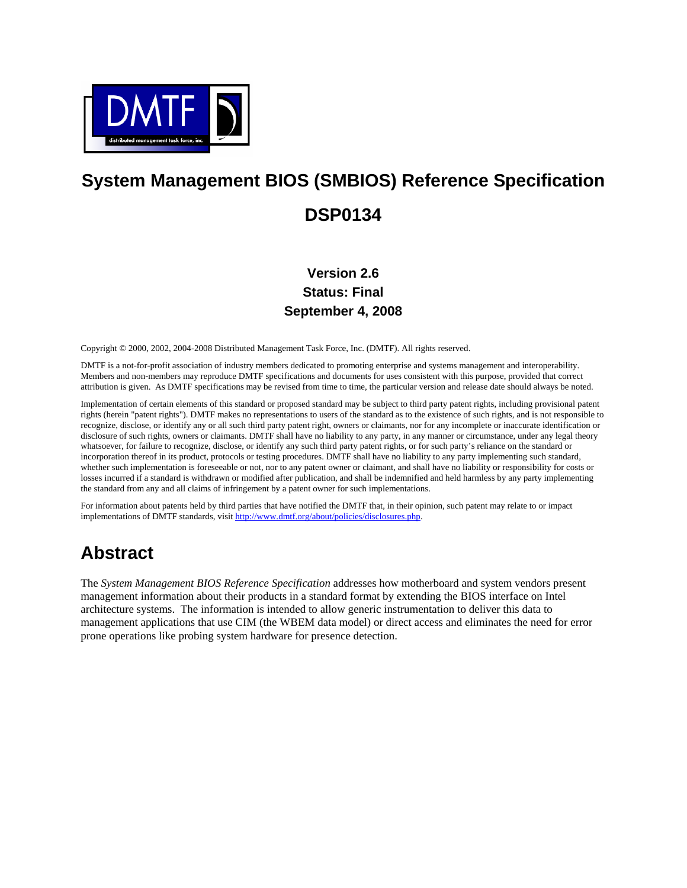# System Management BIOS (SMBIOS) Reference Specification

# DSP0134

**Version 2.6**
**Status: Final**
**September 4, 2008**

Copyright © 2000, 2002, 2004-2008 Distributed Management Task Force, Inc. (DMTF). All rights reserved.

DMTF is a not-for-profit association of industry members dedicated to promoting enterprise and systems management and interoperability. Members and non-members may reproduce DMTF specifications and documents for uses consistent with this purpose, provided that correct attribution is given. As DMTF specifications may be revised from time to time, the particular version and release date should always be noted.

Implementation of certain elements of this standard or proposed standard may be subject to third party patent rights, including provisional patent rights (herein "patent rights"). DMTF makes no representations to users of the standard as to the existence of such rights, and is not responsible to recognize, disclose, or identify any or all such third party patent right, owners or claimants, nor for any incomplete or inaccurate identification or disclosure of such rights, owners or claimants. DMTF shall have no liability to any party, in any manner or circumstance, under any legal theory whatsoever, for failure to recognize, disclose, or identify any such third party patent rights, or for such party's reliance on the standard or incorporation thereof in its product, protocols or testing procedures. DMTF shall have no liability to any party implementing such standard, whether such implementation is foreseeable or not, nor to any patent owner or claimant, and shall have no liability or responsibility for costs or losses incurred if a standard is withdrawn or modified after publication, and shall be indemnified and held harmless by any party implementing the standard from any and all claims of infringement by a patent owner for such implementations.

For information about patents held by third parties that have notified the DMTF that, in their opinion, such patent may relate to or impact implementations of DMTF standards, visit http://www.dmtf.org/about/policies/disclosures.php.

## Abstract

The *System Management BIOS Reference Specification* addresses how motherboard and system vendors present management information about their products in a standard format by extending the BIOS interface on Intel architecture systems. The information is intended to allow generic instrumentation to deliver this data to management applications that use CIM (the WBEM data model) or direct access and eliminates the need for error prone operations like probing system hardware for presence detection.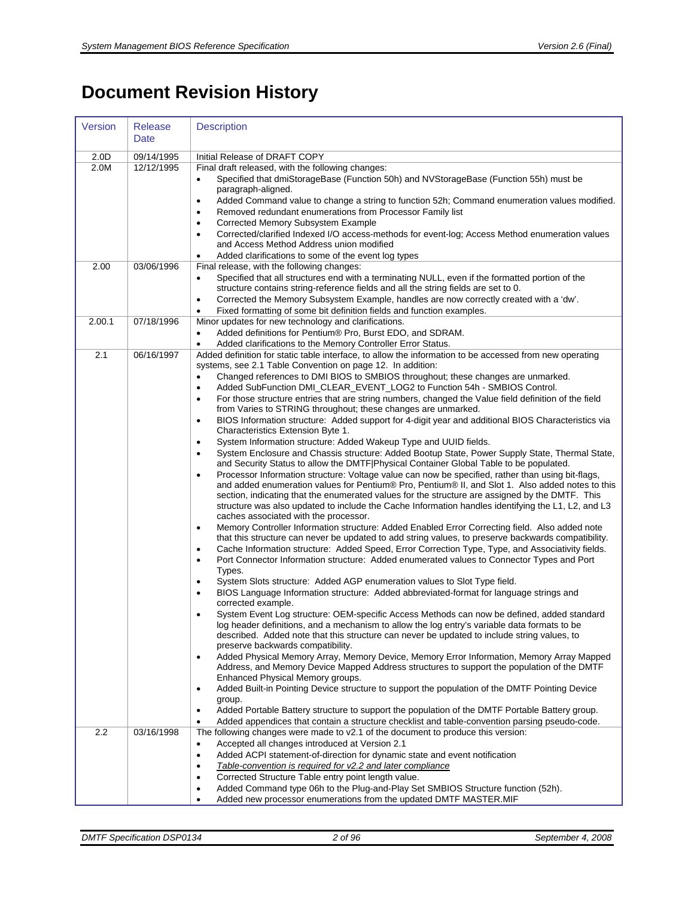# Document Revision History

| Version | Release Date | Description |
|---|---|---|
| 2.0D | 09/14/1995 | Initial Release of DRAFT COPY |
| 2.0M | 12/12/1995 | Final draft released, with the following changes:<br>• Specified that dmiStorageBase (Function 50h) and NVStorageBase (Function 55h) must be paragraph-aligned.<br>• Added Command value to change a string to function 52h; Command enumeration values modified.<br>• Removed redundant enumerations from Processor Family list<br>• Corrected Memory Subsystem Example<br>• Corrected/clarified Indexed I/O access-methods for event-log; Access Method enumeration values and Access Method Address union modified<br>• Added clarifications to some of the event log types |
| 2.00 | 03/06/1996 | Final release, with the following changes:<br>• Specified that all structures end with a terminating NULL, even if the formatted portion of the structure contains string-reference fields and all the string fields are set to 0.<br>• Corrected the Memory Subsystem Example, handles are now correctly created with a 'dw'.<br>• Fixed formatting of some bit definition fields and function examples. |
| 2.00.1 | 07/18/1996 | Minor updates for new technology and clarifications.<br>• Added definitions for Pentium® Pro, Burst EDO, and SDRAM.<br>• Added clarifications to the Memory Controller Error Status. |
| 2.1 | 06/16/1997 | Added definition for static table interface, to allow the information to be accessed from new operating systems, see 2.1 Table Convention on page 12. In addition:<br>• Changed references to DMI BIOS to SMBIOS throughout; these changes are unmarked.<br>• Added SubFunction DMI_CLEAR_EVENT_LOG2 to Function 54h - SMBIOS Control.<br>• For those structure entries that are string numbers, changed the Value field definition of the field from Varies to STRING throughout; these changes are unmarked.<br>• BIOS Information structure: Added support for 4-digit year and additional BIOS Characteristics via Characteristics Extension Byte 1.<br>• System Information structure: Added Wakeup Type and UUID fields.<br>• System Enclosure and Chassis structure: Added Bootup State, Power Supply State, Thermal State, and Security Status to allow the DMTF\|Physical Container Global Table to be populated.<br>• Processor Information structure: Voltage value can now be specified, rather than using bit-flags, and added enumeration values for Pentium® Pro, Pentium® II, and Slot 1. Also added notes to this section, indicating that the enumerated values for the structure are assigned by the DMTF. This structure was also updated to include the Cache Information handles identifying the L1, L2, and L3 caches associated with the processor.<br>• Memory Controller Information structure: Added Enabled Error Correcting field. Also added note that this structure can never be updated to add string values, to preserve backwards compatibility.<br>• Cache Information structure: Added Speed, Error Correction Type, Type, and Associativity fields.<br>• Port Connector Information structure: Added enumerated values to Connector Types and Port Types.<br>• System Slots structure: Added AGP enumeration values to Slot Type field.<br>• BIOS Language Information structure: Added abbreviated-format for language strings and corrected example.<br>• System Event Log structure: OEM-specific Access Methods can now be defined, added standard log header definitions, and a mechanism to allow the log entry's variable data formats to be described. Added note that this structure can never be updated to include string values, to preserve backwards compatibility.<br>• Added Physical Memory Array, Memory Device, Memory Error Information, Memory Array Mapped Address, and Memory Device Mapped Address structures to support the population of the DMTF Enhanced Physical Memory groups.<br>• Added Built-in Pointing Device structure to support the population of the DMTF Pointing Device group.<br>• Added Portable Battery structure to support the population of the DMTF Portable Battery group.<br>• Added appendices that contain a structure checklist and table-convention parsing pseudo-code. |
| 2.2 | 03/16/1998 | The following changes were made to v2.1 of the document to produce this version:<br>• Accepted all changes introduced at Version 2.1<br>• Added ACPI statement-of-direction for dynamic state and event notification<br>• *Table-convention is required for v2.2 and later compliance*<br>• Corrected Structure Table entry point length value.<br>• Added Command type 06h to the Plug-and-Play Set SMBIOS Structure function (52h).<br>• Added new processor enumerations from the updated DMTF MASTER.MIF |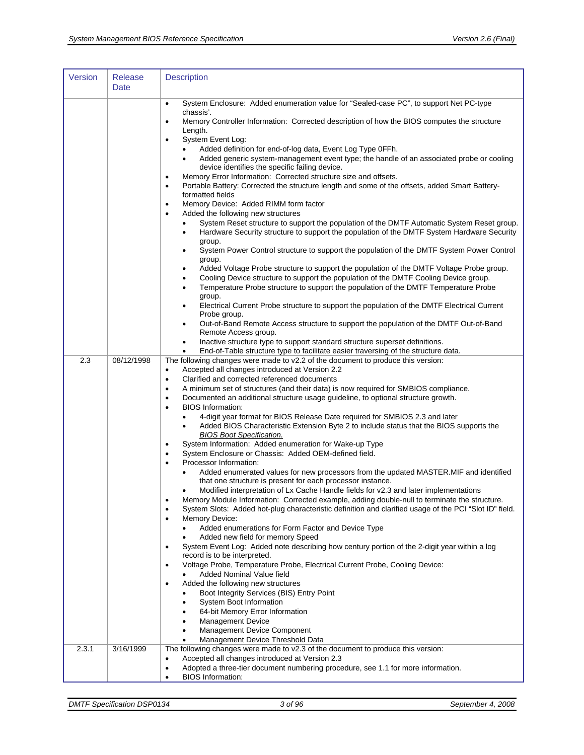| Version | Release Date | Description |
| --- | --- | --- |
| | | • System Enclosure: Added enumeration value for "Sealed-case PC", to support Net PC-type chassis'.<br>• Memory Controller Information: Corrected description of how the BIOS computes the structure Length.<br>• System Event Log:<br>&nbsp;&nbsp;• Added definition for end-of-log data, Event Log Type 0FFh.<br>&nbsp;&nbsp;• Added generic system-management event type; the handle of an associated probe or cooling device identifies the specific failing device.<br>• Memory Error Information: Corrected structure size and offsets.<br>• Portable Battery: Corrected the structure length and some of the offsets, added Smart Battery-formatted fields<br>• Memory Device: Added RIMM form factor<br>• Added the following new structures<br>&nbsp;&nbsp;• System Reset structure to support the population of the DMTF Automatic System Reset group.<br>&nbsp;&nbsp;• Hardware Security structure to support the population of the DMTF System Hardware Security group.<br>&nbsp;&nbsp;• System Power Control structure to support the population of the DMTF System Power Control group.<br>&nbsp;&nbsp;• Added Voltage Probe structure to support the population of the DMTF Voltage Probe group.<br>&nbsp;&nbsp;• Cooling Device structure to support the population of the DMTF Cooling Device group.<br>&nbsp;&nbsp;• Temperature Probe structure to support the population of the DMTF Temperature Probe group.<br>&nbsp;&nbsp;• Electrical Current Probe structure to support the population of the DMTF Electrical Current Probe group.<br>&nbsp;&nbsp;• Out-of-Band Remote Access structure to support the population of the DMTF Out-of-Band Remote Access group.<br>&nbsp;&nbsp;• Inactive structure type to support standard structure superset definitions.<br>&nbsp;&nbsp;• End-of-Table structure type to facilitate easier traversing of the structure data. |
| 2.3 | 08/12/1998 | The following changes were made to v2.2 of the document to produce this version:<br>• Accepted all changes introduced at Version 2.2<br>• Clarified and corrected referenced documents<br>• A minimum set of structures (and their data) is now required for SMBIOS compliance.<br>• Documented an additional structure usage guideline, to optional structure growth.<br>• BIOS Information:<br>&nbsp;&nbsp;• 4-digit year format for BIOS Release Date required for SMBIOS 2.3 and later<br>&nbsp;&nbsp;• Added BIOS Characteristic Extension Byte 2 to include status that the BIOS supports the *BIOS Boot Specification.*<br>• System Information: Added enumeration for Wake-up Type<br>• System Enclosure or Chassis: Added OEM-defined field.<br>• Processor Information:<br>&nbsp;&nbsp;• Added enumerated values for new processors from the updated MASTER.MIF and identified that one structure is present for each processor instance.<br>&nbsp;&nbsp;• Modified interpretation of Lx Cache Handle fields for v2.3 and later implementations<br>• Memory Module Information: Corrected example, adding double-null to terminate the structure.<br>• System Slots: Added hot-plug characteristic definition and clarified usage of the PCI "Slot ID" field.<br>• Memory Device:<br>&nbsp;&nbsp;• Added enumerations for Form Factor and Device Type<br>&nbsp;&nbsp;• Added new field for memory Speed<br>• System Event Log: Added note describing how century portion of the 2-digit year within a log record is to be interpreted.<br>• Voltage Probe, Temperature Probe, Electrical Current Probe, Cooling Device:<br>&nbsp;&nbsp;• Added Nominal Value field<br>• Added the following new structures<br>&nbsp;&nbsp;• Boot Integrity Services (BIS) Entry Point<br>&nbsp;&nbsp;• System Boot Information<br>&nbsp;&nbsp;• 64-bit Memory Error Information<br>&nbsp;&nbsp;• Management Device<br>&nbsp;&nbsp;• Management Device Component<br>&nbsp;&nbsp;• Management Device Threshold Data |
| 2.3.1 | 3/16/1999 | The following changes were made to v2.3 of the document to produce this version:<br>• Accepted all changes introduced at Version 2.3<br>• Adopted a three-tier document numbering procedure, see 1.1 for more information.<br>• BIOS Information: |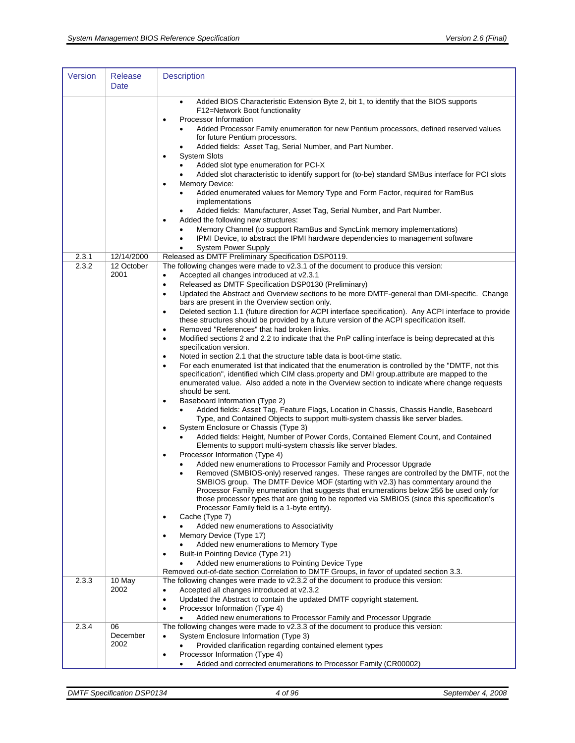| Version | Release Date | Description |
|---|---|---|
| | | • Added BIOS Characteristic Extension Byte 2, bit 1, to identify that the BIOS supports F12=Network Boot functionality<br>• Processor Information<br>  • Added Processor Family enumeration for new Pentium processors, defined reserved values for future Pentium processors.<br>  • Added fields: Asset Tag, Serial Number, and Part Number.<br>• System Slots<br>  • Added slot type enumeration for PCI-X<br>  • Added slot characteristic to identify support for (to-be) standard SMBus interface for PCI slots<br>• Memory Device:<br>  • Added enumerated values for Memory Type and Form Factor, required for RamBus implementations<br>  • Added fields: Manufacturer, Asset Tag, Serial Number, and Part Number.<br>• Added the following new structures:<br>  • Memory Channel (to support RamBus and SyncLink memory implementations)<br>  • IPMI Device, to abstract the IPMI hardware dependencies to management software<br>  • System Power Supply |
| 2.3.1 | 12/14/2000 | Released as DMTF Preliminary Specification DSP0119. |
| 2.3.2 | 12 October 2001 | The following changes were made to v2.3.1 of the document to produce this version:<br>• Accepted all changes introduced at v2.3.1<br>• Released as DMTF Specification DSP0130 (Preliminary)<br>• Updated the Abstract and Overview sections to be more DMTF-general than DMI-specific. Change bars are present in the Overview section only.<br>• Deleted section 1.1 (future direction for ACPI interface specification). Any ACPI interface to provide these structures should be provided by a future version of the ACPI specification itself.<br>• Removed "References" that had broken links.<br>• Modified sections 2 and 2.2 to indicate that the PnP calling interface is being deprecated at this specification version.<br>• Noted in section 2.1 that the structure table data is boot-time static.<br>• For each enumerated list that indicated that the enumeration is controlled by the "DMTF, not this specification", identified which CIM class.property and DMI group.attribute are mapped to the enumerated value. Also added a note in the Overview section to indicate where change requests should be sent.<br>• Baseboard Information (Type 2)<br>  • Added fields: Asset Tag, Feature Flags, Location in Chassis, Chassis Handle, Baseboard Type, and Contained Objects to support multi-system chassis like server blades.<br>• System Enclosure or Chassis (Type 3)<br>  • Added fields: Height, Number of Power Cords, Contained Element Count, and Contained Elements to support multi-system chassis like server blades.<br>• Processor Information (Type 4)<br>  • Added new enumerations to Processor Family and Processor Upgrade<br>  • Removed (SMBIOS-only) reserved ranges. These ranges are controlled by the DMTF, not the SMBIOS group. The DMTF Device MOF (starting with v2.3) has commentary around the Processor Family enumeration that suggests that enumerations below 256 be used only for those processor types that are going to be reported via SMBIOS (since this specification's Processor Family field is a 1-byte entity).<br>• Cache (Type 7)<br>  • Added new enumerations to Associativity<br>• Memory Device (Type 17)<br>  • Added new enumerations to Memory Type<br>• Built-in Pointing Device (Type 21)<br>  • Added new enumerations to Pointing Device Type<br>Removed out-of-date section Correlation to DMTF Groups, in favor of updated section 3.3. |
| 2.3.3 | 10 May 2002 | The following changes were made to v2.3.2 of the document to produce this version:<br>• Accepted all changes introduced at v2.3.2<br>• Updated the Abstract to contain the updated DMTF copyright statement.<br>• Processor Information (Type 4)<br>  • Added new enumerations to Processor Family and Processor Upgrade |
| 2.3.4 | 06 December 2002 | The following changes were made to v2.3.3 of the document to produce this version:<br>• System Enclosure Information (Type 3)<br>  • Provided clarification regarding contained element types<br>• Processor Information (Type 4)<br>  • Added and corrected enumerations to Processor Family (CR00002) |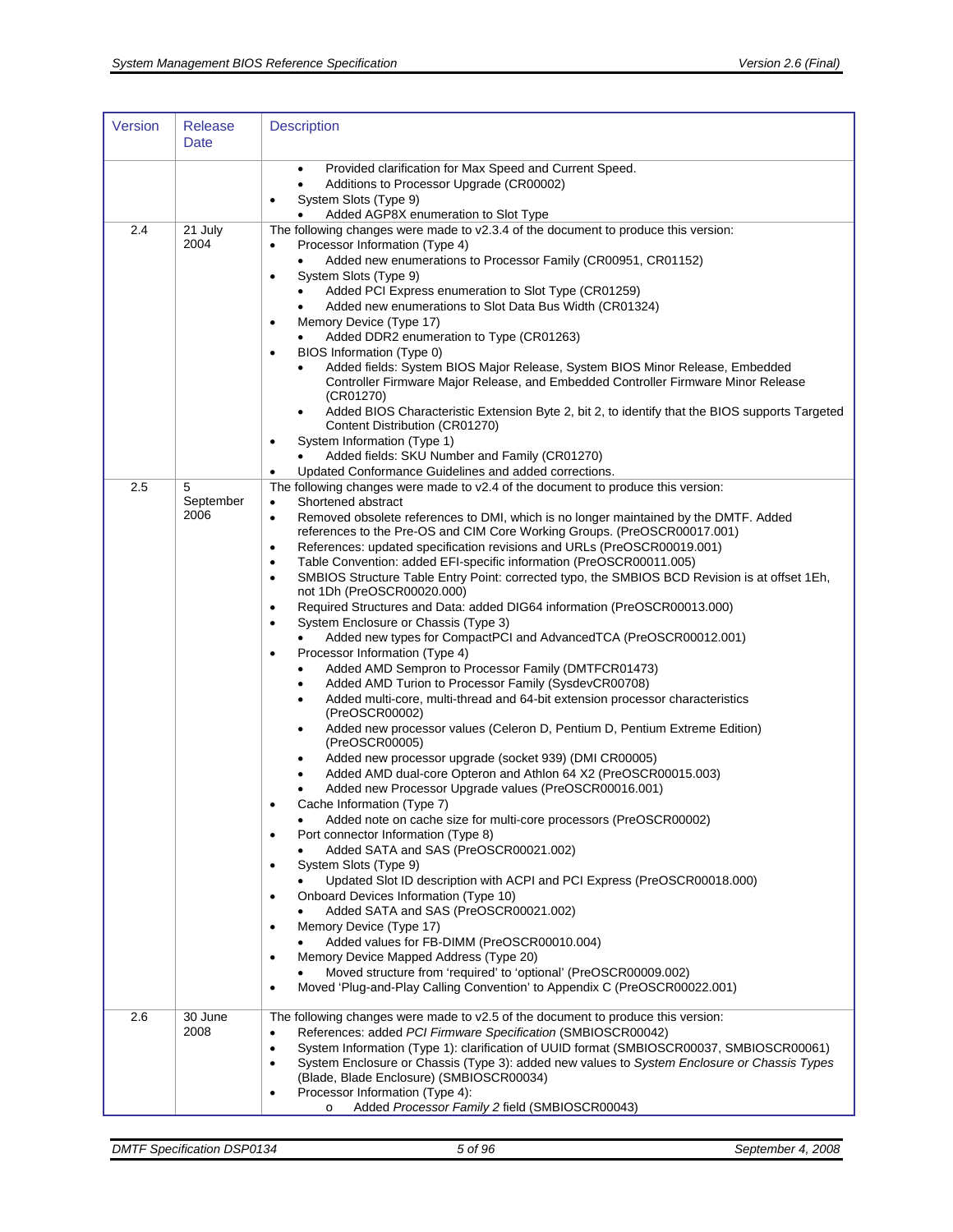| Version | Release Date | Description |
| --- | --- | --- |
| | | • Provided clarification for Max Speed and Current Speed.<br>• Additions to Processor Upgrade (CR00002)<br>• System Slots (Type 9)<br>  • Added AGP8X enumeration to Slot Type |
| 2.4 | 21 July 2004 | The following changes were made to v2.3.4 of the document to produce this version:<br>• Processor Information (Type 4)<br>  • Added new enumerations to Processor Family (CR00951, CR01152)<br>• System Slots (Type 9)<br>  • Added PCI Express enumeration to Slot Type (CR01259)<br>  • Added new enumerations to Slot Data Bus Width (CR01324)<br>• Memory Device (Type 17)<br>  • Added DDR2 enumeration to Type (CR01263)<br>• BIOS Information (Type 0)<br>  • Added fields: System BIOS Major Release, System BIOS Minor Release, Embedded Controller Firmware Major Release, and Embedded Controller Firmware Minor Release (CR01270)<br>  • Added BIOS Characteristic Extension Byte 2, bit 2, to identify that the BIOS supports Targeted Content Distribution (CR01270)<br>• System Information (Type 1)<br>  • Added fields: SKU Number and Family (CR01270)<br>• Updated Conformance Guidelines and added corrections. |
| 2.5 | 5 September 2006 | The following changes were made to v2.4 of the document to produce this version:<br>• Shortened abstract<br>• Removed obsolete references to DMI, which is no longer maintained by the DMTF. Added references to the Pre-OS and CIM Core Working Groups. (PreOSCR00017.001)<br>• References: updated specification revisions and URLs (PreOSCR00019.001)<br>• Table Convention: added EFI-specific information (PreOSCR00011.005)<br>• SMBIOS Structure Table Entry Point: corrected typo, the SMBIOS BCD Revision is at offset 1Eh, not 1Dh (PreOSCR00020.000)<br>• Required Structures and Data: added DIG64 information (PreOSCR00013.000)<br>• System Enclosure or Chassis (Type 3)<br>  • Added new types for CompactPCI and AdvancedTCA (PreOSCR00012.001)<br>• Processor Information (Type 4)<br>  • Added AMD Sempron to Processor Family (DMTFCR01473)<br>  • Added AMD Turion to Processor Family (SysdevCR00708)<br>  • Added multi-core, multi-thread and 64-bit extension processor characteristics (PreOSCR00002)<br>  • Added new processor values (Celeron D, Pentium D, Pentium Extreme Edition) (PreOSCR00005)<br>  • Added new processor upgrade (socket 939) (DMI CR00005)<br>  • Added AMD dual-core Opteron and Athlon 64 X2 (PreOSCR00015.003)<br>  • Added new Processor Upgrade values (PreOSCR00016.001)<br>• Cache Information (Type 7)<br>  • Added note on cache size for multi-core processors (PreOSCR00002)<br>• Port connector Information (Type 8)<br>  • Added SATA and SAS (PreOSCR00021.002)<br>• System Slots (Type 9)<br>  • Updated Slot ID description with ACPI and PCI Express (PreOSCR00018.000)<br>• Onboard Devices Information (Type 10)<br>  • Added SATA and SAS (PreOSCR00021.002)<br>• Memory Device (Type 17)<br>  • Added values for FB-DIMM (PreOSCR00010.004)<br>• Memory Device Mapped Address (Type 20)<br>  • Moved structure from 'required' to 'optional' (PreOSCR00009.002)<br>• Moved 'Plug-and-Play Calling Convention' to Appendix C (PreOSCR00022.001) |
| 2.6 | 30 June 2008 | The following changes were made to v2.5 of the document to produce this version:<br>• References: added *PCI Firmware Specification* (SMBIOSCR00042)<br>• System Information (Type 1): clarification of UUID format (SMBIOSCR00037, SMBIOSCR00061)<br>• System Enclosure or Chassis (Type 3): added new values to *System Enclosure or Chassis Types* (Blade, Blade Enclosure) (SMBIOSCR00034)<br>• Processor Information (Type 4):<br>  o Added *Processor Family 2* field (SMBIOSCR00043) |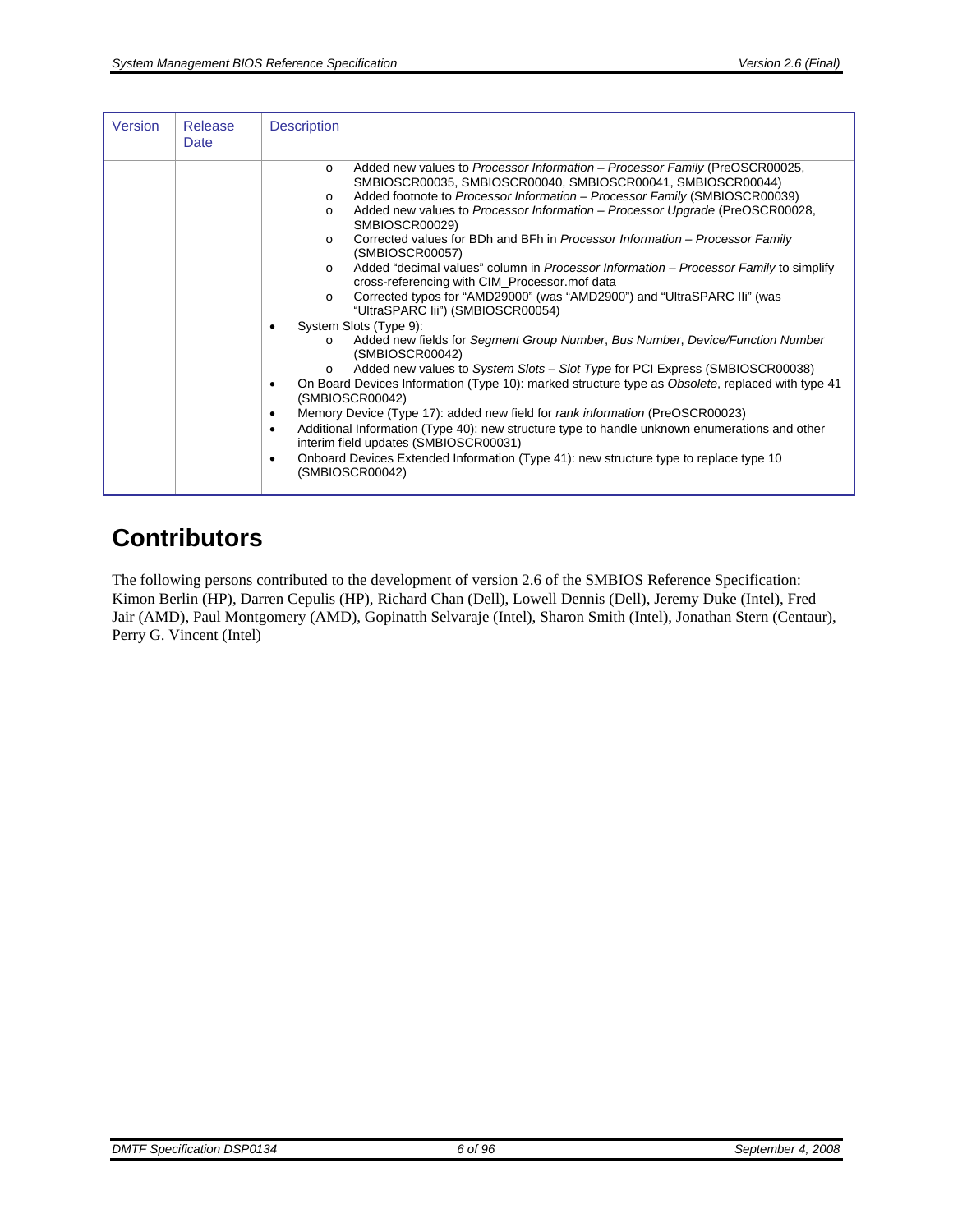| Version | Release Date | Description |
|---|---|---|
| | | <ul><li>Added new values to *Processor Information – Processor Family* (PreOSCR00025, SMBIOSCR00035, SMBIOSCR00040, SMBIOSCR00041, SMBIOSCR00044)</li><li>Added footnote to *Processor Information – Processor Family* (SMBIOSCR00039)</li><li>Added new values to *Processor Information – Processor Upgrade* (PreOSCR00028, SMBIOSCR00029)</li><li>Corrected values for BDh and BFh in *Processor Information – Processor Family* (SMBIOSCR00057)</li><li>Added "decimal values" column in *Processor Information – Processor Family* to simplify cross-referencing with CIM_Processor.mof data</li><li>Corrected typos for "AMD29000" (was "AMD2900") and "UltraSPARC IIi" (was "UltraSPARC Iii") (SMBIOSCR00054)</li></ul>• System Slots (Type 9):<ul><li>Added new fields for *Segment Group Number*, *Bus Number*, *Device/Function Number* (SMBIOSCR00042)</li><li>Added new values to *System Slots – Slot Type* for PCI Express (SMBIOSCR00038)</li></ul>• On Board Devices Information (Type 10): marked structure type as *Obsolete*, replaced with type 41 (SMBIOSCR00042)<br>• Memory Device (Type 17): added new field for *rank information* (PreOSCR00023)<br>• Additional Information (Type 40): new structure type to handle unknown enumerations and other interim field updates (SMBIOSCR00031)<br>• Onboard Devices Extended Information (Type 41): new structure type to replace type 10 (SMBIOSCR00042) |

# Contributors

The following persons contributed to the development of version 2.6 of the SMBIOS Reference Specification: Kimon Berlin (HP), Darren Cepulis (HP), Richard Chan (Dell), Lowell Dennis (Dell), Jeremy Duke (Intel), Fred Jair (AMD), Paul Montgomery (AMD), Gopinatth Selvaraje (Intel), Sharon Smith (Intel), Jonathan Stern (Centaur), Perry G. Vincent (Intel)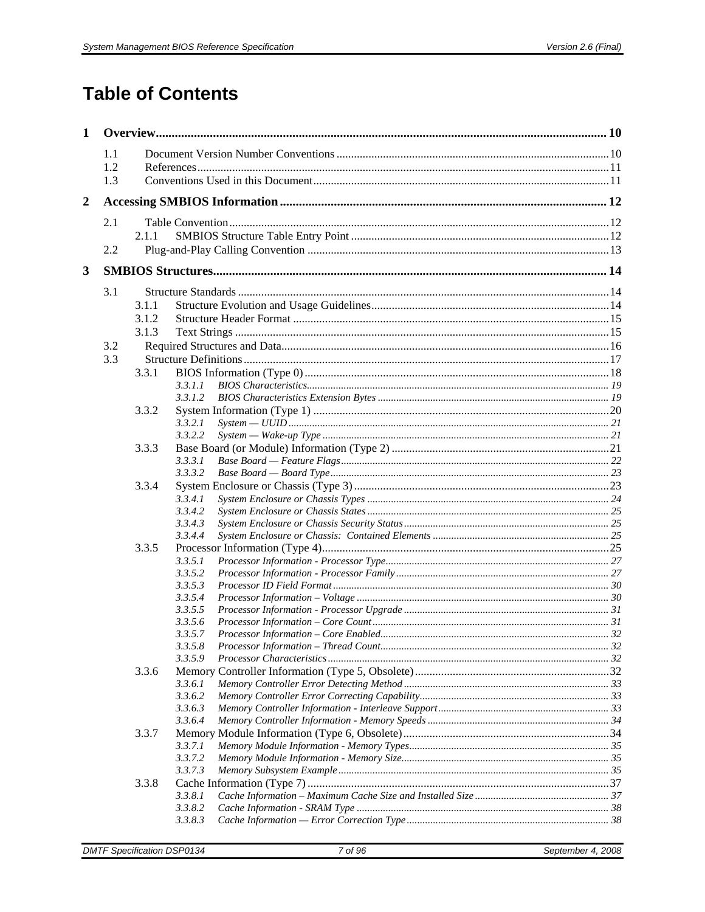# Table of Contents

**1 Overview** .......... 10

- 1.1 Document Version Number Conventions .......... 10
- 1.2 References .......... 11
- 1.3 Conventions Used in this Document .......... 11

**2 Accessing SMBIOS Information** .......... 12

- 2.1 Table Convention .......... 12
  - 2.1.1 SMBIOS Structure Table Entry Point .......... 12
- 2.2 Plug-and-Play Calling Convention .......... 13

**3 SMBIOS Structures** .......... 14

- 3.1 Structure Standards .......... 14
  - 3.1.1 Structure Evolution and Usage Guidelines .......... 14
  - 3.1.2 Structure Header Format .......... 15
  - 3.1.3 Text Strings .......... 15
- 3.2 Required Structures and Data .......... 16
- 3.3 Structure Definitions .......... 17
  - 3.3.1 BIOS Information (Type 0) .......... 18
    - *3.3.1.1 BIOS Characteristics .......... 19*
    - *3.3.1.2 BIOS Characteristics Extension Bytes .......... 19*
  - 3.3.2 System Information (Type 1) .......... 20
    - *3.3.2.1 System — UUID .......... 21*
    - *3.3.2.2 System — Wake-up Type .......... 21*
  - 3.3.3 Base Board (or Module) Information (Type 2) .......... 21
    - *3.3.3.1 Base Board — Feature Flags .......... 22*
    - *3.3.3.2 Base Board — Board Type .......... 23*
  - 3.3.4 System Enclosure or Chassis (Type 3) .......... 23
    - *3.3.4.1 System Enclosure or Chassis Types .......... 24*
    - *3.3.4.2 System Enclosure or Chassis States .......... 25*
    - *3.3.4.3 System Enclosure or Chassis Security Status .......... 25*
    - *3.3.4.4 System Enclosure or Chassis: Contained Elements .......... 25*
  - 3.3.5 Processor Information (Type 4) .......... 25
    - *3.3.5.1 Processor Information - Processor Type .......... 27*
    - *3.3.5.2 Processor Information - Processor Family .......... 27*
    - *3.3.5.3 Processor ID Field Format .......... 30*
    - *3.3.5.4 Processor Information – Voltage .......... 30*
    - *3.3.5.5 Processor Information - Processor Upgrade .......... 31*
    - *3.3.5.6 Processor Information – Core Count .......... 31*
    - *3.3.5.7 Processor Information – Core Enabled .......... 32*
    - *3.3.5.8 Processor Information – Thread Count .......... 32*
    - *3.3.5.9 Processor Characteristics .......... 32*
  - 3.3.6 Memory Controller Information (Type 5, Obsolete) .......... 32
    - *3.3.6.1 Memory Controller Error Detecting Method .......... 33*
    - *3.3.6.2 Memory Controller Error Correcting Capability .......... 33*
    - *3.3.6.3 Memory Controller Information - Interleave Support .......... 33*
    - *3.3.6.4 Memory Controller Information - Memory Speeds .......... 34*
  - 3.3.7 Memory Module Information (Type 6, Obsolete) .......... 34
    - *3.3.7.1 Memory Module Information - Memory Types .......... 35*
    - *3.3.7.2 Memory Module Information - Memory Size .......... 35*
    - *3.3.7.3 Memory Subsystem Example .......... 35*
  - 3.3.8 Cache Information (Type 7) .......... 37
    - *3.3.8.1 Cache Information – Maximum Cache Size and Installed Size .......... 37*
    - *3.3.8.2 Cache Information - SRAM Type .......... 38*
    - *3.3.8.3 Cache Information — Error Correction Type .......... 38*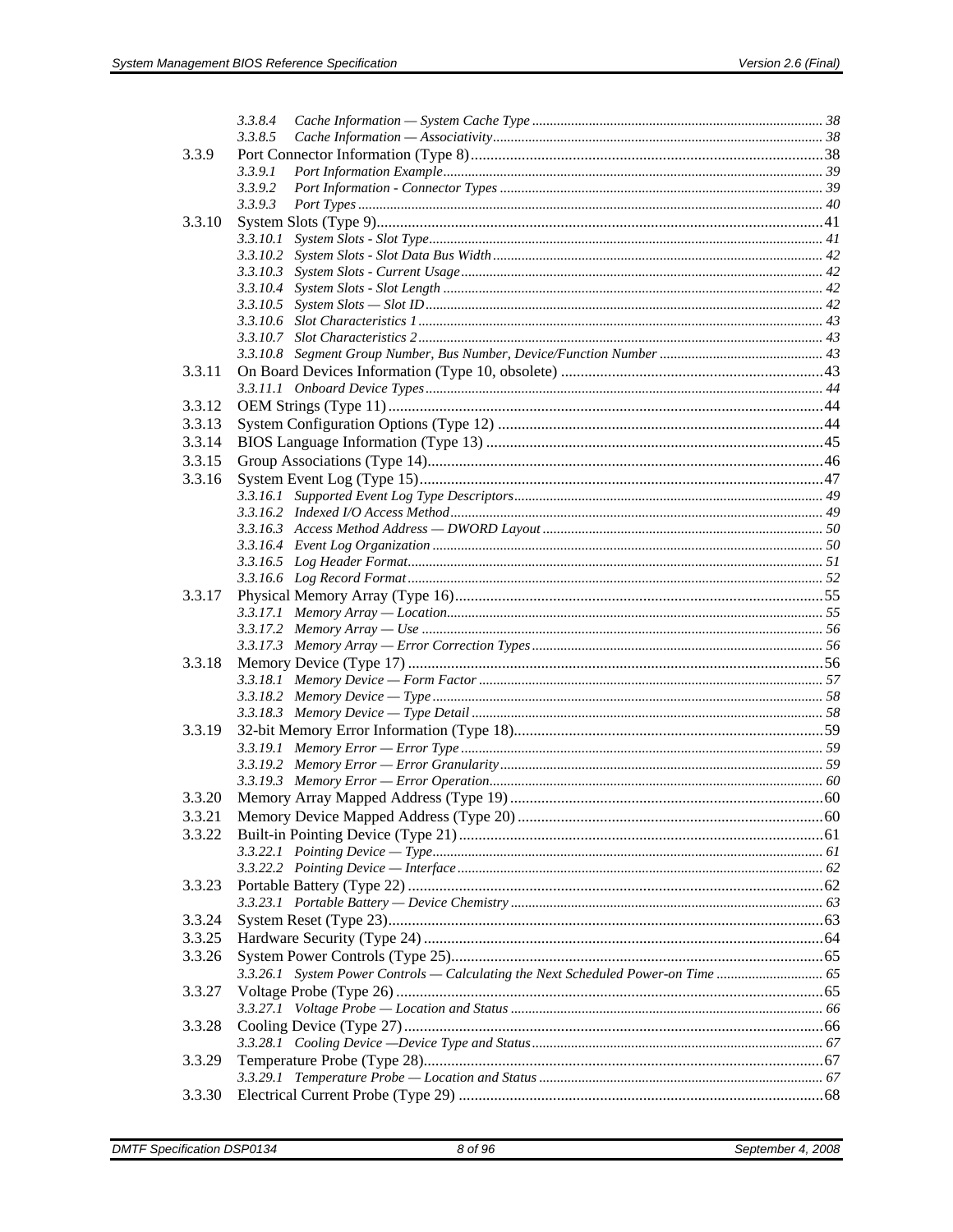- 3.3.8.4 Cache Information — System Cache Type ... 38
- 3.3.8.5 Cache Information — Associativity ... 38

3.3.9 Port Connector Information (Type 8) ... 38
- 3.3.9.1 Port Information Example ... 39
- 3.3.9.2 Port Information - Connector Types ... 39
- 3.3.9.3 Port Types ... 40

3.3.10 System Slots (Type 9) ... 41
- 3.3.10.1 System Slots - Slot Type ... 41
- 3.3.10.2 System Slots - Slot Data Bus Width ... 42
- 3.3.10.3 System Slots - Current Usage ... 42
- 3.3.10.4 System Slots - Slot Length ... 42
- 3.3.10.5 System Slots — Slot ID ... 42
- 3.3.10.6 Slot Characteristics 1 ... 43
- 3.3.10.7 Slot Characteristics 2 ... 43
- 3.3.10.8 Segment Group Number, Bus Number, Device/Function Number ... 43

3.3.11 On Board Devices Information (Type 10, obsolete) ... 43
- 3.3.11.1 Onboard Device Types ... 44

3.3.12 OEM Strings (Type 11) ... 44

3.3.13 System Configuration Options (Type 12) ... 44

3.3.14 BIOS Language Information (Type 13) ... 45

3.3.15 Group Associations (Type 14) ... 46

3.3.16 System Event Log (Type 15) ... 47
- 3.3.16.1 Supported Event Log Type Descriptors ... 49
- 3.3.16.2 Indexed I/O Access Method ... 49
- 3.3.16.3 Access Method Address — DWORD Layout ... 50
- 3.3.16.4 Event Log Organization ... 50
- 3.3.16.5 Log Header Format ... 51
- 3.3.16.6 Log Record Format ... 52

3.3.17 Physical Memory Array (Type 16) ... 55
- 3.3.17.1 Memory Array — Location ... 55
- 3.3.17.2 Memory Array — Use ... 56
- 3.3.17.3 Memory Array — Error Correction Types ... 56

3.3.18 Memory Device (Type 17) ... 56
- 3.3.18.1 Memory Device — Form Factor ... 57
- 3.3.18.2 Memory Device — Type ... 58
- 3.3.18.3 Memory Device — Type Detail ... 58

3.3.19 32-bit Memory Error Information (Type 18) ... 59
- 3.3.19.1 Memory Error — Error Type ... 59
- 3.3.19.2 Memory Error — Error Granularity ... 59
- 3.3.19.3 Memory Error — Error Operation ... 60

3.3.20 Memory Array Mapped Address (Type 19) ... 60

3.3.21 Memory Device Mapped Address (Type 20) ... 60

3.3.22 Built-in Pointing Device (Type 21) ... 61
- 3.3.22.1 Pointing Device — Type ... 61
- 3.3.22.2 Pointing Device — Interface ... 62

3.3.23 Portable Battery (Type 22) ... 62
- 3.3.23.1 Portable Battery — Device Chemistry ... 63

3.3.24 System Reset (Type 23) ... 63

3.3.25 Hardware Security (Type 24) ... 64

3.3.26 System Power Controls (Type 25) ... 65
- 3.3.26.1 System Power Controls — Calculating the Next Scheduled Power-on Time ... 65

3.3.27 Voltage Probe (Type 26) ... 65
- 3.3.27.1 Voltage Probe — Location and Status ... 66

3.3.28 Cooling Device (Type 27) ... 66
- 3.3.28.1 Cooling Device —Device Type and Status ... 67

3.3.29 Temperature Probe (Type 28) ... 67
- 3.3.29.1 Temperature Probe — Location and Status ... 67

3.3.30 Electrical Current Probe (Type 29) ... 68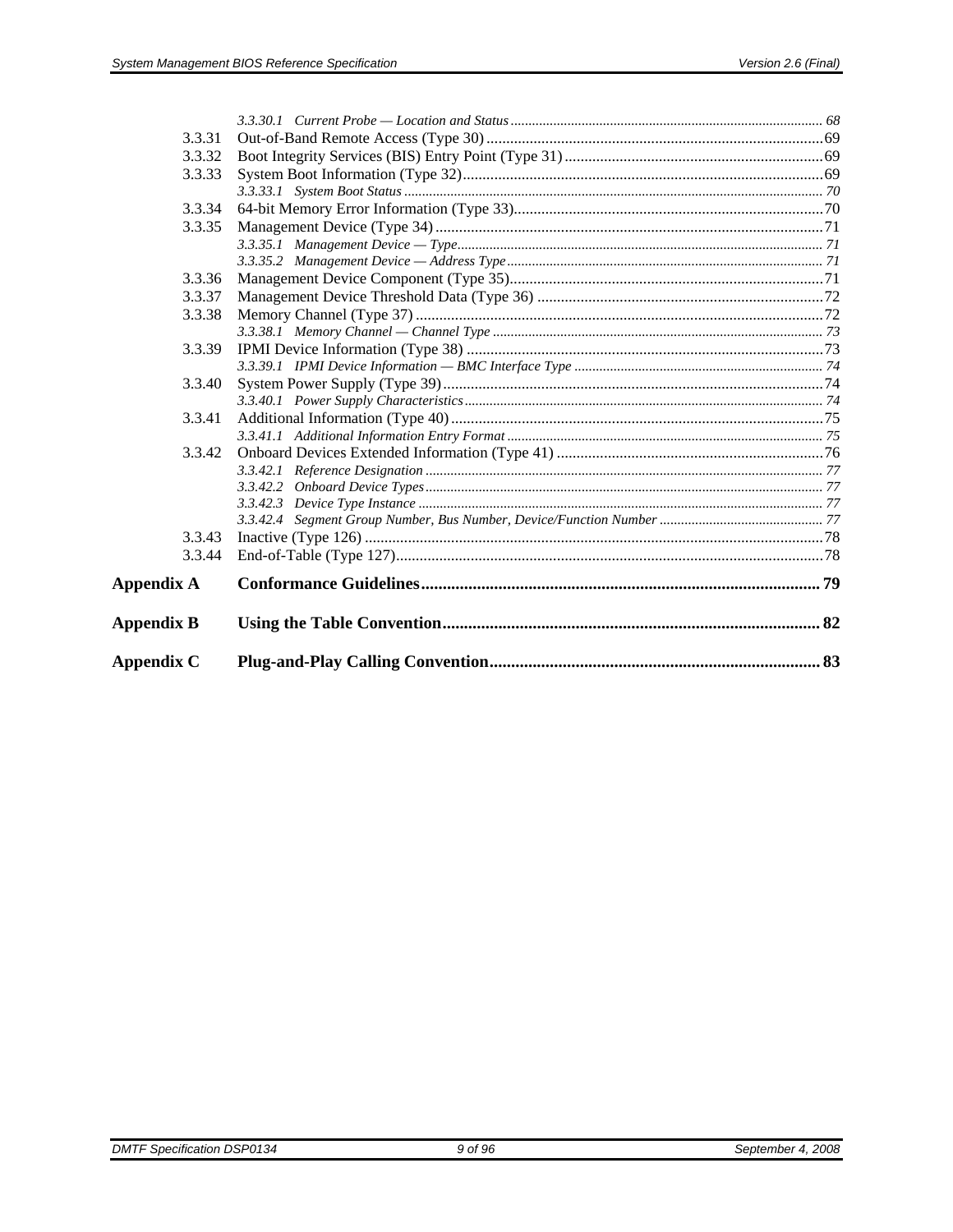3.3.30.1 Current Probe — Location and Status ........ 68

3.3.31 Out-of-Band Remote Access (Type 30) ........ 69

3.3.32 Boot Integrity Services (BIS) Entry Point (Type 31) ........ 69

3.3.33 System Boot Information (Type 32) ........ 69

3.3.33.1 System Boot Status ........ 70

3.3.34 64-bit Memory Error Information (Type 33) ........ 70

3.3.35 Management Device (Type 34) ........ 71

3.3.35.1 Management Device — Type ........ 71

3.3.35.2 Management Device — Address Type ........ 71

3.3.36 Management Device Component (Type 35) ........ 71

3.3.37 Management Device Threshold Data (Type 36) ........ 72

3.3.38 Memory Channel (Type 37) ........ 72

3.3.38.1 Memory Channel — Channel Type ........ 73

3.3.39 IPMI Device Information (Type 38) ........ 73

3.3.39.1 IPMI Device Information — BMC Interface Type ........ 74

3.3.40 System Power Supply (Type 39) ........ 74

3.3.40.1 Power Supply Characteristics ........ 74

3.3.41 Additional Information (Type 40) ........ 75

3.3.41.1 Additional Information Entry Format ........ 75

3.3.42 Onboard Devices Extended Information (Type 41) ........ 76

3.3.42.1 Reference Designation ........ 77

3.3.42.2 Onboard Device Types ........ 77

3.3.42.3 Device Type Instance ........ 77

3.3.42.4 Segment Group Number, Bus Number, Device/Function Number ........ 77

3.3.43 Inactive (Type 126) ........ 78

3.3.44 End-of-Table (Type 127) ........ 78

**Appendix A Conformance Guidelines ........ 79**

**Appendix B Using the Table Convention ........ 82**

**Appendix C Plug-and-Play Calling Convention ........ 83**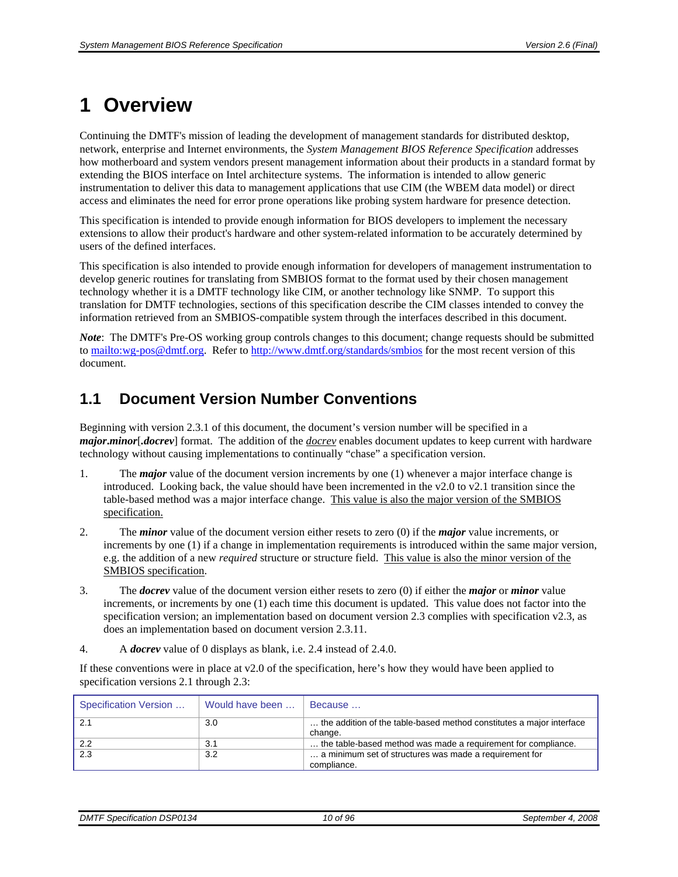# 1 Overview

Continuing the DMTF's mission of leading the development of management standards for distributed desktop, network, enterprise and Internet environments, the *System Management BIOS Reference Specification* addresses how motherboard and system vendors present management information about their products in a standard format by extending the BIOS interface on Intel architecture systems. The information is intended to allow generic instrumentation to deliver this data to management applications that use CIM (the WBEM data model) or direct access and eliminates the need for error prone operations like probing system hardware for presence detection.

This specification is intended to provide enough information for BIOS developers to implement the necessary extensions to allow their product's hardware and other system-related information to be accurately determined by users of the defined interfaces.

This specification is also intended to provide enough information for developers of management instrumentation to develop generic routines for translating from SMBIOS format to the format used by their chosen management technology whether it is a DMTF technology like CIM, or another technology like SNMP. To support this translation for DMTF technologies, sections of this specification describe the CIM classes intended to convey the information retrieved from an SMBIOS-compatible system through the interfaces described in this document.

***Note***: The DMTF's Pre-OS working group controls changes to this document; change requests should be submitted to mailto:wg-pos@dmtf.org. Refer to http://www.dmtf.org/standards/smbios for the most recent version of this document.

## 1.1 Document Version Number Conventions

Beginning with version 2.3.1 of this document, the document's version number will be specified in a ***major.minor***[***.docrev***] format. The addition of the *docrev* enables document updates to keep current with hardware technology without causing implementations to continually "chase" a specification version.

1. The ***major*** value of the document version increments by one (1) whenever a major interface change is introduced. Looking back, the value should have been incremented in the v2.0 to v2.1 transition since the table-based method was a major interface change. This value is also the major version of the SMBIOS specification.

2. The ***minor*** value of the document version either resets to zero (0) if the ***major*** value increments, or increments by one (1) if a change in implementation requirements is introduced within the same major version, e.g. the addition of a new *required* structure or structure field. This value is also the minor version of the SMBIOS specification.

3. The ***docrev*** value of the document version either resets to zero (0) if either the ***major*** or ***minor*** value increments, or increments by one (1) each time this document is updated. This value does not factor into the specification version; an implementation based on document version 2.3 complies with specification v2.3, as does an implementation based on document version 2.3.11.

4. A ***docrev*** value of 0 displays as blank, i.e. 2.4 instead of 2.4.0.

If these conventions were in place at v2.0 of the specification, here's how they would have been applied to specification versions 2.1 through 2.3:

| Specification Version … | Would have been … | Because … |
|---|---|---|
| 2.1 | 3.0 | … the addition of the table-based method constitutes a major interface change. |
| 2.2 | 3.1 | … the table-based method was made a requirement for compliance. |
| 2.3 | 3.2 | … a minimum set of structures was made a requirement for compliance. |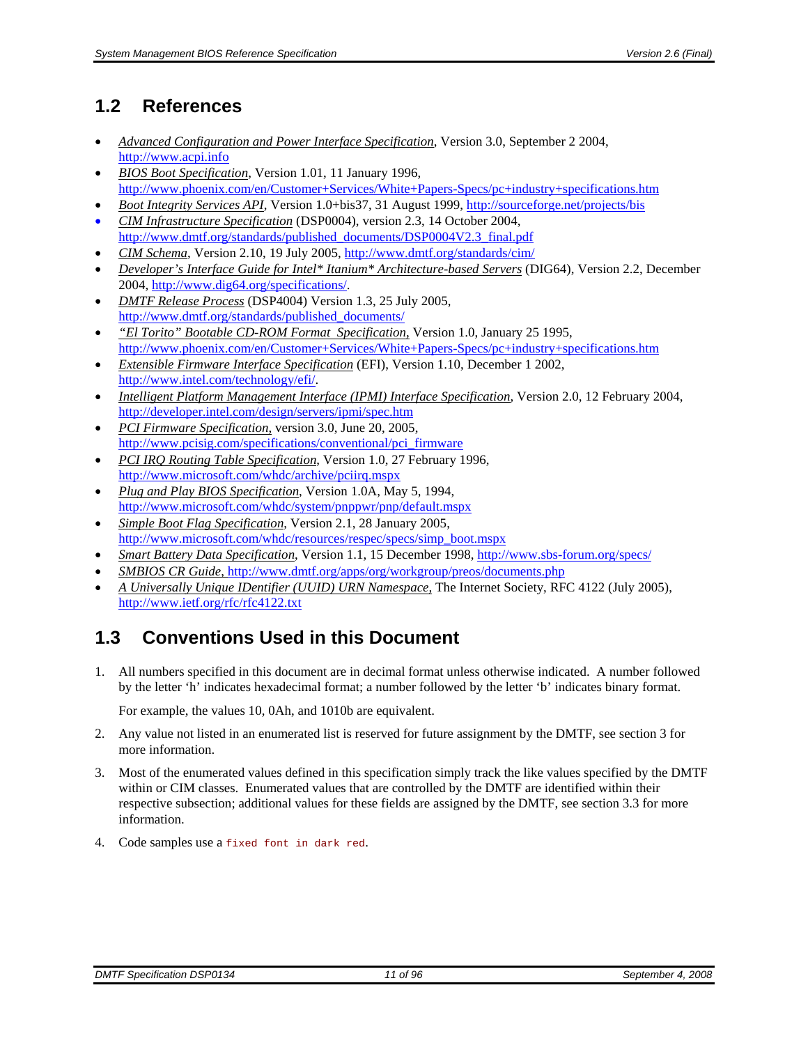## 1.2 References

- *Advanced Configuration and Power Interface Specification*, Version 3.0, September 2 2004, http://www.acpi.info
- *BIOS Boot Specification*, Version 1.01, 11 January 1996, http://www.phoenix.com/en/Customer+Services/White+Papers-Specs/pc+industry+specifications.htm
- *Boot Integrity Services API*, Version 1.0+bis37, 31 August 1999, http://sourceforge.net/projects/bis
- *CIM Infrastructure Specification* (DSP0004), version 2.3, 14 October 2004, http://www.dmtf.org/standards/published_documents/DSP0004V2.3_final.pdf
- *CIM Schema*, Version 2.10, 19 July 2005, http://www.dmtf.org/standards/cim/
- *Developer's Interface Guide for Intel* Itanium* Architecture-based Servers* (DIG64), Version 2.2, December 2004, http://www.dig64.org/specifications/.
- *DMTF Release Process* (DSP4004) Version 1.3, 25 July 2005, http://www.dmtf.org/standards/published_documents/
- *"El Torito" Bootable CD-ROM Format Specification*, Version 1.0, January 25 1995, http://www.phoenix.com/en/Customer+Services/White+Papers-Specs/pc+industry+specifications.htm
- *Extensible Firmware Interface Specification* (EFI), Version 1.10, December 1 2002, http://www.intel.com/technology/efi/.
- *Intelligent Platform Management Interface (IPMI) Interface Specification*, Version 2.0, 12 February 2004, http://developer.intel.com/design/servers/ipmi/spec.htm
- *PCI Firmware Specification*, version 3.0, June 20, 2005, http://www.pcisig.com/specifications/conventional/pci_firmware
- *PCI IRQ Routing Table Specification*, Version 1.0, 27 February 1996, http://www.microsoft.com/whdc/archive/pciirq.mspx
- *Plug and Play BIOS Specification*, Version 1.0A, May 5, 1994, http://www.microsoft.com/whdc/system/pnppwr/pnp/default.mspx
- *Simple Boot Flag Specification*, Version 2.1, 28 January 2005, http://www.microsoft.com/whdc/resources/respec/specs/simp_boot.mspx
- *Smart Battery Data Specification*, Version 1.1, 15 December 1998, http://www.sbs-forum.org/specs/
- *SMBIOS CR Guide*, http://www.dmtf.org/apps/org/workgroup/preos/documents.php
- *A Universally Unique IDentifier (UUID) URN Namespace*, The Internet Society, RFC 4122 (July 2005), http://www.ietf.org/rfc/rfc4122.txt

## 1.3 Conventions Used in this Document

1. All numbers specified in this document are in decimal format unless otherwise indicated. A number followed by the letter 'h' indicates hexadecimal format; a number followed by the letter 'b' indicates binary format.

   For example, the values 10, 0Ah, and 1010b are equivalent.

2. Any value not listed in an enumerated list is reserved for future assignment by the DMTF, see section 3 for more information.

3. Most of the enumerated values defined in this specification simply track the like values specified by the DMTF within or CIM classes. Enumerated values that are controlled by the DMTF are identified within their respective subsection; additional values for these fields are assigned by the DMTF, see section 3.3 for more information.

4. Code samples use a `fixed font in dark red`.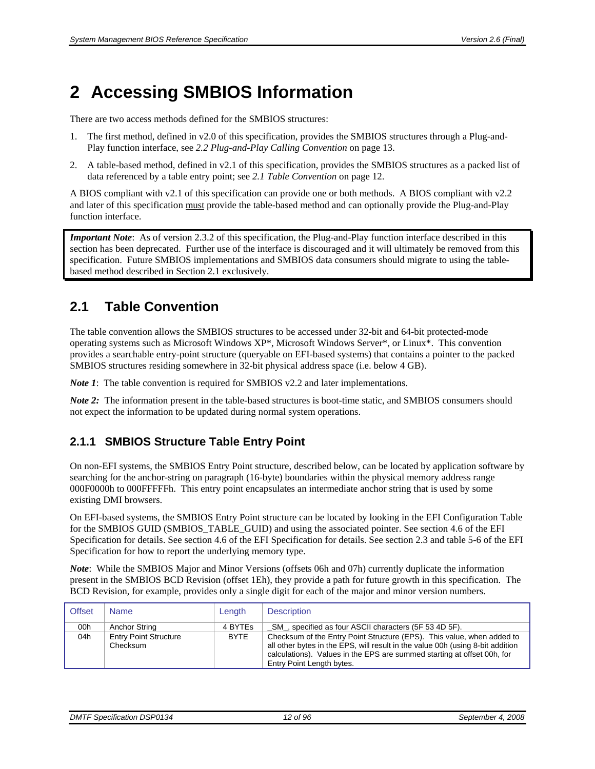# 2 Accessing SMBIOS Information

There are two access methods defined for the SMBIOS structures:

1. The first method, defined in v2.0 of this specification, provides the SMBIOS structures through a Plug-and-Play function interface, see *2.2 Plug-and-Play Calling Convention* on page 13.
2. A table-based method, defined in v2.1 of this specification, provides the SMBIOS structures as a packed list of data referenced by a table entry point; see *2.1 Table Convention* on page 12.

A BIOS compliant with v2.1 of this specification can provide one or both methods. A BIOS compliant with v2.2 and later of this specification must provide the table-based method and can optionally provide the Plug-and-Play function interface.

***Important Note***: As of version 2.3.2 of this specification, the Plug-and-Play function interface described in this section has been deprecated. Further use of the interface is discouraged and it will ultimately be removed from this specification. Future SMBIOS implementations and SMBIOS data consumers should migrate to using the table-based method described in Section 2.1 exclusively.

## 2.1 Table Convention

The table convention allows the SMBIOS structures to be accessed under 32-bit and 64-bit protected-mode operating systems such as Microsoft Windows XP*, Microsoft Windows Server*, or Linux*. This convention provides a searchable entry-point structure (queryable on EFI-based systems) that contains a pointer to the packed SMBIOS structures residing somewhere in 32-bit physical address space (i.e. below 4 GB).

***Note 1***: The table convention is required for SMBIOS v2.2 and later implementations.

***Note 2:*** The information present in the table-based structures is boot-time static, and SMBIOS consumers should not expect the information to be updated during normal system operations.

### 2.1.1 SMBIOS Structure Table Entry Point

On non-EFI systems, the SMBIOS Entry Point structure, described below, can be located by application software by searching for the anchor-string on paragraph (16-byte) boundaries within the physical memory address range 000F0000h to 000FFFFFh. This entry point encapsulates an intermediate anchor string that is used by some existing DMI browsers.

On EFI-based systems, the SMBIOS Entry Point structure can be located by looking in the EFI Configuration Table for the SMBIOS GUID (SMBIOS_TABLE_GUID) and using the associated pointer. See section 4.6 of the EFI Specification for details. See section 4.6 of the EFI Specification for details. See section 2.3 and table 5-6 of the EFI Specification for how to report the underlying memory type.

***Note***: While the SMBIOS Major and Minor Versions (offsets 06h and 07h) currently duplicate the information present in the SMBIOS BCD Revision (offset 1Eh), they provide a path for future growth in this specification. The BCD Revision, for example, provides only a single digit for each of the major and minor version numbers.

| Offset | Name | Length | Description |
|---|---|---|---|
| 00h | Anchor String | 4 BYTEs | _SM_, specified as four ASCII characters (5F 53 4D 5F). |
| 04h | Entry Point Structure Checksum | BYTE | Checksum of the Entry Point Structure (EPS). This value, when added to all other bytes in the EPS, will result in the value 00h (using 8-bit addition calculations). Values in the EPS are summed starting at offset 00h, for Entry Point Length bytes. |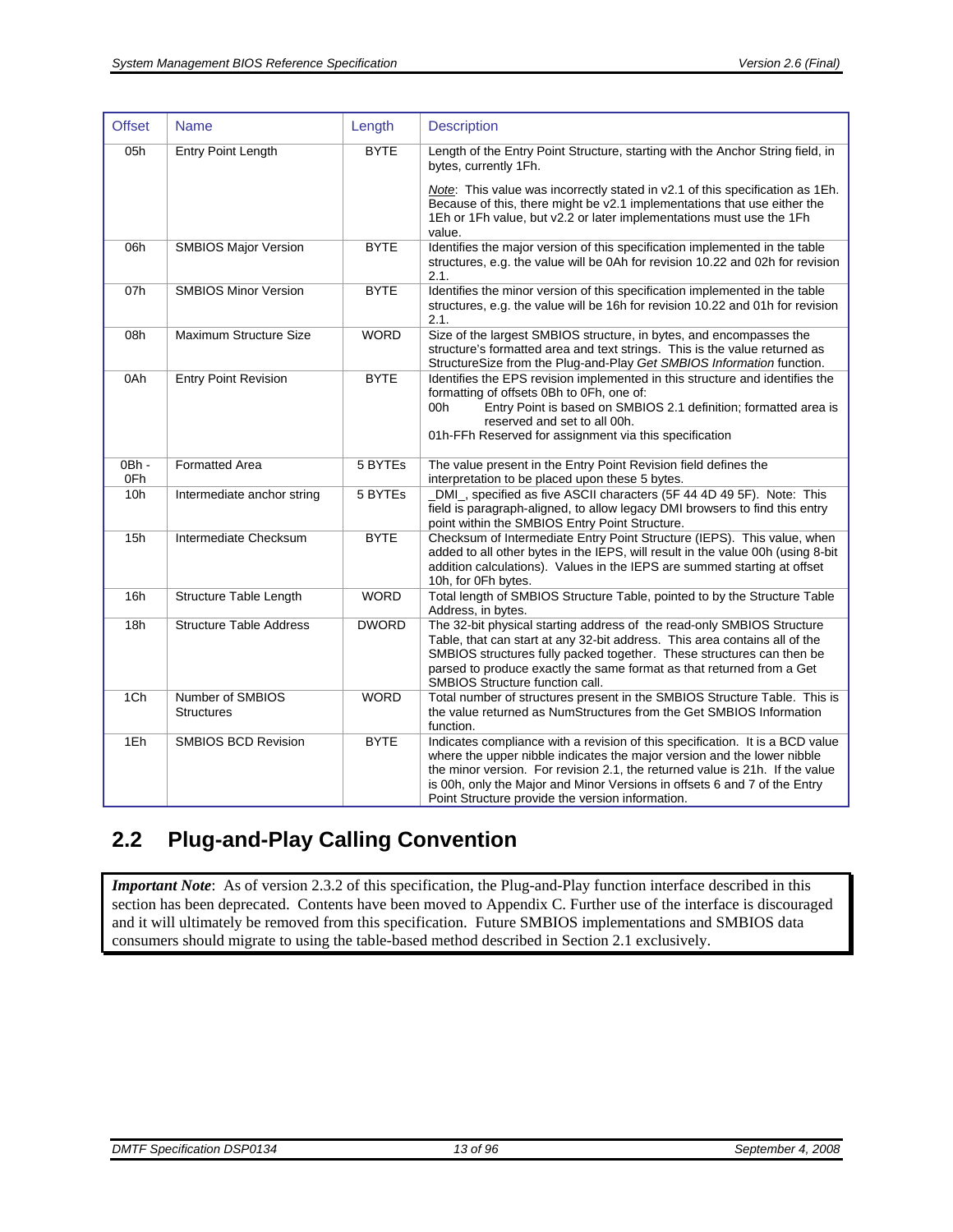| Offset | Name | Length | Description |
|---|---|---|---|
| 05h | Entry Point Length | BYTE | Length of the Entry Point Structure, starting with the Anchor String field, in bytes, currently 1Fh.<br><br>*Note*: This value was incorrectly stated in v2.1 of this specification as 1Eh. Because of this, there might be v2.1 implementations that use either the 1Eh or 1Fh value, but v2.2 or later implementations must use the 1Fh value. |
| 06h | SMBIOS Major Version | BYTE | Identifies the major version of this specification implemented in the table structures, e.g. the value will be 0Ah for revision 10.22 and 02h for revision 2.1. |
| 07h | SMBIOS Minor Version | BYTE | Identifies the minor version of this specification implemented in the table structures, e.g. the value will be 16h for revision 10.22 and 01h for revision 2.1. |
| 08h | Maximum Structure Size | WORD | Size of the largest SMBIOS structure, in bytes, and encompasses the structure's formatted area and text strings. This is the value returned as StructureSize from the Plug-and-Play *Get SMBIOS Information* function. |
| 0Ah | Entry Point Revision | BYTE | Identifies the EPS revision implemented in this structure and identifies the formatting of offsets 0Bh to 0Fh, one of:<br>00h Entry Point is based on SMBIOS 2.1 definition; formatted area is reserved and set to all 00h.<br>01h-FFh Reserved for assignment via this specification |
| 0Bh - 0Fh | Formatted Area | 5 BYTEs | The value present in the Entry Point Revision field defines the interpretation to be placed upon these 5 bytes. |
| 10h | Intermediate anchor string | 5 BYTEs | _DMI_, specified as five ASCII characters (5F 44 4D 49 5F). Note: This field is paragraph-aligned, to allow legacy DMI browsers to find this entry point within the SMBIOS Entry Point Structure. |
| 15h | Intermediate Checksum | BYTE | Checksum of Intermediate Entry Point Structure (IEPS). This value, when added to all other bytes in the IEPS, will result in the value 00h (using 8-bit addition calculations). Values in the IEPS are summed starting at offset 10h, for 0Fh bytes. |
| 16h | Structure Table Length | WORD | Total length of SMBIOS Structure Table, pointed to by the Structure Table Address, in bytes. |
| 18h | Structure Table Address | DWORD | The 32-bit physical starting address of the read-only SMBIOS Structure Table, that can start at any 32-bit address. This area contains all of the SMBIOS structures fully packed together. These structures can then be parsed to produce exactly the same format as that returned from a Get SMBIOS Structure function call. |
| 1Ch | Number of SMBIOS Structures | WORD | Total number of structures present in the SMBIOS Structure Table. This is the value returned as NumStructures from the Get SMBIOS Information function. |
| 1Eh | SMBIOS BCD Revision | BYTE | Indicates compliance with a revision of this specification. It is a BCD value where the upper nibble indicates the major version and the lower nibble the minor version. For revision 2.1, the returned value is 21h. If the value is 00h, only the Major and Minor Versions in offsets 6 and 7 of the Entry Point Structure provide the version information. |

## 2.2 Plug-and-Play Calling Convention

***Important Note***: As of version 2.3.2 of this specification, the Plug-and-Play function interface described in this section has been deprecated. Contents have been moved to Appendix C. Further use of the interface is discouraged and it will ultimately be removed from this specification. Future SMBIOS implementations and SMBIOS data consumers should migrate to using the table-based method described in Section 2.1 exclusively.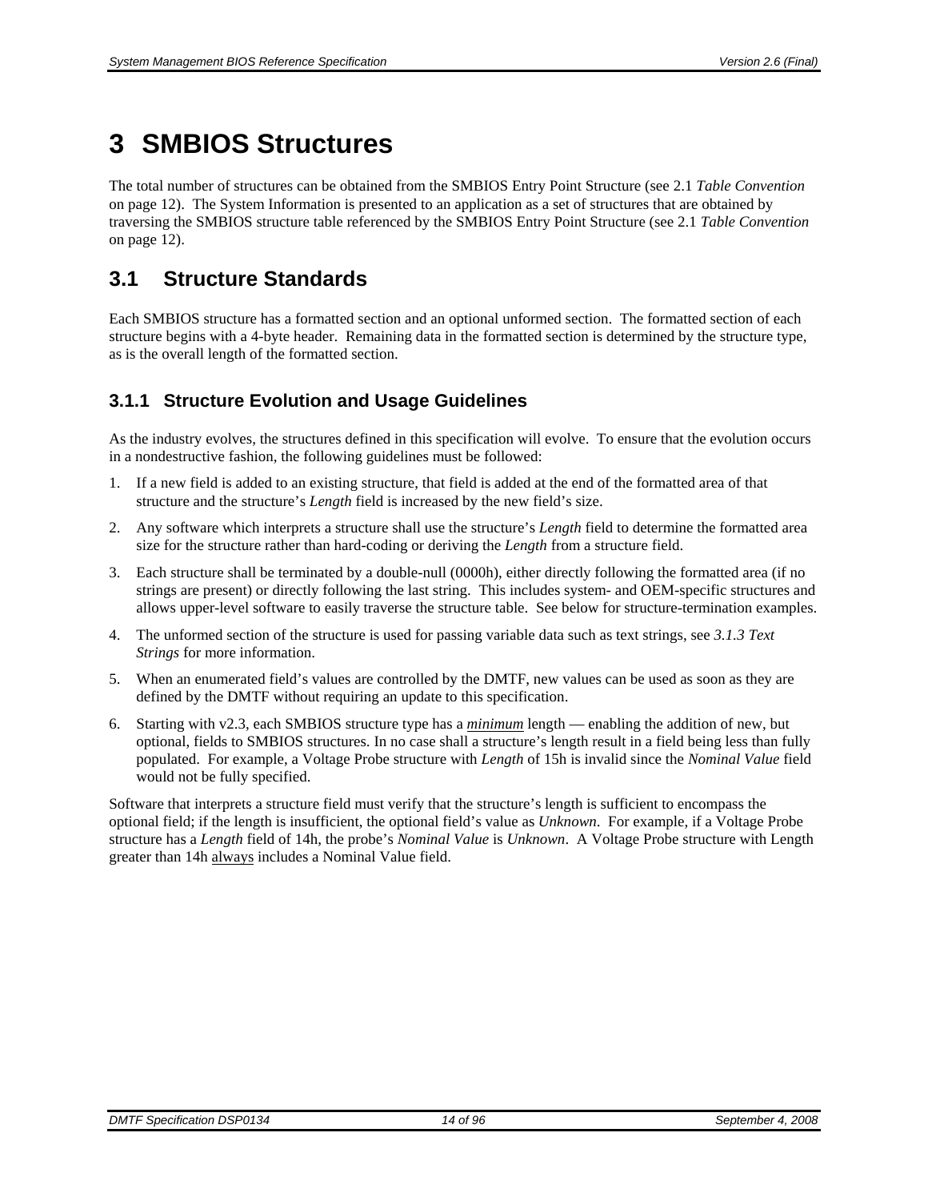# 3 SMBIOS Structures

The total number of structures can be obtained from the SMBIOS Entry Point Structure (see 2.1 *Table Convention* on page 12). The System Information is presented to an application as a set of structures that are obtained by traversing the SMBIOS structure table referenced by the SMBIOS Entry Point Structure (see 2.1 *Table Convention* on page 12).

## 3.1 Structure Standards

Each SMBIOS structure has a formatted section and an optional unformed section. The formatted section of each structure begins with a 4-byte header. Remaining data in the formatted section is determined by the structure type, as is the overall length of the formatted section.

### 3.1.1 Structure Evolution and Usage Guidelines

As the industry evolves, the structures defined in this specification will evolve. To ensure that the evolution occurs in a nondestructive fashion, the following guidelines must be followed:

1. If a new field is added to an existing structure, that field is added at the end of the formatted area of that structure and the structure's *Length* field is increased by the new field's size.
2. Any software which interprets a structure shall use the structure's *Length* field to determine the formatted area size for the structure rather than hard-coding or deriving the *Length* from a structure field.
3. Each structure shall be terminated by a double-null (0000h), either directly following the formatted area (if no strings are present) or directly following the last string. This includes system- and OEM-specific structures and allows upper-level software to easily traverse the structure table. See below for structure-termination examples.
4. The unformed section of the structure is used for passing variable data such as text strings, see *3.1.3 Text Strings* for more information.
5. When an enumerated field's values are controlled by the DMTF, new values can be used as soon as they are defined by the DMTF without requiring an update to this specification.
6. Starting with v2.3, each SMBIOS structure type has a ***minimum*** length — enabling the addition of new, but optional, fields to SMBIOS structures. In no case shall a structure's length result in a field being less than fully populated. For example, a Voltage Probe structure with *Length* of 15h is invalid since the *Nominal Value* field would not be fully specified.

Software that interprets a structure field must verify that the structure's length is sufficient to encompass the optional field; if the length is insufficient, the optional field's value as *Unknown*. For example, if a Voltage Probe structure has a *Length* field of 14h, the probe's *Nominal Value* is *Unknown*. A Voltage Probe structure with Length greater than 14h always includes a Nominal Value field.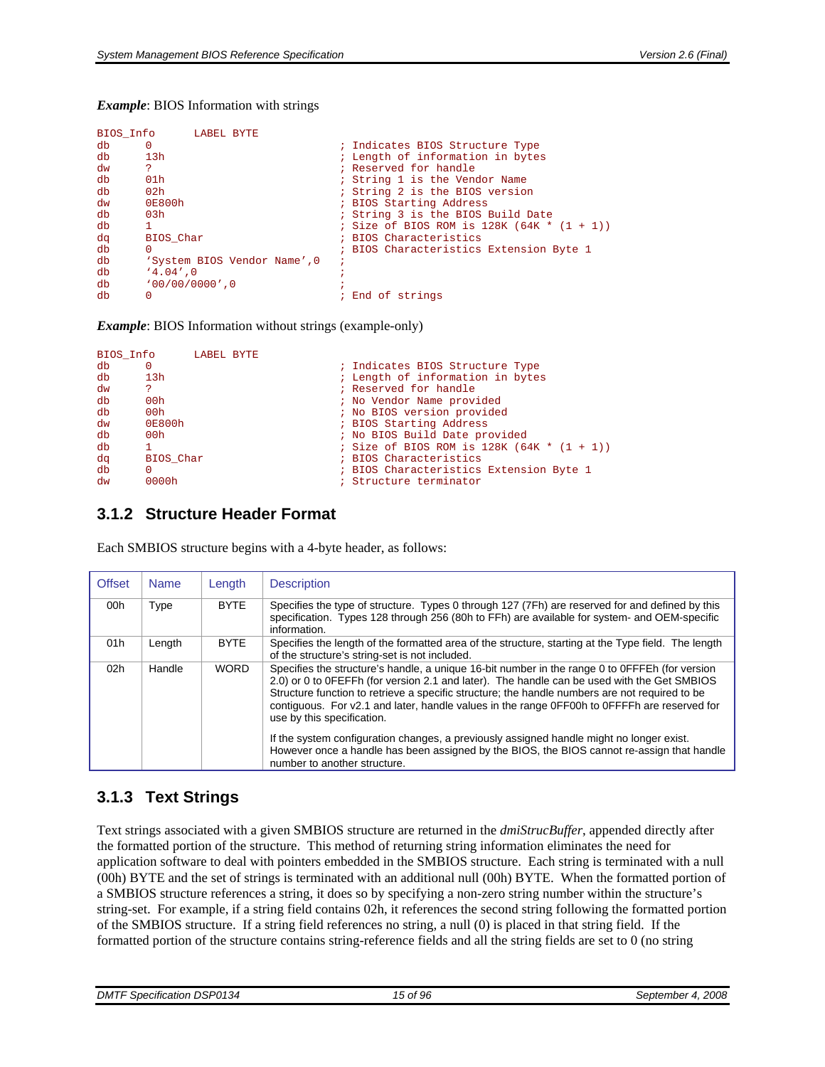***Example***: BIOS Information with strings

```
BIOS_Info      LABEL BYTE
db      0                               ; Indicates BIOS Structure Type
db      13h                             ; Length of information in bytes
dw      ?                               ; Reserved for handle
db      01h                             ; String 1 is the Vendor Name
db      02h                             ; String 2 is the BIOS version
dw      0E800h                          ; BIOS Starting Address
db      03h                             ; String 3 is the BIOS Build Date
db      1                               ; Size of BIOS ROM is 128K (64K * (1 + 1))
dq      BIOS_Char                       ; BIOS Characteristics
db      0                               ; BIOS Characteristics Extension Byte 1
db      'System BIOS Vendor Name',0     ;
db      '4.04',0                        ;
db      '00/00/0000',0                  ;
db      0                               ; End of strings
```

***Example***: BIOS Information without strings (example-only)

```
BIOS_Info      LABEL BYTE
db      0                               ; Indicates BIOS Structure Type
db      13h                             ; Length of information in bytes
dw      ?                               ; Reserved for handle
db      00h                             ; No Vendor Name provided
db      00h                             ; No BIOS version provided
dw      0E800h                          ; BIOS Starting Address
db      00h                             ; No BIOS Build Date provided
db      1                               ; Size of BIOS ROM is 128K (64K * (1 + 1))
dq      BIOS_Char                       ; BIOS Characteristics
db      0                               ; BIOS Characteristics Extension Byte 1
dw      0000h                           ; Structure terminator
```

### 3.1.2 Structure Header Format

Each SMBIOS structure begins with a 4-byte header, as follows:

| Offset | Name | Length | Description |
|---|---|---|---|
| 00h | Type | BYTE | Specifies the type of structure. Types 0 through 127 (7Fh) are reserved for and defined by this specification. Types 128 through 256 (80h to FFh) are available for system- and OEM-specific information. |
| 01h | Length | BYTE | Specifies the length of the formatted area of the structure, starting at the Type field. The length of the structure's string-set is not included. |
| 02h | Handle | WORD | Specifies the structure's handle, a unique 16-bit number in the range 0 to 0FFFEh (for version 2.0) or 0 to 0FEFFh (for version 2.1 and later). The handle can be used with the Get SMBIOS Structure function to retrieve a specific structure; the handle numbers are not required to be contiguous. For v2.1 and later, handle values in the range 0FF00h to 0FFFFh are reserved for use by this specification.<br><br>If the system configuration changes, a previously assigned handle might no longer exist. However once a handle has been assigned by the BIOS, the BIOS cannot re-assign that handle number to another structure. |

### 3.1.3 Text Strings

Text strings associated with a given SMBIOS structure are returned in the *dmiStrucBuffer*, appended directly after the formatted portion of the structure. This method of returning string information eliminates the need for application software to deal with pointers embedded in the SMBIOS structure. Each string is terminated with a null (00h) BYTE and the set of strings is terminated with an additional null (00h) BYTE. When the formatted portion of a SMBIOS structure references a string, it does so by specifying a non-zero string number within the structure's string-set. For example, if a string field contains 02h, it references the second string following the formatted portion of the SMBIOS structure. If a string field references no string, a null (0) is placed in that string field. If the formatted portion of the structure contains string-reference fields and all the string fields are set to 0 (no string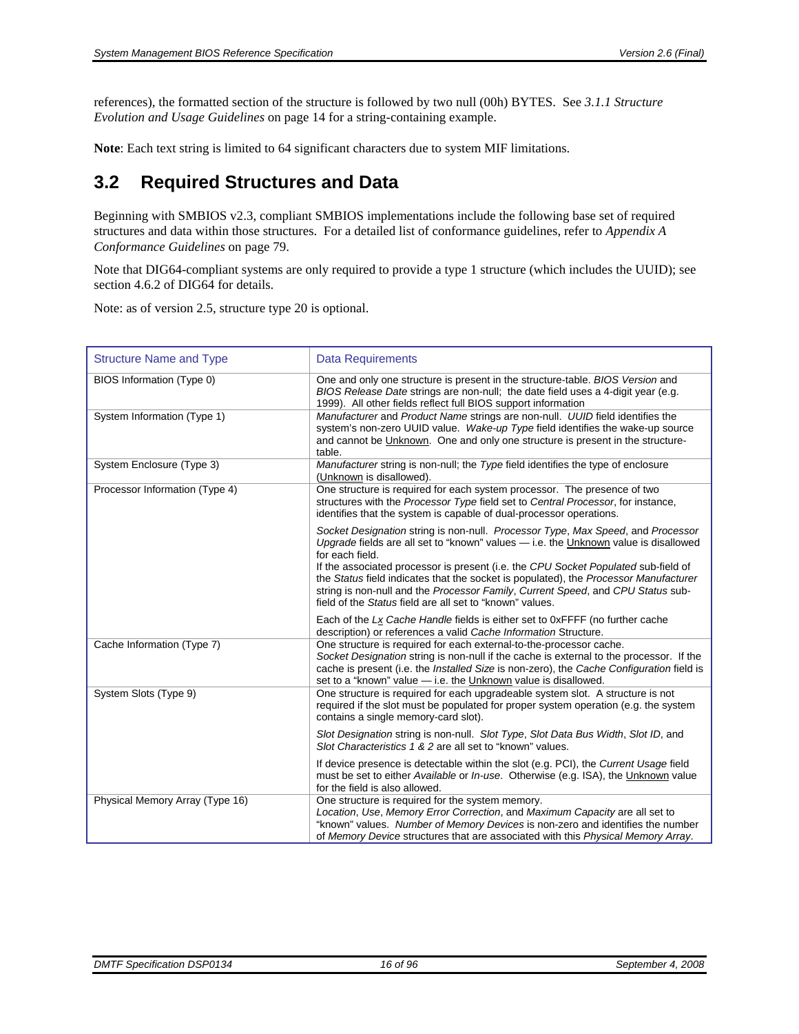references), the formatted section of the structure is followed by two null (00h) BYTES. See *3.1.1 Structure Evolution and Usage Guidelines* on page 14 for a string-containing example.

**Note**: Each text string is limited to 64 significant characters due to system MIF limitations.

## 3.2 Required Structures and Data

Beginning with SMBIOS v2.3, compliant SMBIOS implementations include the following base set of required structures and data within those structures. For a detailed list of conformance guidelines, refer to *Appendix A Conformance Guidelines* on page 79.

Note that DIG64-compliant systems are only required to provide a type 1 structure (which includes the UUID); see section 4.6.2 of DIG64 for details.

Note: as of version 2.5, structure type 20 is optional.

| Structure Name and Type | Data Requirements |
|---|---|
| BIOS Information (Type 0) | One and only one structure is present in the structure-table. *BIOS Version* and *BIOS Release Date* strings are non-null; the date field uses a 4-digit year (e.g. 1999). All other fields reflect full BIOS support information |
| System Information (Type 1) | *Manufacturer* and *Product Name* strings are non-null. *UUID* field identifies the system's non-zero UUID value. *Wake-up Type* field identifies the wake-up source and cannot be Unknown. One and only one structure is present in the structure-table. |
| System Enclosure (Type 3) | *Manufacturer* string is non-null; the *Type* field identifies the type of enclosure (Unknown is disallowed). |
| Processor Information (Type 4) | One structure is required for each system processor. The presence of two structures with the *Processor Type* field set to *Central Processor*, for instance, identifies that the system is capable of dual-processor operations.<br><br>*Socket Designation* string is non-null. *Processor Type*, *Max Speed*, and *Processor Upgrade* fields are all set to "known" values — i.e. the Unknown value is disallowed for each field.<br>If the associated processor is present (i.e. the *CPU Socket Populated* sub-field of the *Status* field indicates that the socket is populated), the *Processor Manufacturer* string is non-null and the *Processor Family*, *Current Speed*, and *CPU Status* sub-field of the *Status* field are all set to "known" values.<br><br>Each of the *Lx Cache Handle* fields is either set to 0xFFFF (no further cache description) or references a valid *Cache Information* Structure. |
| Cache Information (Type 7) | One structure is required for each external-to-the-processor cache.<br>*Socket Designation* string is non-null if the cache is external to the processor. If the cache is present (i.e. the *Installed Size* is non-zero), the *Cache Configuration* field is set to a "known" value — i.e. the Unknown value is disallowed. |
| System Slots (Type 9) | One structure is required for each upgradeable system slot. A structure is not required if the slot must be populated for proper system operation (e.g. the system contains a single memory-card slot).<br><br>*Slot Designation* string is non-null. *Slot Type*, *Slot Data Bus Width*, *Slot ID*, and *Slot Characteristics 1 & 2* are all set to "known" values.<br><br>If device presence is detectable within the slot (e.g. PCI), the *Current Usage* field must be set to either *Available* or *In-use*. Otherwise (e.g. ISA), the Unknown value for the field is also allowed. |
| Physical Memory Array (Type 16) | One structure is required for the system memory.<br>*Location*, *Use*, *Memory Error Correction*, and *Maximum Capacity* are all set to "known" values. *Number of Memory Devices* is non-zero and identifies the number of *Memory Device* structures that are associated with this *Physical Memory Array*. |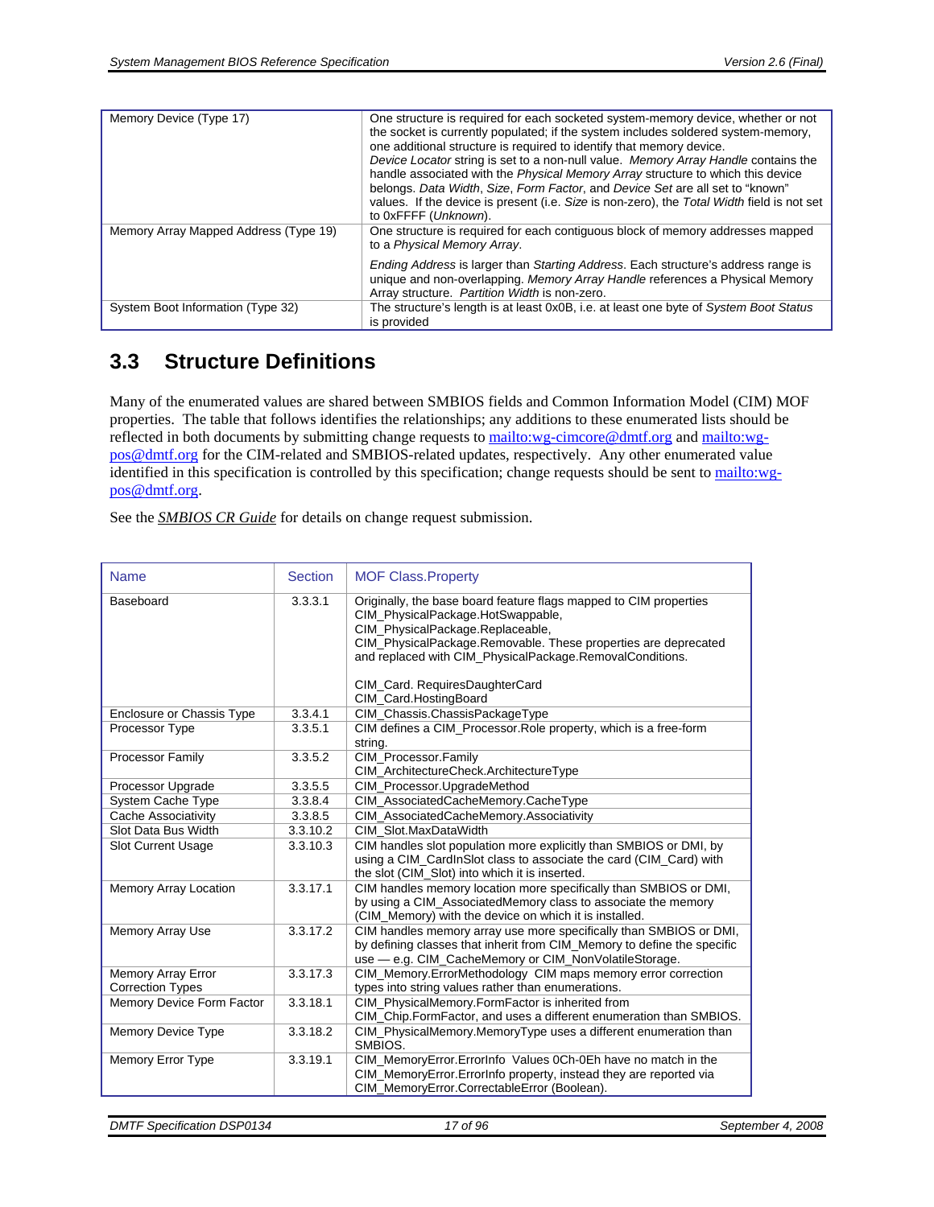| | |
|---|---|
| Memory Device (Type 17) | One structure is required for each socketed system-memory device, whether or not the socket is currently populated; if the system includes soldered system-memory, one additional structure is required to identify that memory device. *Device Locator* string is set to a non-null value. *Memory Array Handle* contains the handle associated with the *Physical Memory Array* structure to which this device belongs. *Data Width*, *Size*, *Form Factor*, and *Device Set* are all set to "known" values. If the device is present (i.e. *Size* is non-zero), the *Total Width* field is not set to 0xFFFF (*Unknown*). |
| Memory Array Mapped Address (Type 19) | One structure is required for each contiguous block of memory addresses mapped to a *Physical Memory Array*.<br><br>*Ending Address* is larger than *Starting Address*. Each structure's address range is unique and non-overlapping. *Memory Array Handle* references a Physical Memory Array structure. *Partition Width* is non-zero. |
| System Boot Information (Type 32) | The structure's length is at least 0x0B, i.e. at least one byte of *System Boot Status* is provided |

## 3.3 Structure Definitions

Many of the enumerated values are shared between SMBIOS fields and Common Information Model (CIM) MOF properties. The table that follows identifies the relationships; any additions to these enumerated lists should be reflected in both documents by submitting change requests to mailto:wg-cimcore@dmtf.org and mailto:wg-pos@dmtf.org for the CIM-related and SMBIOS-related updates, respectively. Any other enumerated value identified in this specification is controlled by this specification; change requests should be sent to mailto:wg-pos@dmtf.org.

See the ***SMBIOS CR Guide*** for details on change request submission.

| Name | Section | MOF Class.Property |
|---|---|---|
| Baseboard | 3.3.3.1 | Originally, the base board feature flags mapped to CIM properties CIM_PhysicalPackage.HotSwappable, CIM_PhysicalPackage.Replaceable, CIM_PhysicalPackage.Removable. These properties are deprecated and replaced with CIM_PhysicalPackage.RemovalConditions.<br><br>CIM_Card. RequiresDaughterCard<br>CIM_Card.HostingBoard |
| Enclosure or Chassis Type | 3.3.4.1 | CIM_Chassis.ChassisPackageType |
| Processor Type | 3.3.5.1 | CIM defines a CIM_Processor.Role property, which is a free-form string. |
| Processor Family | 3.3.5.2 | CIM_Processor.Family<br>CIM_ArchitectureCheck.ArchitectureType |
| Processor Upgrade | 3.3.5.5 | CIM_Processor.UpgradeMethod |
| System Cache Type | 3.3.8.4 | CIM_AssociatedCacheMemory.CacheType |
| Cache Associativity | 3.3.8.5 | CIM_AssociatedCacheMemory.Associativity |
| Slot Data Bus Width | 3.3.10.2 | CIM_Slot.MaxDataWidth |
| Slot Current Usage | 3.3.10.3 | CIM handles slot population more explicitly than SMBIOS or DMI, by using a CIM_CardInSlot class to associate the card (CIM_Card) with the slot (CIM_Slot) into which it is inserted. |
| Memory Array Location | 3.3.17.1 | CIM handles memory location more specifically than SMBIOS or DMI, by using a CIM_AssociatedMemory class to associate the memory (CIM_Memory) with the device on which it is installed. |
| Memory Array Use | 3.3.17.2 | CIM handles memory array use more specifically than SMBIOS or DMI, by defining classes that inherit from CIM_Memory to define the specific use — e.g. CIM_CacheMemory or CIM_NonVolatileStorage. |
| Memory Array Error Correction Types | 3.3.17.3 | CIM_Memory.ErrorMethodology CIM maps memory error correction types into string values rather than enumerations. |
| Memory Device Form Factor | 3.3.18.1 | CIM_PhysicalMemory.FormFactor is inherited from CIM_Chip.FormFactor, and uses a different enumeration than SMBIOS. |
| Memory Device Type | 3.3.18.2 | CIM_PhysicalMemory.MemoryType uses a different enumeration than SMBIOS. |
| Memory Error Type | 3.3.19.1 | CIM_MemoryError.ErrorInfo Values 0Ch-0Eh have no match in the CIM_MemoryError.ErrorInfo property, instead they are reported via CIM_MemoryError.CorrectableError (Boolean). |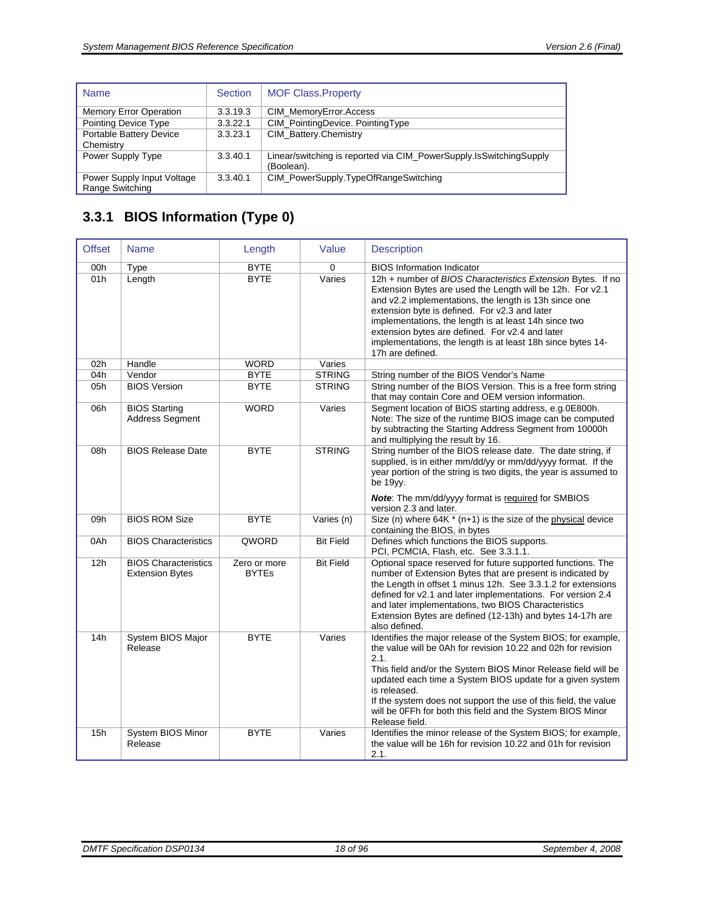| Name | Section | MOF Class.Property |
|---|---|---|
| Memory Error Operation | 3.3.19.3 | CIM_MemoryError.Access |
| Pointing Device Type | 3.3.22.1 | CIM_PointingDevice. PointingType |
| Portable Battery Device Chemistry | 3.3.23.1 | CIM_Battery.Chemistry |
| Power Supply Type | 3.3.40.1 | Linear/switching is reported via CIM_PowerSupply.IsSwitchingSupply (Boolean). |
| Power Supply Input Voltage Range Switching | 3.3.40.1 | CIM_PowerSupply.TypeOfRangeSwitching |

### 3.3.1 BIOS Information (Type 0)

| Offset | Name | Length | Value | Description |
|---|---|---|---|---|
| 00h | Type | BYTE | 0 | BIOS Information Indicator |
| 01h | Length | BYTE | Varies | 12h + number of *BIOS Characteristics Extension* Bytes. If no Extension Bytes are used the Length will be 12h. For v2.1 and v2.2 implementations, the length is 13h since one extension byte is defined. For v2.3 and later implementations, the length is at least 14h since two extension bytes are defined. For v2.4 and later implementations, the length is at least 18h since bytes 14-17h are defined. |
| 02h | Handle | WORD | Varies | |
| 04h | Vendor | BYTE | STRING | String number of the BIOS Vendor's Name |
| 05h | BIOS Version | BYTE | STRING | String number of the BIOS Version. This is a free form string that may contain Core and OEM version information. |
| 06h | BIOS Starting Address Segment | WORD | Varies | Segment location of BIOS starting address, e.g.0E800h. Note: The size of the runtime BIOS image can be computed by subtracting the Starting Address Segment from 10000h and multiplying the result by 16. |
| 08h | BIOS Release Date | BYTE | STRING | String number of the BIOS release date. The date string, if supplied, is in either mm/dd/yy or mm/dd/yyyy format. If the year portion of the string is two digits, the year is assumed to be 19yy. ***Note***: The mm/dd/yyyy format is required for SMBIOS version 2.3 and later. |
| 09h | BIOS ROM Size | BYTE | Varies (n) | Size (n) where 64K * (n+1) is the size of the physical device containing the BIOS, in bytes |
| 0Ah | BIOS Characteristics | QWORD | Bit Field | Defines which functions the BIOS supports. PCI, PCMCIA, Flash, etc. See 3.3.1.1. |
| 12h | BIOS Characteristics Extension Bytes | Zero or more BYTEs | Bit Field | Optional space reserved for future supported functions. The number of Extension Bytes that are present is indicated by the Length in offset 1 minus 12h. See 3.3.1.2 for extensions defined for v2.1 and later implementations. For version 2.4 and later implementations, two BIOS Characteristics Extension Bytes are defined (12-13h) and bytes 14-17h are also defined. |
| 14h | System BIOS Major Release | BYTE | Varies | Identifies the major release of the System BIOS; for example, the value will be 0Ah for revision 10.22 and 02h for revision 2.1. This field and/or the System BIOS Minor Release field will be updated each time a System BIOS update for a given system is released. If the system does not support the use of this field, the value will be 0FFh for both this field and the System BIOS Minor Release field. |
| 15h | System BIOS Minor Release | BYTE | Varies | Identifies the minor release of the System BIOS; for example, the value will be 16h for revision 10.22 and 01h for revision 2.1. |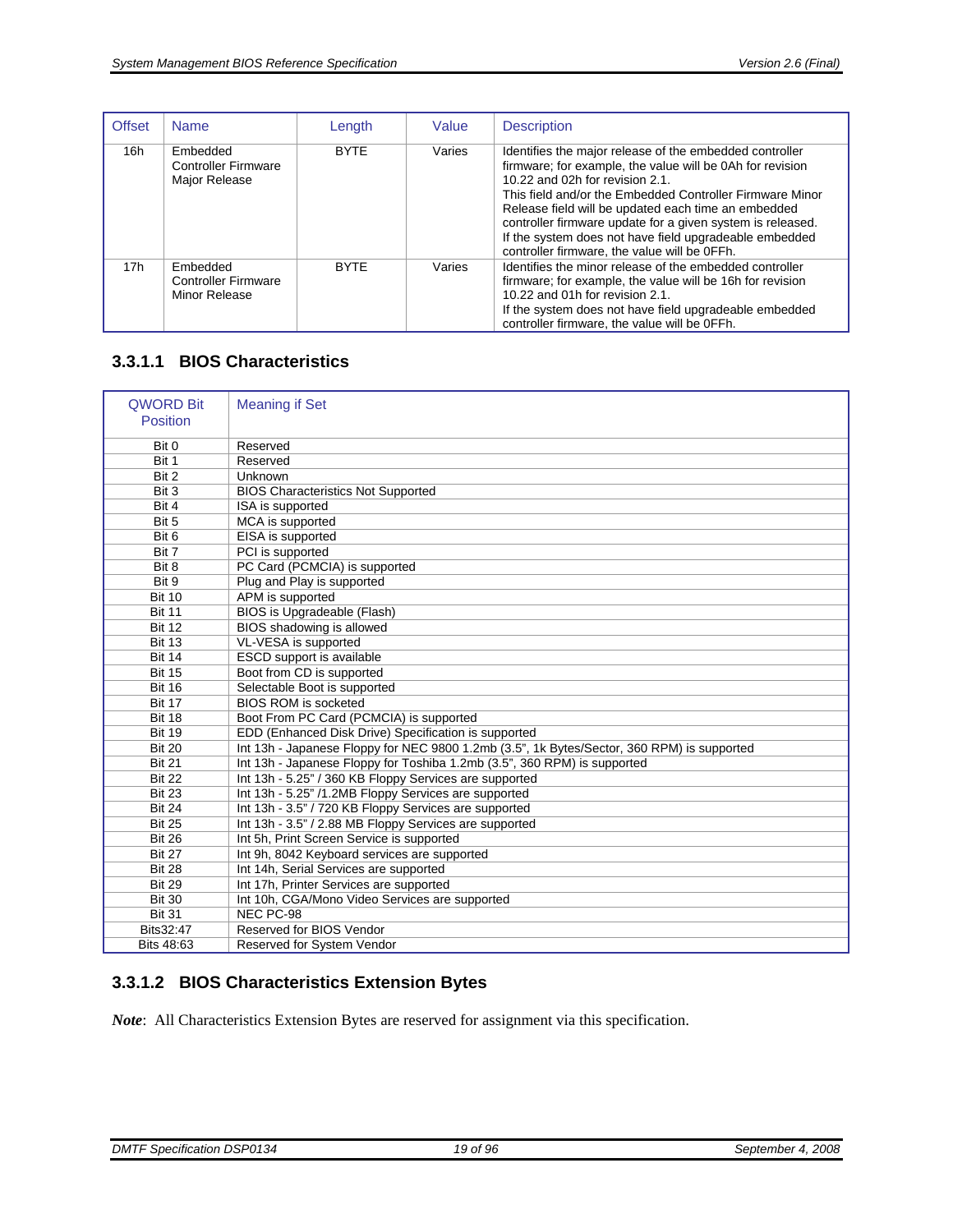| Offset | Name | Length | Value | Description |
|---|---|---|---|---|
| 16h | Embedded Controller Firmware Major Release | BYTE | Varies | Identifies the major release of the embedded controller firmware; for example, the value will be 0Ah for revision 10.22 and 02h for revision 2.1.<br>This field and/or the Embedded Controller Firmware Minor Release field will be updated each time an embedded controller firmware update for a given system is released.<br>If the system does not have field upgradeable embedded controller firmware, the value will be 0FFh. |
| 17h | Embedded Controller Firmware Minor Release | BYTE | Varies | Identifies the minor release of the embedded controller firmware; for example, the value will be 16h for revision 10.22 and 01h for revision 2.1.<br>If the system does not have field upgradeable embedded controller firmware, the value will be 0FFh. |

### 3.3.1.1 BIOS Characteristics

| QWORD Bit Position | Meaning if Set |
|---|---|
| Bit 0 | Reserved |
| Bit 1 | Reserved |
| Bit 2 | Unknown |
| Bit 3 | BIOS Characteristics Not Supported |
| Bit 4 | ISA is supported |
| Bit 5 | MCA is supported |
| Bit 6 | EISA is supported |
| Bit 7 | PCI is supported |
| Bit 8 | PC Card (PCMCIA) is supported |
| Bit 9 | Plug and Play is supported |
| Bit 10 | APM is supported |
| Bit 11 | BIOS is Upgradeable (Flash) |
| Bit 12 | BIOS shadowing is allowed |
| Bit 13 | VL-VESA is supported |
| Bit 14 | ESCD support is available |
| Bit 15 | Boot from CD is supported |
| Bit 16 | Selectable Boot is supported |
| Bit 17 | BIOS ROM is socketed |
| Bit 18 | Boot From PC Card (PCMCIA) is supported |
| Bit 19 | EDD (Enhanced Disk Drive) Specification is supported |
| Bit 20 | Int 13h - Japanese Floppy for NEC 9800 1.2mb (3.5", 1k Bytes/Sector, 360 RPM) is supported |
| Bit 21 | Int 13h - Japanese Floppy for Toshiba 1.2mb (3.5", 360 RPM) is supported |
| Bit 22 | Int 13h - 5.25" / 360 KB Floppy Services are supported |
| Bit 23 | Int 13h - 5.25" /1.2MB Floppy Services are supported |
| Bit 24 | Int 13h - 3.5" / 720 KB Floppy Services are supported |
| Bit 25 | Int 13h - 3.5" / 2.88 MB Floppy Services are supported |
| Bit 26 | Int 5h, Print Screen Service is supported |
| Bit 27 | Int 9h, 8042 Keyboard services are supported |
| Bit 28 | Int 14h, Serial Services are supported |
| Bit 29 | Int 17h, Printer Services are supported |
| Bit 30 | Int 10h, CGA/Mono Video Services are supported |
| Bit 31 | NEC PC-98 |
| Bits32:47 | Reserved for BIOS Vendor |
| Bits 48:63 | Reserved for System Vendor |

### 3.3.1.2 BIOS Characteristics Extension Bytes

***Note***: All Characteristics Extension Bytes are reserved for assignment via this specification.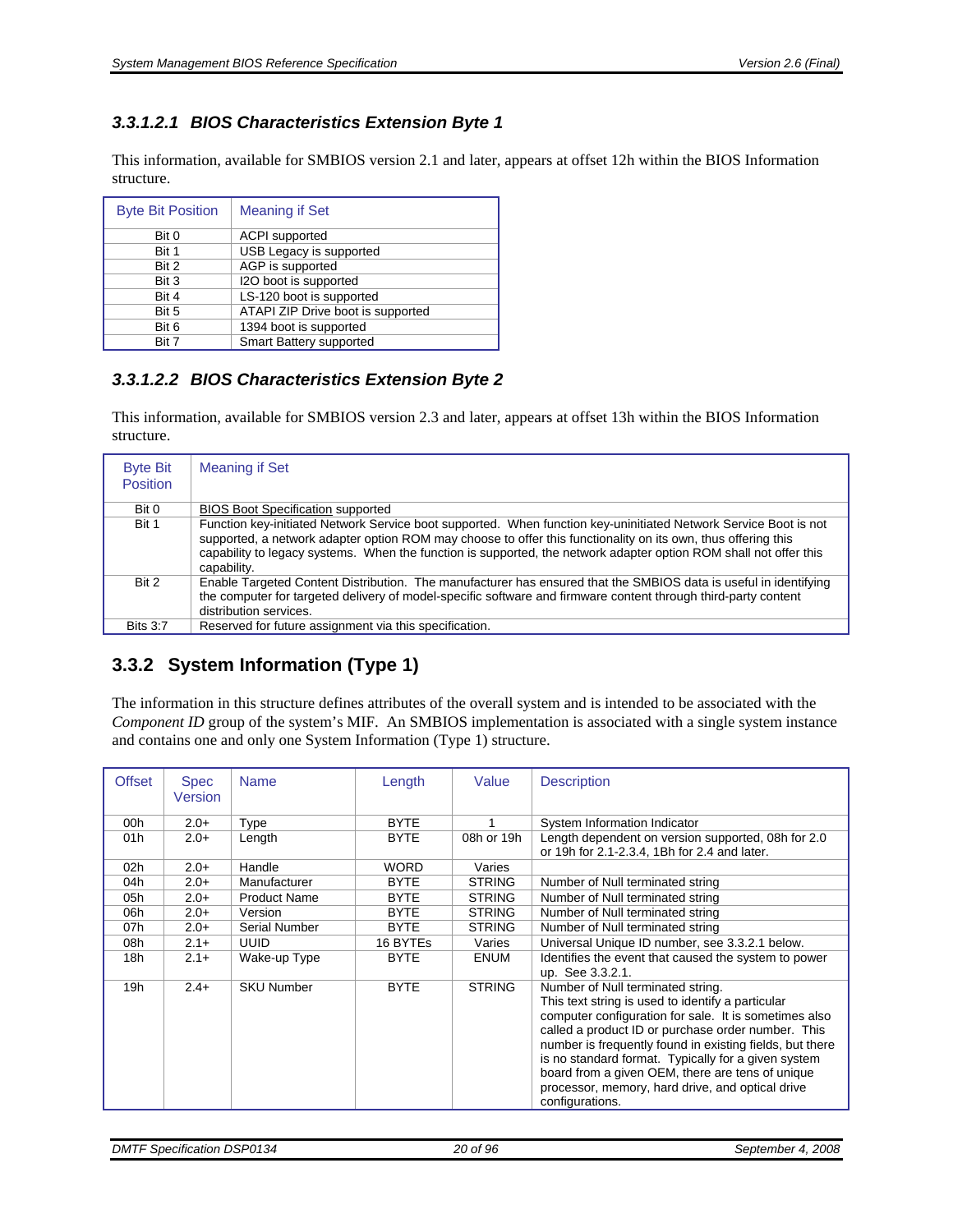#### 3.3.1.2.1 BIOS Characteristics Extension Byte 1

This information, available for SMBIOS version 2.1 and later, appears at offset 12h within the BIOS Information structure.

| Byte Bit Position | Meaning if Set |
|---|---|
| Bit 0 | ACPI supported |
| Bit 1 | USB Legacy is supported |
| Bit 2 | AGP is supported |
| Bit 3 | I2O boot is supported |
| Bit 4 | LS-120 boot is supported |
| Bit 5 | ATAPI ZIP Drive boot is supported |
| Bit 6 | 1394 boot is supported |
| Bit 7 | Smart Battery supported |

#### 3.3.1.2.2 BIOS Characteristics Extension Byte 2

This information, available for SMBIOS version 2.3 and later, appears at offset 13h within the BIOS Information structure.

| Byte Bit Position | Meaning if Set |
|---|---|
| Bit 0 | BIOS Boot Specification supported |
| Bit 1 | Function key-initiated Network Service boot supported. When function key-uninitiated Network Service Boot is not supported, a network adapter option ROM may choose to offer this functionality on its own, thus offering this capability to legacy systems. When the function is supported, the network adapter option ROM shall not offer this capability. |
| Bit 2 | Enable Targeted Content Distribution. The manufacturer has ensured that the SMBIOS data is useful in identifying the computer for targeted delivery of model-specific software and firmware content through third-party content distribution services. |
| Bits 3:7 | Reserved for future assignment via this specification. |

### 3.3.2 System Information (Type 1)

The information in this structure defines attributes of the overall system and is intended to be associated with the *Component ID* group of the system's MIF. An SMBIOS implementation is associated with a single system instance and contains one and only one System Information (Type 1) structure.

| Offset | Spec Version | Name | Length | Value | Description |
|---|---|---|---|---|---|
| 00h | 2.0+ | Type | BYTE | 1 | System Information Indicator |
| 01h | 2.0+ | Length | BYTE | 08h or 19h | Length dependent on version supported, 08h for 2.0 or 19h for 2.1-2.3.4, 1Bh for 2.4 and later. |
| 02h | 2.0+ | Handle | WORD | Varies | |
| 04h | 2.0+ | Manufacturer | BYTE | STRING | Number of Null terminated string |
| 05h | 2.0+ | Product Name | BYTE | STRING | Number of Null terminated string |
| 06h | 2.0+ | Version | BYTE | STRING | Number of Null terminated string |
| 07h | 2.0+ | Serial Number | BYTE | STRING | Number of Null terminated string |
| 08h | 2.1+ | UUID | 16 BYTEs | Varies | Universal Unique ID number, see 3.3.2.1 below. |
| 18h | 2.1+ | Wake-up Type | BYTE | ENUM | Identifies the event that caused the system to power up. See 3.3.2.1. |
| 19h | 2.4+ | SKU Number | BYTE | STRING | Number of Null terminated string. This text string is used to identify a particular computer configuration for sale. It is sometimes also called a product ID or purchase order number. This number is frequently found in existing fields, but there is no standard format. Typically for a given system board from a given OEM, there are tens of unique processor, memory, hard drive, and optical drive configurations. |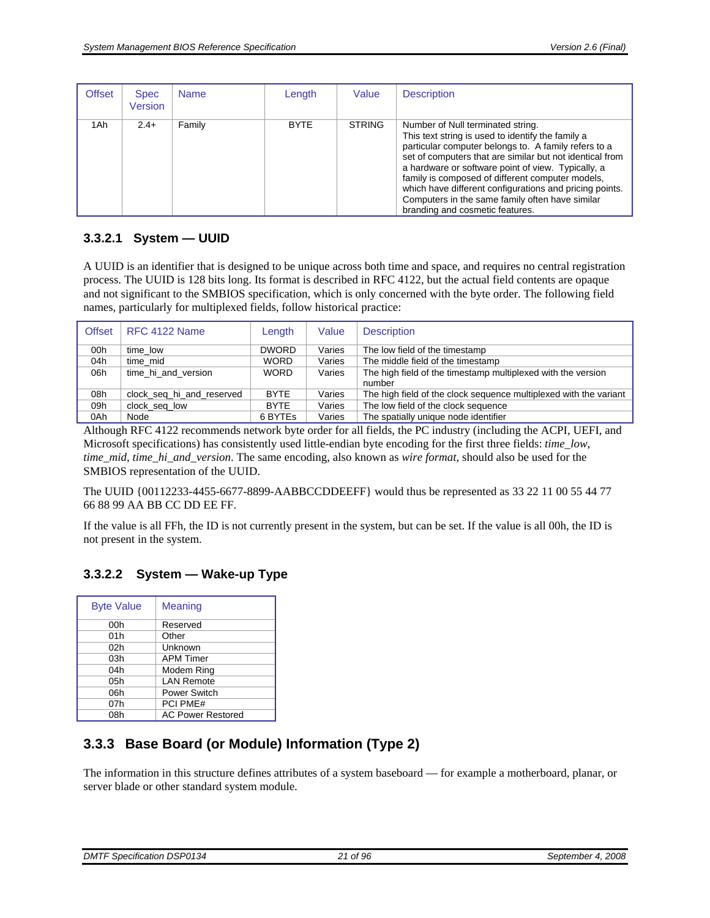| Offset | Spec Version | Name | Length | Value | Description |
|---|---|---|---|---|---|
| 1Ah | 2.4+ | Family | BYTE | STRING | Number of Null terminated string. This text string is used to identify the family a particular computer belongs to. A family refers to a set of computers that are similar but not identical from a hardware or software point of view. Typically, a family is composed of different computer models, which have different configurations and pricing points. Computers in the same family often have similar branding and cosmetic features. |

### 3.3.2.1 System — UUID

A UUID is an identifier that is designed to be unique across both time and space, and requires no central registration process. The UUID is 128 bits long. Its format is described in RFC 4122, but the actual field contents are opaque and not significant to the SMBIOS specification, which is only concerned with the byte order. The following field names, particularly for multiplexed fields, follow historical practice:

| Offset | RFC 4122 Name | Length | Value | Description |
|---|---|---|---|---|
| 00h | time_low | DWORD | Varies | The low field of the timestamp |
| 04h | time_mid | WORD | Varies | The middle field of the timestamp |
| 06h | time_hi_and_version | WORD | Varies | The high field of the timestamp multiplexed with the version number |
| 08h | clock_seq_hi_and_reserved | BYTE | Varies | The high field of the clock sequence multiplexed with the variant |
| 09h | clock_seq_low | BYTE | Varies | The low field of the clock sequence |
| 0Ah | Node | 6 BYTEs | Varies | The spatially unique node identifier |

Although RFC 4122 recommends network byte order for all fields, the PC industry (including the ACPI, UEFI, and Microsoft specifications) has consistently used little-endian byte encoding for the first three fields: *time_low*, *time_mid*, *time_hi_and_version*. The same encoding, also known as *wire format*, should also be used for the SMBIOS representation of the UUID.

The UUID {00112233-4455-6677-8899-AABBCCDDEEFF} would thus be represented as 33 22 11 00 55 44 77 66 88 99 AA BB CC DD EE FF.

If the value is all FFh, the ID is not currently present in the system, but can be set. If the value is all 00h, the ID is not present in the system.

### 3.3.2.2 System — Wake-up Type

| Byte Value | Meaning |
|---|---|
| 00h | Reserved |
| 01h | Other |
| 02h | Unknown |
| 03h | APM Timer |
| 04h | Modem Ring |
| 05h | LAN Remote |
| 06h | Power Switch |
| 07h | PCI PME# |
| 08h | AC Power Restored |

## 3.3.3 Base Board (or Module) Information (Type 2)

The information in this structure defines attributes of a system baseboard — for example a motherboard, planar, or server blade or other standard system module.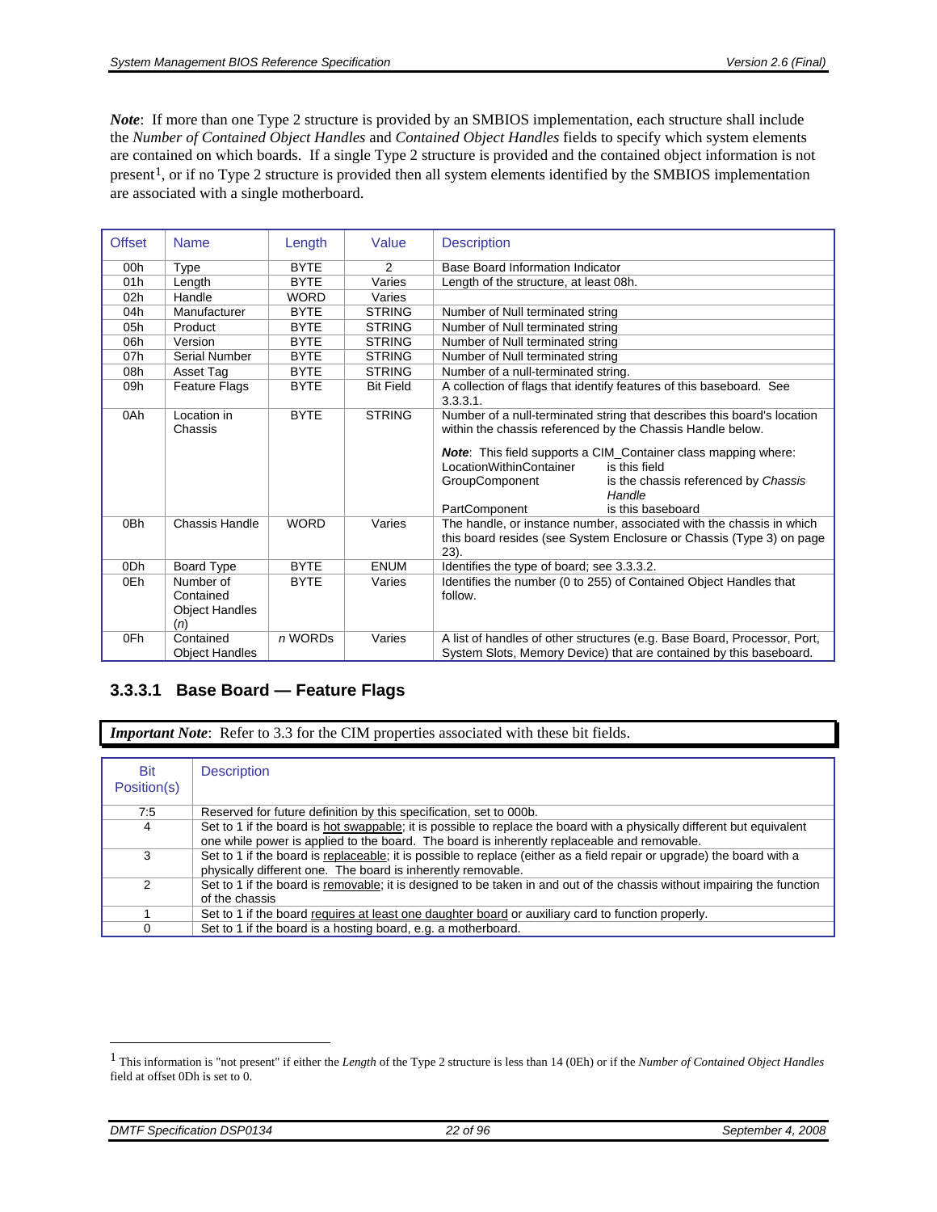***Note***: If more than one Type 2 structure is provided by an SMBIOS implementation, each structure shall include the *Number of Contained Object Handles* and *Contained Object Handles* fields to specify which system elements are contained on which boards. If a single Type 2 structure is provided and the contained object information is not present[1], or if no Type 2 structure is provided then all system elements identified by the SMBIOS implementation are associated with a single motherboard.

| Offset | Name | Length | Value | Description |
|---|---|---|---|---|
| 00h | Type | BYTE | 2 | Base Board Information Indicator |
| 01h | Length | BYTE | Varies | Length of the structure, at least 08h. |
| 02h | Handle | WORD | Varies | |
| 04h | Manufacturer | BYTE | STRING | Number of Null terminated string |
| 05h | Product | BYTE | STRING | Number of Null terminated string |
| 06h | Version | BYTE | STRING | Number of Null terminated string |
| 07h | Serial Number | BYTE | STRING | Number of Null terminated string |
| 08h | Asset Tag | BYTE | STRING | Number of a null-terminated string. |
| 09h | Feature Flags | BYTE | Bit Field | A collection of flags that identify features of this baseboard. See 3.3.3.1. |
| 0Ah | Location in Chassis | BYTE | STRING | Number of a null-terminated string that describes this board's location within the chassis referenced by the Chassis Handle below.<br><br>***Note***: This field supports a CIM_Container class mapping where:<br>LocationWithinContainer — is this field<br>GroupComponent — is the chassis referenced by *Chassis Handle*<br>PartComponent — is this baseboard |
| 0Bh | Chassis Handle | WORD | Varies | The handle, or instance number, associated with the chassis in which this board resides (see System Enclosure or Chassis (Type 3) on page 23). |
| 0Dh | Board Type | BYTE | ENUM | Identifies the type of board; see 3.3.3.2. |
| 0Eh | Number of Contained Object Handles (*n*) | BYTE | Varies | Identifies the number (0 to 255) of Contained Object Handles that follow. |
| 0Fh | Contained Object Handles | *n* WORDs | Varies | A list of handles of other structures (e.g. Base Board, Processor, Port, System Slots, Memory Device) that are contained by this baseboard. |

### 3.3.3.1 Base Board — Feature Flags

***Important Note***: Refer to 3.3 for the CIM properties associated with these bit fields.

| Bit Position(s) | Description |
|---|---|
| 7:5 | Reserved for future definition by this specification, set to 000b. |
| 4 | Set to 1 if the board is hot swappable; it is possible to replace the board with a physically different but equivalent one while power is applied to the board. The board is inherently replaceable and removable. |
| 3 | Set to 1 if the board is replaceable; it is possible to replace (either as a field repair or upgrade) the board with a physically different one. The board is inherently removable. |
| 2 | Set to 1 if the board is removable; it is designed to be taken in and out of the chassis without impairing the function of the chassis |
| 1 | Set to 1 if the board requires at least one daughter board or auxiliary card to function properly. |
| 0 | Set to 1 if the board is a hosting board, e.g. a motherboard. |

[1] This information is "not present" if either the *Length* of the Type 2 structure is less than 14 (0Eh) or if the *Number of Contained Object Handles* field at offset 0Dh is set to 0.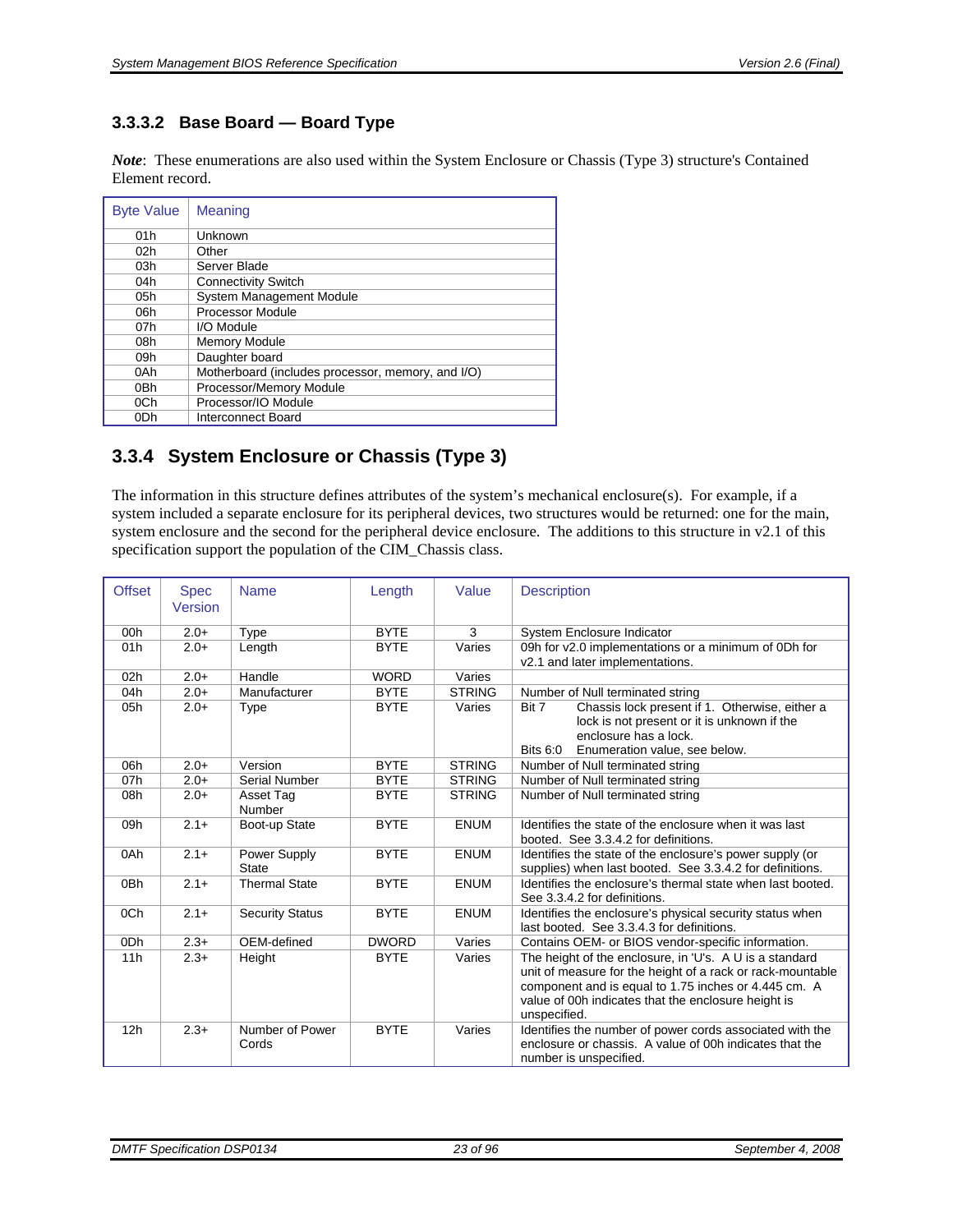### 3.3.3.2 Base Board — Board Type

***Note***: These enumerations are also used within the System Enclosure or Chassis (Type 3) structure's Contained Element record.

| Byte Value | Meaning |
|---|---|
| 01h | Unknown |
| 02h | Other |
| 03h | Server Blade |
| 04h | Connectivity Switch |
| 05h | System Management Module |
| 06h | Processor Module |
| 07h | I/O Module |
| 08h | Memory Module |
| 09h | Daughter board |
| 0Ah | Motherboard (includes processor, memory, and I/O) |
| 0Bh | Processor/Memory Module |
| 0Ch | Processor/IO Module |
| 0Dh | Interconnect Board |

## 3.3.4 System Enclosure or Chassis (Type 3)

The information in this structure defines attributes of the system's mechanical enclosure(s). For example, if a system included a separate enclosure for its peripheral devices, two structures would be returned: one for the main, system enclosure and the second for the peripheral device enclosure. The additions to this structure in v2.1 of this specification support the population of the CIM_Chassis class.

| Offset | Spec Version | Name | Length | Value | Description |
|---|---|---|---|---|---|
| 00h | 2.0+ | Type | BYTE | 3 | System Enclosure Indicator |
| 01h | 2.0+ | Length | BYTE | Varies | 09h for v2.0 implementations or a minimum of 0Dh for v2.1 and later implementations. |
| 02h | 2.0+ | Handle | WORD | Varies | |
| 04h | 2.0+ | Manufacturer | BYTE | STRING | Number of Null terminated string |
| 05h | 2.0+ | Type | BYTE | Varies | Bit 7 Chassis lock present if 1. Otherwise, either a lock is not present or it is unknown if the enclosure has a lock.<br>Bits 6:0 Enumeration value, see below. |
| 06h | 2.0+ | Version | BYTE | STRING | Number of Null terminated string |
| 07h | 2.0+ | Serial Number | BYTE | STRING | Number of Null terminated string |
| 08h | 2.0+ | Asset Tag Number | BYTE | STRING | Number of Null terminated string |
| 09h | 2.1+ | Boot-up State | BYTE | ENUM | Identifies the state of the enclosure when it was last booted. See 3.3.4.2 for definitions. |
| 0Ah | 2.1+ | Power Supply State | BYTE | ENUM | Identifies the state of the enclosure's power supply (or supplies) when last booted. See 3.3.4.2 for definitions. |
| 0Bh | 2.1+ | Thermal State | BYTE | ENUM | Identifies the enclosure's thermal state when last booted. See 3.3.4.2 for definitions. |
| 0Ch | 2.1+ | Security Status | BYTE | ENUM | Identifies the enclosure's physical security status when last booted. See 3.3.4.3 for definitions. |
| 0Dh | 2.3+ | OEM-defined | DWORD | Varies | Contains OEM- or BIOS vendor-specific information. |
| 11h | 2.3+ | Height | BYTE | Varies | The height of the enclosure, in 'U's. A U is a standard unit of measure for the height of a rack or rack-mountable component and is equal to 1.75 inches or 4.445 cm. A value of 00h indicates that the enclosure height is unspecified. |
| 12h | 2.3+ | Number of Power Cords | BYTE | Varies | Identifies the number of power cords associated with the enclosure or chassis. A value of 00h indicates that the number is unspecified. |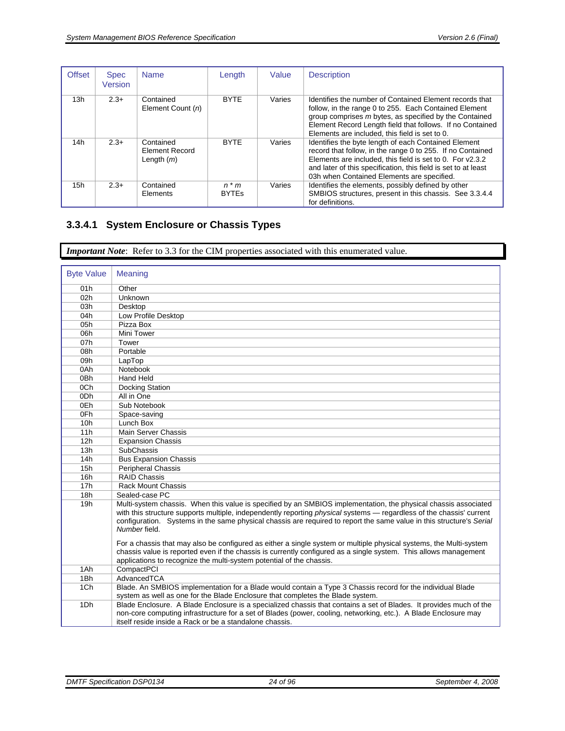| Offset | Spec Version | Name | Length | Value | Description |
|---|---|---|---|---|---|
| 13h | 2.3+ | Contained Element Count (*n*) | BYTE | Varies | Identifies the number of Contained Element records that follow, in the range 0 to 255. Each Contained Element group comprises *m* bytes, as specified by the Contained Element Record Length field that follows. If no Contained Elements are included, this field is set to 0. |
| 14h | 2.3+ | Contained Element Record Length (*m*) | BYTE | Varies | Identifies the byte length of each Contained Element record that follow, in the range 0 to 255. If no Contained Elements are included, this field is set to 0. For v2.3.2 and later of this specification, this field is set to at least 03h when Contained Elements are specified. |
| 15h | 2.3+ | Contained Elements | *n* * *m* BYTEs | Varies | Identifies the elements, possibly defined by other SMBIOS structures, present in this chassis. See 3.3.4.4 for definitions. |

### 3.3.4.1 System Enclosure or Chassis Types

***Important Note***: Refer to 3.3 for the CIM properties associated with this enumerated value.

| Byte Value | Meaning |
|---|---|
| 01h | Other |
| 02h | Unknown |
| 03h | Desktop |
| 04h | Low Profile Desktop |
| 05h | Pizza Box |
| 06h | Mini Tower |
| 07h | Tower |
| 08h | Portable |
| 09h | LapTop |
| 0Ah | Notebook |
| 0Bh | Hand Held |
| 0Ch | Docking Station |
| 0Dh | All in One |
| 0Eh | Sub Notebook |
| 0Fh | Space-saving |
| 10h | Lunch Box |
| 11h | Main Server Chassis |
| 12h | Expansion Chassis |
| 13h | SubChassis |
| 14h | Bus Expansion Chassis |
| 15h | Peripheral Chassis |
| 16h | RAID Chassis |
| 17h | Rack Mount Chassis |
| 18h | Sealed-case PC |
| 19h | Multi-system chassis. When this value is specified by an SMBIOS implementation, the physical chassis associated with this structure supports multiple, independently reporting *physical* systems — regardless of the chassis' current configuration. Systems in the same physical chassis are required to report the same value in this structure's *Serial Number* field.<br><br>For a chassis that may also be configured as either a single system or multiple physical systems, the Multi-system chassis value is reported even if the chassis is currently configured as a single system. This allows management applications to recognize the multi-system potential of the chassis. |
| 1Ah | CompactPCI |
| 1Bh | AdvancedTCA |
| 1Ch | Blade. An SMBIOS implementation for a Blade would contain a Type 3 Chassis record for the individual Blade system as well as one for the Blade Enclosure that completes the Blade system. |
| 1Dh | Blade Enclosure. A Blade Enclosure is a specialized chassis that contains a set of Blades. It provides much of the non-core computing infrastructure for a set of Blades (power, cooling, networking, etc.). A Blade Enclosure may itself reside inside a Rack or be a standalone chassis. |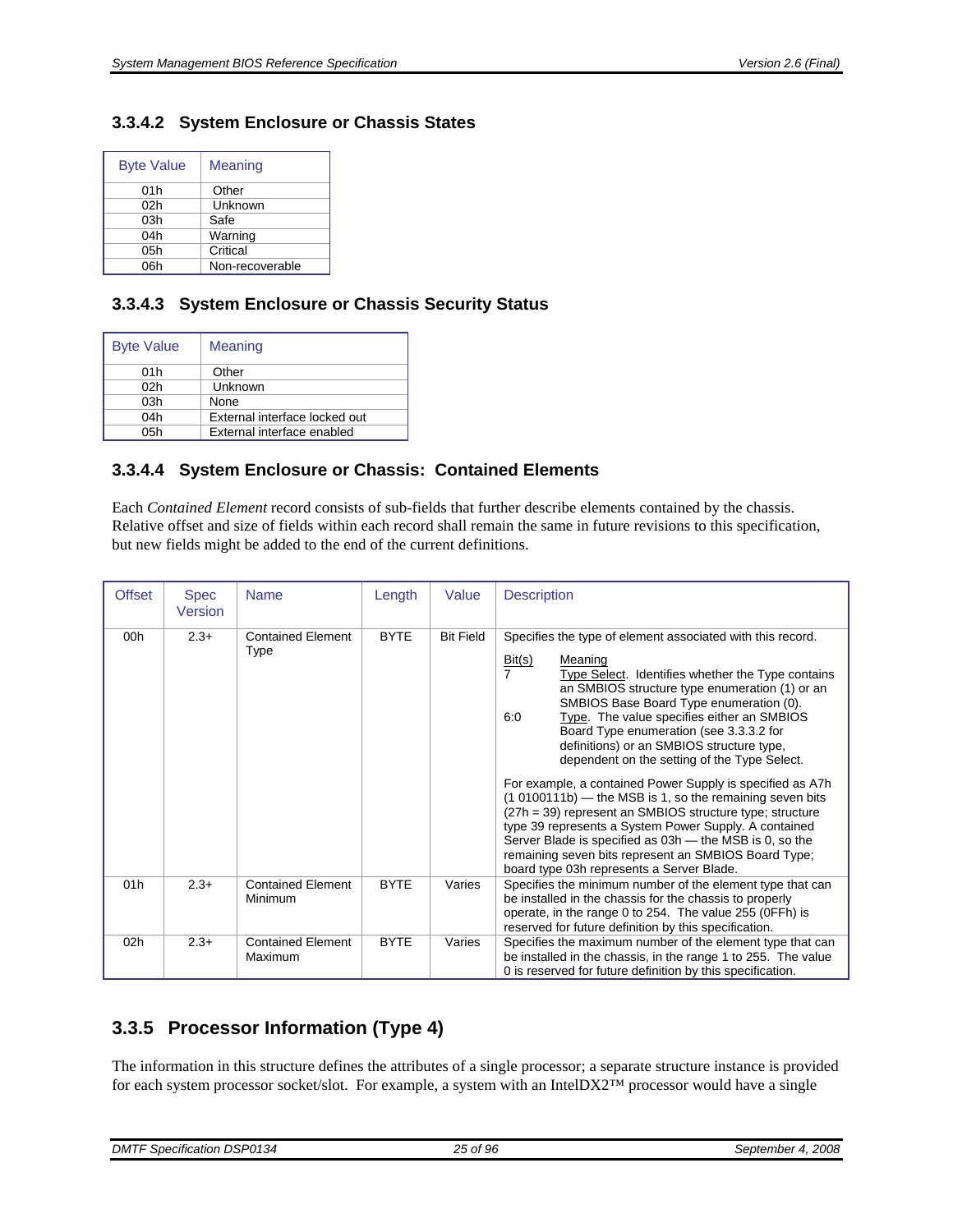### 3.3.4.2 System Enclosure or Chassis States

| Byte Value | Meaning |
|---|---|
| 01h | Other |
| 02h | Unknown |
| 03h | Safe |
| 04h | Warning |
| 05h | Critical |
| 06h | Non-recoverable |

### 3.3.4.3 System Enclosure or Chassis Security Status

| Byte Value | Meaning |
|---|---|
| 01h | Other |
| 02h | Unknown |
| 03h | None |
| 04h | External interface locked out |
| 05h | External interface enabled |

### 3.3.4.4 System Enclosure or Chassis: Contained Elements

Each *Contained Element* record consists of sub-fields that further describe elements contained by the chassis. Relative offset and size of fields within each record shall remain the same in future revisions to this specification, but new fields might be added to the end of the current definitions.

| Offset | Spec Version | Name | Length | Value | Description |
|---|---|---|---|---|---|
| 00h | 2.3+ | Contained Element Type | BYTE | Bit Field | Specifies the type of element associated with this record.<br><br>Bit(s) Meaning<br>7 Type Select. Identifies whether the Type contains an SMBIOS structure type enumeration (1) or an SMBIOS Base Board Type enumeration (0).<br>6:0 Type. The value specifies either an SMBIOS Board Type enumeration (see 3.3.3.2 for definitions) or an SMBIOS structure type, dependent on the setting of the Type Select.<br><br>For example, a contained Power Supply is specified as A7h (1 0100111b) — the MSB is 1, so the remaining seven bits (27h = 39) represent an SMBIOS structure type; structure type 39 represents a System Power Supply. A contained Server Blade is specified as 03h — the MSB is 0, so the remaining seven bits represent an SMBIOS Board Type; board type 03h represents a Server Blade. |
| 01h | 2.3+ | Contained Element Minimum | BYTE | Varies | Specifies the minimum number of the element type that can be installed in the chassis for the chassis to properly operate, in the range 0 to 254. The value 255 (0FFh) is reserved for future definition by this specification. |
| 02h | 2.3+ | Contained Element Maximum | BYTE | Varies | Specifies the maximum number of the element type that can be installed in the chassis, in the range 1 to 255. The value 0 is reserved for future definition by this specification. |

## 3.3.5 Processor Information (Type 4)

The information in this structure defines the attributes of a single processor; a separate structure instance is provided for each system processor socket/slot. For example, a system with an IntelDX2™ processor would have a single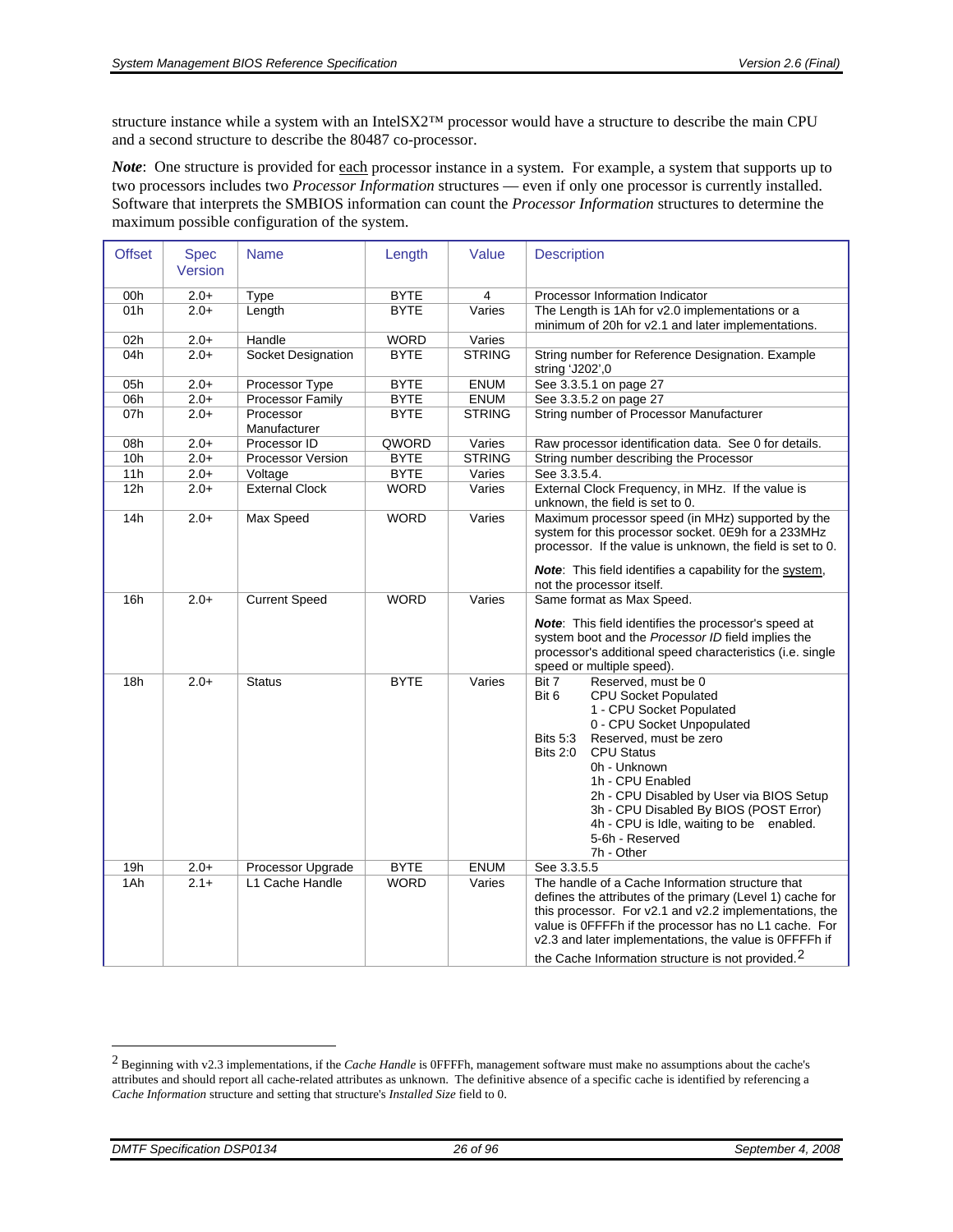structure instance while a system with an IntelSX2™ processor would have a structure to describe the main CPU and a second structure to describe the 80487 co-processor.

***Note***: One structure is provided for each processor instance in a system. For example, a system that supports up to two processors includes two *Processor Information* structures — even if only one processor is currently installed. Software that interprets the SMBIOS information can count the *Processor Information* structures to determine the maximum possible configuration of the system.

| Offset | Spec Version | Name | Length | Value | Description |
|---|---|---|---|---|---|
| 00h | 2.0+ | Type | BYTE | 4 | Processor Information Indicator |
| 01h | 2.0+ | Length | BYTE | Varies | The Length is 1Ah for v2.0 implementations or a minimum of 20h for v2.1 and later implementations. |
| 02h | 2.0+ | Handle | WORD | Varies | |
| 04h | 2.0+ | Socket Designation | BYTE | STRING | String number for Reference Designation. Example string 'J202',0 |
| 05h | 2.0+ | Processor Type | BYTE | ENUM | See 3.3.5.1 on page 27 |
| 06h | 2.0+ | Processor Family | BYTE | ENUM | See 3.3.5.2 on page 27 |
| 07h | 2.0+ | Processor Manufacturer | BYTE | STRING | String number of Processor Manufacturer |
| 08h | 2.0+ | Processor ID | QWORD | Varies | Raw processor identification data. See 0 for details. |
| 10h | 2.0+ | Processor Version | BYTE | STRING | String number describing the Processor |
| 11h | 2.0+ | Voltage | BYTE | Varies | See 3.3.5.4. |
| 12h | 2.0+ | External Clock | WORD | Varies | External Clock Frequency, in MHz. If the value is unknown, the field is set to 0. |
| 14h | 2.0+ | Max Speed | WORD | Varies | Maximum processor speed (in MHz) supported by the system for this processor socket. 0E9h for a 233MHz processor. If the value is unknown, the field is set to 0.<br><br>***Note***: This field identifies a capability for the system, not the processor itself. |
| 16h | 2.0+ | Current Speed | WORD | Varies | Same format as Max Speed.<br><br>***Note***: This field identifies the processor's speed at system boot and the *Processor ID* field implies the processor's additional speed characteristics (i.e. single speed or multiple speed). |
| 18h | 2.0+ | Status | BYTE | Varies | Bit 7 Reserved, must be 0<br>Bit 6 CPU Socket Populated<br>1 - CPU Socket Populated<br>0 - CPU Socket Unpopulated<br>Bits 5:3 Reserved, must be zero<br>Bits 2:0 CPU Status<br>0h - Unknown<br>1h - CPU Enabled<br>2h - CPU Disabled by User via BIOS Setup<br>3h - CPU Disabled By BIOS (POST Error)<br>4h - CPU is Idle, waiting to be enabled.<br>5-6h - Reserved<br>7h - Other |
| 19h | 2.0+ | Processor Upgrade | BYTE | ENUM | See 3.3.5.5 |
| 1Ah | 2.1+ | L1 Cache Handle | WORD | Varies | The handle of a Cache Information structure that defines the attributes of the primary (Level 1) cache for this processor. For v2.1 and v2.2 implementations, the value is 0FFFFh if the processor has no L1 cache. For v2.3 and later implementations, the value is 0FFFFh if the Cache Information structure is not provided.[2] |

[2] Beginning with v2.3 implementations, if the *Cache Handle* is 0FFFFh, management software must make no assumptions about the cache's attributes and should report all cache-related attributes as unknown. The definitive absence of a specific cache is identified by referencing a *Cache Information* structure and setting that structure's *Installed Size* field to 0.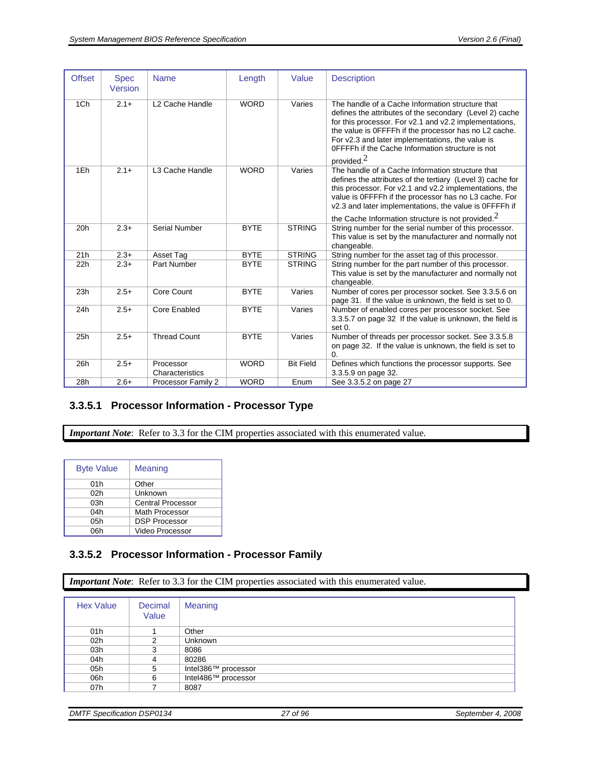| Offset | Spec Version | Name | Length | Value | Description |
|---|---|---|---|---|---|
| 1Ch | 2.1+ | L2 Cache Handle | WORD | Varies | The handle of a Cache Information structure that defines the attributes of the secondary (Level 2) cache for this processor. For v2.1 and v2.2 implementations, the value is 0FFFFh if the processor has no L2 cache. For v2.3 and later implementations, the value is 0FFFFh if the Cache Information structure is not provided.[2] |
| 1Eh | 2.1+ | L3 Cache Handle | WORD | Varies | The handle of a Cache Information structure that defines the attributes of the tertiary (Level 3) cache for this processor. For v2.1 and v2.2 implementations, the value is 0FFFFh if the processor has no L3 cache. For v2.3 and later implementations, the value is 0FFFFh if the Cache Information structure is not provided.[2] |
| 20h | 2.3+ | Serial Number | BYTE | STRING | String number for the serial number of this processor. This value is set by the manufacturer and normally not changeable. |
| 21h | 2.3+ | Asset Tag | BYTE | STRING | String number for the asset tag of this processor. |
| 22h | 2.3+ | Part Number | BYTE | STRING | String number for the part number of this processor. This value is set by the manufacturer and normally not changeable. |
| 23h | 2.5+ | Core Count | BYTE | Varies | Number of cores per processor socket. See 3.3.5.6 on page 31. If the value is unknown, the field is set to 0. |
| 24h | 2.5+ | Core Enabled | BYTE | Varies | Number of enabled cores per processor socket. See 3.3.5.7 on page 32 If the value is unknown, the field is set 0. |
| 25h | 2.5+ | Thread Count | BYTE | Varies | Number of threads per processor socket. See 3.3.5.8 on page 32. If the value is unknown, the field is set to 0. |
| 26h | 2.5+ | Processor Characteristics | WORD | Bit Field | Defines which functions the processor supports. See 3.3.5.9 on page 32. |
| 28h | 2.6+ | Processor Family 2 | WORD | Enum | See 3.3.5.2 on page 27 |

### 3.3.5.1 Processor Information - Processor Type

***Important Note***: Refer to 3.3 for the CIM properties associated with this enumerated value.

| Byte Value | Meaning |
|---|---|
| 01h | Other |
| 02h | Unknown |
| 03h | Central Processor |
| 04h | Math Processor |
| 05h | DSP Processor |
| 06h | Video Processor |

### 3.3.5.2 Processor Information - Processor Family

***Important Note***: Refer to 3.3 for the CIM properties associated with this enumerated value.

| Hex Value | Decimal Value | Meaning |
|---|---|---|
| 01h | 1 | Other |
| 02h | 2 | Unknown |
| 03h | 3 | 8086 |
| 04h | 4 | 80286 |
| 05h | 5 | Intel386™ processor |
| 06h | 6 | Intel486™ processor |
| 07h | 7 | 8087 |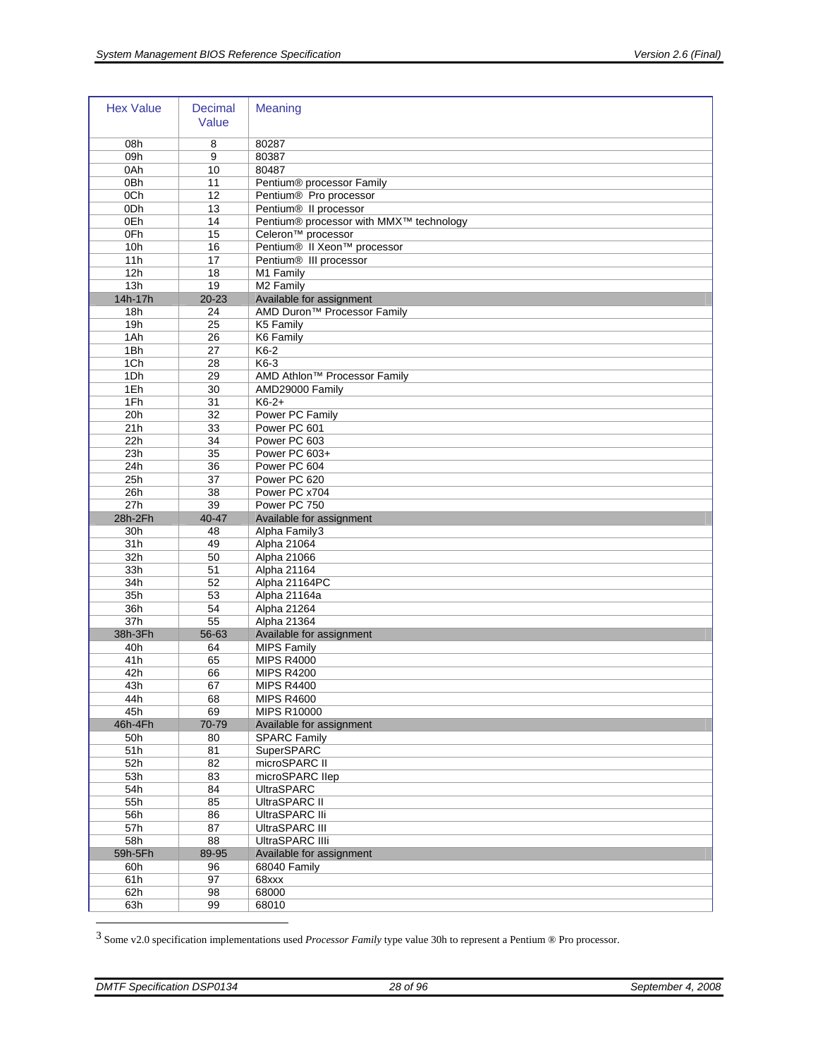| Hex Value | Decimal Value | Meaning |
|---|---|---|
| 08h | 8 | 80287 |
| 09h | 9 | 80387 |
| 0Ah | 10 | 80487 |
| 0Bh | 11 | Pentium® processor Family |
| 0Ch | 12 | Pentium® Pro processor |
| 0Dh | 13 | Pentium® II processor |
| 0Eh | 14 | Pentium® processor with MMX™ technology |
| 0Fh | 15 | Celeron™ processor |
| 10h | 16 | Pentium® II Xeon™ processor |
| 11h | 17 | Pentium® III processor |
| 12h | 18 | M1 Family |
| 13h | 19 | M2 Family |
| 14h-17h | 20-23 | Available for assignment |
| 18h | 24 | AMD Duron™ Processor Family |
| 19h | 25 | K5 Family |
| 1Ah | 26 | K6 Family |
| 1Bh | 27 | K6-2 |
| 1Ch | 28 | K6-3 |
| 1Dh | 29 | AMD Athlon™ Processor Family |
| 1Eh | 30 | AMD29000 Family |
| 1Fh | 31 | K6-2+ |
| 20h | 32 | Power PC Family |
| 21h | 33 | Power PC 601 |
| 22h | 34 | Power PC 603 |
| 23h | 35 | Power PC 603+ |
| 24h | 36 | Power PC 604 |
| 25h | 37 | Power PC 620 |
| 26h | 38 | Power PC x704 |
| 27h | 39 | Power PC 750 |
| 28h-2Fh | 40-47 | Available for assignment |
| 30h | 48 | Alpha Family[3] |
| 31h | 49 | Alpha 21064 |
| 32h | 50 | Alpha 21066 |
| 33h | 51 | Alpha 21164 |
| 34h | 52 | Alpha 21164PC |
| 35h | 53 | Alpha 21164a |
| 36h | 54 | Alpha 21264 |
| 37h | 55 | Alpha 21364 |
| 38h-3Fh | 56-63 | Available for assignment |
| 40h | 64 | MIPS Family |
| 41h | 65 | MIPS R4000 |
| 42h | 66 | MIPS R4200 |
| 43h | 67 | MIPS R4400 |
| 44h | 68 | MIPS R4600 |
| 45h | 69 | MIPS R10000 |
| 46h-4Fh | 70-79 | Available for assignment |
| 50h | 80 | SPARC Family |
| 51h | 81 | SuperSPARC |
| 52h | 82 | microSPARC II |
| 53h | 83 | microSPARC IIep |
| 54h | 84 | UltraSPARC |
| 55h | 85 | UltraSPARC II |
| 56h | 86 | UltraSPARC IIi |
| 57h | 87 | UltraSPARC III |
| 58h | 88 | UltraSPARC IIIi |
| 59h-5Fh | 89-95 | Available for assignment |
| 60h | 96 | 68040 Family |
| 61h | 97 | 68xxx |
| 62h | 98 | 68000 |
| 63h | 99 | 68010 |

[3] Some v2.0 specification implementations used *Processor Family* type value 30h to represent a Pentium ® Pro processor.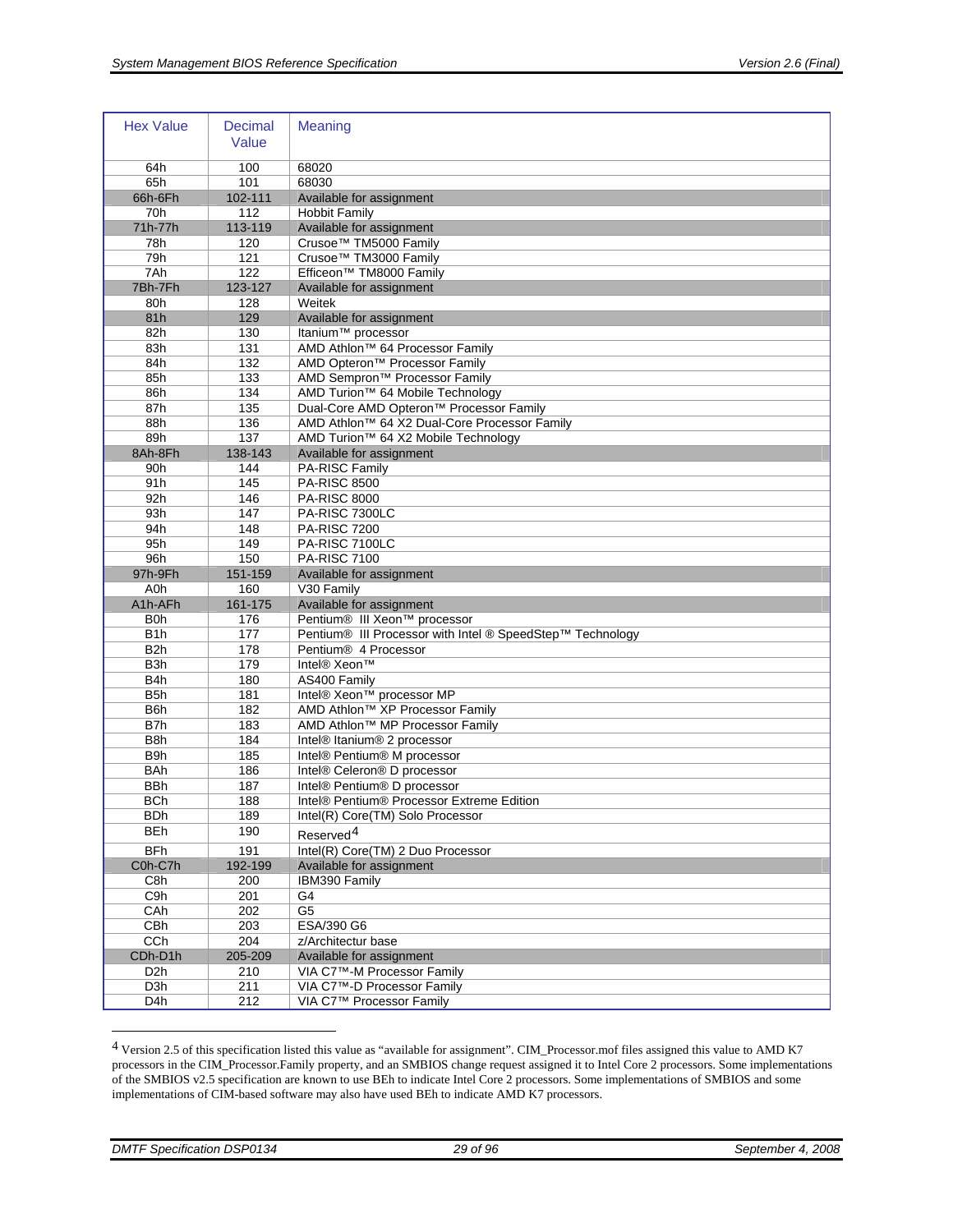| Hex Value | Decimal Value | Meaning |
|---|---|---|
| 64h | 100 | 68020 |
| 65h | 101 | 68030 |
| 66h-6Fh | 102-111 | Available for assignment |
| 70h | 112 | Hobbit Family |
| 71h-77h | 113-119 | Available for assignment |
| 78h | 120 | Crusoe™ TM5000 Family |
| 79h | 121 | Crusoe™ TM3000 Family |
| 7Ah | 122 | Efficeon™ TM8000 Family |
| 7Bh-7Fh | 123-127 | Available for assignment |
| 80h | 128 | Weitek |
| 81h | 129 | Available for assignment |
| 82h | 130 | Itanium™ processor |
| 83h | 131 | AMD Athlon™ 64 Processor Family |
| 84h | 132 | AMD Opteron™ Processor Family |
| 85h | 133 | AMD Sempron™ Processor Family |
| 86h | 134 | AMD Turion™ 64 Mobile Technology |
| 87h | 135 | Dual-Core AMD Opteron™ Processor Family |
| 88h | 136 | AMD Athlon™ 64 X2 Dual-Core Processor Family |
| 89h | 137 | AMD Turion™ 64 X2 Mobile Technology |
| 8Ah-8Fh | 138-143 | Available for assignment |
| 90h | 144 | PA-RISC Family |
| 91h | 145 | PA-RISC 8500 |
| 92h | 146 | PA-RISC 8000 |
| 93h | 147 | PA-RISC 7300LC |
| 94h | 148 | PA-RISC 7200 |
| 95h | 149 | PA-RISC 7100LC |
| 96h | 150 | PA-RISC 7100 |
| 97h-9Fh | 151-159 | Available for assignment |
| A0h | 160 | V30 Family |
| A1h-AFh | 161-175 | Available for assignment |
| B0h | 176 | Pentium® III Xeon™ processor |
| B1h | 177 | Pentium® III Processor with Intel ® SpeedStep™ Technology |
| B2h | 178 | Pentium® 4 Processor |
| B3h | 179 | Intel® Xeon™ |
| B4h | 180 | AS400 Family |
| B5h | 181 | Intel® Xeon™ processor MP |
| B6h | 182 | AMD Athlon™ XP Processor Family |
| B7h | 183 | AMD Athlon™ MP Processor Family |
| B8h | 184 | Intel® Itanium® 2 processor |
| B9h | 185 | Intel® Pentium® M processor |
| BAh | 186 | Intel® Celeron® D processor |
| BBh | 187 | Intel® Pentium® D processor |
| BCh | 188 | Intel® Pentium® Processor Extreme Edition |
| BDh | 189 | Intel(R) Core(TM) Solo Processor |
| BEh | 190 | Reserved[4] |
| BFh | 191 | Intel(R) Core(TM) 2 Duo Processor |
| C0h-C7h | 192-199 | Available for assignment |
| C8h | 200 | IBM390 Family |
| C9h | 201 | G4 |
| CAh | 202 | G5 |
| CBh | 203 | ESA/390 G6 |
| CCh | 204 | z/Architectur base |
| CDh-D1h | 205-209 | Available for assignment |
| D2h | 210 | VIA C7™-M Processor Family |
| D3h | 211 | VIA C7™-D Processor Family |
| D4h | 212 | VIA C7™ Processor Family |

[4] Version 2.5 of this specification listed this value as "available for assignment". CIM_Processor.mof files assigned this value to AMD K7 processors in the CIM_Processor.Family property, and an SMBIOS change request assigned it to Intel Core 2 processors. Some implementations of the SMBIOS v2.5 specification are known to use BEh to indicate Intel Core 2 processors. Some implementations of SMBIOS and some implementations of CIM-based software may also have used BEh to indicate AMD K7 processors.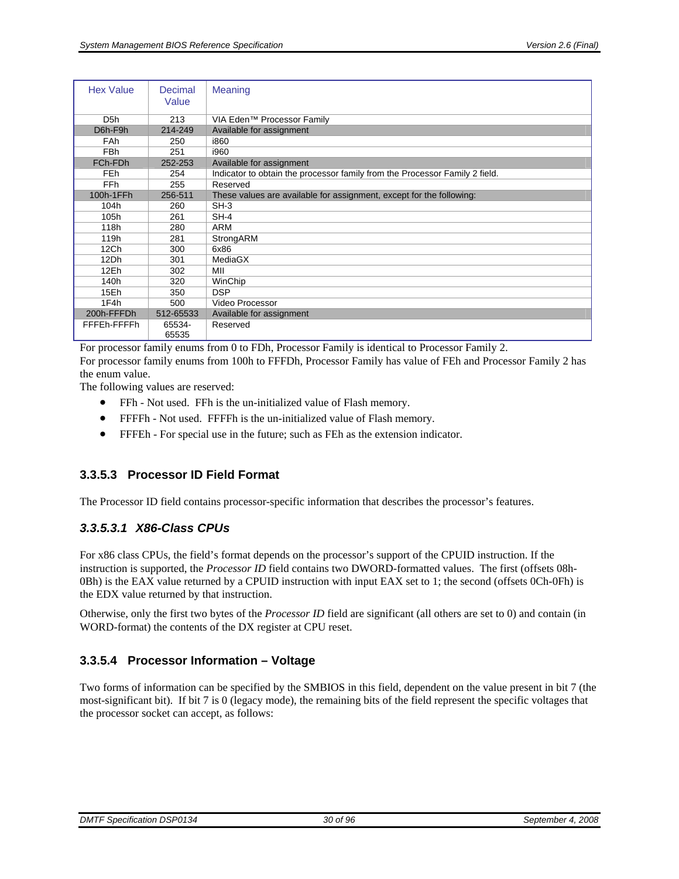| Hex Value | Decimal Value | Meaning |
|---|---|---|
| D5h | 213 | VIA Eden™ Processor Family |
| D6h-F9h | 214-249 | Available for assignment |
| FAh | 250 | i860 |
| FBh | 251 | i960 |
| FCh-FDh | 252-253 | Available for assignment |
| FEh | 254 | Indicator to obtain the processor family from the Processor Family 2 field. |
| FFh | 255 | Reserved |
| 100h-1FFh | 256-511 | These values are available for assignment, except for the following: |
| 104h | 260 | SH-3 |
| 105h | 261 | SH-4 |
| 118h | 280 | ARM |
| 119h | 281 | StrongARM |
| 12Ch | 300 | 6x86 |
| 12Dh | 301 | MediaGX |
| 12Eh | 302 | MII |
| 140h | 320 | WinChip |
| 15Eh | 350 | DSP |
| 1F4h | 500 | Video Processor |
| 200h-FFFDh | 512-65533 | Available for assignment |
| FFFEh-FFFFh | 65534-65535 | Reserved |

For processor family enums from 0 to FDh, Processor Family is identical to Processor Family 2.

For processor family enums from 100h to FFFDh, Processor Family has value of FEh and Processor Family 2 has the enum value.

The following values are reserved:

- FFh - Not used. FFh is the un-initialized value of Flash memory.
- FFFFh - Not used. FFFFh is the un-initialized value of Flash memory.
- FFFEh - For special use in the future; such as FEh as the extension indicator.

### 3.3.5.3 Processor ID Field Format

The Processor ID field contains processor-specific information that describes the processor's features.

#### *3.3.5.3.1 X86-Class CPUs*

For x86 class CPUs, the field's format depends on the processor's support of the CPUID instruction. If the instruction is supported, the *Processor ID* field contains two DWORD-formatted values. The first (offsets 08h-0Bh) is the EAX value returned by a CPUID instruction with input EAX set to 1; the second (offsets 0Ch-0Fh) is the EDX value returned by that instruction.

Otherwise, only the first two bytes of the *Processor ID* field are significant (all others are set to 0) and contain (in WORD-format) the contents of the DX register at CPU reset.

### 3.3.5.4 Processor Information – Voltage

Two forms of information can be specified by the SMBIOS in this field, dependent on the value present in bit 7 (the most-significant bit). If bit 7 is 0 (legacy mode), the remaining bits of the field represent the specific voltages that the processor socket can accept, as follows: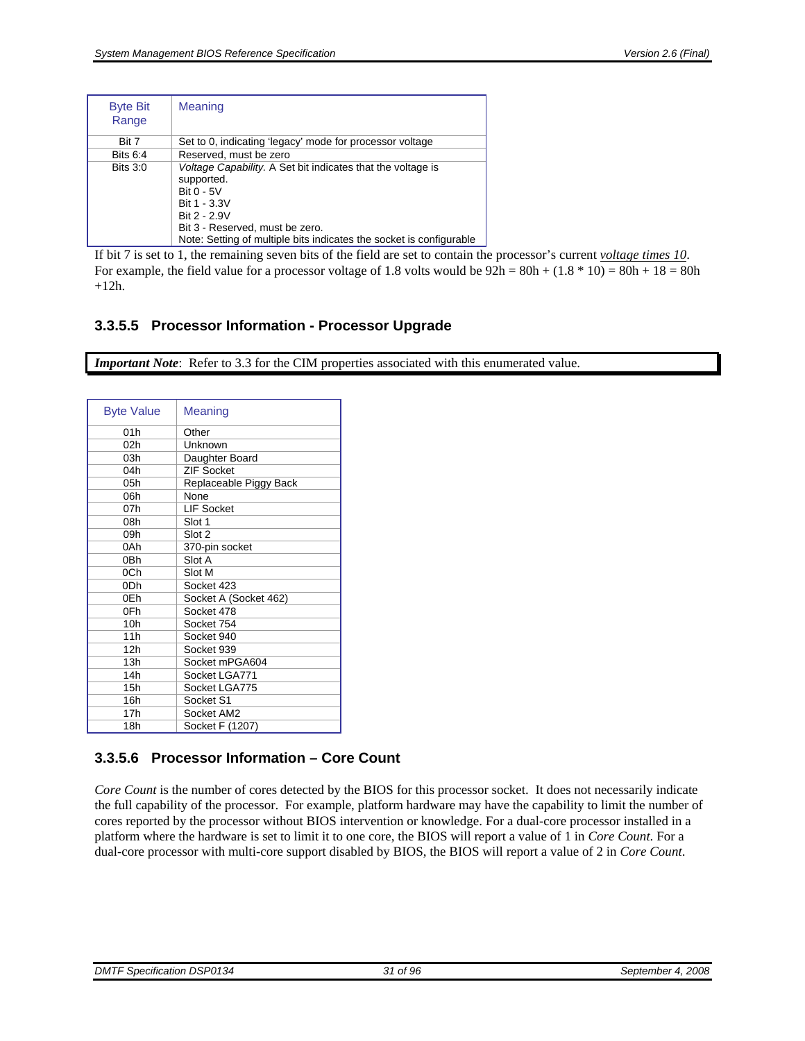| Byte Bit Range | Meaning |
|---|---|
| Bit 7 | Set to 0, indicating 'legacy' mode for processor voltage |
| Bits 6:4 | Reserved, must be zero |
| Bits 3:0 | *Voltage Capability.* A Set bit indicates that the voltage is supported.<br>Bit 0 - 5V<br>Bit 1 - 3.3V<br>Bit 2 - 2.9V<br>Bit 3 - Reserved, must be zero.<br>Note: Setting of multiple bits indicates the socket is configurable |

If bit 7 is set to 1, the remaining seven bits of the field are set to contain the processor's current *voltage times 10*. For example, the field value for a processor voltage of 1.8 volts would be 92h = 80h + (1.8 * 10) = 80h + 18 = 80h +12h.

### 3.3.5.5 Processor Information - Processor Upgrade

***Important Note***: Refer to 3.3 for the CIM properties associated with this enumerated value.

| Byte Value | Meaning |
|---|---|
| 01h | Other |
| 02h | Unknown |
| 03h | Daughter Board |
| 04h | ZIF Socket |
| 05h | Replaceable Piggy Back |
| 06h | None |
| 07h | LIF Socket |
| 08h | Slot 1 |
| 09h | Slot 2 |
| 0Ah | 370-pin socket |
| 0Bh | Slot A |
| 0Ch | Slot M |
| 0Dh | Socket 423 |
| 0Eh | Socket A (Socket 462) |
| 0Fh | Socket 478 |
| 10h | Socket 754 |
| 11h | Socket 940 |
| 12h | Socket 939 |
| 13h | Socket mPGA604 |
| 14h | Socket LGA771 |
| 15h | Socket LGA775 |
| 16h | Socket S1 |
| 17h | Socket AM2 |
| 18h | Socket F (1207) |

### 3.3.5.6 Processor Information – Core Count

*Core Count* is the number of cores detected by the BIOS for this processor socket. It does not necessarily indicate the full capability of the processor. For example, platform hardware may have the capability to limit the number of cores reported by the processor without BIOS intervention or knowledge. For a dual-core processor installed in a platform where the hardware is set to limit it to one core, the BIOS will report a value of 1 in *Core Count*. For a dual-core processor with multi-core support disabled by BIOS, the BIOS will report a value of 2 in *Core Count*.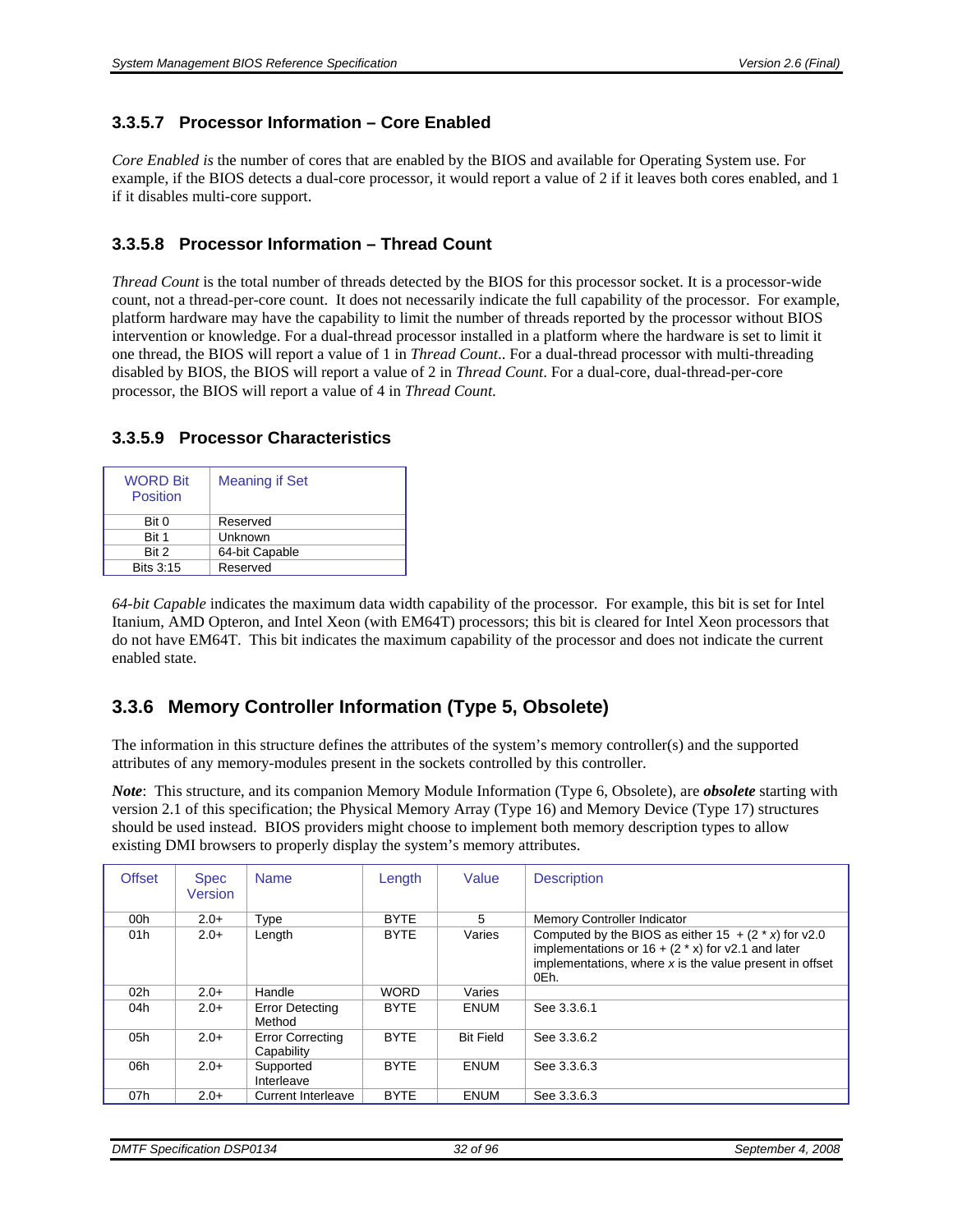### 3.3.5.7 Processor Information – Core Enabled

*Core Enabled is* the number of cores that are enabled by the BIOS and available for Operating System use. For example, if the BIOS detects a dual-core processor, it would report a value of 2 if it leaves both cores enabled, and 1 if it disables multi-core support.

### 3.3.5.8 Processor Information – Thread Count

*Thread Count* is the total number of threads detected by the BIOS for this processor socket. It is a processor-wide count, not a thread-per-core count. It does not necessarily indicate the full capability of the processor. For example, platform hardware may have the capability to limit the number of threads reported by the processor without BIOS intervention or knowledge. For a dual-thread processor installed in a platform where the hardware is set to limit it one thread, the BIOS will report a value of 1 in *Thread Count*.. For a dual-thread processor with multi-threading disabled by BIOS, the BIOS will report a value of 2 in *Thread Count*. For a dual-core, dual-thread-per-core processor, the BIOS will report a value of 4 in *Thread Count.*

### 3.3.5.9 Processor Characteristics

| WORD Bit Position | Meaning if Set |
|---|---|
| Bit 0 | Reserved |
| Bit 1 | Unknown |
| Bit 2 | 64-bit Capable |
| Bits 3:15 | Reserved |

*64-bit Capable* indicates the maximum data width capability of the processor. For example, this bit is set for Intel Itanium, AMD Opteron, and Intel Xeon (with EM64T) processors; this bit is cleared for Intel Xeon processors that do not have EM64T. This bit indicates the maximum capability of the processor and does not indicate the current enabled state.

## 3.3.6 Memory Controller Information (Type 5, Obsolete)

The information in this structure defines the attributes of the system's memory controller(s) and the supported attributes of any memory-modules present in the sockets controlled by this controller.

***Note***: This structure, and its companion Memory Module Information (Type 6, Obsolete), are ***obsolete*** starting with version 2.1 of this specification; the Physical Memory Array (Type 16) and Memory Device (Type 17) structures should be used instead. BIOS providers might choose to implement both memory description types to allow existing DMI browsers to properly display the system's memory attributes.

| Offset | Spec Version | Name | Length | Value | Description |
|---|---|---|---|---|---|
| 00h | 2.0+ | Type | BYTE | 5 | Memory Controller Indicator |
| 01h | 2.0+ | Length | BYTE | Varies | Computed by the BIOS as either 15 + (2 * *x*) for v2.0 implementations or 16 + (2 * x) for v2.1 and later implementations, where *x* is the value present in offset 0Eh. |
| 02h | 2.0+ | Handle | WORD | Varies | |
| 04h | 2.0+ | Error Detecting Method | BYTE | ENUM | See 3.3.6.1 |
| 05h | 2.0+ | Error Correcting Capability | BYTE | Bit Field | See 3.3.6.2 |
| 06h | 2.0+ | Supported Interleave | BYTE | ENUM | See 3.3.6.3 |
| 07h | 2.0+ | Current Interleave | BYTE | ENUM | See 3.3.6.3 |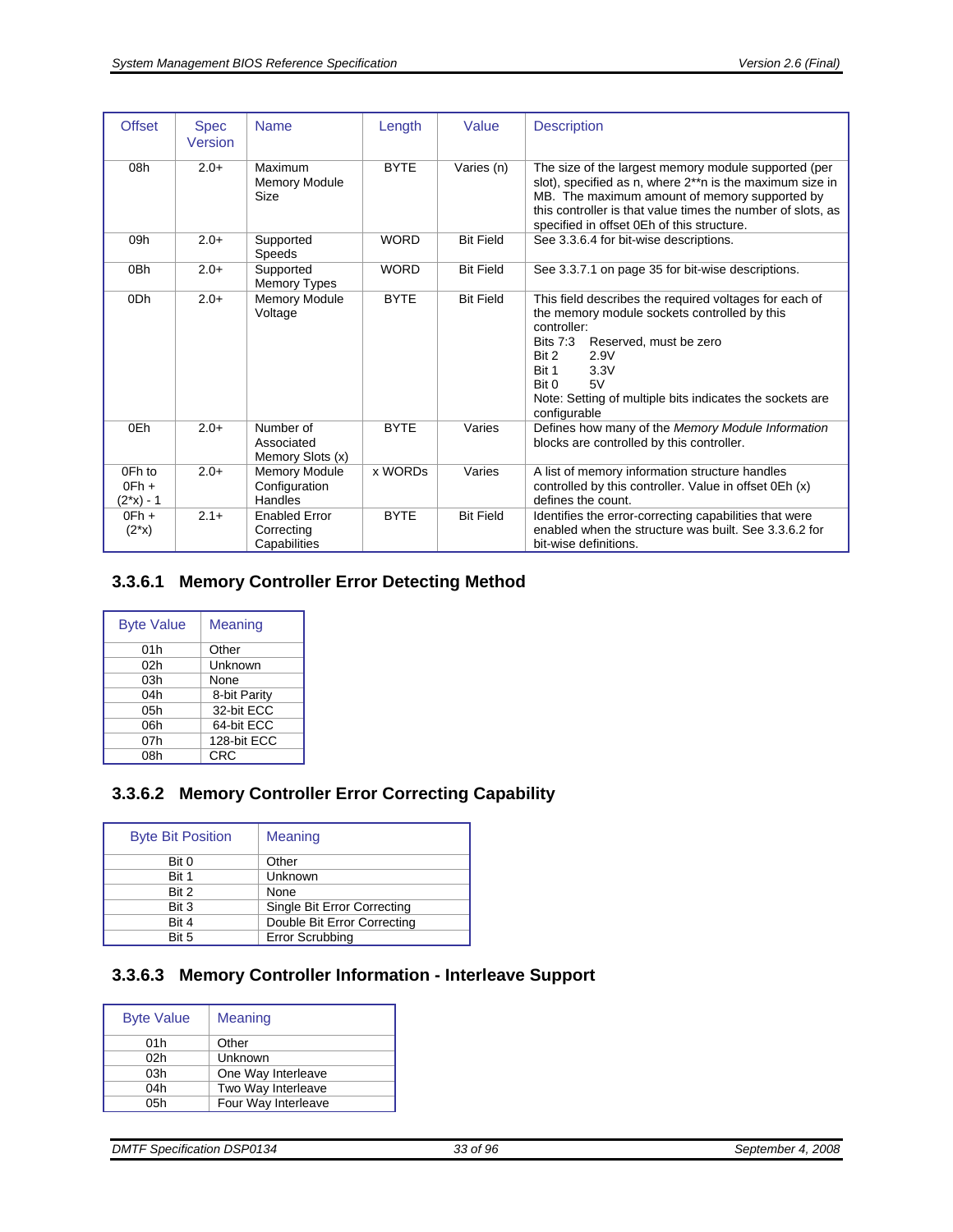| Offset | Spec Version | Name | Length | Value | Description |
|---|---|---|---|---|---|
| 08h | 2.0+ | Maximum Memory Module Size | BYTE | Varies (n) | The size of the largest memory module supported (per slot), specified as n, where 2**n is the maximum size in MB. The maximum amount of memory supported by this controller is that value times the number of slots, as specified in offset 0Eh of this structure. |
| 09h | 2.0+ | Supported Speeds | WORD | Bit Field | See 3.3.6.4 for bit-wise descriptions. |
| 0Bh | 2.0+ | Supported Memory Types | WORD | Bit Field | See 3.3.7.1 on page 35 for bit-wise descriptions. |
| 0Dh | 2.0+ | Memory Module Voltage | BYTE | Bit Field | This field describes the required voltages for each of the memory module sockets controlled by this controller:<br>Bits 7:3 Reserved, must be zero<br>Bit 2 2.9V<br>Bit 1 3.3V<br>Bit 0 5V<br>Note: Setting of multiple bits indicates the sockets are configurable |
| 0Eh | 2.0+ | Number of Associated Memory Slots (x) | BYTE | Varies | Defines how many of the *Memory Module Information* blocks are controlled by this controller. |
| 0Fh to 0Fh + (2*x) - 1 | 2.0+ | Memory Module Configuration Handles | x WORDs | Varies | A list of memory information structure handles controlled by this controller. Value in offset 0Eh (x) defines the count. |
| 0Fh + (2*x) | 2.1+ | Enabled Error Correcting Capabilities | BYTE | Bit Field | Identifies the error-correcting capabilities that were enabled when the structure was built. See 3.3.6.2 for bit-wise definitions. |

### 3.3.6.1 Memory Controller Error Detecting Method

| Byte Value | Meaning |
|---|---|
| 01h | Other |
| 02h | Unknown |
| 03h | None |
| 04h | 8-bit Parity |
| 05h | 32-bit ECC |
| 06h | 64-bit ECC |
| 07h | 128-bit ECC |
| 08h | CRC |

### 3.3.6.2 Memory Controller Error Correcting Capability

| Byte Bit Position | Meaning |
|---|---|
| Bit 0 | Other |
| Bit 1 | Unknown |
| Bit 2 | None |
| Bit 3 | Single Bit Error Correcting |
| Bit 4 | Double Bit Error Correcting |
| Bit 5 | Error Scrubbing |

### 3.3.6.3 Memory Controller Information - Interleave Support

| Byte Value | Meaning |
|---|---|
| 01h | Other |
| 02h | Unknown |
| 03h | One Way Interleave |
| 04h | Two Way Interleave |
| 05h | Four Way Interleave |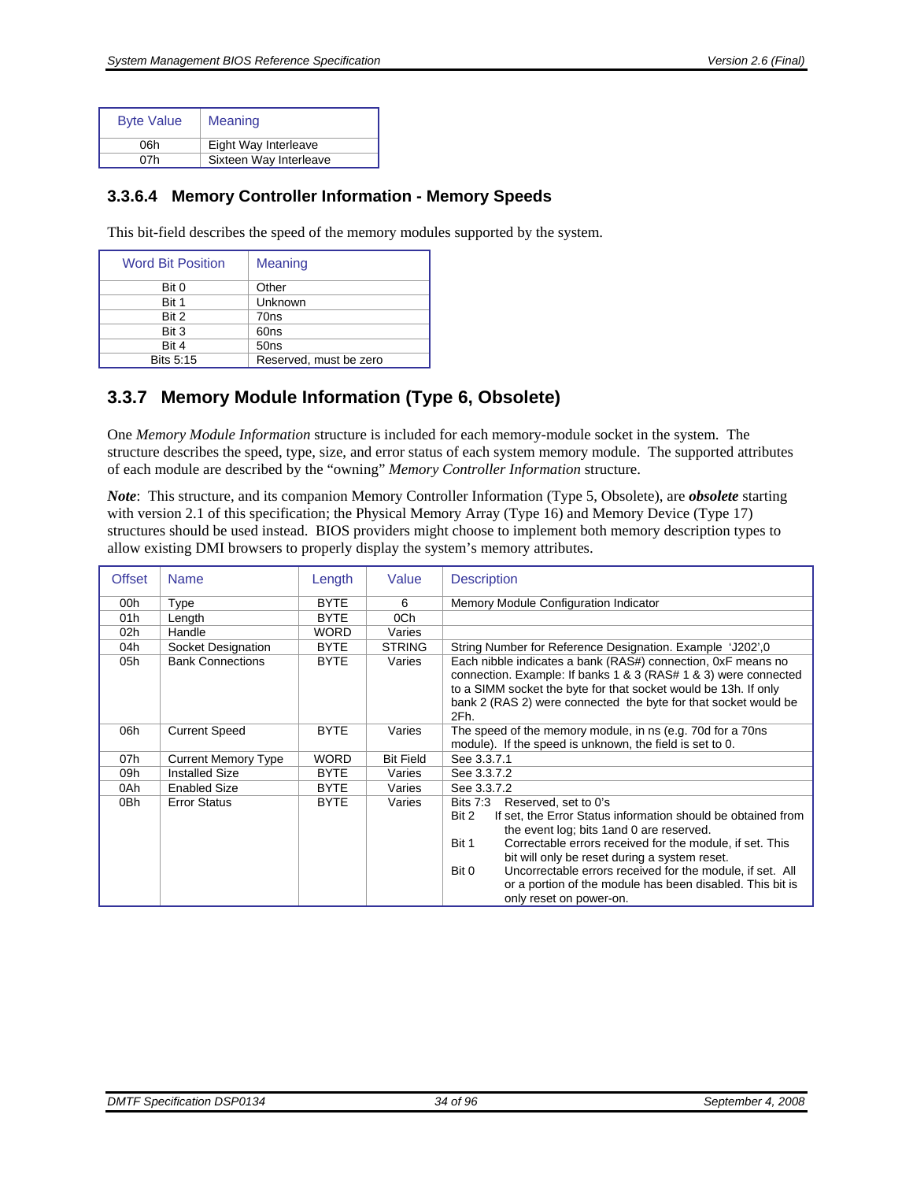| Byte Value | Meaning |
|---|---|
| 06h | Eight Way Interleave |
| 07h | Sixteen Way Interleave |

#### 3.3.6.4 Memory Controller Information - Memory Speeds

This bit-field describes the speed of the memory modules supported by the system.

| Word Bit Position | Meaning |
|---|---|
| Bit 0 | Other |
| Bit 1 | Unknown |
| Bit 2 | 70ns |
| Bit 3 | 60ns |
| Bit 4 | 50ns |
| Bits 5:15 | Reserved, must be zero |

### 3.3.7 Memory Module Information (Type 6, Obsolete)

One *Memory Module Information* structure is included for each memory-module socket in the system. The structure describes the speed, type, size, and error status of each system memory module. The supported attributes of each module are described by the "owning" *Memory Controller Information* structure.

***Note***: This structure, and its companion Memory Controller Information (Type 5, Obsolete), are ***obsolete*** starting with version 2.1 of this specification; the Physical Memory Array (Type 16) and Memory Device (Type 17) structures should be used instead. BIOS providers might choose to implement both memory description types to allow existing DMI browsers to properly display the system's memory attributes.

| Offset | Name | Length | Value | Description |
|---|---|---|---|---|
| 00h | Type | BYTE | 6 | Memory Module Configuration Indicator |
| 01h | Length | BYTE | 0Ch | |
| 02h | Handle | WORD | Varies | |
| 04h | Socket Designation | BYTE | STRING | String Number for Reference Designation. Example 'J202',0 |
| 05h | Bank Connections | BYTE | Varies | Each nibble indicates a bank (RAS#) connection, 0xF means no connection. Example: If banks 1 & 3 (RAS# 1 & 3) were connected to a SIMM socket the byte for that socket would be 13h. If only bank 2 (RAS 2) were connected the byte for that socket would be 2Fh. |
| 06h | Current Speed | BYTE | Varies | The speed of the memory module, in ns (e.g. 70d for a 70ns module). If the speed is unknown, the field is set to 0. |
| 07h | Current Memory Type | WORD | Bit Field | See 3.3.7.1 |
| 09h | Installed Size | BYTE | Varies | See 3.3.7.2 |
| 0Ah | Enabled Size | BYTE | Varies | See 3.3.7.2 |
| 0Bh | Error Status | BYTE | Varies | Bits 7:3 Reserved, set to 0's<br>Bit 2 If set, the Error Status information should be obtained from the event log; bits 1and 0 are reserved.<br>Bit 1 Correctable errors received for the module, if set. This bit will only be reset during a system reset.<br>Bit 0 Uncorrectable errors received for the module, if set. All or a portion of the module has been disabled. This bit is only reset on power-on. |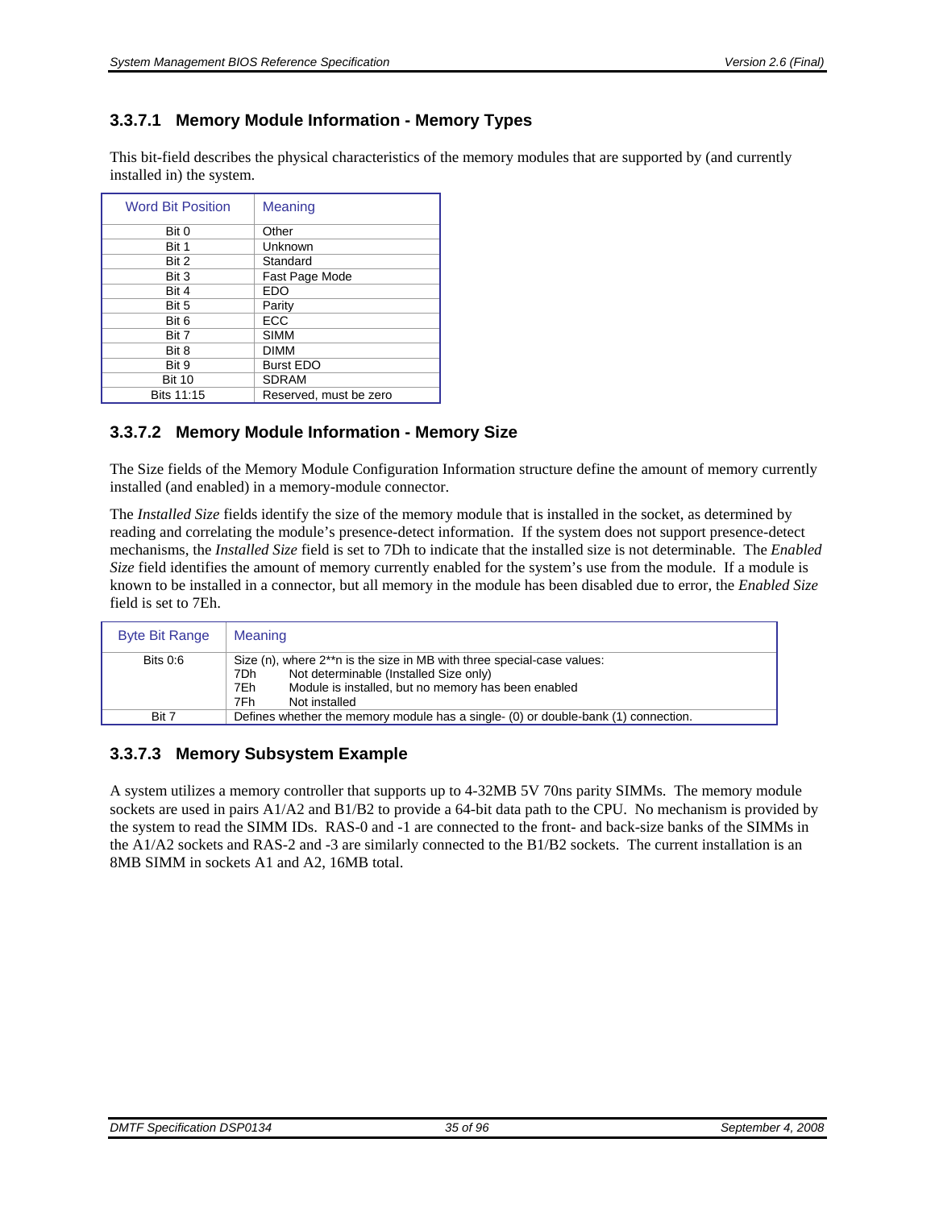### 3.3.7.1 Memory Module Information - Memory Types

This bit-field describes the physical characteristics of the memory modules that are supported by (and currently installed in) the system.

| Word Bit Position | Meaning |
|---|---|
| Bit 0 | Other |
| Bit 1 | Unknown |
| Bit 2 | Standard |
| Bit 3 | Fast Page Mode |
| Bit 4 | EDO |
| Bit 5 | Parity |
| Bit 6 | ECC |
| Bit 7 | SIMM |
| Bit 8 | DIMM |
| Bit 9 | Burst EDO |
| Bit 10 | SDRAM |
| Bits 11:15 | Reserved, must be zero |

### 3.3.7.2 Memory Module Information - Memory Size

The Size fields of the Memory Module Configuration Information structure define the amount of memory currently installed (and enabled) in a memory-module connector.

The *Installed Size* fields identify the size of the memory module that is installed in the socket, as determined by reading and correlating the module's presence-detect information. If the system does not support presence-detect mechanisms, the *Installed Size* field is set to 7Dh to indicate that the installed size is not determinable. The *Enabled Size* field identifies the amount of memory currently enabled for the system's use from the module. If a module is known to be installed in a connector, but all memory in the module has been disabled due to error, the *Enabled Size* field is set to 7Eh.

| Byte Bit Range | Meaning |
|---|---|
| Bits 0:6 | Size (n), where 2**n is the size in MB with three special-case values:<br>7Dh Not determinable (Installed Size only)<br>7Eh Module is installed, but no memory has been enabled<br>7Fh Not installed |
| Bit 7 | Defines whether the memory module has a single- (0) or double-bank (1) connection. |

### 3.3.7.3 Memory Subsystem Example

A system utilizes a memory controller that supports up to 4-32MB 5V 70ns parity SIMMs. The memory module sockets are used in pairs A1/A2 and B1/B2 to provide a 64-bit data path to the CPU. No mechanism is provided by the system to read the SIMM IDs. RAS-0 and -1 are connected to the front- and back-size banks of the SIMMs in the A1/A2 sockets and RAS-2 and -3 are similarly connected to the B1/B2 sockets. The current installation is an 8MB SIMM in sockets A1 and A2, 16MB total.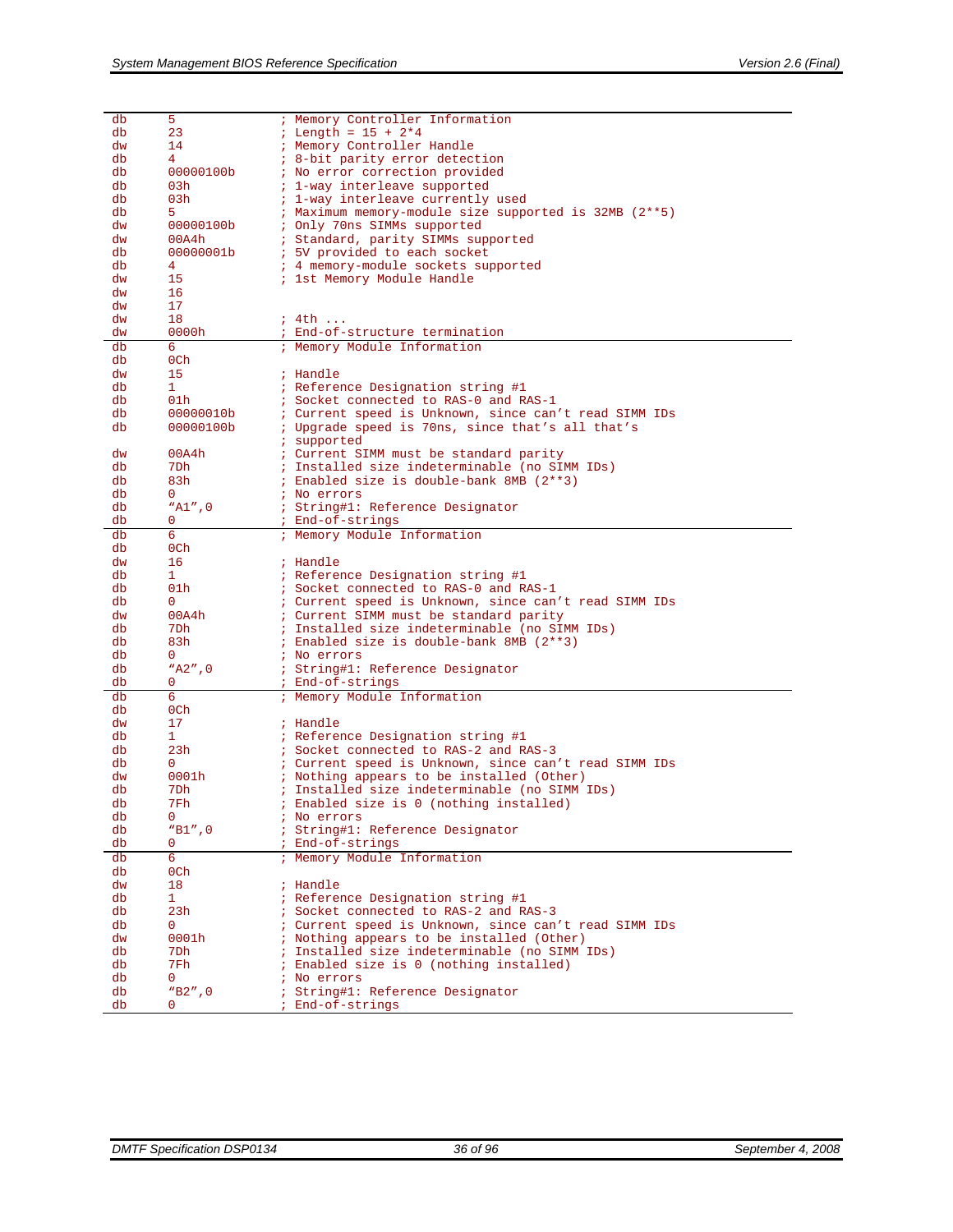```
db      5               ; Memory Controller Information
db      23              ; Length = 15 + 2*4
dw      14              ; Memory Controller Handle
db      4               ; 8-bit parity error detection
db      00000100b       ; No error correction provided
db      03h             ; 1-way interleave supported
db      03h             ; 1-way interleave currently used
db      5               ; Maximum memory-module size supported is 32MB (2**5)
dw      00000100b       ; Only 70ns SIMMs supported
dw      00A4h           ; Standard, parity SIMMs supported
db      00000001b       ; 5V provided to each socket
db      4               ; 4 memory-module sockets supported
dw      15              ; 1st Memory Module Handle
dw      16
dw      17
dw      18              ; 4th ...
dw      0000h           ; End-of-structure termination
```

```
db      6               ; Memory Module Information
db      0Ch
dw      15              ; Handle
db      1               ; Reference Designation string #1
db      01h             ; Socket connected to RAS-0 and RAS-1
db      00000010b       ; Current speed is Unknown, since can't read SIMM IDs
db      00000100b       ; Upgrade speed is 70ns, since that's all that's
                        ; supported
dw      00A4h           ; Current SIMM must be standard parity
db      7Dh             ; Installed size indeterminable (no SIMM IDs)
db      83h             ; Enabled size is double-bank 8MB (2**3)
db      0               ; No errors
db      "A1",0          ; String#1: Reference Designator
db      0               ; End-of-strings
```

```
db      6               ; Memory Module Information
db      0Ch
dw      16              ; Handle
db      1               ; Reference Designation string #1
db      01h             ; Socket connected to RAS-0 and RAS-1
db      0               ; Current speed is Unknown, since can't read SIMM IDs
dw      00A4h           ; Current SIMM must be standard parity
db      7Dh             ; Installed size indeterminable (no SIMM IDs)
db      83h             ; Enabled size is double-bank 8MB (2**3)
db      0               ; No errors
db      "A2",0          ; String#1: Reference Designator
db      0               ; End-of-strings
```

```
db      6               ; Memory Module Information
db      0Ch
dw      17              ; Handle
db      1               ; Reference Designation string #1
db      23h             ; Socket connected to RAS-2 and RAS-3
db      0               ; Current speed is Unknown, since can't read SIMM IDs
dw      0001h           ; Nothing appears to be installed (Other)
db      7Dh             ; Installed size indeterminable (no SIMM IDs)
db      7Fh             ; Enabled size is 0 (nothing installed)
db      0               ; No errors
db      "B1",0          ; String#1: Reference Designator
db      0               ; End-of-strings
```

```
db      6               ; Memory Module Information
db      0Ch
dw      18              ; Handle
db      1               ; Reference Designation string #1
db      23h             ; Socket connected to RAS-2 and RAS-3
db      0               ; Current speed is Unknown, since can't read SIMM IDs
dw      0001h           ; Nothing appears to be installed (Other)
db      7Dh             ; Installed size indeterminable (no SIMM IDs)
db      7Fh             ; Enabled size is 0 (nothing installed)
db      0               ; No errors
db      "B2",0          ; String#1: Reference Designator
db      0               ; End-of-strings
```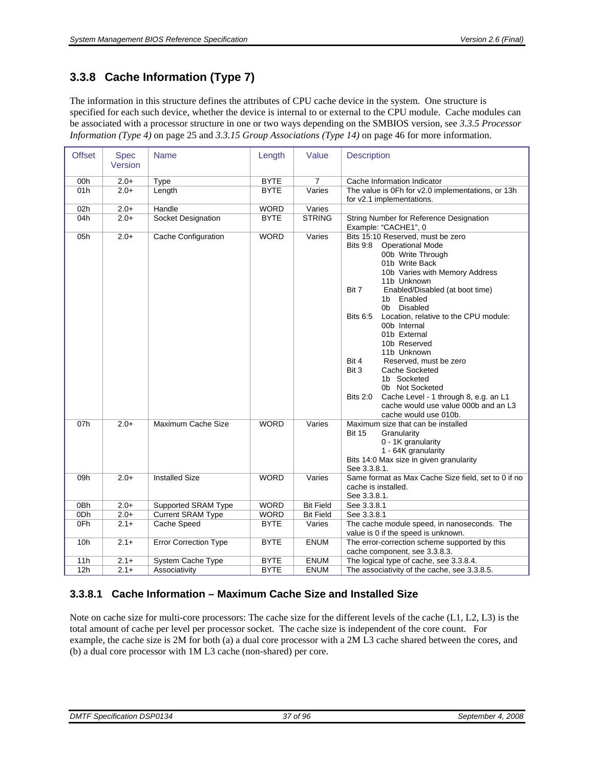### 3.3.8 Cache Information (Type 7)

The information in this structure defines the attributes of CPU cache device in the system. One structure is specified for each such device, whether the device is internal to or external to the CPU module. Cache modules can be associated with a processor structure in one or two ways depending on the SMBIOS version, see *3.3.5 Processor Information (Type 4)* on page 25 and *3.3.15 Group Associations (Type 14)* on page 46 for more information.

| Offset | Spec Version | Name | Length | Value | Description |
|---|---|---|---|---|---|
| 00h | 2.0+ | Type | BYTE | 7 | Cache Information Indicator |
| 01h | 2.0+ | Length | BYTE | Varies | The value is 0Fh for v2.0 implementations, or 13h for v2.1 implementations. |
| 02h | 2.0+ | Handle | WORD | Varies | |
| 04h | 2.0+ | Socket Designation | BYTE | STRING | String Number for Reference Designation<br>Example: "CACHE1", 0 |
| 05h | 2.0+ | Cache Configuration | WORD | Varies | Bits 15:10 Reserved, must be zero<br>Bits 9:8 Operational Mode<br>00b Write Through<br>01b Write Back<br>10b Varies with Memory Address<br>11b Unknown<br>Bit 7 Enabled/Disabled (at boot time)<br>1b Enabled<br>0b Disabled<br>Bits 6:5 Location, relative to the CPU module:<br>00b Internal<br>01b External<br>10b Reserved<br>11b Unknown<br>Bit 4 Reserved, must be zero<br>Bit 3 Cache Socketed<br>1b Socketed<br>0b Not Socketed<br>Bits 2:0 Cache Level - 1 through 8, e.g. an L1 cache would use value 000b and an L3 cache would use 010b. |
| 07h | 2.0+ | Maximum Cache Size | WORD | Varies | Maximum size that can be installed<br>Bit 15 Granularity<br>0 - 1K granularity<br>1 - 64K granularity<br>Bits 14:0 Max size in given granularity<br>See 3.3.8.1. |
| 09h | 2.0+ | Installed Size | WORD | Varies | Same format as Max Cache Size field, set to 0 if no cache is installed.<br>See 3.3.8.1. |
| 0Bh | 2.0+ | Supported SRAM Type | WORD | Bit Field | See 3.3.8.1 |
| 0Dh | 2.0+ | Current SRAM Type | WORD | Bit Field | See 3.3.8.1 |
| 0Fh | 2.1+ | Cache Speed | BYTE | Varies | The cache module speed, in nanoseconds. The value is 0 if the speed is unknown. |
| 10h | 2.1+ | Error Correction Type | BYTE | ENUM | The error-correction scheme supported by this cache component, see 3.3.8.3. |
| 11h | 2.1+ | System Cache Type | BYTE | ENUM | The logical type of cache, see 3.3.8.4. |
| 12h | 2.1+ | Associativity | BYTE | ENUM | The associativity of the cache, see 3.3.8.5. |

#### 3.3.8.1 Cache Information – Maximum Cache Size and Installed Size

Note on cache size for multi-core processors: The cache size for the different levels of the cache (L1, L2, L3) is the total amount of cache per level per processor socket. The cache size is independent of the core count. For example, the cache size is 2M for both (a) a dual core processor with a 2M L3 cache shared between the cores, and (b) a dual core processor with 1M L3 cache (non-shared) per core.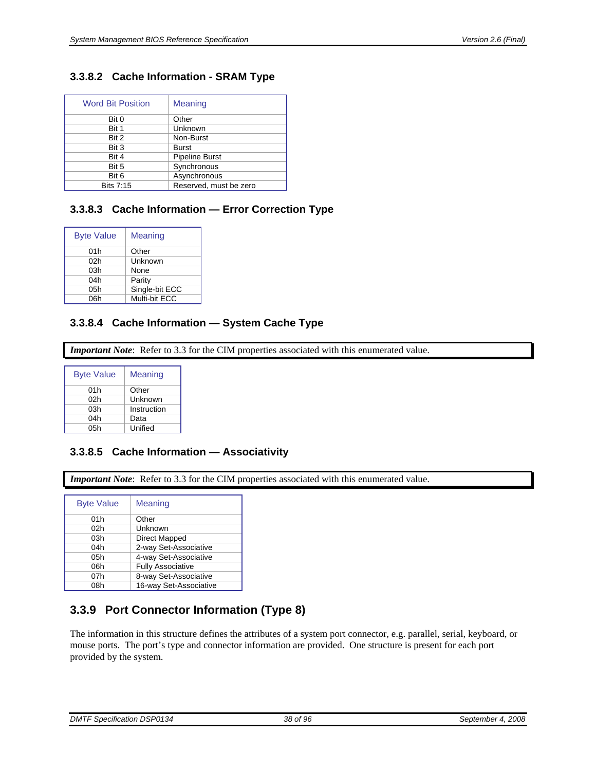#### 3.3.8.2 Cache Information - SRAM Type

| Word Bit Position | Meaning |
|---|---|
| Bit 0 | Other |
| Bit 1 | Unknown |
| Bit 2 | Non-Burst |
| Bit 3 | Burst |
| Bit 4 | Pipeline Burst |
| Bit 5 | Synchronous |
| Bit 6 | Asynchronous |
| Bits 7:15 | Reserved, must be zero |

#### 3.3.8.3 Cache Information — Error Correction Type

| Byte Value | Meaning |
|---|---|
| 01h | Other |
| 02h | Unknown |
| 03h | None |
| 04h | Parity |
| 05h | Single-bit ECC |
| 06h | Multi-bit ECC |

#### 3.3.8.4 Cache Information — System Cache Type

***Important Note***: Refer to 3.3 for the CIM properties associated with this enumerated value.

| Byte Value | Meaning |
|---|---|
| 01h | Other |
| 02h | Unknown |
| 03h | Instruction |
| 04h | Data |
| 05h | Unified |

#### 3.3.8.5 Cache Information — Associativity

***Important Note***: Refer to 3.3 for the CIM properties associated with this enumerated value.

| Byte Value | Meaning |
|---|---|
| 01h | Other |
| 02h | Unknown |
| 03h | Direct Mapped |
| 04h | 2-way Set-Associative |
| 05h | 4-way Set-Associative |
| 06h | Fully Associative |
| 07h | 8-way Set-Associative |
| 08h | 16-way Set-Associative |

### 3.3.9 Port Connector Information (Type 8)

The information in this structure defines the attributes of a system port connector, e.g. parallel, serial, keyboard, or mouse ports. The port's type and connector information are provided. One structure is present for each port provided by the system.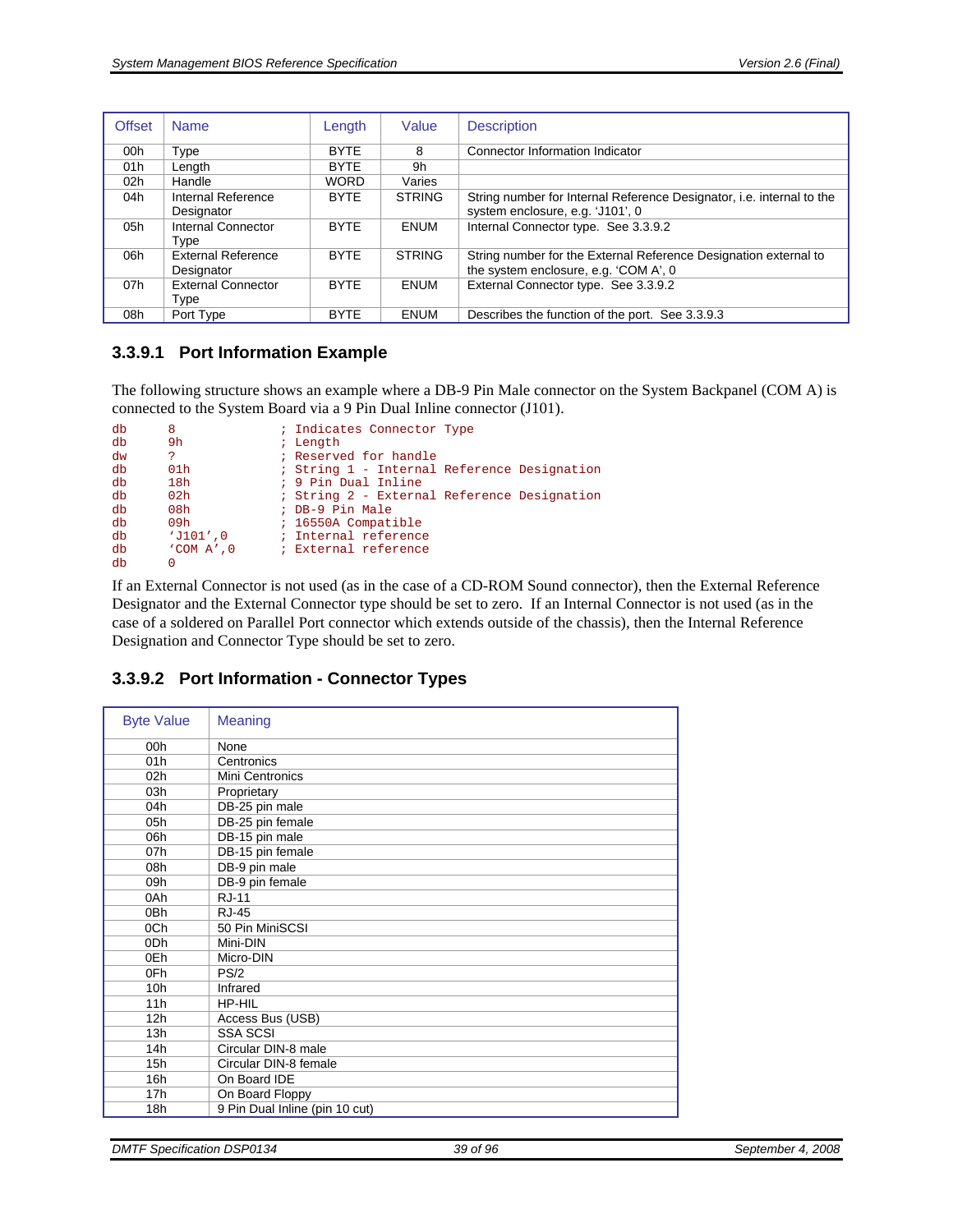| Offset | Name | Length | Value | Description |
|---|---|---|---|---|
| 00h | Type | BYTE | 8 | Connector Information Indicator |
| 01h | Length | BYTE | 9h | |
| 02h | Handle | WORD | Varies | |
| 04h | Internal Reference Designator | BYTE | STRING | String number for Internal Reference Designator, i.e. internal to the system enclosure, e.g. ‘J101’, 0 |
| 05h | Internal Connector Type | BYTE | ENUM | Internal Connector type. See 3.3.9.2 |
| 06h | External Reference Designator | BYTE | STRING | String number for the External Reference Designation external to the system enclosure, e.g. ‘COM A’, 0 |
| 07h | External Connector Type | BYTE | ENUM | External Connector type. See 3.3.9.2 |
| 08h | Port Type | BYTE | ENUM | Describes the function of the port. See 3.3.9.3 |

### 3.3.9.1 Port Information Example

The following structure shows an example where a DB-9 Pin Male connector on the System Backpanel (COM A) is connected to the System Board via a 9 Pin Dual Inline connector (J101).

```
db      8               ; Indicates Connector Type
db      9h              ; Length
dw      ?               ; Reserved for handle
db      01h             ; String 1 - Internal Reference Designation
db      18h             ; 9 Pin Dual Inline
db      02h             ; String 2 - External Reference Designation
db      08h             ; DB-9 Pin Male
db      09h             ; 16550A Compatible
db      ‘J101’,0        ; Internal reference
db      ‘COM A’,0       ; External reference
db      0
```

If an External Connector is not used (as in the case of a CD-ROM Sound connector), then the External Reference Designator and the External Connector type should be set to zero. If an Internal Connector is not used (as in the case of a soldered on Parallel Port connector which extends outside of the chassis), then the Internal Reference Designation and Connector Type should be set to zero.

### 3.3.9.2 Port Information - Connector Types

| Byte Value | Meaning |
|---|---|
| 00h | None |
| 01h | Centronics |
| 02h | Mini Centronics |
| 03h | Proprietary |
| 04h | DB-25 pin male |
| 05h | DB-25 pin female |
| 06h | DB-15 pin male |
| 07h | DB-15 pin female |
| 08h | DB-9 pin male |
| 09h | DB-9 pin female |
| 0Ah | RJ-11 |
| 0Bh | RJ-45 |
| 0Ch | 50 Pin MiniSCSI |
| 0Dh | Mini-DIN |
| 0Eh | Micro-DIN |
| 0Fh | PS/2 |
| 10h | Infrared |
| 11h | HP-HIL |
| 12h | Access Bus (USB) |
| 13h | SSA SCSI |
| 14h | Circular DIN-8 male |
| 15h | Circular DIN-8 female |
| 16h | On Board IDE |
| 17h | On Board Floppy |
| 18h | 9 Pin Dual Inline (pin 10 cut) |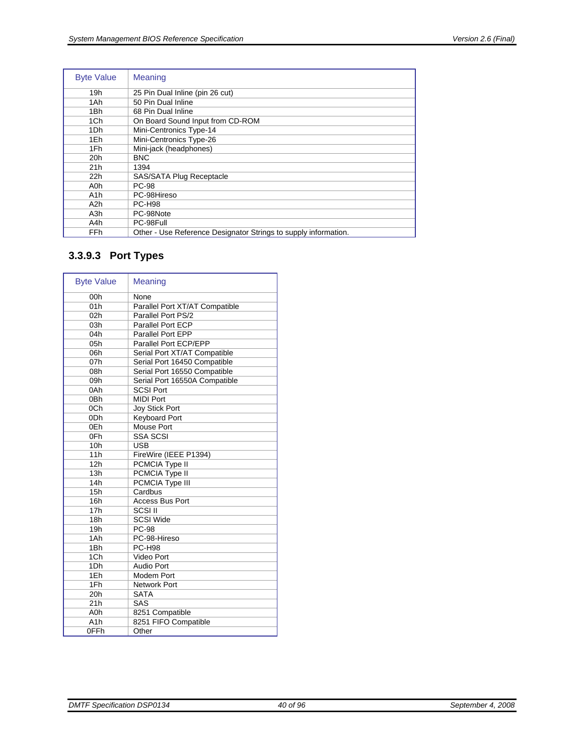| Byte Value | Meaning |
|---|---|
| 19h | 25 Pin Dual Inline (pin 26 cut) |
| 1Ah | 50 Pin Dual Inline |
| 1Bh | 68 Pin Dual Inline |
| 1Ch | On Board Sound Input from CD-ROM |
| 1Dh | Mini-Centronics Type-14 |
| 1Eh | Mini-Centronics Type-26 |
| 1Fh | Mini-jack (headphones) |
| 20h | BNC |
| 21h | 1394 |
| 22h | SAS/SATA Plug Receptacle |
| A0h | PC-98 |
| A1h | PC-98Hireso |
| A2h | PC-H98 |
| A3h | PC-98Note |
| A4h | PC-98Full |
| FFh | Other - Use Reference Designator Strings to supply information. |

### 3.3.9.3 Port Types

| Byte Value | Meaning |
|---|---|
| 00h | None |
| 01h | Parallel Port XT/AT Compatible |
| 02h | Parallel Port PS/2 |
| 03h | Parallel Port ECP |
| 04h | Parallel Port EPP |
| 05h | Parallel Port ECP/EPP |
| 06h | Serial Port XT/AT Compatible |
| 07h | Serial Port 16450 Compatible |
| 08h | Serial Port 16550 Compatible |
| 09h | Serial Port 16550A Compatible |
| 0Ah | SCSI Port |
| 0Bh | MIDI Port |
| 0Ch | Joy Stick Port |
| 0Dh | Keyboard Port |
| 0Eh | Mouse Port |
| 0Fh | SSA SCSI |
| 10h | USB |
| 11h | FireWire (IEEE P1394) |
| 12h | PCMCIA Type II |
| 13h | PCMCIA Type II |
| 14h | PCMCIA Type III |
| 15h | Cardbus |
| 16h | Access Bus Port |
| 17h | SCSI II |
| 18h | SCSI Wide |
| 19h | PC-98 |
| 1Ah | PC-98-Hireso |
| 1Bh | PC-H98 |
| 1Ch | Video Port |
| 1Dh | Audio Port |
| 1Eh | Modem Port |
| 1Fh | Network Port |
| 20h | SATA |
| 21h | SAS |
| A0h | 8251 Compatible |
| A1h | 8251 FIFO Compatible |
| 0FFh | Other |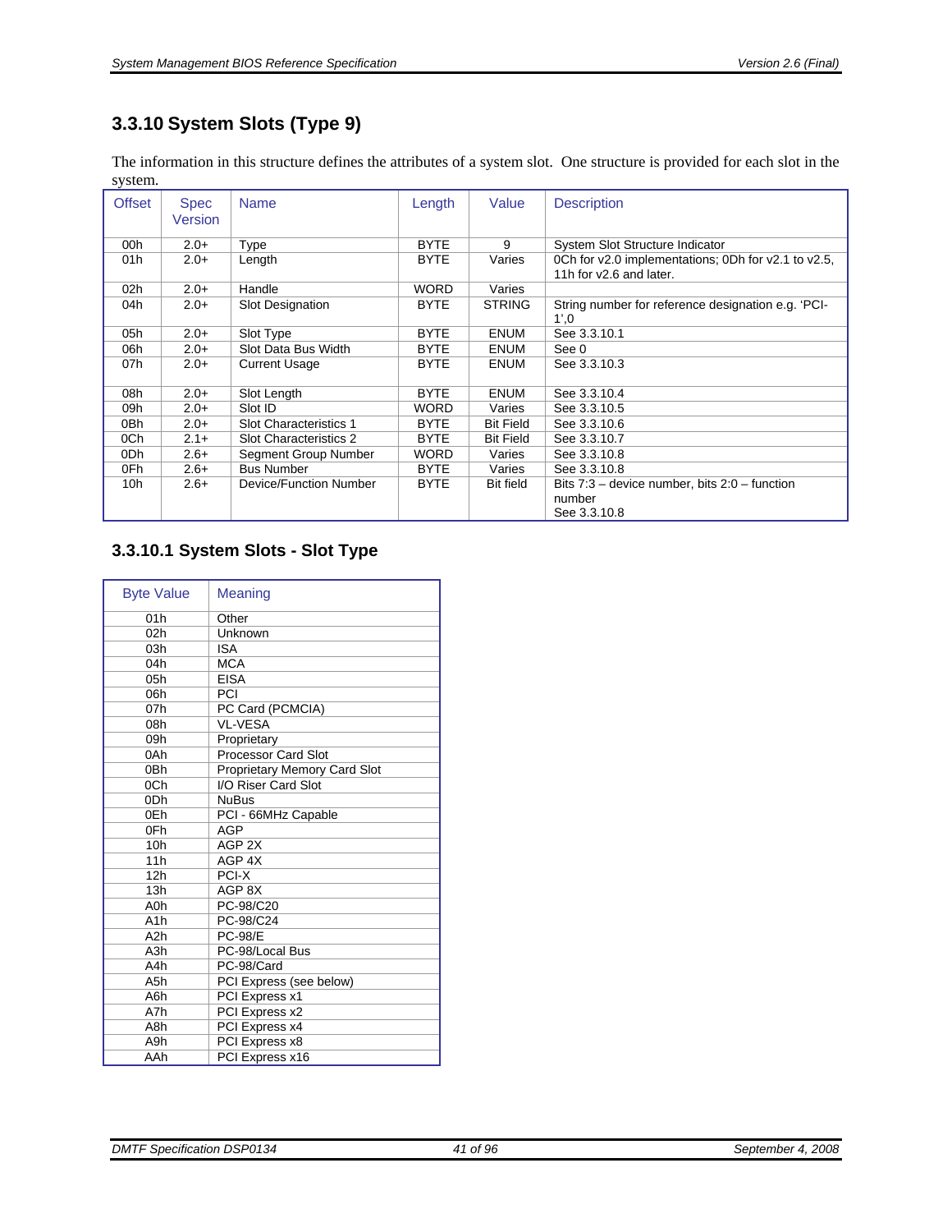## 3.3.10 System Slots (Type 9)

The information in this structure defines the attributes of a system slot. One structure is provided for each slot in the system.

| Offset | Spec Version | Name | Length | Value | Description |
|---|---|---|---|---|---|
| 00h | 2.0+ | Type | BYTE | 9 | System Slot Structure Indicator |
| 01h | 2.0+ | Length | BYTE | Varies | 0Ch for v2.0 implementations; 0Dh for v2.1 to v2.5, 11h for v2.6 and later. |
| 02h | 2.0+ | Handle | WORD | Varies | |
| 04h | 2.0+ | Slot Designation | BYTE | STRING | String number for reference designation e.g. 'PCI-1',0 |
| 05h | 2.0+ | Slot Type | BYTE | ENUM | See 3.3.10.1 |
| 06h | 2.0+ | Slot Data Bus Width | BYTE | ENUM | See 0 |
| 07h | 2.0+ | Current Usage | BYTE | ENUM | See 3.3.10.3 |
| 08h | 2.0+ | Slot Length | BYTE | ENUM | See 3.3.10.4 |
| 09h | 2.0+ | Slot ID | WORD | Varies | See 3.3.10.5 |
| 0Bh | 2.0+ | Slot Characteristics 1 | BYTE | Bit Field | See 3.3.10.6 |
| 0Ch | 2.1+ | Slot Characteristics 2 | BYTE | Bit Field | See 3.3.10.7 |
| 0Dh | 2.6+ | Segment Group Number | WORD | Varies | See 3.3.10.8 |
| 0Fh | 2.6+ | Bus Number | BYTE | Varies | See 3.3.10.8 |
| 10h | 2.6+ | Device/Function Number | BYTE | Bit field | Bits 7:3 – device number, bits 2:0 – function number<br>See 3.3.10.8 |

### 3.3.10.1 System Slots - Slot Type

| Byte Value | Meaning |
|---|---|
| 01h | Other |
| 02h | Unknown |
| 03h | ISA |
| 04h | MCA |
| 05h | EISA |
| 06h | PCI |
| 07h | PC Card (PCMCIA) |
| 08h | VL-VESA |
| 09h | Proprietary |
| 0Ah | Processor Card Slot |
| 0Bh | Proprietary Memory Card Slot |
| 0Ch | I/O Riser Card Slot |
| 0Dh | NuBus |
| 0Eh | PCI - 66MHz Capable |
| 0Fh | AGP |
| 10h | AGP 2X |
| 11h | AGP 4X |
| 12h | PCI-X |
| 13h | AGP 8X |
| A0h | PC-98/C20 |
| A1h | PC-98/C24 |
| A2h | PC-98/E |
| A3h | PC-98/Local Bus |
| A4h | PC-98/Card |
| A5h | PCI Express (see below) |
| A6h | PCI Express x1 |
| A7h | PCI Express x2 |
| A8h | PCI Express x4 |
| A9h | PCI Express x8 |
| AAh | PCI Express x16 |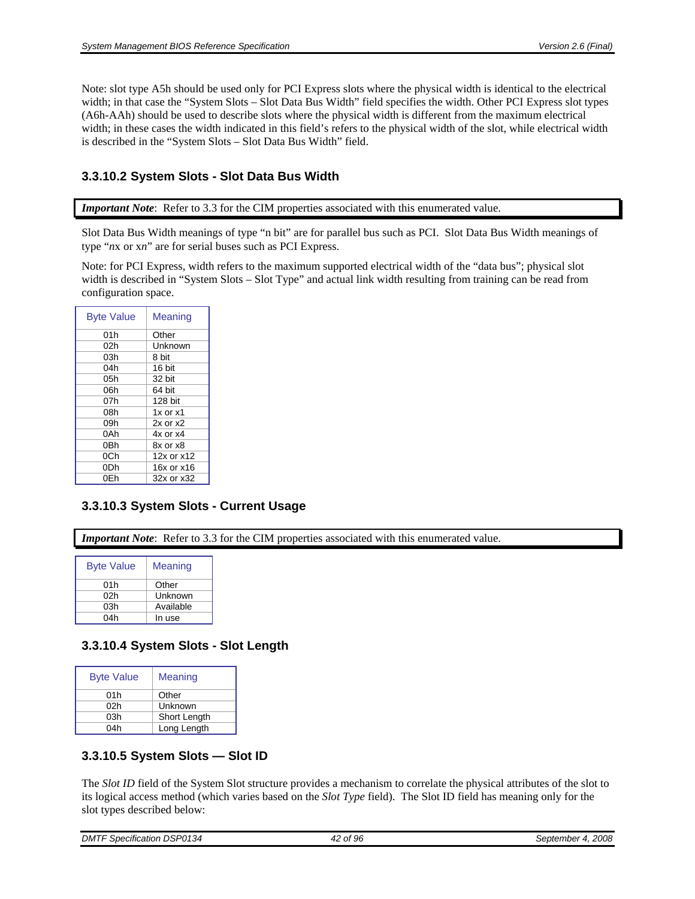Note: slot type A5h should be used only for PCI Express slots where the physical width is identical to the electrical width; in that case the “System Slots – Slot Data Bus Width” field specifies the width. Other PCI Express slot types (A6h-AAh) should be used to describe slots where the physical width is different from the maximum electrical width; in these cases the width indicated in this field’s refers to the physical width of the slot, while electrical width is described in the “System Slots – Slot Data Bus Width” field.

### 3.3.10.2 System Slots - Slot Data Bus Width

***Important Note***: Refer to 3.3 for the CIM properties associated with this enumerated value.

Slot Data Bus Width meanings of type “n bit” are for parallel bus such as PCI. Slot Data Bus Width meanings of type “*n*x or x*n*” are for serial buses such as PCI Express.

Note: for PCI Express, width refers to the maximum supported electrical width of the “data bus”; physical slot width is described in “System Slots – Slot Type” and actual link width resulting from training can be read from configuration space.

| Byte Value | Meaning |
|---|---|
| 01h | Other |
| 02h | Unknown |
| 03h | 8 bit |
| 04h | 16 bit |
| 05h | 32 bit |
| 06h | 64 bit |
| 07h | 128 bit |
| 08h | 1x or x1 |
| 09h | 2x or x2 |
| 0Ah | 4x or x4 |
| 0Bh | 8x or x8 |
| 0Ch | 12x or x12 |
| 0Dh | 16x or x16 |
| 0Eh | 32x or x32 |

### 3.3.10.3 System Slots - Current Usage

***Important Note***: Refer to 3.3 for the CIM properties associated with this enumerated value.

| Byte Value | Meaning |
|---|---|
| 01h | Other |
| 02h | Unknown |
| 03h | Available |
| 04h | In use |

### 3.3.10.4 System Slots - Slot Length

| Byte Value | Meaning |
|---|---|
| 01h | Other |
| 02h | Unknown |
| 03h | Short Length |
| 04h | Long Length |

### 3.3.10.5 System Slots — Slot ID

The *Slot ID* field of the System Slot structure provides a mechanism to correlate the physical attributes of the slot to its logical access method (which varies based on the *Slot Type* field). The Slot ID field has meaning only for the slot types described below: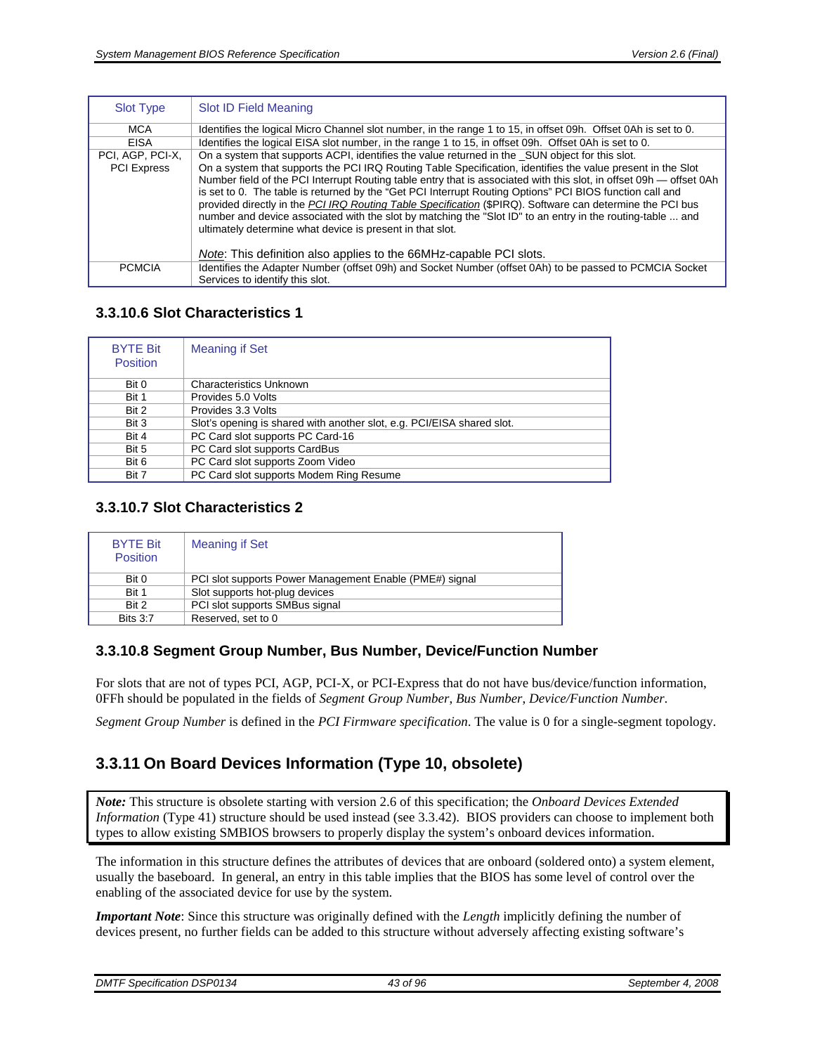| Slot Type | Slot ID Field Meaning |
|---|---|
| MCA | Identifies the logical Micro Channel slot number, in the range 1 to 15, in offset 09h. Offset 0Ah is set to 0. |
| EISA | Identifies the logical EISA slot number, in the range 1 to 15, in offset 09h. Offset 0Ah is set to 0. |
| PCI, AGP, PCI-X, PCI Express | On a system that supports ACPI, identifies the value returned in the _SUN object for this slot.<br>On a system that supports the PCI IRQ Routing Table Specification, identifies the value present in the Slot Number field of the PCI Interrupt Routing table entry that is associated with this slot, in offset 09h — offset 0Ah is set to 0. The table is returned by the "Get PCI Interrupt Routing Options" PCI BIOS function call and provided directly in the *PCI IRQ Routing Table Specification* ($PIRQ). Software can determine the PCI bus number and device associated with the slot by matching the "Slot ID" to an entry in the routing-table ... and ultimately determine what device is present in that slot.<br><br>*Note*: This definition also applies to the 66MHz-capable PCI slots. |
| PCMCIA | Identifies the Adapter Number (offset 09h) and Socket Number (offset 0Ah) to be passed to PCMCIA Socket Services to identify this slot. |

### 3.3.10.6 Slot Characteristics 1

| BYTE Bit Position | Meaning if Set |
|---|---|
| Bit 0 | Characteristics Unknown |
| Bit 1 | Provides 5.0 Volts |
| Bit 2 | Provides 3.3 Volts |
| Bit 3 | Slot's opening is shared with another slot, e.g. PCI/EISA shared slot. |
| Bit 4 | PC Card slot supports PC Card-16 |
| Bit 5 | PC Card slot supports CardBus |
| Bit 6 | PC Card slot supports Zoom Video |
| Bit 7 | PC Card slot supports Modem Ring Resume |

### 3.3.10.7 Slot Characteristics 2

| BYTE Bit Position | Meaning if Set |
|---|---|
| Bit 0 | PCI slot supports Power Management Enable (PME#) signal |
| Bit 1 | Slot supports hot-plug devices |
| Bit 2 | PCI slot supports SMBus signal |
| Bits 3:7 | Reserved, set to 0 |

### 3.3.10.8 Segment Group Number, Bus Number, Device/Function Number

For slots that are not of types PCI, AGP, PCI-X, or PCI-Express that do not have bus/device/function information, 0FFh should be populated in the fields of *Segment Group Number*, *Bus Number*, *Device/Function Number*.

*Segment Group Number* is defined in the *PCI Firmware specification*. The value is 0 for a single-segment topology.

## 3.3.11 On Board Devices Information (Type 10, obsolete)

***Note:*** This structure is obsolete starting with version 2.6 of this specification; the *Onboard Devices Extended Information* (Type 41) structure should be used instead (see 3.3.42). BIOS providers can choose to implement both types to allow existing SMBIOS browsers to properly display the system's onboard devices information.

The information in this structure defines the attributes of devices that are onboard (soldered onto) a system element, usually the baseboard. In general, an entry in this table implies that the BIOS has some level of control over the enabling of the associated device for use by the system.

***Important Note***: Since this structure was originally defined with the *Length* implicitly defining the number of devices present, no further fields can be added to this structure without adversely affecting existing software's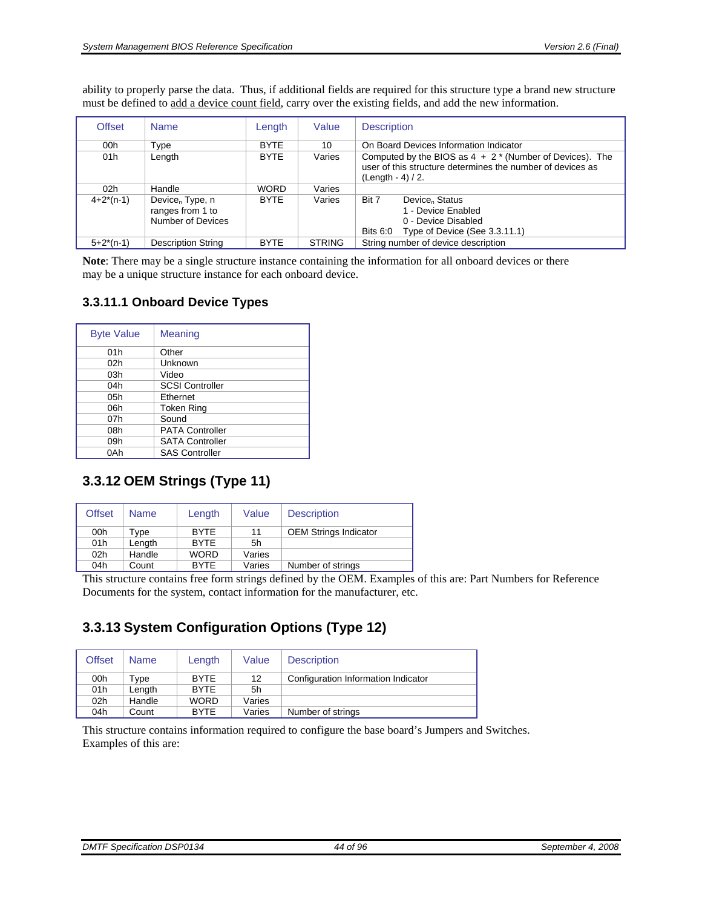ability to properly parse the data. Thus, if additional fields are required for this structure type a brand new structure must be defined to add a device count field, carry over the existing fields, and add the new information.

| Offset | Name | Length | Value | Description |
|---|---|---|---|---|
| 00h | Type | BYTE | 10 | On Board Devices Information Indicator |
| 01h | Length | BYTE | Varies | Computed by the BIOS as 4 + 2 * (Number of Devices). The user of this structure determines the number of devices as (Length - 4) / 2. |
| 02h | Handle | WORD | Varies | |
| 4+2*(n-1) | $Device_n$ Type, n ranges from 1 to Number of Devices | BYTE | Varies | Bit 7 $Device_n$ Status<br>1 - Device Enabled<br>0 - Device Disabled<br>Bits 6:0 Type of Device (See 3.3.11.1) |
| 5+2*(n-1) | Description String | BYTE | STRING | String number of device description |

**Note**: There may be a single structure instance containing the information for all onboard devices or there may be a unique structure instance for each onboard device.

### 3.3.11.1 Onboard Device Types

| Byte Value | Meaning |
|---|---|
| 01h | Other |
| 02h | Unknown |
| 03h | Video |
| 04h | SCSI Controller |
| 05h | Ethernet |
| 06h | Token Ring |
| 07h | Sound |
| 08h | PATA Controller |
| 09h | SATA Controller |
| 0Ah | SAS Controller |

## 3.3.12 OEM Strings (Type 11)

| Offset | Name | Length | Value | Description |
|---|---|---|---|---|
| 00h | Type | BYTE | 11 | OEM Strings Indicator |
| 01h | Length | BYTE | 5h | |
| 02h | Handle | WORD | Varies | |
| 04h | Count | BYTE | Varies | Number of strings |

This structure contains free form strings defined by the OEM. Examples of this are: Part Numbers for Reference Documents for the system, contact information for the manufacturer, etc.

## 3.3.13 System Configuration Options (Type 12)

| Offset | Name | Length | Value | Description |
|---|---|---|---|---|
| 00h | Type | BYTE | 12 | Configuration Information Indicator |
| 01h | Length | BYTE | 5h | |
| 02h | Handle | WORD | Varies | |
| 04h | Count | BYTE | Varies | Number of strings |

This structure contains information required to configure the base board's Jumpers and Switches. Examples of this are: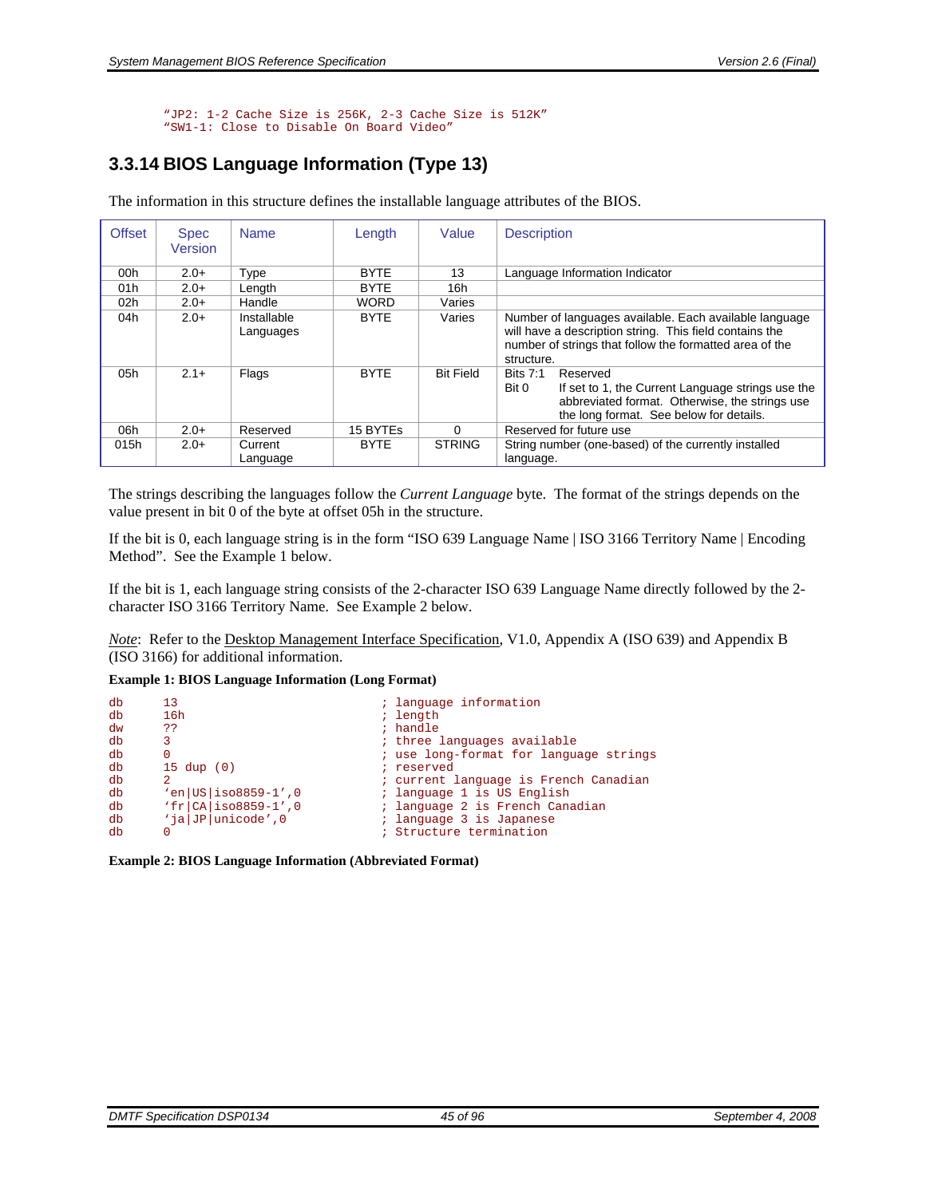```
"JP2: 1-2 Cache Size is 256K, 2-3 Cache Size is 512K"
"SW1-1: Close to Disable On Board Video"
```

### 3.3.14 BIOS Language Information (Type 13)

The information in this structure defines the installable language attributes of the BIOS.

| Offset | Spec Version | Name | Length | Value | Description |
|---|---|---|---|---|---|
| 00h | 2.0+ | Type | BYTE | 13 | Language Information Indicator |
| 01h | 2.0+ | Length | BYTE | 16h | |
| 02h | 2.0+ | Handle | WORD | Varies | |
| 04h | 2.0+ | Installable Languages | BYTE | Varies | Number of languages available. Each available language will have a description string. This field contains the number of strings that follow the formatted area of the structure. |
| 05h | 2.1+ | Flags | BYTE | Bit Field | Bits 7:1 Reserved<br>Bit 0 If set to 1, the Current Language strings use the abbreviated format. Otherwise, the strings use the long format. See below for details. |
| 06h | 2.0+ | Reserved | 15 BYTEs | 0 | Reserved for future use |
| 015h | 2.0+ | Current Language | BYTE | STRING | String number (one-based) of the currently installed language. |

The strings describing the languages follow the *Current Language* byte. The format of the strings depends on the value present in bit 0 of the byte at offset 05h in the structure.

If the bit is 0, each language string is in the form "ISO 639 Language Name | ISO 3166 Territory Name | Encoding Method". See the Example 1 below.

If the bit is 1, each language string consists of the 2-character ISO 639 Language Name directly followed by the 2-character ISO 3166 Territory Name. See Example 2 below.

*Note*: Refer to the Desktop Management Interface Specification, V1.0, Appendix A (ISO 639) and Appendix B (ISO 3166) for additional information.

**Example 1: BIOS Language Information (Long Format)**

```
db      13                              ; language information
db      16h                             ; length
dw      ??                              ; handle
db      3                               ; three languages available
db      0                               ; use long-format for language strings
db      15 dup (0)                      ; reserved
db      2                               ; current language is French Canadian
db      'en|US|iso8859-1',0             ; language 1 is US English
db      'fr|CA|iso8859-1',0             ; language 2 is French Canadian
db      'ja|JP|unicode',0               ; language 3 is Japanese
db      0                               ; Structure termination
```

**Example 2: BIOS Language Information (Abbreviated Format)**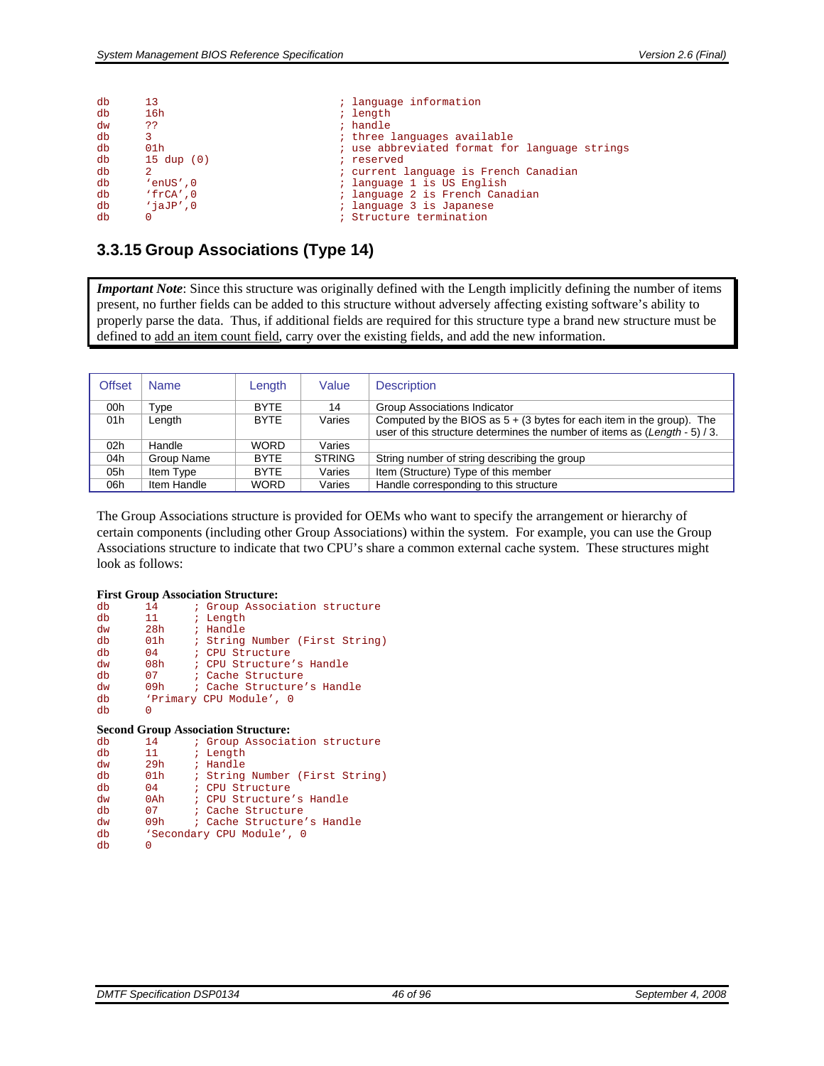```
db      13                              ; language information
db      16h                             ; length
dw      ??                              ; handle
db      3                               ; three languages available
db      01h                             ; use abbreviated format for language strings
db      15 dup (0)                      ; reserved
db      2                               ; current language is French Canadian
db      'enUS',0                        ; language 1 is US English
db      'frCA',0                        ; language 2 is French Canadian
db      'jaJP',0                        ; language 3 is Japanese
db      0                               ; Structure termination
```

### 3.3.15 Group Associations (Type 14)

> ***Important Note***: Since this structure was originally defined with the Length implicitly defining the number of items present, no further fields can be added to this structure without adversely affecting existing software's ability to properly parse the data. Thus, if additional fields are required for this structure type a brand new structure must be defined to add an item count field, carry over the existing fields, and add the new information.

| Offset | Name | Length | Value | Description |
|---|---|---|---|---|
| 00h | Type | BYTE | 14 | Group Associations Indicator |
| 01h | Length | BYTE | Varies | Computed by the BIOS as 5 + (3 bytes for each item in the group). The user of this structure determines the number of items as (*Length* - 5) / 3. |
| 02h | Handle | WORD | Varies | |
| 04h | Group Name | BYTE | STRING | String number of string describing the group |
| 05h | Item Type | BYTE | Varies | Item (Structure) Type of this member |
| 06h | Item Handle | WORD | Varies | Handle corresponding to this structure |

The Group Associations structure is provided for OEMs who want to specify the arrangement or hierarchy of certain components (including other Group Associations) within the system. For example, you can use the Group Associations structure to indicate that two CPU's share a common external cache system. These structures might look as follows:

**First Group Association Structure:**

```
db      14      ; Group Association structure
db      11      ; Length
dw      28h     ; Handle
db      01h     ; String Number (First String)
db      04      ; CPU Structure
dw      08h     ; CPU Structure's Handle
db      07      ; Cache Structure
dw      09h     ; Cache Structure's Handle
db      'Primary CPU Module', 0
db      0
```

**Second Group Association Structure:**

```
db      14      ; Group Association structure
db      11      ; Length
dw      29h     ; Handle
db      01h     ; String Number (First String)
db      04      ; CPU Structure
dw      0Ah     ; CPU Structure's Handle
db      07      ; Cache Structure
dw      09h     ; Cache Structure's Handle
db      'Secondary CPU Module', 0
db      0
```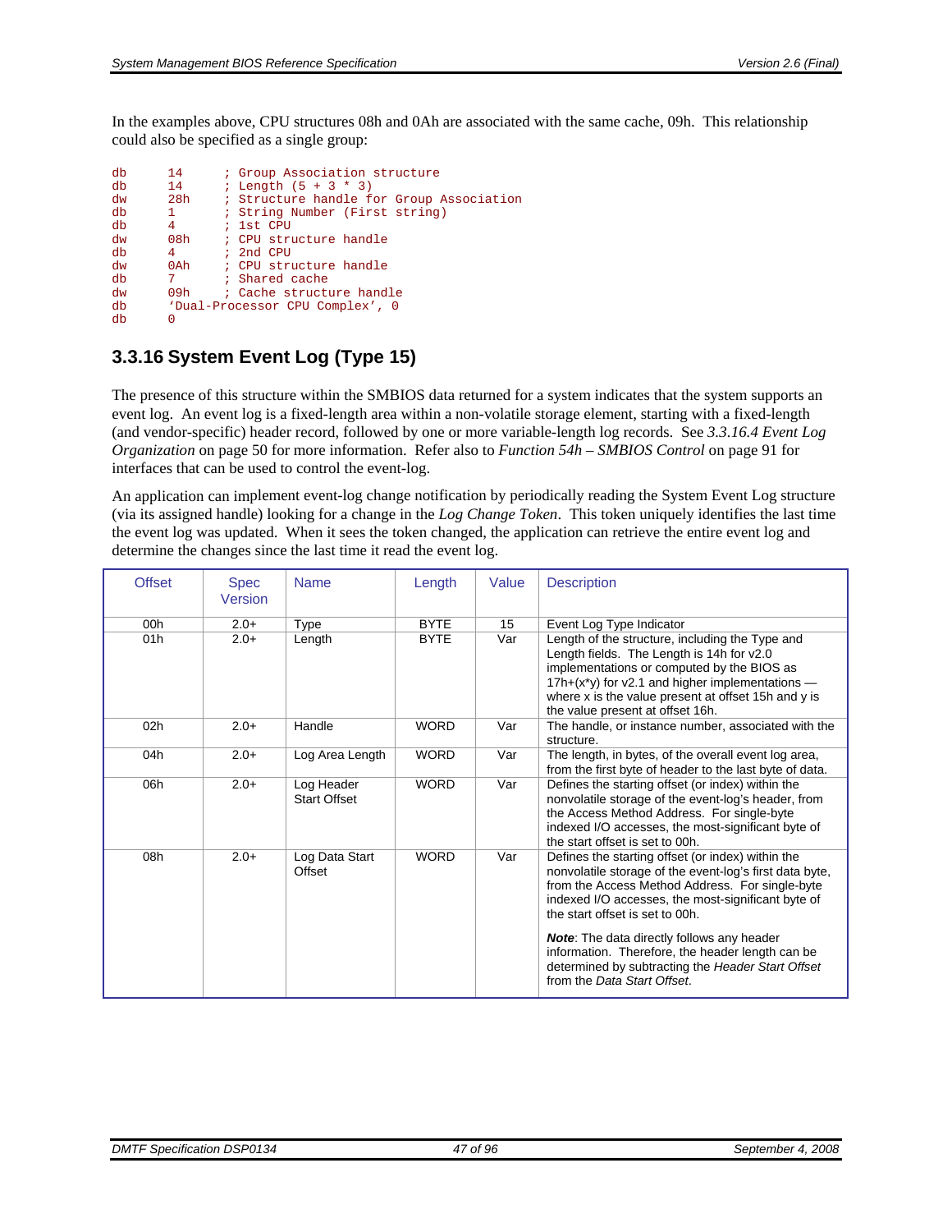In the examples above, CPU structures 08h and 0Ah are associated with the same cache, 09h. This relationship could also be specified as a single group:

```
db      14      ; Group Association structure
db      14      ; Length (5 + 3 * 3)
dw      28h     ; Structure handle for Group Association
db      1       ; String Number (First string)
db      4       ; 1st CPU
dw      08h     ; CPU structure handle
db      4       ; 2nd CPU
dw      0Ah     ; CPU structure handle
db      7       ; Shared cache
dw      09h     ; Cache structure handle
db      'Dual-Processor CPU Complex', 0
db      0
```

### 3.3.16 System Event Log (Type 15)

The presence of this structure within the SMBIOS data returned for a system indicates that the system supports an event log. An event log is a fixed-length area within a non-volatile storage element, starting with a fixed-length (and vendor-specific) header record, followed by one or more variable-length log records. See *3.3.16.4 Event Log Organization* on page 50 for more information. Refer also to *Function 54h – SMBIOS Control* on page 91 for interfaces that can be used to control the event-log.

An application can implement event-log change notification by periodically reading the System Event Log structure (via its assigned handle) looking for a change in the *Log Change Token*. This token uniquely identifies the last time the event log was updated. When it sees the token changed, the application can retrieve the entire event log and determine the changes since the last time it read the event log.

| Offset | Spec Version | Name | Length | Value | Description |
|---|---|---|---|---|---|
| 00h | 2.0+ | Type | BYTE | 15 | Event Log Type Indicator |
| 01h | 2.0+ | Length | BYTE | Var | Length of the structure, including the Type and Length fields. The Length is 14h for v2.0 implementations or computed by the BIOS as 17h+(x*y) for v2.1 and higher implementations — where x is the value present at offset 15h and y is the value present at offset 16h. |
| 02h | 2.0+ | Handle | WORD | Var | The handle, or instance number, associated with the structure. |
| 04h | 2.0+ | Log Area Length | WORD | Var | The length, in bytes, of the overall event log area, from the first byte of header to the last byte of data. |
| 06h | 2.0+ | Log Header Start Offset | WORD | Var | Defines the starting offset (or index) within the nonvolatile storage of the event-log's header, from the Access Method Address. For single-byte indexed I/O accesses, the most-significant byte of the start offset is set to 00h. |
| 08h | 2.0+ | Log Data Start Offset | WORD | Var | Defines the starting offset (or index) within the nonvolatile storage of the event-log's first data byte, from the Access Method Address. For single-byte indexed I/O accesses, the most-significant byte of the start offset is set to 00h.<br><br>***Note***: The data directly follows any header information. Therefore, the header length can be determined by subtracting the *Header Start Offset* from the *Data Start Offset*. |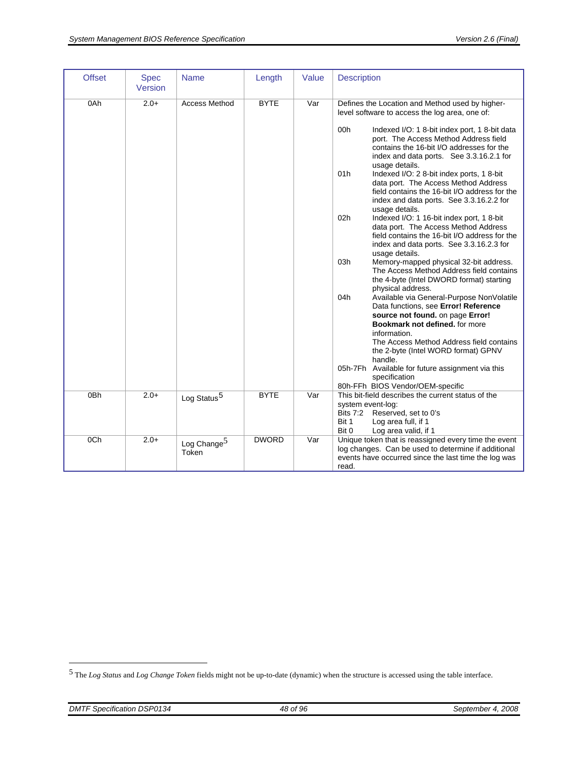| Offset | Spec Version | Name | Length | Value | Description |
|---|---|---|---|---|---|
| 0Ah | 2.0+ | Access Method | BYTE | Var | Defines the Location and Method used by higher-level software to access the log area, one of:<br><br>00h Indexed I/O: 1 8-bit index port, 1 8-bit data port. The Access Method Address field contains the 16-bit I/O addresses for the index and data ports. See 3.3.16.2.1 for usage details.<br>01h Indexed I/O: 2 8-bit index ports, 1 8-bit data port. The Access Method Address field contains the 16-bit I/O address for the index and data ports. See 3.3.16.2.2 for usage details.<br>02h Indexed I/O: 1 16-bit index port, 1 8-bit data port. The Access Method Address field contains the 16-bit I/O address for the index and data ports. See 3.3.16.2.3 for usage details.<br>03h Memory-mapped physical 32-bit address. The Access Method Address field contains the 4-byte (Intel DWORD format) starting physical address.<br>04h Available via General-Purpose NonVolatile Data functions, see **Error! Reference source not found.** on page **Error! Bookmark not defined.** for more information. The Access Method Address field contains the 2-byte (Intel WORD format) GPNV handle.<br>05h-7Fh Available for future assignment via this specification<br>80h-FFh BIOS Vendor/OEM-specific |
| 0Bh | 2.0+ | Log Status[5] | BYTE | Var | This bit-field describes the current status of the system event-log:<br>Bits 7:2 Reserved, set to 0's<br>Bit 1 Log area full, if 1<br>Bit 0 Log area valid, if 1 |
| 0Ch | 2.0+ | Log Change[5] Token | DWORD | Var | Unique token that is reassigned every time the event log changes. Can be used to determine if additional events have occurred since the last time the log was read. |

[5] The *Log Status* and *Log Change Token* fields might not be up-to-date (dynamic) when the structure is accessed using the table interface.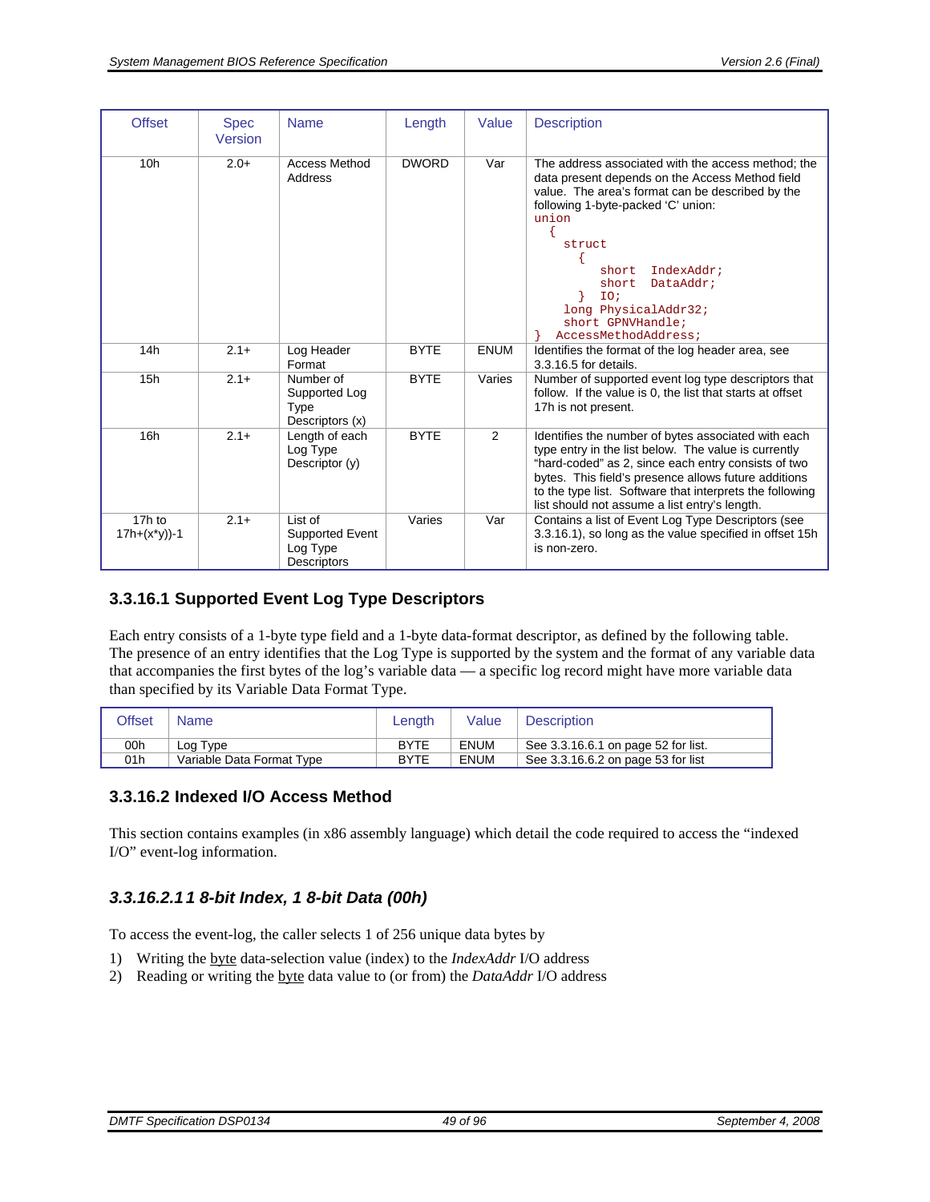| Offset | Spec Version | Name | Length | Value | Description |
|---|---|---|---|---|---|
| 10h | 2.0+ | Access Method Address | DWORD | Var | The address associated with the access method; the data present depends on the Access Method field value. The area's format can be described by the following 1-byte-packed 'C' union:<br>`union`<br>`{`<br>`struct`<br>`{`<br>`short IndexAddr;`<br>`short DataAddr;`<br>`} IO;`<br>`long PhysicalAddr32;`<br>`short GPNVHandle;`<br>`} AccessMethodAddress;` |
| 14h | 2.1+ | Log Header Format | BYTE | ENUM | Identifies the format of the log header area, see 3.3.16.5 for details. |
| 15h | 2.1+ | Number of Supported Log Type Descriptors (x) | BYTE | Varies | Number of supported event log type descriptors that follow. If the value is 0, the list that starts at offset 17h is not present. |
| 16h | 2.1+ | Length of each Log Type Descriptor (y) | BYTE | 2 | Identifies the number of bytes associated with each type entry in the list below. The value is currently "hard-coded" as 2, since each entry consists of two bytes. This field's presence allows future additions to the type list. Software that interprets the following list should not assume a list entry's length. |
| 17h to 17h+(x*y))-1 | 2.1+ | List of Supported Event Log Type Descriptors | Varies | Var | Contains a list of Event Log Type Descriptors (see 3.3.16.1), so long as the value specified in offset 15h is non-zero. |

### 3.3.16.1 Supported Event Log Type Descriptors

Each entry consists of a 1-byte type field and a 1-byte data-format descriptor, as defined by the following table. The presence of an entry identifies that the Log Type is supported by the system and the format of any variable data that accompanies the first bytes of the log's variable data — a specific log record might have more variable data than specified by its Variable Data Format Type.

| Offset | Name | Length | Value | Description |
|---|---|---|---|---|
| 00h | Log Type | BYTE | ENUM | See 3.3.16.6.1 on page 52 for list. |
| 01h | Variable Data Format Type | BYTE | ENUM | See 3.3.16.6.2 on page 53 for list |

### 3.3.16.2 Indexed I/O Access Method

This section contains examples (in x86 assembly language) which detail the code required to access the "indexed I/O" event-log information.

#### *3.3.16.2.1 1 8-bit Index, 1 8-bit Data (00h)*

To access the event-log, the caller selects 1 of 256 unique data bytes by

1) Writing the byte data-selection value (index) to the *IndexAddr* I/O address
2) Reading or writing the byte data value to (or from) the *DataAddr* I/O address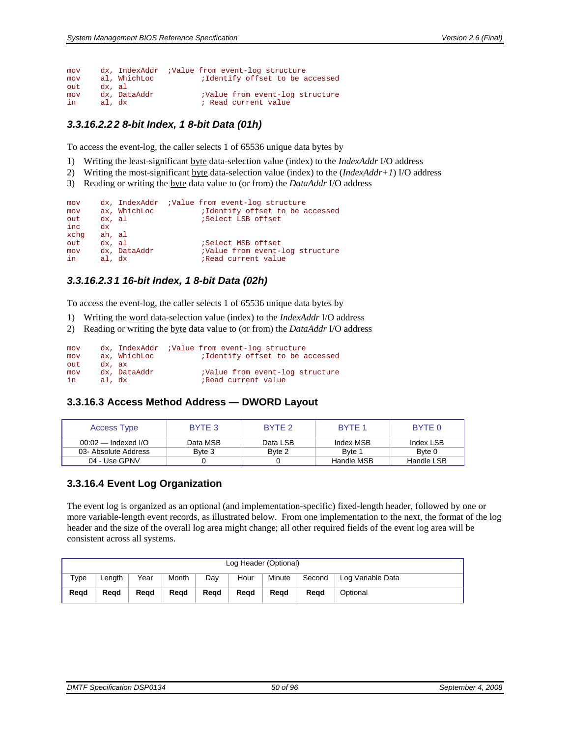```
mov     dx, IndexAddr  ;Value from event-log structure
mov     al, WhichLoc          ;Identify offset to be accessed
out     dx, al
mov     dx, DataAddr          ;Value from event-log structure
in      al, dx                ; Read current value
```

#### 3.3.16.2.2 2 8-bit Index, 1 8-bit Data (01h)

To access the event-log, the caller selects 1 of 65536 unique data bytes by

1) Writing the least-significant byte data-selection value (index) to the *IndexAddr* I/O address
2) Writing the most-significant byte data-selection value (index) to the (*IndexAddr+1*) I/O address
3) Reading or writing the byte data value to (or from) the *DataAddr* I/O address

```
mov     dx, IndexAddr  ;Value from event-log structure
mov     ax, WhichLoc          ;Identify offset to be accessed
out     dx, al                ;Select LSB offset
inc     dx
xchg    ah, al
out     dx, al                ;Select MSB offset
mov     dx, DataAddr          ;Value from event-log structure
in      al, dx                ;Read current value
```

#### 3.3.16.2.3 1 16-bit Index, 1 8-bit Data (02h)

To access the event-log, the caller selects 1 of 65536 unique data bytes by

1) Writing the word data-selection value (index) to the *IndexAddr* I/O address
2) Reading or writing the byte data value to (or from) the *DataAddr* I/O address

```
mov     dx, IndexAddr  ;Value from event-log structure
mov     ax, WhichLoc          ;Identify offset to be accessed
out     dx, ax
mov     dx, DataAddr          ;Value from event-log structure
in      al, dx                ;Read current value
```

### 3.3.16.3 Access Method Address — DWORD Layout

| Access Type | BYTE 3 | BYTE 2 | BYTE 1 | BYTE 0 |
|---|---|---|---|---|
| 00:02 — Indexed I/O | Data MSB | Data LSB | Index MSB | Index LSB |
| 03- Absolute Address | Byte 3 | Byte 2 | Byte 1 | Byte 0 |
| 04 - Use GPNV | 0 | 0 | Handle MSB | Handle LSB |

### 3.3.16.4 Event Log Organization

The event log is organized as an optional (and implementation-specific) fixed-length header, followed by one or more variable-length event records, as illustrated below. From one implementation to the next, the format of the log header and the size of the overall log area might change; all other required fields of the event log area will be consistent across all systems.

| Log Header (Optional) | | | | | | | | |
|---|---|---|---|---|---|---|---|---|
| Type | Length | Year | Month | Day | Hour | Minute | Second | Log Variable Data |
| **Reqd** | **Reqd** | **Reqd** | **Reqd** | **Reqd** | **Reqd** | **Reqd** | **Reqd** | Optional |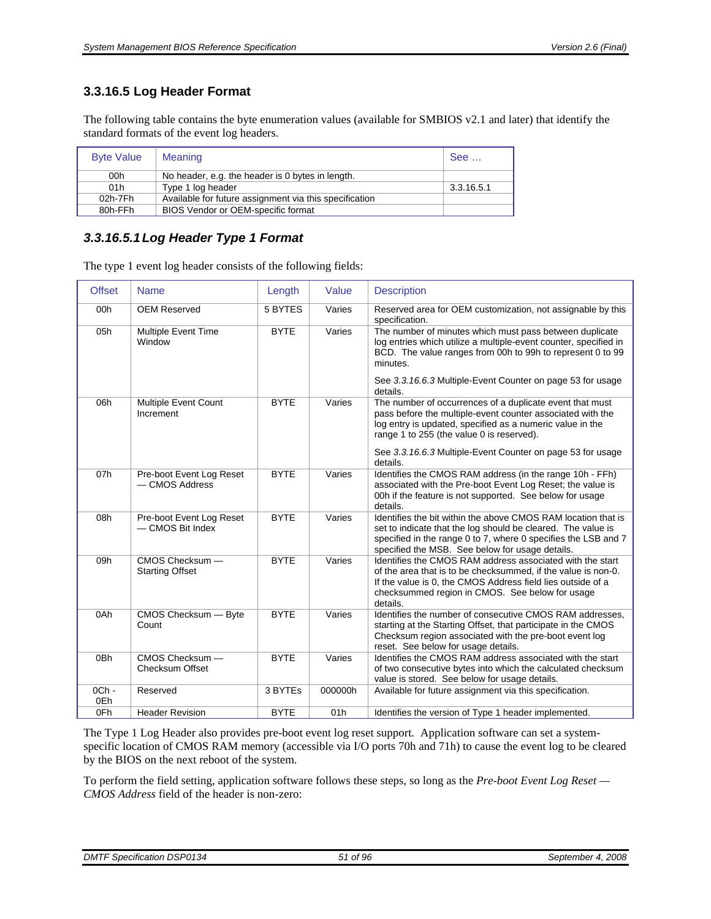### 3.3.16.5 Log Header Format

The following table contains the byte enumeration values (available for SMBIOS v2.1 and later) that identify the standard formats of the event log headers.

| Byte Value | Meaning | See … |
|---|---|---|
| 00h | No header, e.g. the header is 0 bytes in length. | |
| 01h | Type 1 log header | 3.3.16.5.1 |
| 02h-7Fh | Available for future assignment via this specification | |
| 80h-FFh | BIOS Vendor or OEM-specific format | |

#### *3.3.16.5.1 Log Header Type 1 Format*

The type 1 event log header consists of the following fields:

| Offset | Name | Length | Value | Description |
|---|---|---|---|---|
| 00h | OEM Reserved | 5 BYTES | Varies | Reserved area for OEM customization, not assignable by this specification. |
| 05h | Multiple Event Time Window | BYTE | Varies | The number of minutes which must pass between duplicate log entries which utilize a multiple-event counter, specified in BCD. The value ranges from 00h to 99h to represent 0 to 99 minutes.<br><br>See *3.3.16.6.3* Multiple-Event Counter on page 53 for usage details. |
| 06h | Multiple Event Count Increment | BYTE | Varies | The number of occurrences of a duplicate event that must pass before the multiple-event counter associated with the log entry is updated, specified as a numeric value in the range 1 to 255 (the value 0 is reserved).<br><br>See *3.3.16.6.3* Multiple-Event Counter on page 53 for usage details. |
| 07h | Pre-boot Event Log Reset — CMOS Address | BYTE | Varies | Identifies the CMOS RAM address (in the range 10h - FFh) associated with the Pre-boot Event Log Reset; the value is 00h if the feature is not supported. See below for usage details. |
| 08h | Pre-boot Event Log Reset — CMOS Bit Index | BYTE | Varies | Identifies the bit within the above CMOS RAM location that is set to indicate that the log should be cleared. The value is specified in the range 0 to 7, where 0 specifies the LSB and 7 specified the MSB. See below for usage details. |
| 09h | CMOS Checksum — Starting Offset | BYTE | Varies | Identifies the CMOS RAM address associated with the start of the area that is to be checksummed, if the value is non-0. If the value is 0, the CMOS Address field lies outside of a checksummed region in CMOS. See below for usage details. |
| 0Ah | CMOS Checksum — Byte Count | BYTE | Varies | Identifies the number of consecutive CMOS RAM addresses, starting at the Starting Offset, that participate in the CMOS Checksum region associated with the pre-boot event log reset. See below for usage details. |
| 0Bh | CMOS Checksum — Checksum Offset | BYTE | Varies | Identifies the CMOS RAM address associated with the start of two consecutive bytes into which the calculated checksum value is stored. See below for usage details. |
| 0Ch - 0Eh | Reserved | 3 BYTEs | 000000h | Available for future assignment via this specification. |
| 0Fh | Header Revision | BYTE | 01h | Identifies the version of Type 1 header implemented. |

The Type 1 Log Header also provides pre-boot event log reset support. Application software can set a system-specific location of CMOS RAM memory (accessible via I/O ports 70h and 71h) to cause the event log to be cleared by the BIOS on the next reboot of the system.

To perform the field setting, application software follows these steps, so long as the *Pre-boot Event Log Reset — CMOS Address* field of the header is non-zero: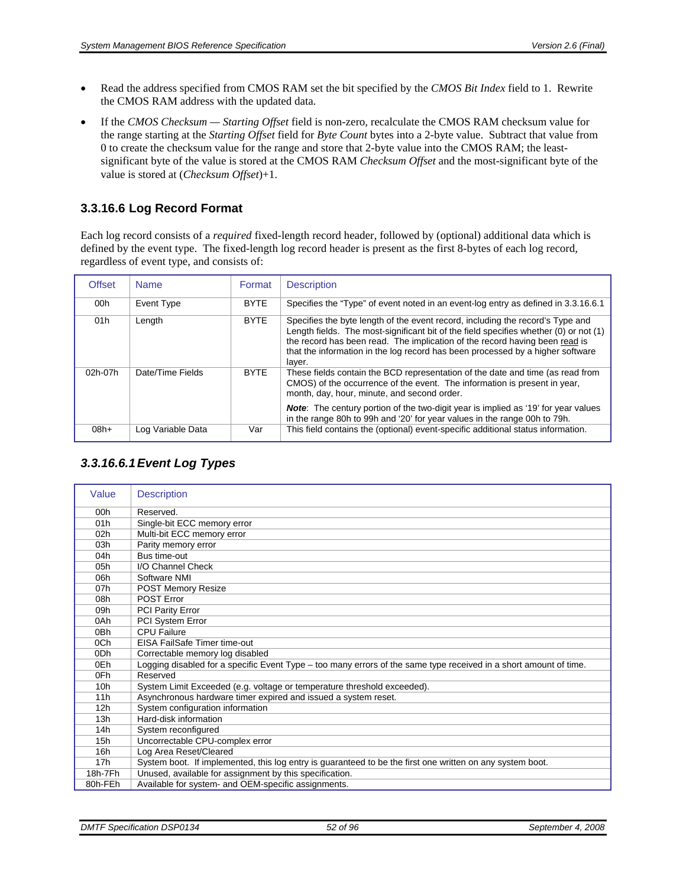- Read the address specified from CMOS RAM set the bit specified by the *CMOS Bit Index* field to 1. Rewrite the CMOS RAM address with the updated data.
- If the *CMOS Checksum — Starting Offset* field is non-zero, recalculate the CMOS RAM checksum value for the range starting at the *Starting Offset* field for *Byte Count* bytes into a 2-byte value. Subtract that value from 0 to create the checksum value for the range and store that 2-byte value into the CMOS RAM; the least-significant byte of the value is stored at the CMOS RAM *Checksum Offset* and the most-significant byte of the value is stored at (*Checksum Offset*)+1.

### 3.3.16.6 Log Record Format

Each log record consists of a *required* fixed-length record header, followed by (optional) additional data which is defined by the event type. The fixed-length log record header is present as the first 8-bytes of each log record, regardless of event type, and consists of:

| Offset | Name | Format | Description |
|---|---|---|---|
| 00h | Event Type | BYTE | Specifies the "Type" of event noted in an event-log entry as defined in 3.3.16.6.1 |
| 01h | Length | BYTE | Specifies the byte length of the event record, including the record's Type and Length fields. The most-significant bit of the field specifies whether (0) or not (1) the record has been read. The implication of the record having been read is that the information in the log record has been processed by a higher software layer. |
| 02h-07h | Date/Time Fields | BYTE | These fields contain the BCD representation of the date and time (as read from CMOS) of the occurrence of the event. The information is present in year, month, day, hour, minute, and second order.<br><br>***Note***: The century portion of the two-digit year is implied as '19' for year values in the range 80h to 99h and '20' for year values in the range 00h to 79h. |
| 08h+ | Log Variable Data | Var | This field contains the (optional) event-specific additional status information. |

#### *3.3.16.6.1 Event Log Types*

| Value | Description |
|---|---|
| 00h | Reserved. |
| 01h | Single-bit ECC memory error |
| 02h | Multi-bit ECC memory error |
| 03h | Parity memory error |
| 04h | Bus time-out |
| 05h | I/O Channel Check |
| 06h | Software NMI |
| 07h | POST Memory Resize |
| 08h | POST Error |
| 09h | PCI Parity Error |
| 0Ah | PCI System Error |
| 0Bh | CPU Failure |
| 0Ch | EISA FailSafe Timer time-out |
| 0Dh | Correctable memory log disabled |
| 0Eh | Logging disabled for a specific Event Type – too many errors of the same type received in a short amount of time. |
| 0Fh | Reserved |
| 10h | System Limit Exceeded (e.g. voltage or temperature threshold exceeded). |
| 11h | Asynchronous hardware timer expired and issued a system reset. |
| 12h | System configuration information |
| 13h | Hard-disk information |
| 14h | System reconfigured |
| 15h | Uncorrectable CPU-complex error |
| 16h | Log Area Reset/Cleared |
| 17h | System boot. If implemented, this log entry is guaranteed to be the first one written on any system boot. |
| 18h-7Fh | Unused, available for assignment by this specification. |
| 80h-FEh | Available for system- and OEM-specific assignments. |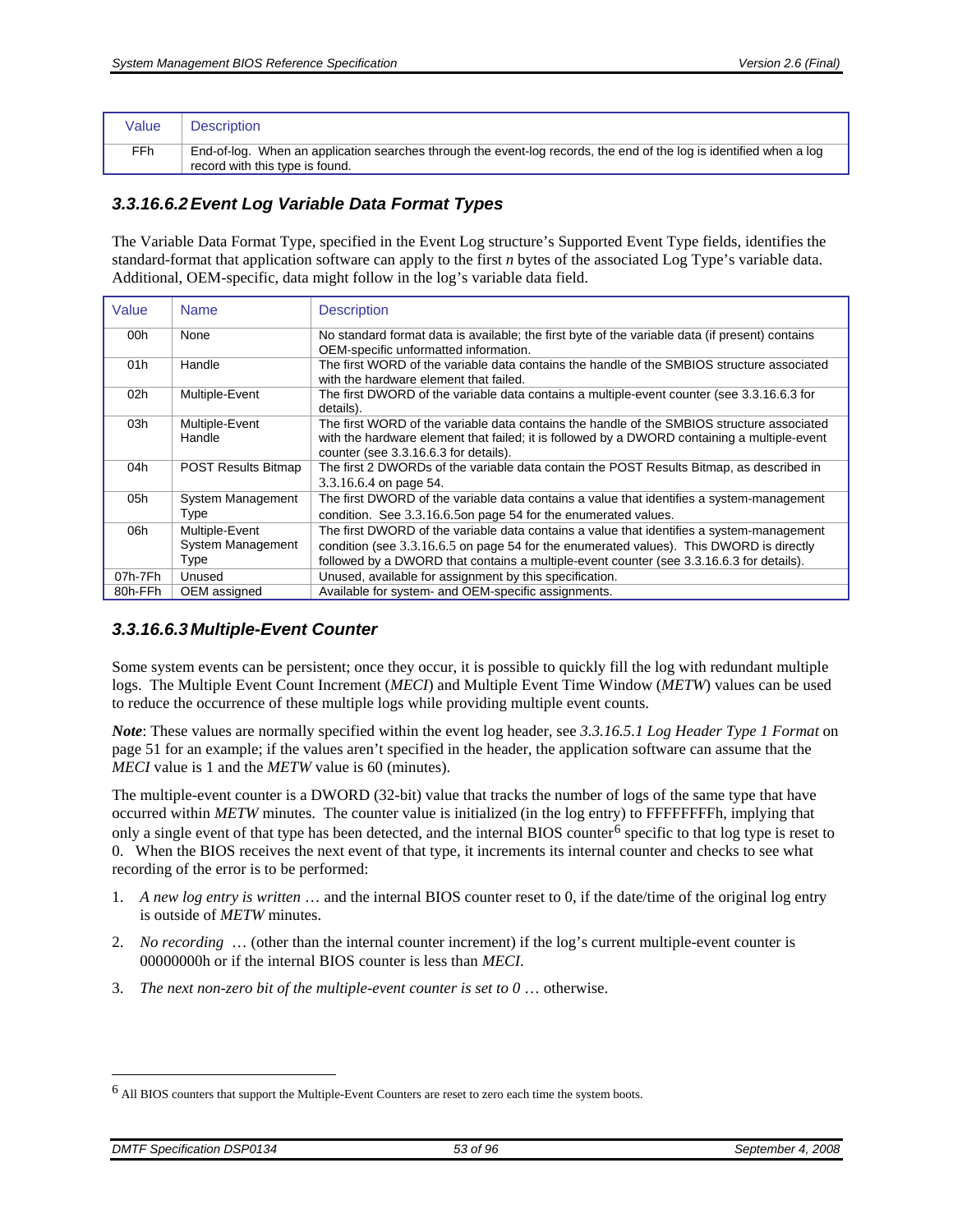| Value | Description |
|---|---|
| FFh | End-of-log. When an application searches through the event-log records, the end of the log is identified when a log record with this type is found. |

### 3.3.16.6.2 Event Log Variable Data Format Types

The Variable Data Format Type, specified in the Event Log structure's Supported Event Type fields, identifies the standard-format that application software can apply to the first *n* bytes of the associated Log Type's variable data. Additional, OEM-specific, data might follow in the log's variable data field.

| Value | Name | Description |
|---|---|---|
| 00h | None | No standard format data is available; the first byte of the variable data (if present) contains OEM-specific unformatted information. |
| 01h | Handle | The first WORD of the variable data contains the handle of the SMBIOS structure associated with the hardware element that failed. |
| 02h | Multiple-Event | The first DWORD of the variable data contains a multiple-event counter (see 3.3.16.6.3 for details). |
| 03h | Multiple-Event Handle | The first WORD of the variable data contains the handle of the SMBIOS structure associated with the hardware element that failed; it is followed by a DWORD containing a multiple-event counter (see 3.3.16.6.3 for details). |
| 04h | POST Results Bitmap | The first 2 DWORDs of the variable data contain the POST Results Bitmap, as described in 3.3.16.6.4 on page 54. |
| 05h | System Management Type | The first DWORD of the variable data contains a value that identifies a system-management condition. See 3.3.16.6.5on page 54 for the enumerated values. |
| 06h | Multiple-Event System Management Type | The first DWORD of the variable data contains a value that identifies a system-management condition (see 3.3.16.6.5 on page 54 for the enumerated values). This DWORD is directly followed by a DWORD that contains a multiple-event counter (see 3.3.16.6.3 for details). |
| 07h-7Fh | Unused | Unused, available for assignment by this specification. |
| 80h-FFh | OEM assigned | Available for system- and OEM-specific assignments. |

### 3.3.16.6.3 Multiple-Event Counter

Some system events can be persistent; once they occur, it is possible to quickly fill the log with redundant multiple logs. The Multiple Event Count Increment (*MECI*) and Multiple Event Time Window (*METW*) values can be used to reduce the occurrence of these multiple logs while providing multiple event counts.

***Note***: These values are normally specified within the event log header, see *3.3.16.5.1 Log Header Type 1 Format* on page 51 for an example; if the values aren't specified in the header, the application software can assume that the *MECI* value is 1 and the *METW* value is 60 (minutes).

The multiple-event counter is a DWORD (32-bit) value that tracks the number of logs of the same type that have occurred within *METW* minutes. The counter value is initialized (in the log entry) to FFFFFFFFh, implying that only a single event of that type has been detected, and the internal BIOS counter[6] specific to that log type is reset to 0. When the BIOS receives the next event of that type, it increments its internal counter and checks to see what recording of the error is to be performed:

1. *A new log entry is written* … and the internal BIOS counter reset to 0, if the date/time of the original log entry is outside of *METW* minutes.
2. *No recording* … (other than the internal counter increment) if the log's current multiple-event counter is 00000000h or if the internal BIOS counter is less than *MECI*.
3. *The next non-zero bit of the multiple-event counter is set to 0* … otherwise.

---

[6] All BIOS counters that support the Multiple-Event Counters are reset to zero each time the system boots.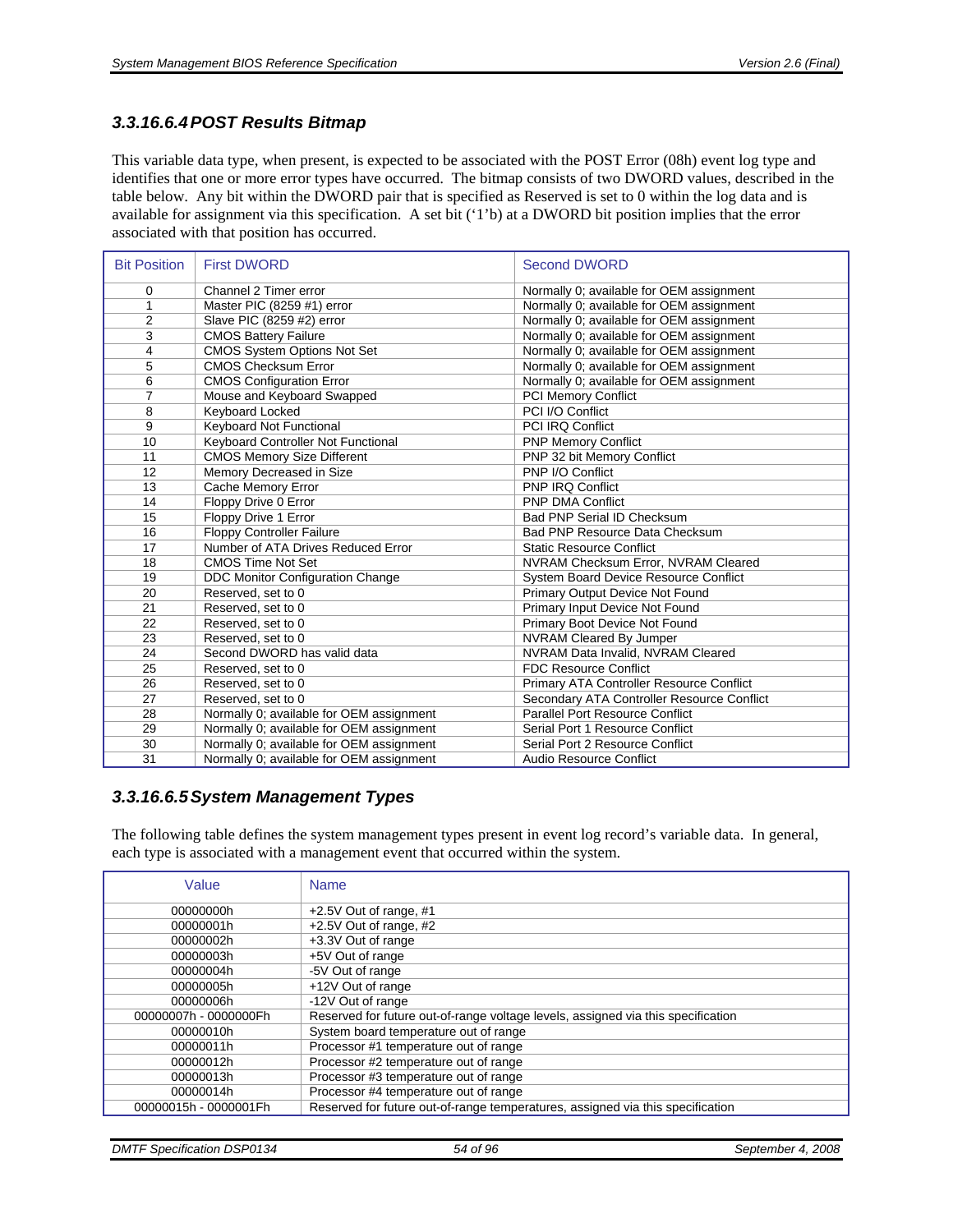#### 3.3.16.6.4 POST Results Bitmap

This variable data type, when present, is expected to be associated with the POST Error (08h) event log type and identifies that one or more error types have occurred. The bitmap consists of two DWORD values, described in the table below. Any bit within the DWORD pair that is specified as Reserved is set to 0 within the log data and is available for assignment via this specification. A set bit ('1'b) at a DWORD bit position implies that the error associated with that position has occurred.

| Bit Position | First DWORD | Second DWORD |
|---|---|---|
| 0 | Channel 2 Timer error | Normally 0; available for OEM assignment |
| 1 | Master PIC (8259 #1) error | Normally 0; available for OEM assignment |
| 2 | Slave PIC (8259 #2) error | Normally 0; available for OEM assignment |
| 3 | CMOS Battery Failure | Normally 0; available for OEM assignment |
| 4 | CMOS System Options Not Set | Normally 0; available for OEM assignment |
| 5 | CMOS Checksum Error | Normally 0; available for OEM assignment |
| 6 | CMOS Configuration Error | Normally 0; available for OEM assignment |
| 7 | Mouse and Keyboard Swapped | PCI Memory Conflict |
| 8 | Keyboard Locked | PCI I/O Conflict |
| 9 | Keyboard Not Functional | PCI IRQ Conflict |
| 10 | Keyboard Controller Not Functional | PNP Memory Conflict |
| 11 | CMOS Memory Size Different | PNP 32 bit Memory Conflict |
| 12 | Memory Decreased in Size | PNP I/O Conflict |
| 13 | Cache Memory Error | PNP IRQ Conflict |
| 14 | Floppy Drive 0 Error | PNP DMA Conflict |
| 15 | Floppy Drive 1 Error | Bad PNP Serial ID Checksum |
| 16 | Floppy Controller Failure | Bad PNP Resource Data Checksum |
| 17 | Number of ATA Drives Reduced Error | Static Resource Conflict |
| 18 | CMOS Time Not Set | NVRAM Checksum Error, NVRAM Cleared |
| 19 | DDC Monitor Configuration Change | System Board Device Resource Conflict |
| 20 | Reserved, set to 0 | Primary Output Device Not Found |
| 21 | Reserved, set to 0 | Primary Input Device Not Found |
| 22 | Reserved, set to 0 | Primary Boot Device Not Found |
| 23 | Reserved, set to 0 | NVRAM Cleared By Jumper |
| 24 | Second DWORD has valid data | NVRAM Data Invalid, NVRAM Cleared |
| 25 | Reserved, set to 0 | FDC Resource Conflict |
| 26 | Reserved, set to 0 | Primary ATA Controller Resource Conflict |
| 27 | Reserved, set to 0 | Secondary ATA Controller Resource Conflict |
| 28 | Normally 0; available for OEM assignment | Parallel Port Resource Conflict |
| 29 | Normally 0; available for OEM assignment | Serial Port 1 Resource Conflict |
| 30 | Normally 0; available for OEM assignment | Serial Port 2 Resource Conflict |
| 31 | Normally 0; available for OEM assignment | Audio Resource Conflict |

#### 3.3.16.6.5 System Management Types

The following table defines the system management types present in event log record's variable data. In general, each type is associated with a management event that occurred within the system.

| Value | Name |
|---|---|
| 00000000h | +2.5V Out of range, #1 |
| 00000001h | +2.5V Out of range, #2 |
| 00000002h | +3.3V Out of range |
| 00000003h | +5V Out of range |
| 00000004h | -5V Out of range |
| 00000005h | +12V Out of range |
| 00000006h | -12V Out of range |
| 00000007h - 0000000Fh | Reserved for future out-of-range voltage levels, assigned via this specification |
| 00000010h | System board temperature out of range |
| 00000011h | Processor #1 temperature out of range |
| 00000012h | Processor #2 temperature out of range |
| 00000013h | Processor #3 temperature out of range |
| 00000014h | Processor #4 temperature out of range |
| 00000015h - 0000001Fh | Reserved for future out-of-range temperatures, assigned via this specification |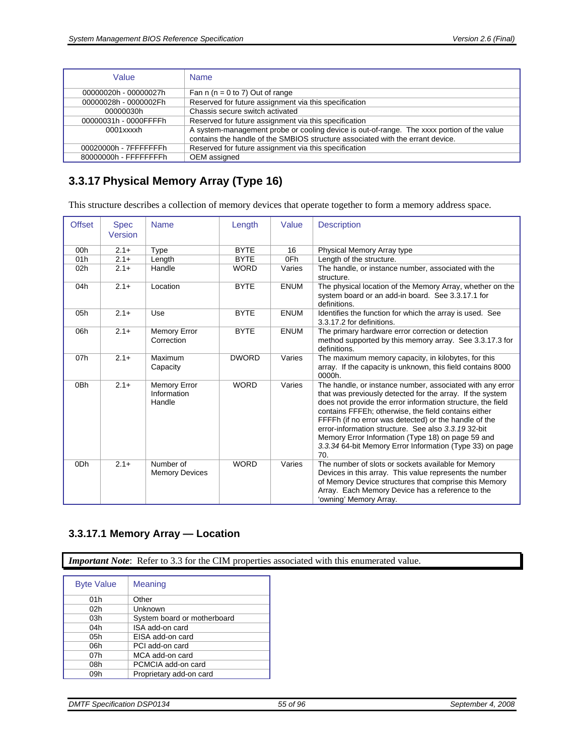| Value | Name |
|---|---|
| 00000020h - 00000027h | Fan n (n = 0 to 7) Out of range |
| 00000028h - 0000002Fh | Reserved for future assignment via this specification |
| 00000030h | Chassis secure switch activated |
| 00000031h - 0000FFFFh | Reserved for future assignment via this specification |
| 0001xxxxh | A system-management probe or cooling device is out-of-range. The xxxx portion of the value contains the handle of the SMBIOS structure associated with the errant device. |
| 00020000h - 7FFFFFFFh | Reserved for future assignment via this specification |
| 80000000h - FFFFFFFFh | OEM assigned |

### 3.3.17 Physical Memory Array (Type 16)

This structure describes a collection of memory devices that operate together to form a memory address space.

| Offset | Spec Version | Name | Length | Value | Description |
|---|---|---|---|---|---|
| 00h | 2.1+ | Type | BYTE | 16 | Physical Memory Array type |
| 01h | 2.1+ | Length | BYTE | 0Fh | Length of the structure. |
| 02h | 2.1+ | Handle | WORD | Varies | The handle, or instance number, associated with the structure. |
| 04h | 2.1+ | Location | BYTE | ENUM | The physical location of the Memory Array, whether on the system board or an add-in board. See 3.3.17.1 for definitions. |
| 05h | 2.1+ | Use | BYTE | ENUM | Identifies the function for which the array is used. See 3.3.17.2 for definitions. |
| 06h | 2.1+ | Memory Error Correction | BYTE | ENUM | The primary hardware error correction or detection method supported by this memory array. See 3.3.17.3 for definitions. |
| 07h | 2.1+ | Maximum Capacity | DWORD | Varies | The maximum memory capacity, in kilobytes, for this array. If the capacity is unknown, this field contains 8000 0000h. |
| 0Bh | 2.1+ | Memory Error Information Handle | WORD | Varies | The handle, or instance number, associated with any error that was previously detected for the array. If the system does not provide the error information structure, the field contains FFFEh; otherwise, the field contains either FFFFh (if no error was detected) or the handle of the error-information structure. See also *3.3.19* 32-bit Memory Error Information (Type 18) on page 59 and *3.3.34* 64-bit Memory Error Information (Type 33) on page 70. |
| 0Dh | 2.1+ | Number of Memory Devices | WORD | Varies | The number of slots or sockets available for Memory Devices in this array. This value represents the number of Memory Device structures that comprise this Memory Array. Each Memory Device has a reference to the 'owning' Memory Array. |

#### 3.3.17.1 Memory Array — Location

***Important Note***: Refer to 3.3 for the CIM properties associated with this enumerated value.

| Byte Value | Meaning |
|---|---|
| 01h | Other |
| 02h | Unknown |
| 03h | System board or motherboard |
| 04h | ISA add-on card |
| 05h | EISA add-on card |
| 06h | PCI add-on card |
| 07h | MCA add-on card |
| 08h | PCMCIA add-on card |
| 09h | Proprietary add-on card |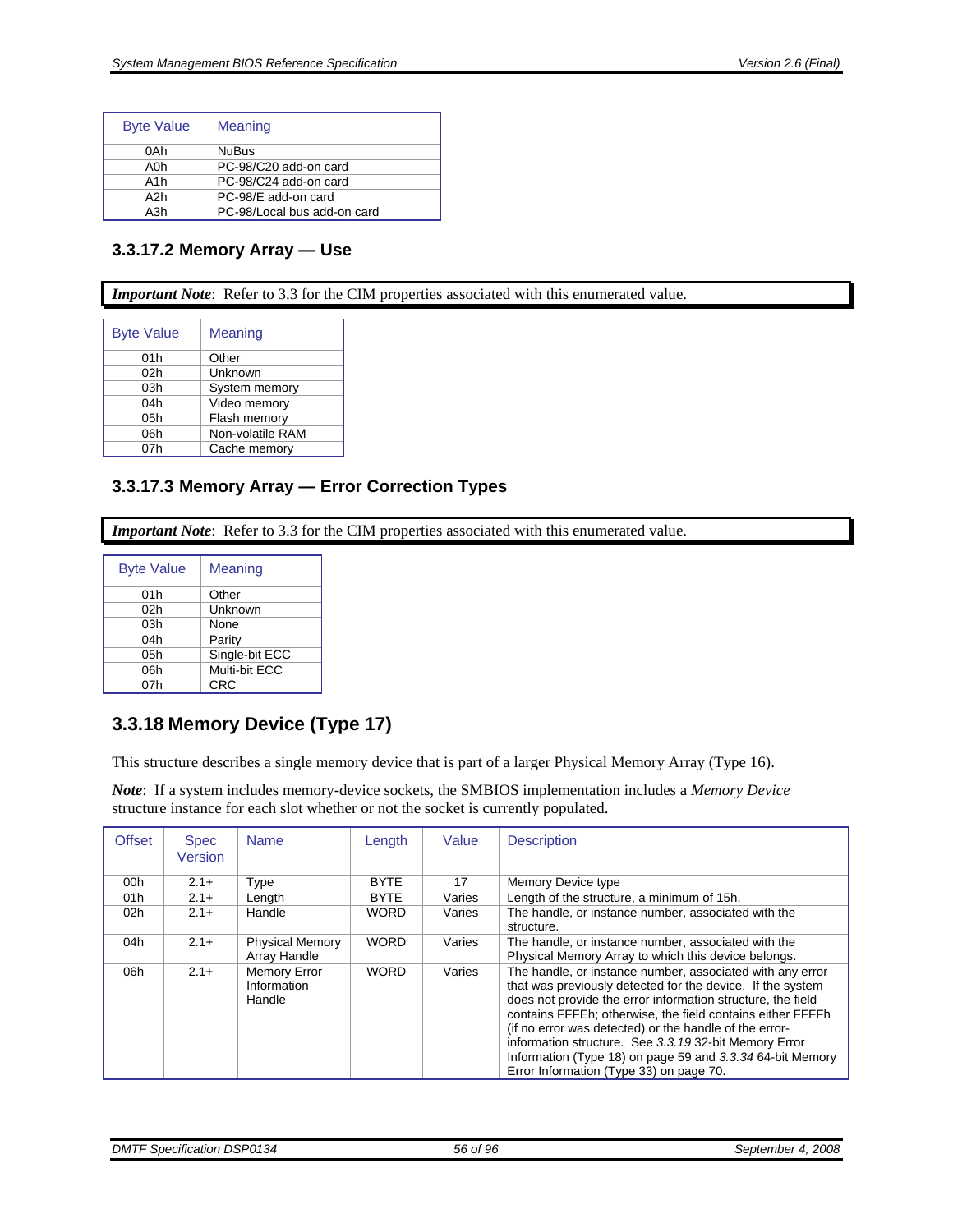| Byte Value | Meaning |
|---|---|
| 0Ah | NuBus |
| A0h | PC-98/C20 add-on card |
| A1h | PC-98/C24 add-on card |
| A2h | PC-98/E add-on card |
| A3h | PC-98/Local bus add-on card |

### 3.3.17.2 Memory Array — Use

***Important Note***: Refer to 3.3 for the CIM properties associated with this enumerated value.

| Byte Value | Meaning |
|---|---|
| 01h | Other |
| 02h | Unknown |
| 03h | System memory |
| 04h | Video memory |
| 05h | Flash memory |
| 06h | Non-volatile RAM |
| 07h | Cache memory |

### 3.3.17.3 Memory Array — Error Correction Types

***Important Note***: Refer to 3.3 for the CIM properties associated with this enumerated value.

| Byte Value | Meaning |
|---|---|
| 01h | Other |
| 02h | Unknown |
| 03h | None |
| 04h | Parity |
| 05h | Single-bit ECC |
| 06h | Multi-bit ECC |
| 07h | CRC |

## 3.3.18 Memory Device (Type 17)

This structure describes a single memory device that is part of a larger Physical Memory Array (Type 16).

***Note***: If a system includes memory-device sockets, the SMBIOS implementation includes a *Memory Device* structure instance for each slot whether or not the socket is currently populated.

| Offset | Spec Version | Name | Length | Value | Description |
|---|---|---|---|---|---|
| 00h | 2.1+ | Type | BYTE | 17 | Memory Device type |
| 01h | 2.1+ | Length | BYTE | Varies | Length of the structure, a minimum of 15h. |
| 02h | 2.1+ | Handle | WORD | Varies | The handle, or instance number, associated with the structure. |
| 04h | 2.1+ | Physical Memory Array Handle | WORD | Varies | The handle, or instance number, associated with the Physical Memory Array to which this device belongs. |
| 06h | 2.1+ | Memory Error Information Handle | WORD | Varies | The handle, or instance number, associated with any error that was previously detected for the device. If the system does not provide the error information structure, the field contains FFFEh; otherwise, the field contains either FFFFh (if no error was detected) or the handle of the error-information structure. See *3.3.19* 32-bit Memory Error Information (Type 18) on page 59 and *3.3.34* 64-bit Memory Error Information (Type 33) on page 70. |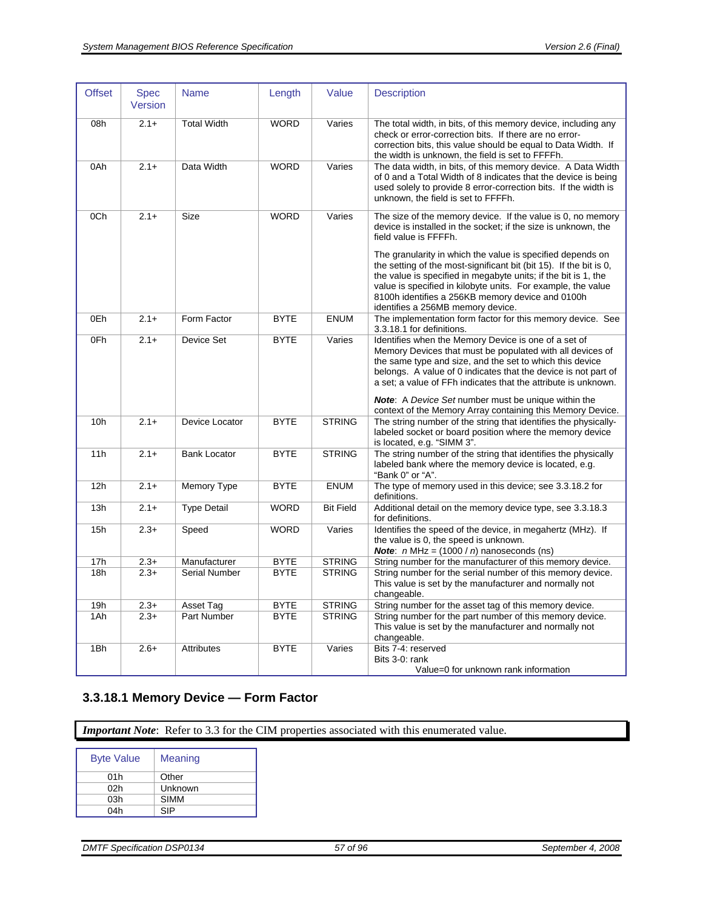| Offset | Spec Version | Name | Length | Value | Description |
|---|---|---|---|---|---|
| 08h | 2.1+ | Total Width | WORD | Varies | The total width, in bits, of this memory device, including any check or error-correction bits. If there are no error-correction bits, this value should be equal to Data Width. If the width is unknown, the field is set to FFFFh. |
| 0Ah | 2.1+ | Data Width | WORD | Varies | The data width, in bits, of this memory device. A Data Width of 0 and a Total Width of 8 indicates that the device is being used solely to provide 8 error-correction bits. If the width is unknown, the field is set to FFFFh. |
| 0Ch | 2.1+ | Size | WORD | Varies | The size of the memory device. If the value is 0, no memory device is installed in the socket; if the size is unknown, the field value is FFFFh.<br><br>The granularity in which the value is specified depends on the setting of the most-significant bit (bit 15). If the bit is 0, the value is specified in megabyte units; if the bit is 1, the value is specified in kilobyte units. For example, the value 8100h identifies a 256KB memory device and 0100h identifies a 256MB memory device. |
| 0Eh | 2.1+ | Form Factor | BYTE | ENUM | The implementation form factor for this memory device. See 3.3.18.1 for definitions. |
| 0Fh | 2.1+ | Device Set | BYTE | Varies | Identifies when the Memory Device is one of a set of Memory Devices that must be populated with all devices of the same type and size, and the set to which this device belongs. A value of 0 indicates that the device is not part of a set; a value of FFh indicates that the attribute is unknown.<br><br>***Note***: A *Device Set* number must be unique within the context of the Memory Array containing this Memory Device. |
| 10h | 2.1+ | Device Locator | BYTE | STRING | The string number of the string that identifies the physically-labeled socket or board position where the memory device is located, e.g. "SIMM 3". |
| 11h | 2.1+ | Bank Locator | BYTE | STRING | The string number of the string that identifies the physically labeled bank where the memory device is located, e.g. "Bank 0" or "A". |
| 12h | 2.1+ | Memory Type | BYTE | ENUM | The type of memory used in this device; see 3.3.18.2 for definitions. |
| 13h | 2.1+ | Type Detail | WORD | Bit Field | Additional detail on the memory device type, see 3.3.18.3 for definitions. |
| 15h | 2.3+ | Speed | WORD | Varies | Identifies the speed of the device, in megahertz (MHz). If the value is 0, the speed is unknown.<br>***Note***: *n* MHz = (1000 / *n*) nanoseconds (ns) |
| 17h | 2.3+ | Manufacturer | BYTE | STRING | String number for the manufacturer of this memory device. |
| 18h | 2.3+ | Serial Number | BYTE | STRING | String number for the serial number of this memory device. This value is set by the manufacturer and normally not changeable. |
| 19h | 2.3+ | Asset Tag | BYTE | STRING | String number for the asset tag of this memory device. |
| 1Ah | 2.3+ | Part Number | BYTE | STRING | String number for the part number of this memory device. This value is set by the manufacturer and normally not changeable. |
| 1Bh | 2.6+ | Attributes | BYTE | Varies | Bits 7-4: reserved<br>Bits 3-0: rank<br>Value=0 for unknown rank information |

### 3.3.18.1 Memory Device — Form Factor

***Important Note***: Refer to 3.3 for the CIM properties associated with this enumerated value.

| Byte Value | Meaning |
|---|---|
| 01h | Other |
| 02h | Unknown |
| 03h | SIMM |
| 04h | SIP |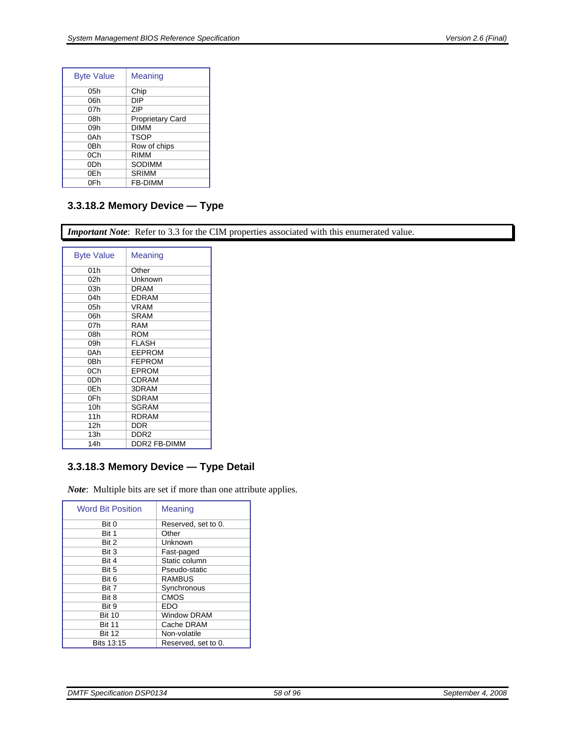| Byte Value | Meaning |
|---|---|
| 05h | Chip |
| 06h | DIP |
| 07h | ZIP |
| 08h | Proprietary Card |
| 09h | DIMM |
| 0Ah | TSOP |
| 0Bh | Row of chips |
| 0Ch | RIMM |
| 0Dh | SODIMM |
| 0Eh | SRIMM |
| 0Fh | FB-DIMM |

### 3.3.18.2 Memory Device — Type

***Important Note***: Refer to 3.3 for the CIM properties associated with this enumerated value.

| Byte Value | Meaning |
|---|---|
| 01h | Other |
| 02h | Unknown |
| 03h | DRAM |
| 04h | EDRAM |
| 05h | VRAM |
| 06h | SRAM |
| 07h | RAM |
| 08h | ROM |
| 09h | FLASH |
| 0Ah | EEPROM |
| 0Bh | FEPROM |
| 0Ch | EPROM |
| 0Dh | CDRAM |
| 0Eh | 3DRAM |
| 0Fh | SDRAM |
| 10h | SGRAM |
| 11h | RDRAM |
| 12h | DDR |
| 13h | DDR2 |
| 14h | DDR2 FB-DIMM |

### 3.3.18.3 Memory Device — Type Detail

***Note***: Multiple bits are set if more than one attribute applies.

| Word Bit Position | Meaning |
|---|---|
| Bit 0 | Reserved, set to 0. |
| Bit 1 | Other |
| Bit 2 | Unknown |
| Bit 3 | Fast-paged |
| Bit 4 | Static column |
| Bit 5 | Pseudo-static |
| Bit 6 | RAMBUS |
| Bit 7 | Synchronous |
| Bit 8 | CMOS |
| Bit 9 | EDO |
| Bit 10 | Window DRAM |
| Bit 11 | Cache DRAM |
| Bit 12 | Non-volatile |
| Bits 13:15 | Reserved, set to 0. |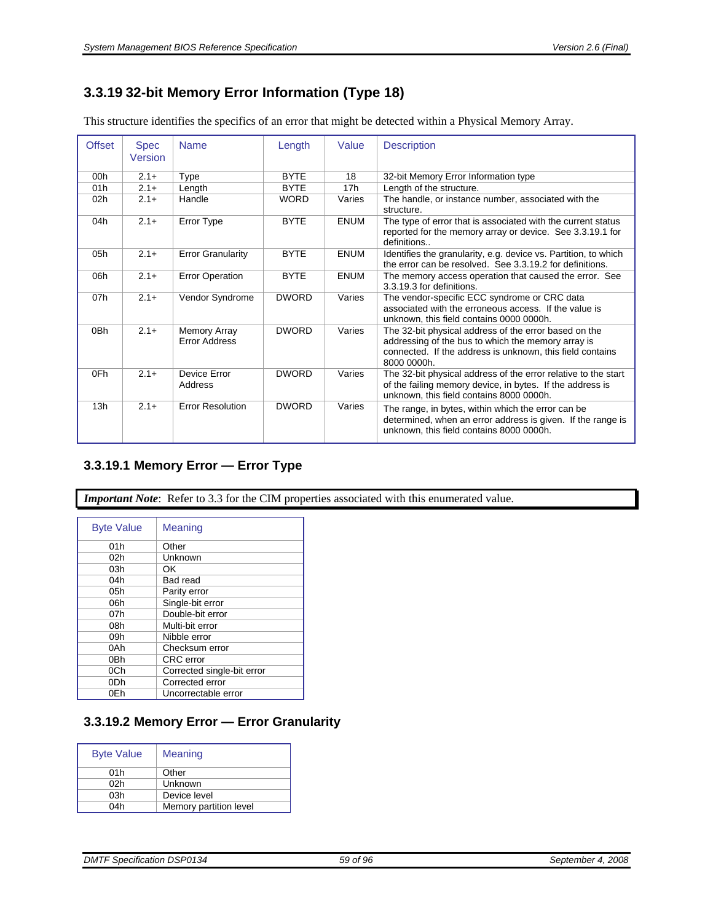### 3.3.19 32-bit Memory Error Information (Type 18)

This structure identifies the specifics of an error that might be detected within a Physical Memory Array.

| Offset | Spec Version | Name | Length | Value | Description |
|---|---|---|---|---|---|
| 00h | 2.1+ | Type | BYTE | 18 | 32-bit Memory Error Information type |
| 01h | 2.1+ | Length | BYTE | 17h | Length of the structure. |
| 02h | 2.1+ | Handle | WORD | Varies | The handle, or instance number, associated with the structure. |
| 04h | 2.1+ | Error Type | BYTE | ENUM | The type of error that is associated with the current status reported for the memory array or device. See 3.3.19.1 for definitions.. |
| 05h | 2.1+ | Error Granularity | BYTE | ENUM | Identifies the granularity, e.g. device vs. Partition, to which the error can be resolved. See 3.3.19.2 for definitions. |
| 06h | 2.1+ | Error Operation | BYTE | ENUM | The memory access operation that caused the error. See 3.3.19.3 for definitions. |
| 07h | 2.1+ | Vendor Syndrome | DWORD | Varies | The vendor-specific ECC syndrome or CRC data associated with the erroneous access. If the value is unknown, this field contains 0000 0000h. |
| 0Bh | 2.1+ | Memory Array Error Address | DWORD | Varies | The 32-bit physical address of the error based on the addressing of the bus to which the memory array is connected. If the address is unknown, this field contains 8000 0000h. |
| 0Fh | 2.1+ | Device Error Address | DWORD | Varies | The 32-bit physical address of the error relative to the start of the failing memory device, in bytes. If the address is unknown, this field contains 8000 0000h. |
| 13h | 2.1+ | Error Resolution | DWORD | Varies | The range, in bytes, within which the error can be determined, when an error address is given. If the range is unknown, this field contains 8000 0000h. |

#### 3.3.19.1 Memory Error — Error Type

***Important Note***: Refer to 3.3 for the CIM properties associated with this enumerated value.

| Byte Value | Meaning |
|---|---|
| 01h | Other |
| 02h | Unknown |
| 03h | OK |
| 04h | Bad read |
| 05h | Parity error |
| 06h | Single-bit error |
| 07h | Double-bit error |
| 08h | Multi-bit error |
| 09h | Nibble error |
| 0Ah | Checksum error |
| 0Bh | CRC error |
| 0Ch | Corrected single-bit error |
| 0Dh | Corrected error |
| 0Eh | Uncorrectable error |

#### 3.3.19.2 Memory Error — Error Granularity

| Byte Value | Meaning |
|---|---|
| 01h | Other |
| 02h | Unknown |
| 03h | Device level |
| 04h | Memory partition level |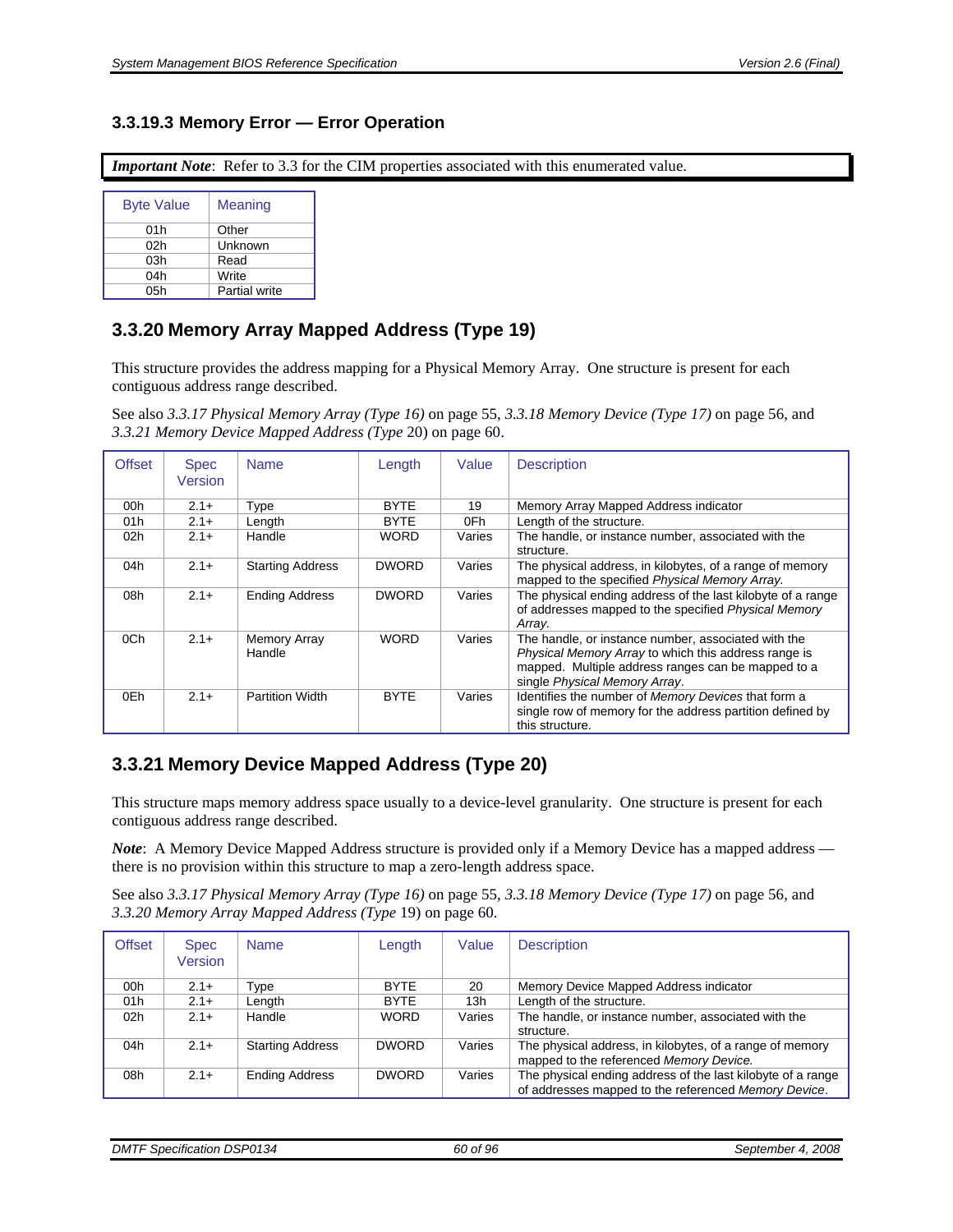### 3.3.19.3 Memory Error — Error Operation

***Important Note***: Refer to 3.3 for the CIM properties associated with this enumerated value.

| Byte Value | Meaning |
|---|---|
| 01h | Other |
| 02h | Unknown |
| 03h | Read |
| 04h | Write |
| 05h | Partial write |

## 3.3.20 Memory Array Mapped Address (Type 19)

This structure provides the address mapping for a Physical Memory Array. One structure is present for each contiguous address range described.

See also *3.3.17 Physical Memory Array (Type 16)* on page 55, *3.3.18 Memory Device (Type 17)* on page 56, and *3.3.21 Memory Device Mapped Address (Type* 20) on page 60.

| Offset | Spec Version | Name | Length | Value | Description |
|---|---|---|---|---|---|
| 00h | 2.1+ | Type | BYTE | 19 | Memory Array Mapped Address indicator |
| 01h | 2.1+ | Length | BYTE | 0Fh | Length of the structure. |
| 02h | 2.1+ | Handle | WORD | Varies | The handle, or instance number, associated with the structure. |
| 04h | 2.1+ | Starting Address | DWORD | Varies | The physical address, in kilobytes, of a range of memory mapped to the specified *Physical Memory Array.* |
| 08h | 2.1+ | Ending Address | DWORD | Varies | The physical ending address of the last kilobyte of a range of addresses mapped to the specified *Physical Memory Array.* |
| 0Ch | 2.1+ | Memory Array Handle | WORD | Varies | The handle, or instance number, associated with the *Physical Memory Array* to which this address range is mapped. Multiple address ranges can be mapped to a single *Physical Memory Array*. |
| 0Eh | 2.1+ | Partition Width | BYTE | Varies | Identifies the number of *Memory Devices* that form a single row of memory for the address partition defined by this structure. |

## 3.3.21 Memory Device Mapped Address (Type 20)

This structure maps memory address space usually to a device-level granularity. One structure is present for each contiguous address range described.

***Note***: A Memory Device Mapped Address structure is provided only if a Memory Device has a mapped address — there is no provision within this structure to map a zero-length address space.

See also *3.3.17 Physical Memory Array (Type 16)* on page 55, *3.3.18 Memory Device (Type 17)* on page 56, and *3.3.20 Memory Array Mapped Address (Type* 19) on page 60.

| Offset | Spec Version | Name | Length | Value | Description |
|---|---|---|---|---|---|
| 00h | 2.1+ | Type | BYTE | 20 | Memory Device Mapped Address indicator |
| 01h | 2.1+ | Length | BYTE | 13h | Length of the structure. |
| 02h | 2.1+ | Handle | WORD | Varies | The handle, or instance number, associated with the structure. |
| 04h | 2.1+ | Starting Address | DWORD | Varies | The physical address, in kilobytes, of a range of memory mapped to the referenced *Memory Device.* |
| 08h | 2.1+ | Ending Address | DWORD | Varies | The physical ending address of the last kilobyte of a range of addresses mapped to the referenced *Memory Device*. |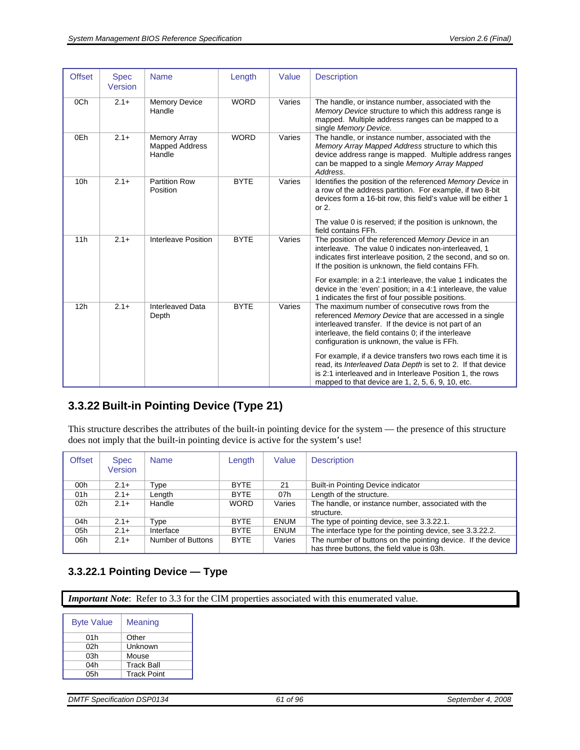| Offset | Spec Version | Name | Length | Value | Description |
|---|---|---|---|---|---|
| 0Ch | 2.1+ | Memory Device Handle | WORD | Varies | The handle, or instance number, associated with the *Memory Device* structure to which this address range is mapped. Multiple address ranges can be mapped to a single *Memory Device*. |
| 0Eh | 2.1+ | Memory Array Mapped Address Handle | WORD | Varies | The handle, or instance number, associated with the *Memory Array Mapped Address* structure to which this device address range is mapped. Multiple address ranges can be mapped to a single *Memory Array Mapped Address*. |
| 10h | 2.1+ | Partition Row Position | BYTE | Varies | Identifies the position of the referenced *Memory Device* in a row of the address partition. For example, if two 8-bit devices form a 16-bit row, this field's value will be either 1 or 2.<br><br>The value 0 is reserved; if the position is unknown, the field contains FFh. |
| 11h | 2.1+ | Interleave Position | BYTE | Varies | The position of the referenced *Memory Device* in an interleave. The value 0 indicates non-interleaved, 1 indicates first interleave position, 2 the second, and so on. If the position is unknown, the field contains FFh.<br><br>For example: in a 2:1 interleave, the value 1 indicates the device in the 'even' position; in a 4:1 interleave, the value 1 indicates the first of four possible positions. |
| 12h | 2.1+ | Interleaved Data Depth | BYTE | Varies | The maximum number of consecutive rows from the referenced *Memory Device* that are accessed in a single interleaved transfer. If the device is not part of an interleave, the field contains 0; if the interleave configuration is unknown, the value is FFh.<br><br>For example, if a device transfers two rows each time it is read, its *Interleaved Data Depth* is set to 2. If that device is 2:1 interleaved and in Interleave Position 1, the rows mapped to that device are 1, 2, 5, 6, 9, 10, etc. |

## 3.3.22 Built-in Pointing Device (Type 21)

This structure describes the attributes of the built-in pointing device for the system — the presence of this structure does not imply that the built-in pointing device is active for the system's use!

| Offset | Spec Version | Name | Length | Value | Description |
|---|---|---|---|---|---|
| 00h | 2.1+ | Type | BYTE | 21 | Built-in Pointing Device indicator |
| 01h | 2.1+ | Length | BYTE | 07h | Length of the structure. |
| 02h | 2.1+ | Handle | WORD | Varies | The handle, or instance number, associated with the structure. |
| 04h | 2.1+ | Type | BYTE | ENUM | The type of pointing device, see 3.3.22.1. |
| 05h | 2.1+ | Interface | BYTE | ENUM | The interface type for the pointing device, see 3.3.22.2. |
| 06h | 2.1+ | Number of Buttons | BYTE | Varies | The number of buttons on the pointing device. If the device has three buttons, the field value is 03h. |

### 3.3.22.1 Pointing Device — Type

***Important Note***: Refer to 3.3 for the CIM properties associated with this enumerated value.

| Byte Value | Meaning |
|---|---|
| 01h | Other |
| 02h | Unknown |
| 03h | Mouse |
| 04h | Track Ball |
| 05h | Track Point |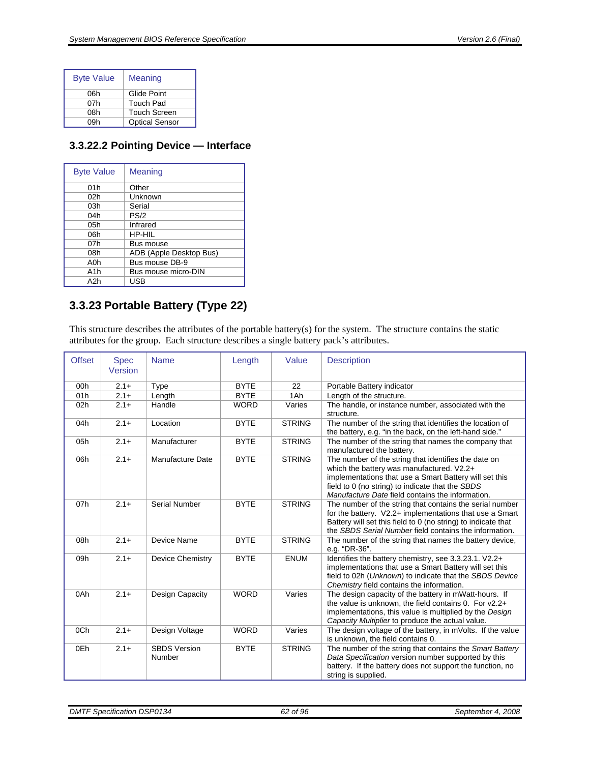| Byte Value | Meaning |
|---|---|
| 06h | Glide Point |
| 07h | Touch Pad |
| 08h | Touch Screen |
| 09h | Optical Sensor |

### 3.3.22.2 Pointing Device — Interface

| Byte Value | Meaning |
|---|---|
| 01h | Other |
| 02h | Unknown |
| 03h | Serial |
| 04h | PS/2 |
| 05h | Infrared |
| 06h | HP-HIL |
| 07h | Bus mouse |
| 08h | ADB (Apple Desktop Bus) |
| A0h | Bus mouse DB-9 |
| A1h | Bus mouse micro-DIN |
| A2h | USB |

## 3.3.23 Portable Battery (Type 22)

This structure describes the attributes of the portable battery(s) for the system. The structure contains the static attributes for the group. Each structure describes a single battery pack's attributes.

| Offset | Spec Version | Name | Length | Value | Description |
|---|---|---|---|---|---|
| 00h | 2.1+ | Type | BYTE | 22 | Portable Battery indicator |
| 01h | 2.1+ | Length | BYTE | 1Ah | Length of the structure. |
| 02h | 2.1+ | Handle | WORD | Varies | The handle, or instance number, associated with the structure. |
| 04h | 2.1+ | Location | BYTE | STRING | The number of the string that identifies the location of the battery, e.g. "in the back, on the left-hand side." |
| 05h | 2.1+ | Manufacturer | BYTE | STRING | The number of the string that names the company that manufactured the battery. |
| 06h | 2.1+ | Manufacture Date | BYTE | STRING | The number of the string that identifies the date on which the battery was manufactured. V2.2+ implementations that use a Smart Battery will set this field to 0 (no string) to indicate that the *SBDS Manufacture Date* field contains the information. |
| 07h | 2.1+ | Serial Number | BYTE | STRING | The number of the string that contains the serial number for the battery. V2.2+ implementations that use a Smart Battery will set this field to 0 (no string) to indicate that the *SBDS Serial Number* field contains the information. |
| 08h | 2.1+ | Device Name | BYTE | STRING | The number of the string that names the battery device, e.g. "DR-36". |
| 09h | 2.1+ | Device Chemistry | BYTE | ENUM | Identifies the battery chemistry, see 3.3.23.1. V2.2+ implementations that use a Smart Battery will set this field to 02h (*Unknown*) to indicate that the *SBDS Device Chemistry* field contains the information. |
| 0Ah | 2.1+ | Design Capacity | WORD | Varies | The design capacity of the battery in mWatt-hours. If the value is unknown, the field contains 0. For v2.2+ implementations, this value is multiplied by the *Design Capacity Multiplier* to produce the actual value. |
| 0Ch | 2.1+ | Design Voltage | WORD | Varies | The design voltage of the battery, in mVolts. If the value is unknown, the field contains 0. |
| 0Eh | 2.1+ | SBDS Version Number | BYTE | STRING | The number of the string that contains the *Smart Battery Data Specification* version number supported by this battery. If the battery does not support the function, no string is supplied. |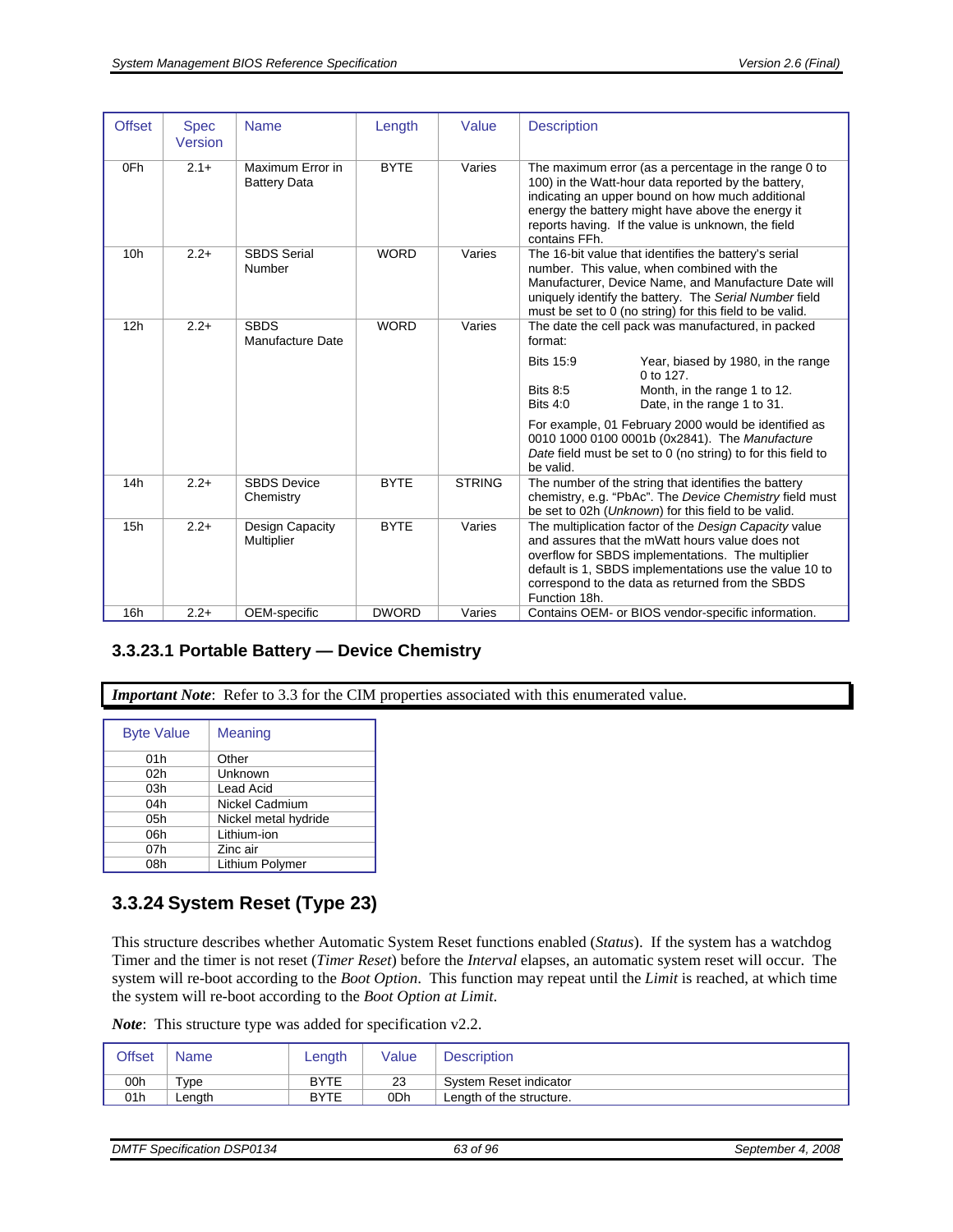| Offset | Spec Version | Name | Length | Value | Description |
|---|---|---|---|---|---|
| 0Fh | 2.1+ | Maximum Error in Battery Data | BYTE | Varies | The maximum error (as a percentage in the range 0 to 100) in the Watt-hour data reported by the battery, indicating an upper bound on how much additional energy the battery might have above the energy it reports having. If the value is unknown, the field contains FFh. |
| 10h | 2.2+ | SBDS Serial Number | WORD | Varies | The 16-bit value that identifies the battery's serial number. This value, when combined with the Manufacturer, Device Name, and Manufacture Date will uniquely identify the battery. The *Serial Number* field must be set to 0 (no string) for this field to be valid. |
| 12h | 2.2+ | SBDS Manufacture Date | WORD | Varies | The date the cell pack was manufactured, in packed format:<br><br>Bits 15:9 Year, biased by 1980, in the range 0 to 127.<br>Bits 8:5 Month, in the range 1 to 12.<br>Bits 4:0 Date, in the range 1 to 31.<br><br>For example, 01 February 2000 would be identified as 0010 1000 0100 0001b (0x2841). The *Manufacture Date* field must be set to 0 (no string) to for this field to be valid. |
| 14h | 2.2+ | SBDS Device Chemistry | BYTE | STRING | The number of the string that identifies the battery chemistry, e.g. "PbAc". The *Device Chemistry* field must be set to 02h (*Unknown*) for this field to be valid. |
| 15h | 2.2+ | Design Capacity Multiplier | BYTE | Varies | The multiplication factor of the *Design Capacity* value and assures that the mWatt hours value does not overflow for SBDS implementations. The multiplier default is 1, SBDS implementations use the value 10 to correspond to the data as returned from the SBDS Function 18h. |
| 16h | 2.2+ | OEM-specific | DWORD | Varies | Contains OEM- or BIOS vendor-specific information. |

### 3.3.23.1 Portable Battery — Device Chemistry

***Important Note***: Refer to 3.3 for the CIM properties associated with this enumerated value.

| Byte Value | Meaning |
|---|---|
| 01h | Other |
| 02h | Unknown |
| 03h | Lead Acid |
| 04h | Nickel Cadmium |
| 05h | Nickel metal hydride |
| 06h | Lithium-ion |
| 07h | Zinc air |
| 08h | Lithium Polymer |

## 3.3.24 System Reset (Type 23)

This structure describes whether Automatic System Reset functions enabled (*Status*). If the system has a watchdog Timer and the timer is not reset (*Timer Reset*) before the *Interval* elapses, an automatic system reset will occur. The system will re-boot according to the *Boot Option*. This function may repeat until the *Limit* is reached, at which time the system will re-boot according to the *Boot Option at Limit*.

***Note***: This structure type was added for specification v2.2.

| Offset | Name | Length | Value | Description |
|---|---|---|---|---|
| 00h | Type | BYTE | 23 | System Reset indicator |
| 01h | Length | BYTE | 0Dh | Length of the structure. |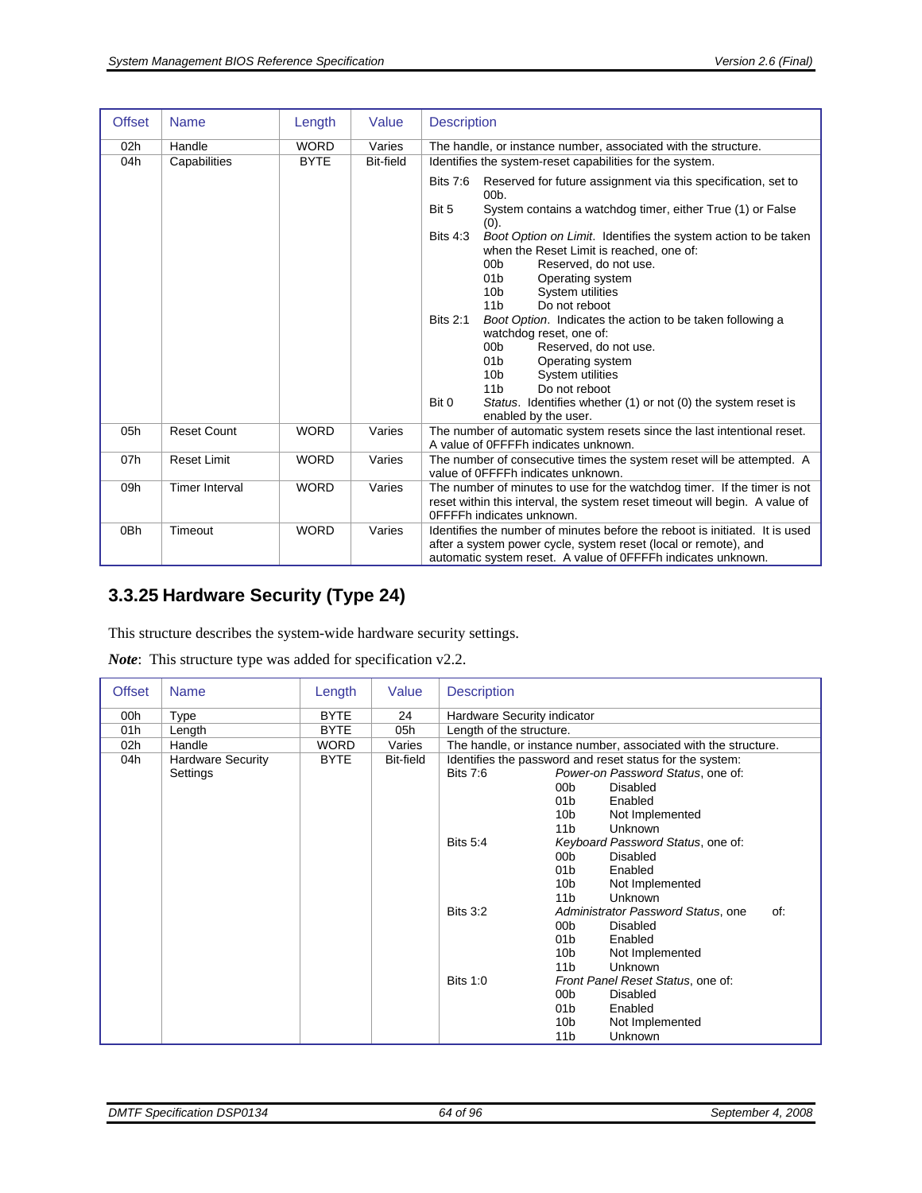| Offset | Name | Length | Value | Description |
|---|---|---|---|---|
| 02h | Handle | WORD | Varies | The handle, or instance number, associated with the structure. |
| 04h | Capabilities | BYTE | Bit-field | Identifies the system-reset capabilities for the system.<br><br>Bits 7:6 Reserved for future assignment via this specification, set to 00b.<br>Bit 5 System contains a watchdog timer, either True (1) or False (0).<br>Bits 4:3 *Boot Option on Limit*. Identifies the system action to be taken when the Reset Limit is reached, one of:<br>00b Reserved, do not use.<br>01b Operating system<br>10b System utilities<br>11b Do not reboot<br>Bits 2:1 *Boot Option*. Indicates the action to be taken following a watchdog reset, one of:<br>00b Reserved, do not use.<br>01b Operating system<br>10b System utilities<br>11b Do not reboot<br>Bit 0 *Status*. Identifies whether (1) or not (0) the system reset is enabled by the user. |
| 05h | Reset Count | WORD | Varies | The number of automatic system resets since the last intentional reset. A value of 0FFFFh indicates unknown. |
| 07h | Reset Limit | WORD | Varies | The number of consecutive times the system reset will be attempted. A value of 0FFFFh indicates unknown. |
| 09h | Timer Interval | WORD | Varies | The number of minutes to use for the watchdog timer. If the timer is not reset within this interval, the system reset timeout will begin. A value of 0FFFFh indicates unknown. |
| 0Bh | Timeout | WORD | Varies | Identifies the number of minutes before the reboot is initiated. It is used after a system power cycle, system reset (local or remote), and automatic system reset. A value of 0FFFFh indicates unknown. |

### 3.3.25 Hardware Security (Type 24)

This structure describes the system-wide hardware security settings.

***Note***: This structure type was added for specification v2.2.

| Offset | Name | Length | Value | Description |
|---|---|---|---|---|
| 00h | Type | BYTE | 24 | Hardware Security indicator |
| 01h | Length | BYTE | 05h | Length of the structure. |
| 02h | Handle | WORD | Varies | The handle, or instance number, associated with the structure. |
| 04h | Hardware Security Settings | BYTE | Bit-field | Identifies the password and reset status for the system:<br>Bits 7:6 *Power-on Password Status*, one of:<br>00b Disabled<br>01b Enabled<br>10b Not Implemented<br>11b Unknown<br>Bits 5:4 *Keyboard Password Status*, one of:<br>00b Disabled<br>01b Enabled<br>10b Not Implemented<br>11b Unknown<br>Bits 3:2 *Administrator Password Status*, one of:<br>00b Disabled<br>01b Enabled<br>10b Not Implemented<br>11b Unknown<br>Bits 1:0 *Front Panel Reset Status*, one of:<br>00b Disabled<br>01b Enabled<br>10b Not Implemented<br>11b Unknown |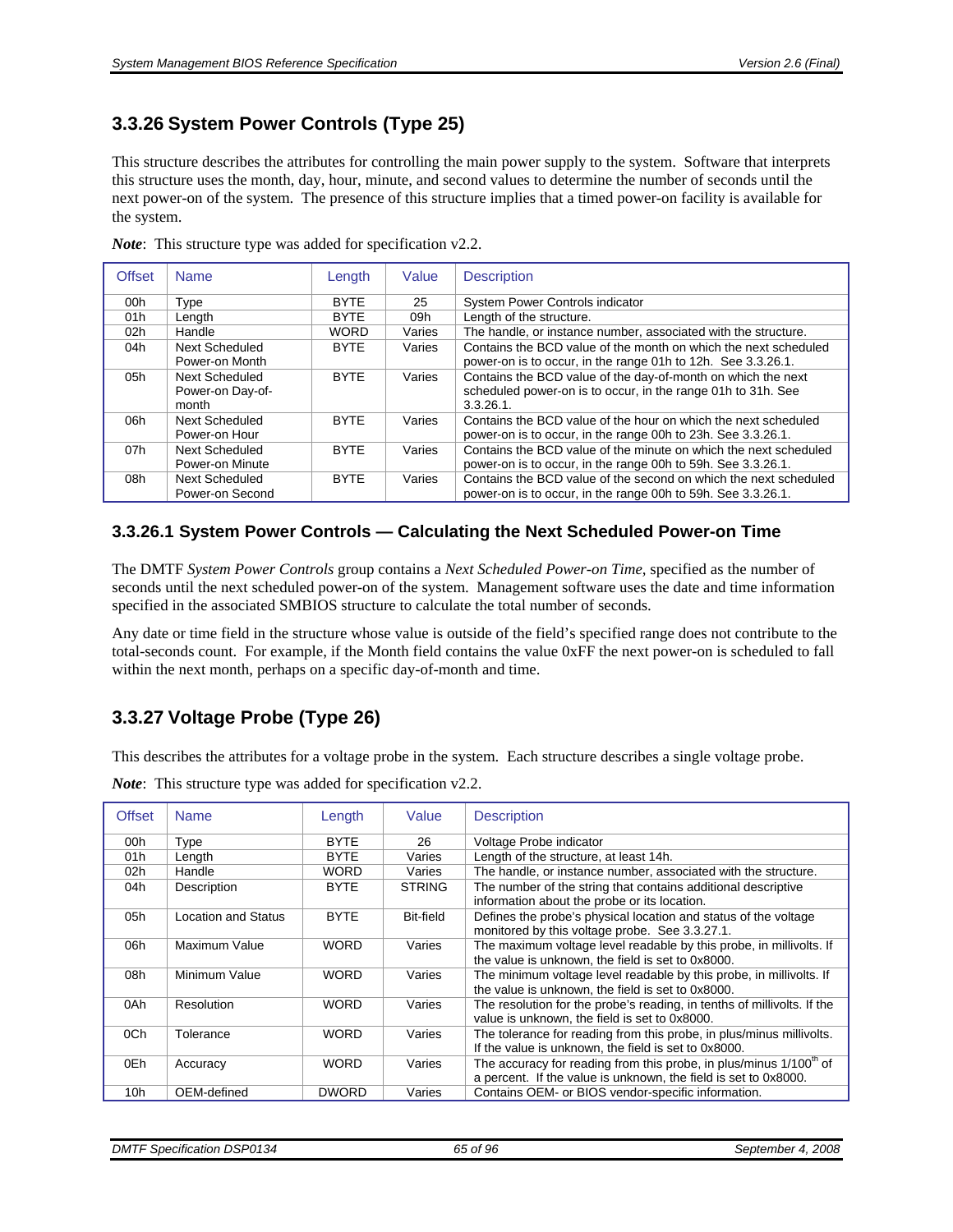### 3.3.26 System Power Controls (Type 25)

This structure describes the attributes for controlling the main power supply to the system. Software that interprets this structure uses the month, day, hour, minute, and second values to determine the number of seconds until the next power-on of the system. The presence of this structure implies that a timed power-on facility is available for the system.

***Note***: This structure type was added for specification v2.2.

| Offset | Name | Length | Value | Description |
|---|---|---|---|---|
| 00h | Type | BYTE | 25 | System Power Controls indicator |
| 01h | Length | BYTE | 09h | Length of the structure. |
| 02h | Handle | WORD | Varies | The handle, or instance number, associated with the structure. |
| 04h | Next Scheduled Power-on Month | BYTE | Varies | Contains the BCD value of the month on which the next scheduled power-on is to occur, in the range 01h to 12h. See 3.3.26.1. |
| 05h | Next Scheduled Power-on Day-of-month | BYTE | Varies | Contains the BCD value of the day-of-month on which the next scheduled power-on is to occur, in the range 01h to 31h. See 3.3.26.1. |
| 06h | Next Scheduled Power-on Hour | BYTE | Varies | Contains the BCD value of the hour on which the next scheduled power-on is to occur, in the range 00h to 23h. See 3.3.26.1. |
| 07h | Next Scheduled Power-on Minute | BYTE | Varies | Contains the BCD value of the minute on which the next scheduled power-on is to occur, in the range 00h to 59h. See 3.3.26.1. |
| 08h | Next Scheduled Power-on Second | BYTE | Varies | Contains the BCD value of the second on which the next scheduled power-on is to occur, in the range 00h to 59h. See 3.3.26.1. |

#### 3.3.26.1 System Power Controls — Calculating the Next Scheduled Power-on Time

The DMTF *System Power Controls* group contains a *Next Scheduled Power-on Time*, specified as the number of seconds until the next scheduled power-on of the system. Management software uses the date and time information specified in the associated SMBIOS structure to calculate the total number of seconds.

Any date or time field in the structure whose value is outside of the field's specified range does not contribute to the total-seconds count. For example, if the Month field contains the value 0xFF the next power-on is scheduled to fall within the next month, perhaps on a specific day-of-month and time.

### 3.3.27 Voltage Probe (Type 26)

This describes the attributes for a voltage probe in the system. Each structure describes a single voltage probe.

***Note***: This structure type was added for specification v2.2.

| Offset | Name | Length | Value | Description |
|---|---|---|---|---|
| 00h | Type | BYTE | 26 | Voltage Probe indicator |
| 01h | Length | BYTE | Varies | Length of the structure, at least 14h. |
| 02h | Handle | WORD | Varies | The handle, or instance number, associated with the structure. |
| 04h | Description | BYTE | STRING | The number of the string that contains additional descriptive information about the probe or its location. |
| 05h | Location and Status | BYTE | Bit-field | Defines the probe's physical location and status of the voltage monitored by this voltage probe. See 3.3.27.1. |
| 06h | Maximum Value | WORD | Varies | The maximum voltage level readable by this probe, in millivolts. If the value is unknown, the field is set to 0x8000. |
| 08h | Minimum Value | WORD | Varies | The minimum voltage level readable by this probe, in millivolts. If the value is unknown, the field is set to 0x8000. |
| 0Ah | Resolution | WORD | Varies | The resolution for the probe's reading, in tenths of millivolts. If the value is unknown, the field is set to 0x8000. |
| 0Ch | Tolerance | WORD | Varies | The tolerance for reading from this probe, in plus/minus millivolts. If the value is unknown, the field is set to 0x8000. |
| 0Eh | Accuracy | WORD | Varies | The accuracy for reading from this probe, in plus/minus 1/100th of a percent. If the value is unknown, the field is set to 0x8000. |
| 10h | OEM-defined | DWORD | Varies | Contains OEM- or BIOS vendor-specific information. |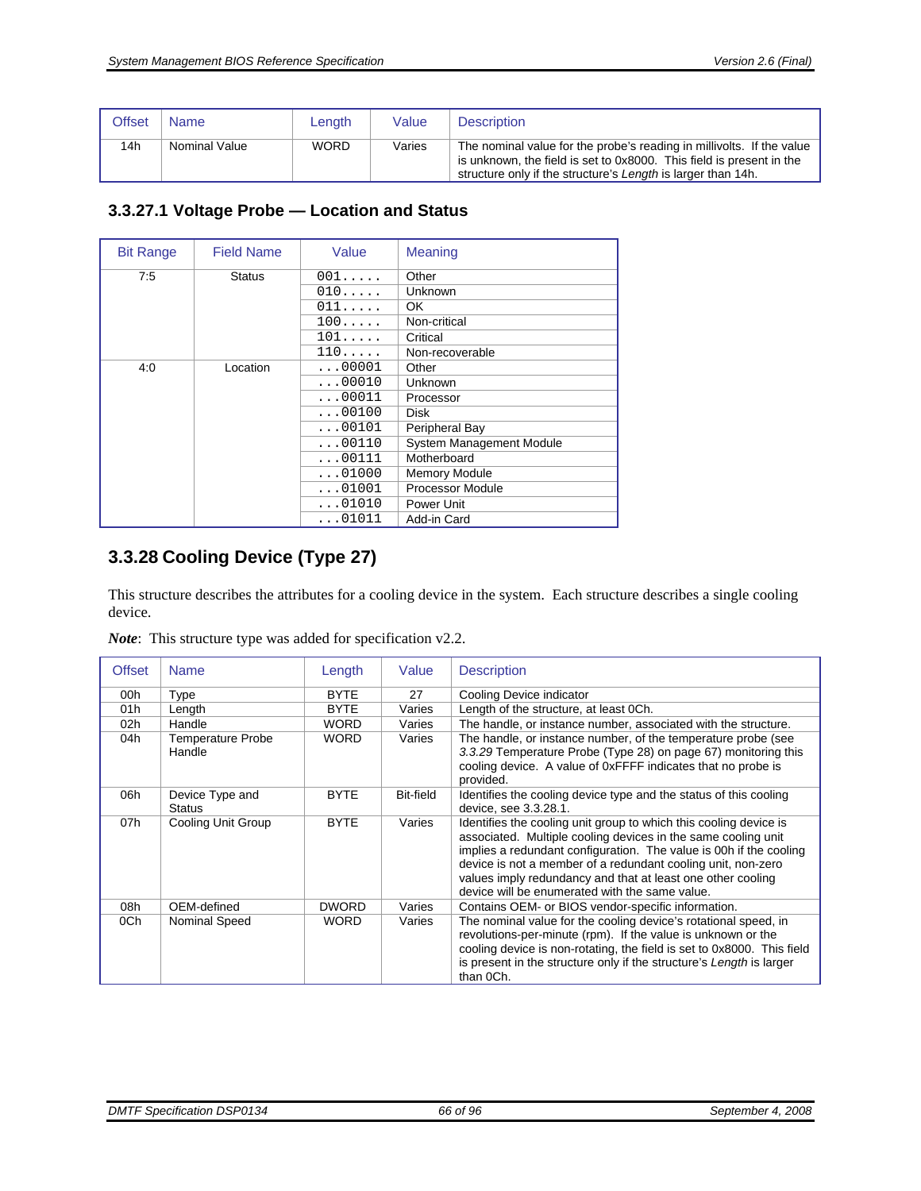| Offset | Name | Length | Value | Description |
|---|---|---|---|---|
| 14h | Nominal Value | WORD | Varies | The nominal value for the probe's reading in millivolts. If the value is unknown, the field is set to 0x8000. This field is present in the structure only if the structure's *Length* is larger than 14h. |

### 3.3.27.1 Voltage Probe — Location and Status

| Bit Range | Field Name | Value | Meaning |
|---|---|---|---|
| 7:5 | Status | 001..... | Other |
| | | 010..... | Unknown |
| | | 011..... | OK |
| | | 100..... | Non-critical |
| | | 101..... | Critical |
| | | 110..... | Non-recoverable |
| 4:0 | Location | ...00001 | Other |
| | | ...00010 | Unknown |
| | | ...00011 | Processor |
| | | ...00100 | Disk |
| | | ...00101 | Peripheral Bay |
| | | ...00110 | System Management Module |
| | | ...00111 | Motherboard |
| | | ...01000 | Memory Module |
| | | ...01001 | Processor Module |
| | | ...01010 | Power Unit |
| | | ...01011 | Add-in Card |

## 3.3.28 Cooling Device (Type 27)

This structure describes the attributes for a cooling device in the system. Each structure describes a single cooling device.

***Note***: This structure type was added for specification v2.2.

| Offset | Name | Length | Value | Description |
|---|---|---|---|---|
| 00h | Type | BYTE | 27 | Cooling Device indicator |
| 01h | Length | BYTE | Varies | Length of the structure, at least 0Ch. |
| 02h | Handle | WORD | Varies | The handle, or instance number, associated with the structure. |
| 04h | Temperature Probe Handle | WORD | Varies | The handle, or instance number, of the temperature probe (see *3.3.29* Temperature Probe (Type 28) on page 67) monitoring this cooling device. A value of 0xFFFF indicates that no probe is provided. |
| 06h | Device Type and Status | BYTE | Bit-field | Identifies the cooling device type and the status of this cooling device, see 3.3.28.1. |
| 07h | Cooling Unit Group | BYTE | Varies | Identifies the cooling unit group to which this cooling device is associated. Multiple cooling devices in the same cooling unit implies a redundant configuration. The value is 00h if the cooling device is not a member of a redundant cooling unit, non-zero values imply redundancy and that at least one other cooling device will be enumerated with the same value. |
| 08h | OEM-defined | DWORD | Varies | Contains OEM- or BIOS vendor-specific information. |
| 0Ch | Nominal Speed | WORD | Varies | The nominal value for the cooling device's rotational speed, in revolutions-per-minute (rpm). If the value is unknown or the cooling device is non-rotating, the field is set to 0x8000. This field is present in the structure only if the structure's *Length* is larger than 0Ch. |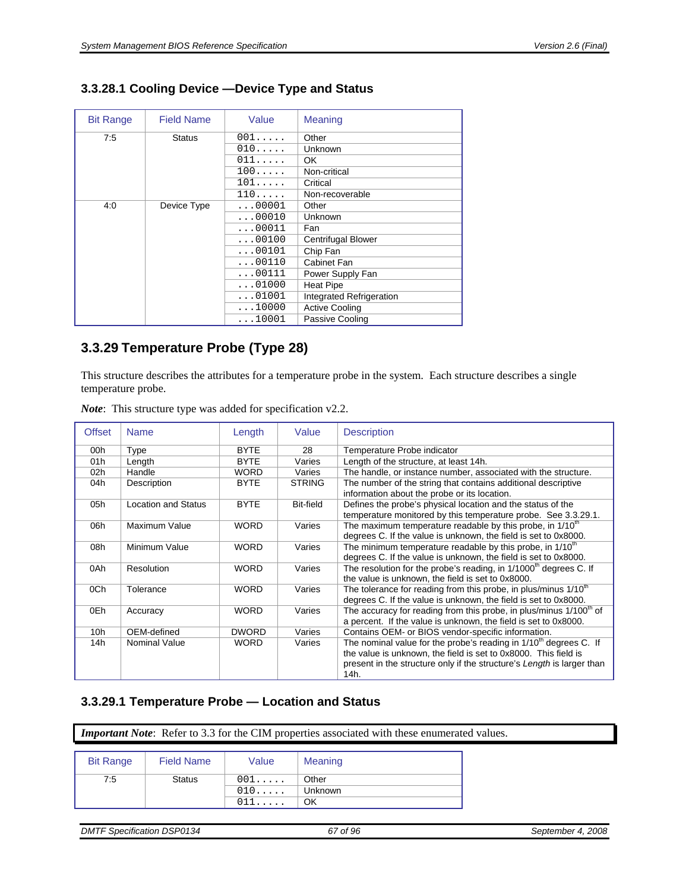### 3.3.28.1 Cooling Device —Device Type and Status

| Bit Range | Field Name | Value | Meaning |
|---|---|---|---|
| 7:5 | Status | 001..... | Other |
| | | 010..... | Unknown |
| | | 011..... | OK |
| | | 100..... | Non-critical |
| | | 101..... | Critical |
| | | 110..... | Non-recoverable |
| 4:0 | Device Type | ...00001 | Other |
| | | ...00010 | Unknown |
| | | ...00011 | Fan |
| | | ...00100 | Centrifugal Blower |
| | | ...00101 | Chip Fan |
| | | ...00110 | Cabinet Fan |
| | | ...00111 | Power Supply Fan |
| | | ...01000 | Heat Pipe |
| | | ...01001 | Integrated Refrigeration |
| | | ...10000 | Active Cooling |
| | | ...10001 | Passive Cooling |

## 3.3.29 Temperature Probe (Type 28)

This structure describes the attributes for a temperature probe in the system. Each structure describes a single temperature probe.

***Note***: This structure type was added for specification v2.2.

| Offset | Name | Length | Value | Description |
|---|---|---|---|---|
| 00h | Type | BYTE | 28 | Temperature Probe indicator |
| 01h | Length | BYTE | Varies | Length of the structure, at least 14h. |
| 02h | Handle | WORD | Varies | The handle, or instance number, associated with the structure. |
| 04h | Description | BYTE | STRING | The number of the string that contains additional descriptive information about the probe or its location. |
| 05h | Location and Status | BYTE | Bit-field | Defines the probe's physical location and the status of the temperature monitored by this temperature probe. See 3.3.29.1. |
| 06h | Maximum Value | WORD | Varies | The maximum temperature readable by this probe, in 1/10th degrees C. If the value is unknown, the field is set to 0x8000. |
| 08h | Minimum Value | WORD | Varies | The minimum temperature readable by this probe, in 1/10th degrees C. If the value is unknown, the field is set to 0x8000. |
| 0Ah | Resolution | WORD | Varies | The resolution for the probe's reading, in 1/1000th degrees C. If the value is unknown, the field is set to 0x8000. |
| 0Ch | Tolerance | WORD | Varies | The tolerance for reading from this probe, in plus/minus 1/10th degrees C. If the value is unknown, the field is set to 0x8000. |
| 0Eh | Accuracy | WORD | Varies | The accuracy for reading from this probe, in plus/minus 1/100th of a percent. If the value is unknown, the field is set to 0x8000. |
| 10h | OEM-defined | DWORD | Varies | Contains OEM- or BIOS vendor-specific information. |
| 14h | Nominal Value | WORD | Varies | The nominal value for the probe's reading in 1/10th degrees C. If the value is unknown, the field is set to 0x8000. This field is present in the structure only if the structure's *Length* is larger than 14h. |

### 3.3.29.1 Temperature Probe — Location and Status

***Important Note***: Refer to 3.3 for the CIM properties associated with these enumerated values.

| Bit Range | Field Name | Value | Meaning |
|---|---|---|---|
| 7:5 | Status | 001..... | Other |
| | | 010..... | Unknown |
| | | 011..... | OK |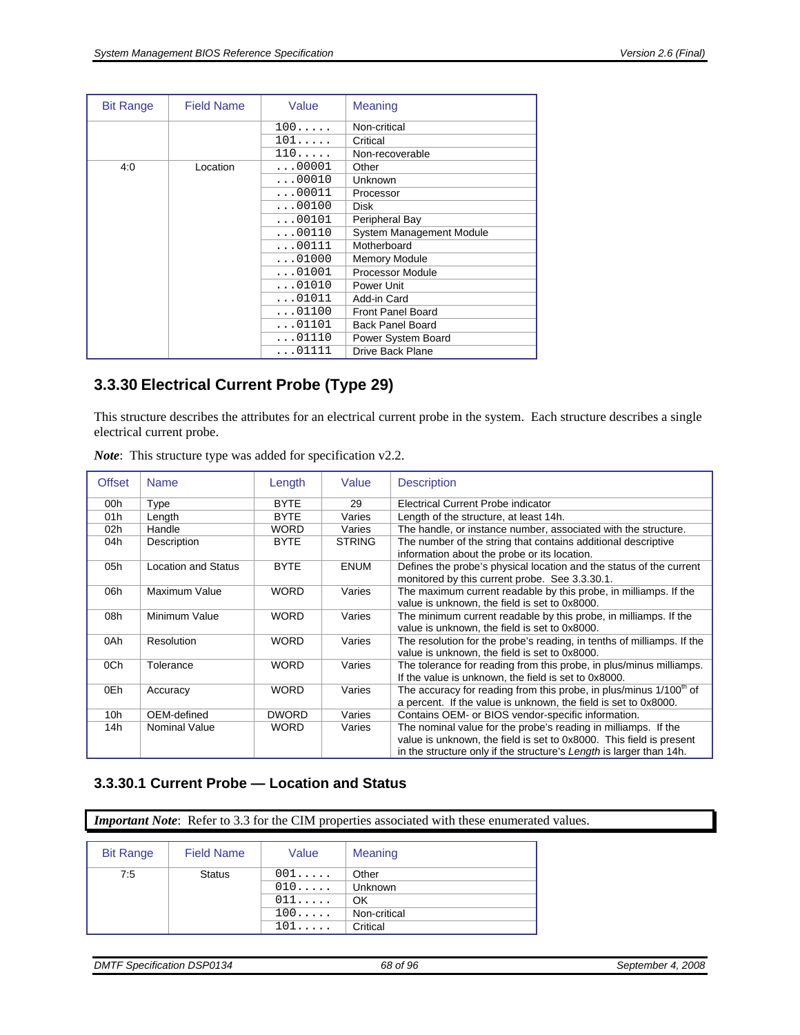| Bit Range | Field Name | Value | Meaning |
|---|---|---|---|
| | | 100..... | Non-critical |
| | | 101..... | Critical |
| | | 110..... | Non-recoverable |
| 4:0 | Location | ...00001 | Other |
| | | ...00010 | Unknown |
| | | ...00011 | Processor |
| | | ...00100 | Disk |
| | | ...00101 | Peripheral Bay |
| | | ...00110 | System Management Module |
| | | ...00111 | Motherboard |
| | | ...01000 | Memory Module |
| | | ...01001 | Processor Module |
| | | ...01010 | Power Unit |
| | | ...01011 | Add-in Card |
| | | ...01100 | Front Panel Board |
| | | ...01101 | Back Panel Board |
| | | ...01110 | Power System Board |
| | | ...01111 | Drive Back Plane |

## 3.3.30 Electrical Current Probe (Type 29)

This structure describes the attributes for an electrical current probe in the system. Each structure describes a single electrical current probe.

***Note***: This structure type was added for specification v2.2.

| Offset | Name | Length | Value | Description |
|---|---|---|---|---|
| 00h | Type | BYTE | 29 | Electrical Current Probe indicator |
| 01h | Length | BYTE | Varies | Length of the structure, at least 14h. |
| 02h | Handle | WORD | Varies | The handle, or instance number, associated with the structure. |
| 04h | Description | BYTE | STRING | The number of the string that contains additional descriptive information about the probe or its location. |
| 05h | Location and Status | BYTE | ENUM | Defines the probe's physical location and the status of the current monitored by this current probe. See 3.3.30.1. |
| 06h | Maximum Value | WORD | Varies | The maximum current readable by this probe, in milliamps. If the value is unknown, the field is set to 0x8000. |
| 08h | Minimum Value | WORD | Varies | The minimum current readable by this probe, in milliamps. If the value is unknown, the field is set to 0x8000. |
| 0Ah | Resolution | WORD | Varies | The resolution for the probe's reading, in tenths of milliamps. If the value is unknown, the field is set to 0x8000. |
| 0Ch | Tolerance | WORD | Varies | The tolerance for reading from this probe, in plus/minus milliamps. If the value is unknown, the field is set to 0x8000. |
| 0Eh | Accuracy | WORD | Varies | The accuracy for reading from this probe, in plus/minus 1/100th of a percent. If the value is unknown, the field is set to 0x8000. |
| 10h | OEM-defined | DWORD | Varies | Contains OEM- or BIOS vendor-specific information. |
| 14h | Nominal Value | WORD | Varies | The nominal value for the probe's reading in milliamps. If the value is unknown, the field is set to 0x8000. This field is present in the structure only if the structure's *Length* is larger than 14h. |

### 3.3.30.1 Current Probe — Location and Status

***Important Note***: Refer to 3.3 for the CIM properties associated with these enumerated values.

| Bit Range | Field Name | Value | Meaning |
|---|---|---|---|
| 7:5 | Status | 001..... | Other |
| | | 010..... | Unknown |
| | | 011..... | OK |
| | | 100..... | Non-critical |
| | | 101..... | Critical |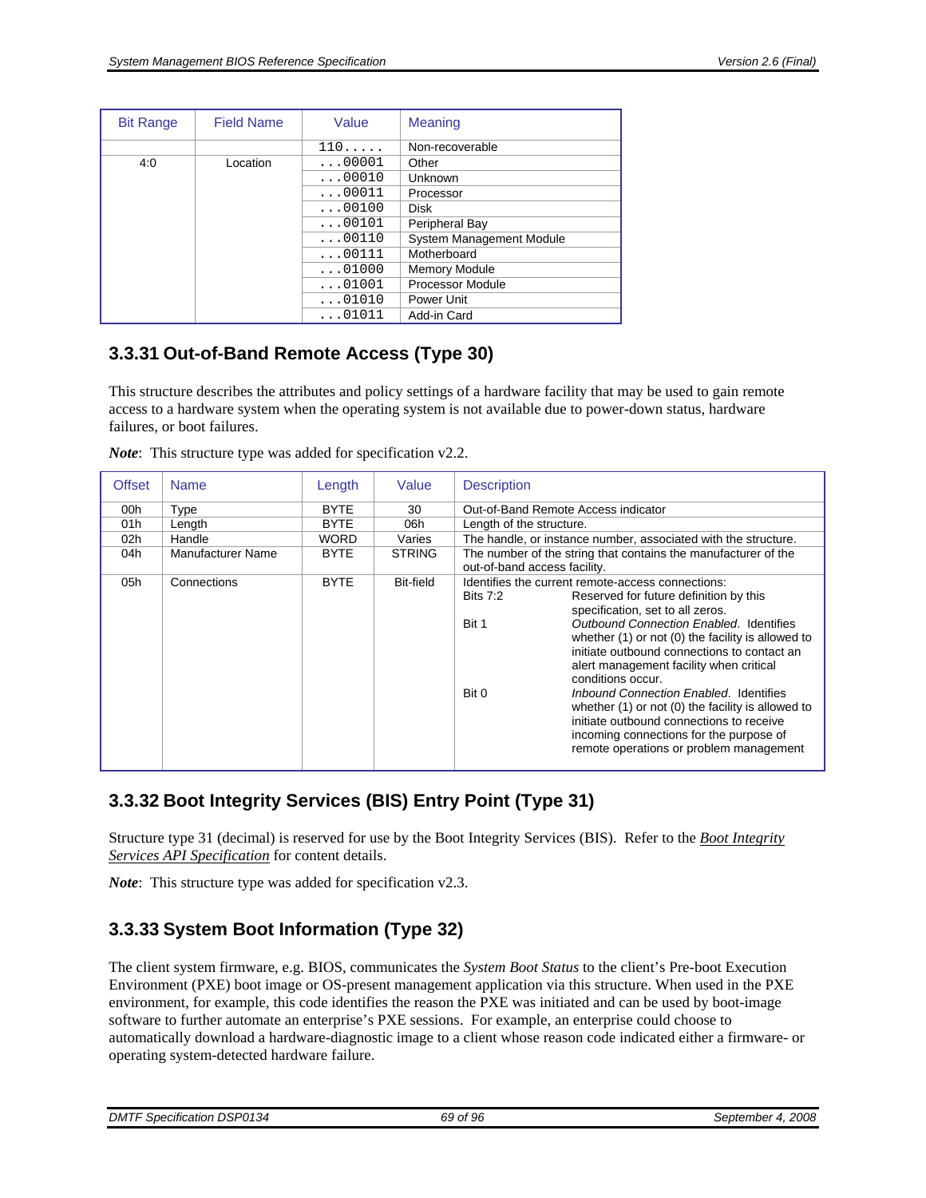| Bit Range | Field Name | Value | Meaning |
|---|---|---|---|
| | | 110..... | Non-recoverable |
| 4:0 | Location | ...00001 | Other |
| | | ...00010 | Unknown |
| | | ...00011 | Processor |
| | | ...00100 | Disk |
| | | ...00101 | Peripheral Bay |
| | | ...00110 | System Management Module |
| | | ...00111 | Motherboard |
| | | ...01000 | Memory Module |
| | | ...01001 | Processor Module |
| | | ...01010 | Power Unit |
| | | ...01011 | Add-in Card |

## 3.3.31 Out-of-Band Remote Access (Type 30)

This structure describes the attributes and policy settings of a hardware facility that may be used to gain remote access to a hardware system when the operating system is not available due to power-down status, hardware failures, or boot failures.

***Note***: This structure type was added for specification v2.2.

| Offset | Name | Length | Value | Description |
|---|---|---|---|---|
| 00h | Type | BYTE | 30 | Out-of-Band Remote Access indicator |
| 01h | Length | BYTE | 06h | Length of the structure. |
| 02h | Handle | WORD | Varies | The handle, or instance number, associated with the structure. |
| 04h | Manufacturer Name | BYTE | STRING | The number of the string that contains the manufacturer of the out-of-band access facility. |
| 05h | Connections | BYTE | Bit-field | Identifies the current remote-access connections:<br>Bits 7:2 — Reserved for future definition by this specification, set to all zeros.<br>Bit 1 — *Outbound Connection Enabled*. Identifies whether (1) or not (0) the facility is allowed to initiate outbound connections to contact an alert management facility when critical conditions occur.<br>Bit 0 — *Inbound Connection Enabled*. Identifies whether (1) or not (0) the facility is allowed to initiate outbound connections to receive incoming connections for the purpose of remote operations or problem management |

## 3.3.32 Boot Integrity Services (BIS) Entry Point (Type 31)

Structure type 31 (decimal) is reserved for use by the Boot Integrity Services (BIS). Refer to the ***Boot Integrity Services API Specification*** for content details.

***Note***: This structure type was added for specification v2.3.

## 3.3.33 System Boot Information (Type 32)

The client system firmware, e.g. BIOS, communicates the *System Boot Status* to the client's Pre-boot Execution Environment (PXE) boot image or OS-present management application via this structure. When used in the PXE environment, for example, this code identifies the reason the PXE was initiated and can be used by boot-image software to further automate an enterprise's PXE sessions. For example, an enterprise could choose to automatically download a hardware-diagnostic image to a client whose reason code indicated either a firmware- or operating system-detected hardware failure.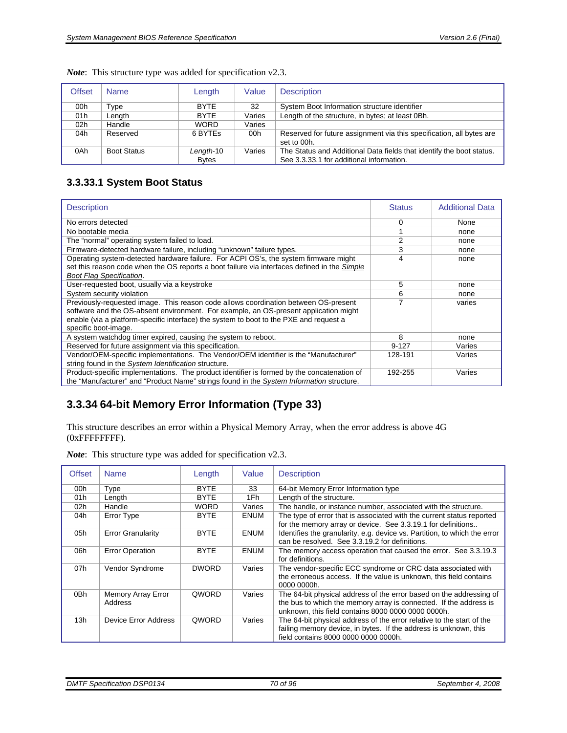***Note***: This structure type was added for specification v2.3.

| Offset | Name | Length | Value | Description |
|---|---|---|---|---|
| 00h | Type | BYTE | 32 | System Boot Information structure identifier |
| 01h | Length | BYTE | Varies | Length of the structure, in bytes; at least 0Bh. |
| 02h | Handle | WORD | Varies | |
| 04h | Reserved | 6 BYTEs | 00h | Reserved for future assignment via this specification, all bytes are set to 00h. |
| 0Ah | Boot Status | *Length*-10 Bytes | Varies | The Status and Additional Data fields that identify the boot status. See 3.3.33.1 for additional information. |

### 3.3.33.1 System Boot Status

| Description | Status | Additional Data |
|---|---|---|
| No errors detected | 0 | None |
| No bootable media | 1 | none |
| The "normal" operating system failed to load. | 2 | none |
| Firmware-detected hardware failure, including "unknown" failure types. | 3 | none |
| Operating system-detected hardware failure. For ACPI OS's, the system firmware might set this reason code when the OS reports a boot failure via interfaces defined in the *Simple Boot Flag Specification*. | 4 | none |
| User-requested boot, usually via a keystroke | 5 | none |
| System security violation | 6 | none |
| Previously-requested image. This reason code allows coordination between OS-present software and the OS-absent environment. For example, an OS-present application might enable (via a platform-specific interface) the system to boot to the PXE and request a specific boot-image. | 7 | varies |
| A system watchdog timer expired, causing the system to reboot. | 8 | none |
| Reserved for future assignment via this specification. | 9-127 | Varies |
| Vendor/OEM-specific implementations. The Vendor/OEM identifier is the "Manufacturer" string found in the *System Identification* structure. | 128-191 | Varies |
| Product-specific implementations. The product identifier is formed by the concatenation of the "Manufacturer" and "Product Name" strings found in the *System Information* structure. | 192-255 | Varies |

## 3.3.34 64-bit Memory Error Information (Type 33)

This structure describes an error within a Physical Memory Array, when the error address is above 4G (0xFFFFFFFF).

***Note***: This structure type was added for specification v2.3.

| Offset | Name | Length | Value | Description |
|---|---|---|---|---|
| 00h | Type | BYTE | 33 | 64-bit Memory Error Information type |
| 01h | Length | BYTE | 1Fh | Length of the structure. |
| 02h | Handle | WORD | Varies | The handle, or instance number, associated with the structure. |
| 04h | Error Type | BYTE | ENUM | The type of error that is associated with the current status reported for the memory array or device. See 3.3.19.1 for definitions.. |
| 05h | Error Granularity | BYTE | ENUM | Identifies the granularity, e.g. device vs. Partition, to which the error can be resolved. See 3.3.19.2 for definitions. |
| 06h | Error Operation | BYTE | ENUM | The memory access operation that caused the error. See 3.3.19.3 for definitions. |
| 07h | Vendor Syndrome | DWORD | Varies | The vendor-specific ECC syndrome or CRC data associated with the erroneous access. If the value is unknown, this field contains 0000 0000h. |
| 0Bh | Memory Array Error Address | QWORD | Varies | The 64-bit physical address of the error based on the addressing of the bus to which the memory array is connected. If the address is unknown, this field contains 8000 0000 0000 0000h. |
| 13h | Device Error Address | QWORD | Varies | The 64-bit physical address of the error relative to the start of the failing memory device, in bytes. If the address is unknown, this field contains 8000 0000 0000 0000h. |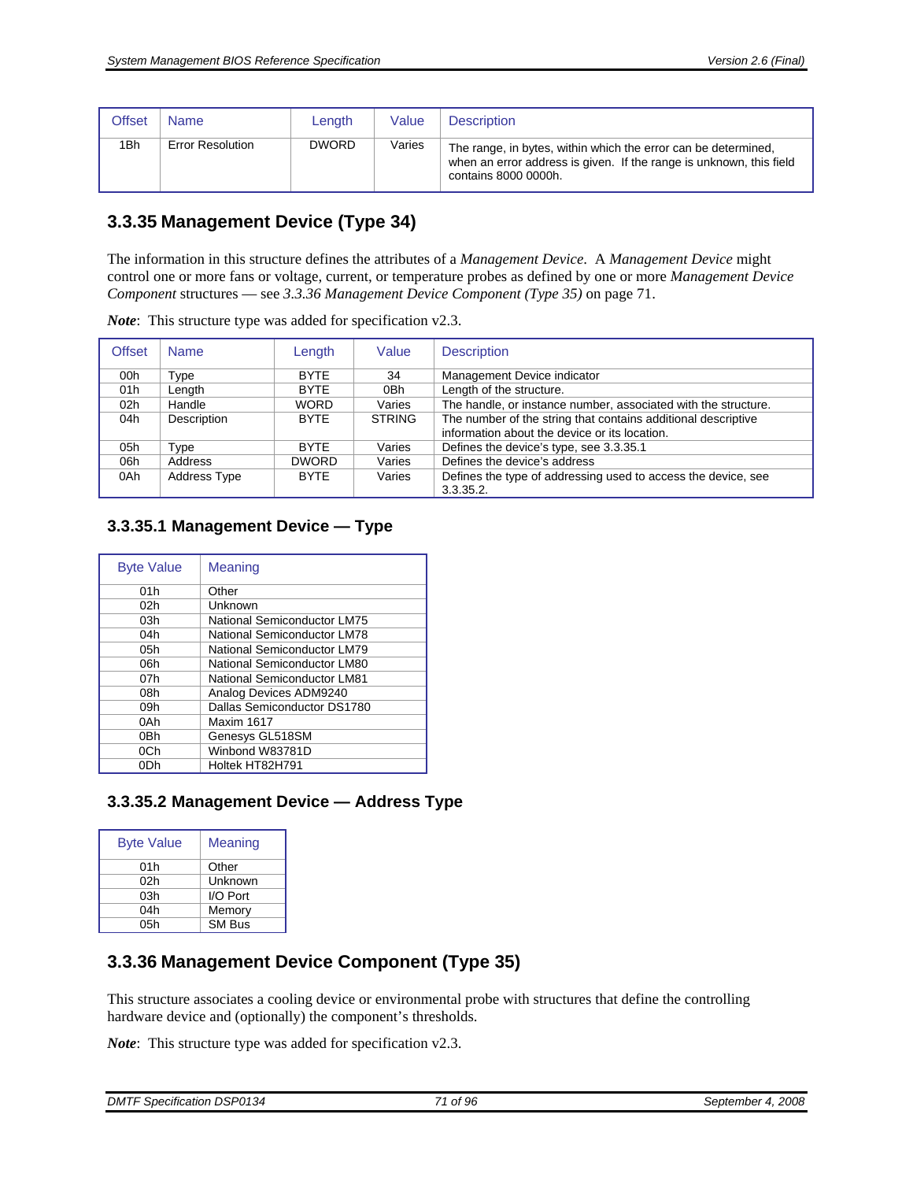| Offset | Name | Length | Value | Description |
|---|---|---|---|---|
| 1Bh | Error Resolution | DWORD | Varies | The range, in bytes, within which the error can be determined, when an error address is given. If the range is unknown, this field contains 8000 0000h. |

## 3.3.35 Management Device (Type 34)

The information in this structure defines the attributes of a *Management Device*. A *Management Device* might control one or more fans or voltage, current, or temperature probes as defined by one or more *Management Device Component* structures — see *3.3.36 Management Device Component (Type 35)* on page 71.

***Note***: This structure type was added for specification v2.3.

| Offset | Name | Length | Value | Description |
|---|---|---|---|---|
| 00h | Type | BYTE | 34 | Management Device indicator |
| 01h | Length | BYTE | 0Bh | Length of the structure. |
| 02h | Handle | WORD | Varies | The handle, or instance number, associated with the structure. |
| 04h | Description | BYTE | STRING | The number of the string that contains additional descriptive information about the device or its location. |
| 05h | Type | BYTE | Varies | Defines the device's type, see 3.3.35.1 |
| 06h | Address | DWORD | Varies | Defines the device's address |
| 0Ah | Address Type | BYTE | Varies | Defines the type of addressing used to access the device, see 3.3.35.2. |

### 3.3.35.1 Management Device — Type

| Byte Value | Meaning |
|---|---|
| 01h | Other |
| 02h | Unknown |
| 03h | National Semiconductor LM75 |
| 04h | National Semiconductor LM78 |
| 05h | National Semiconductor LM79 |
| 06h | National Semiconductor LM80 |
| 07h | National Semiconductor LM81 |
| 08h | Analog Devices ADM9240 |
| 09h | Dallas Semiconductor DS1780 |
| 0Ah | Maxim 1617 |
| 0Bh | Genesys GL518SM |
| 0Ch | Winbond W83781D |
| 0Dh | Holtek HT82H791 |

### 3.3.35.2 Management Device — Address Type

| Byte Value | Meaning |
|---|---|
| 01h | Other |
| 02h | Unknown |
| 03h | I/O Port |
| 04h | Memory |
| 05h | SM Bus |

## 3.3.36 Management Device Component (Type 35)

This structure associates a cooling device or environmental probe with structures that define the controlling hardware device and (optionally) the component's thresholds.

***Note***: This structure type was added for specification v2.3.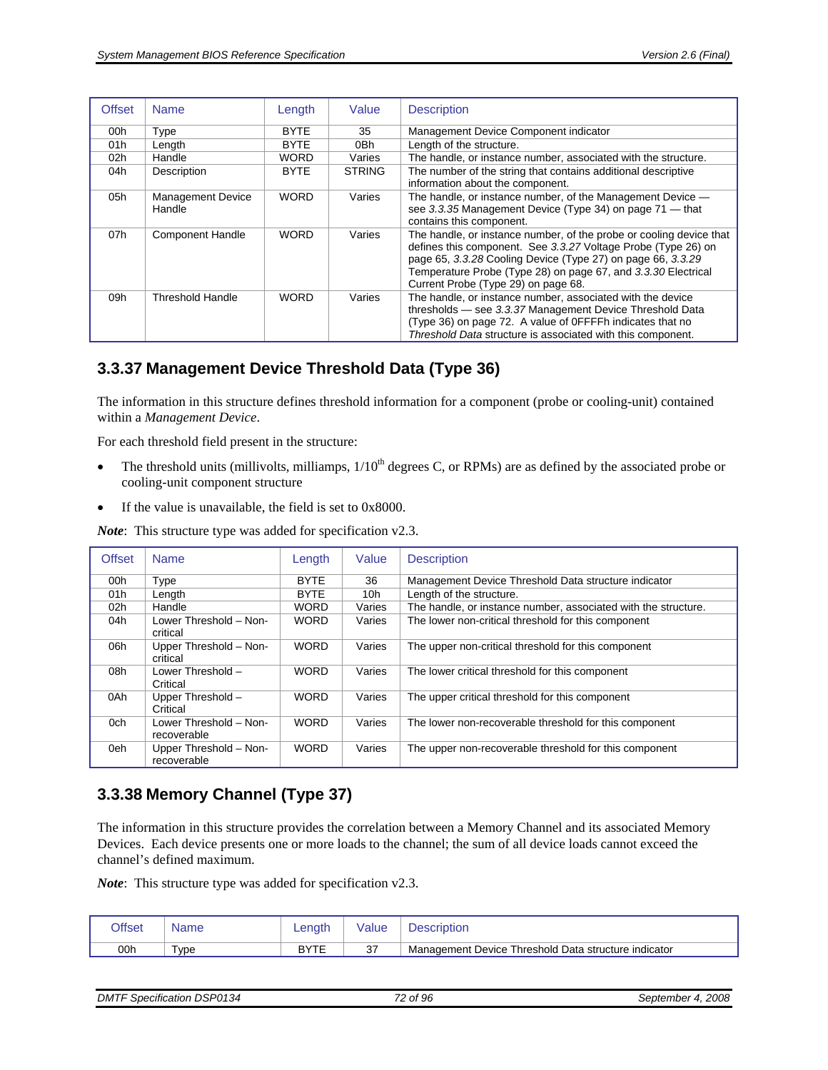| Offset | Name | Length | Value | Description |
|---|---|---|---|---|
| 00h | Type | BYTE | 35 | Management Device Component indicator |
| 01h | Length | BYTE | 0Bh | Length of the structure. |
| 02h | Handle | WORD | Varies | The handle, or instance number, associated with the structure. |
| 04h | Description | BYTE | STRING | The number of the string that contains additional descriptive information about the component. |
| 05h | Management Device Handle | WORD | Varies | The handle, or instance number, of the Management Device — see *3.3.35* Management Device (Type 34) on page 71 — that contains this component. |
| 07h | Component Handle | WORD | Varies | The handle, or instance number, of the probe or cooling device that defines this component. See *3.3.27* Voltage Probe (Type 26) on page 65, *3.3.28* Cooling Device (Type 27) on page 66, *3.3.29* Temperature Probe (Type 28) on page 67, and *3.3.30* Electrical Current Probe (Type 29) on page 68. |
| 09h | Threshold Handle | WORD | Varies | The handle, or instance number, associated with the device thresholds — see *3.3.37* Management Device Threshold Data (Type 36) on page 72. A value of 0FFFFh indicates that no *Threshold Data* structure is associated with this component. |

## 3.3.37 Management Device Threshold Data (Type 36)

The information in this structure defines threshold information for a component (probe or cooling-unit) contained within a *Management Device*.

For each threshold field present in the structure:

- The threshold units (millivolts, milliamps, 1/10$^{th}$ degrees C, or RPMs) are as defined by the associated probe or cooling-unit component structure
- If the value is unavailable, the field is set to 0x8000.

***Note***: This structure type was added for specification v2.3.

| Offset | Name | Length | Value | Description |
|---|---|---|---|---|
| 00h | Type | BYTE | 36 | Management Device Threshold Data structure indicator |
| 01h | Length | BYTE | 10h | Length of the structure. |
| 02h | Handle | WORD | Varies | The handle, or instance number, associated with the structure. |
| 04h | Lower Threshold – Non-critical | WORD | Varies | The lower non-critical threshold for this component |
| 06h | Upper Threshold – Non-critical | WORD | Varies | The upper non-critical threshold for this component |
| 08h | Lower Threshold – Critical | WORD | Varies | The lower critical threshold for this component |
| 0Ah | Upper Threshold – Critical | WORD | Varies | The upper critical threshold for this component |
| 0ch | Lower Threshold – Non-recoverable | WORD | Varies | The lower non-recoverable threshold for this component |
| 0eh | Upper Threshold – Non-recoverable | WORD | Varies | The upper non-recoverable threshold for this component |

## 3.3.38 Memory Channel (Type 37)

The information in this structure provides the correlation between a Memory Channel and its associated Memory Devices. Each device presents one or more loads to the channel; the sum of all device loads cannot exceed the channel's defined maximum.

***Note***: This structure type was added for specification v2.3.

| Offset | Name | Length | Value | Description |
|---|---|---|---|---|
| 00h | Type | BYTE | 37 | Management Device Threshold Data structure indicator |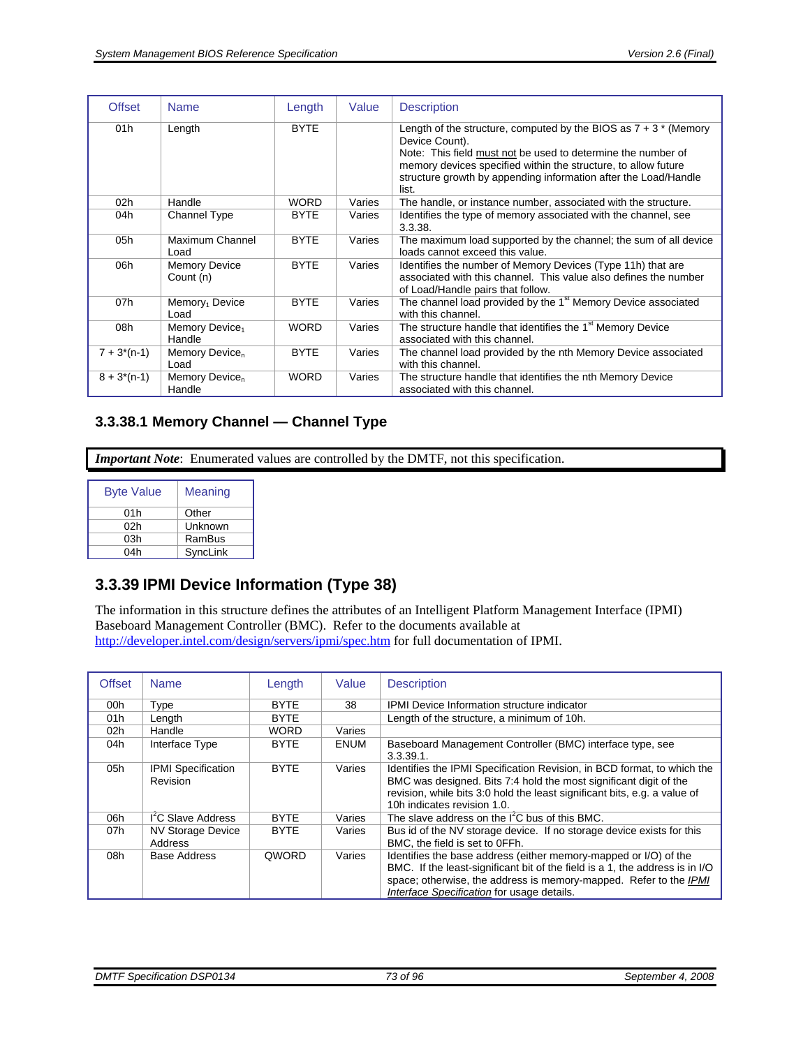| Offset | Name | Length | Value | Description |
|---|---|---|---|---|
| 01h | Length | BYTE | | Length of the structure, computed by the BIOS as 7 + 3 * (Memory Device Count). Note: This field must not be used to determine the number of memory devices specified within the structure, to allow future structure growth by appending information after the Load/Handle list. |
| 02h | Handle | WORD | Varies | The handle, or instance number, associated with the structure. |
| 04h | Channel Type | BYTE | Varies | Identifies the type of memory associated with the channel, see 3.3.38. |
| 05h | Maximum Channel Load | BYTE | Varies | The maximum load supported by the channel; the sum of all device loads cannot exceed this value. |
| 06h | Memory Device Count (n) | BYTE | Varies | Identifies the number of Memory Devices (Type 11h) that are associated with this channel. This value also defines the number of Load/Handle pairs that follow. |
| 07h | $Memory_1$ Device Load | BYTE | Varies | The channel load provided by the 1st Memory Device associated with this channel. |
| 08h | Memory $Device_1$ Handle | WORD | Varies | The structure handle that identifies the 1st Memory Device associated with this channel. |
| 7 + 3*(n-1) | Memory $Device_n$ Load | BYTE | Varies | The channel load provided by the nth Memory Device associated with this channel. |
| 8 + 3*(n-1) | Memory $Device_n$ Handle | WORD | Varies | The structure handle that identifies the nth Memory Device associated with this channel. |

### 3.3.38.1 Memory Channel — Channel Type

***Important Note***: Enumerated values are controlled by the DMTF, not this specification.

| Byte Value | Meaning |
|---|---|
| 01h | Other |
| 02h | Unknown |
| 03h | RamBus |
| 04h | SyncLink |

## 3.3.39 IPMI Device Information (Type 38)

The information in this structure defines the attributes of an Intelligent Platform Management Interface (IPMI) Baseboard Management Controller (BMC). Refer to the documents available at http://developer.intel.com/design/servers/ipmi/spec.htm for full documentation of IPMI.

| Offset | Name | Length | Value | Description |
|---|---|---|---|---|
| 00h | Type | BYTE | 38 | IPMI Device Information structure indicator |
| 01h | Length | BYTE | | Length of the structure, a minimum of 10h. |
| 02h | Handle | WORD | Varies | |
| 04h | Interface Type | BYTE | ENUM | Baseboard Management Controller (BMC) interface type, see 3.3.39.1. |
| 05h | IPMI Specification Revision | BYTE | Varies | Identifies the IPMI Specification Revision, in BCD format, to which the BMC was designed. Bits 7:4 hold the most significant digit of the revision, while bits 3:0 hold the least significant bits, e.g. a value of 10h indicates revision 1.0. |
| 06h | $I^2C$ Slave Address | BYTE | Varies | The slave address on the $I^2C$ bus of this BMC. |
| 07h | NV Storage Device Address | BYTE | Varies | Bus id of the NV storage device. If no storage device exists for this BMC, the field is set to 0FFh. |
| 08h | Base Address | QWORD | Varies | Identifies the base address (either memory-mapped or I/O) of the BMC. If the least-significant bit of the field is a 1, the address is in I/O space; otherwise, the address is memory-mapped. Refer to the *IPMI Interface Specification* for usage details. |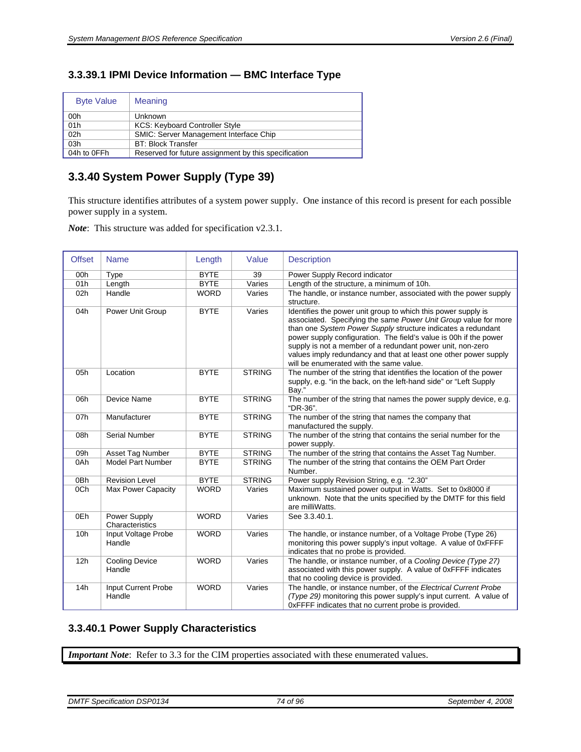### 3.3.39.1 IPMI Device Information — BMC Interface Type

| Byte Value | Meaning |
|---|---|
| 00h | Unknown |
| 01h | KCS: Keyboard Controller Style |
| 02h | SMIC: Server Management Interface Chip |
| 03h | BT: Block Transfer |
| 04h to 0FFh | Reserved for future assignment by this specification |

## 3.3.40 System Power Supply (Type 39)

This structure identifies attributes of a system power supply. One instance of this record is present for each possible power supply in a system.

***Note***: This structure was added for specification v2.3.1.

| Offset | Name | Length | Value | Description |
|---|---|---|---|---|
| 00h | Type | BYTE | 39 | Power Supply Record indicator |
| 01h | Length | BYTE | Varies | Length of the structure, a minimum of 10h. |
| 02h | Handle | WORD | Varies | The handle, or instance number, associated with the power supply structure. |
| 04h | Power Unit Group | BYTE | Varies | Identifies the power unit group to which this power supply is associated. Specifying the same *Power Unit Group* value for more than one *System Power Supply* structure indicates a redundant power supply configuration. The field's value is 00h if the power supply is not a member of a redundant power unit, non-zero values imply redundancy and that at least one other power supply will be enumerated with the same value. |
| 05h | Location | BYTE | STRING | The number of the string that identifies the location of the power supply, e.g. "in the back, on the left-hand side" or "Left Supply Bay." |
| 06h | Device Name | BYTE | STRING | The number of the string that names the power supply device, e.g. "DR-36". |
| 07h | Manufacturer | BYTE | STRING | The number of the string that names the company that manufactured the supply. |
| 08h | Serial Number | BYTE | STRING | The number of the string that contains the serial number for the power supply. |
| 09h | Asset Tag Number | BYTE | STRING | The number of the string that contains the Asset Tag Number. |
| 0Ah | Model Part Number | BYTE | STRING | The number of the string that contains the OEM Part Order Number. |
| 0Bh | Revision Level | BYTE | STRING | Power supply Revision String, e.g. "2.30" |
| 0Ch | Max Power Capacity | WORD | Varies | Maximum sustained power output in Watts. Set to 0x8000 if unknown. Note that the units specified by the DMTF for this field are milliWatts. |
| 0Eh | Power Supply Characteristics | WORD | Varies | See 3.3.40.1. |
| 10h | Input Voltage Probe Handle | WORD | Varies | The handle, or instance number, of a Voltage Probe (Type 26) monitoring this power supply's input voltage. A value of 0xFFFF indicates that no probe is provided. |
| 12h | Cooling Device Handle | WORD | Varies | The handle, or instance number, of a *Cooling Device (Type 27)* associated with this power supply. A value of 0xFFFF indicates that no cooling device is provided. |
| 14h | Input Current Probe Handle | WORD | Varies | The handle, or instance number, of the *Electrical Current Probe (Type 29)* monitoring this power supply's input current. A value of 0xFFFF indicates that no current probe is provided. |

### 3.3.40.1 Power Supply Characteristics

***Important Note***: Refer to 3.3 for the CIM properties associated with these enumerated values.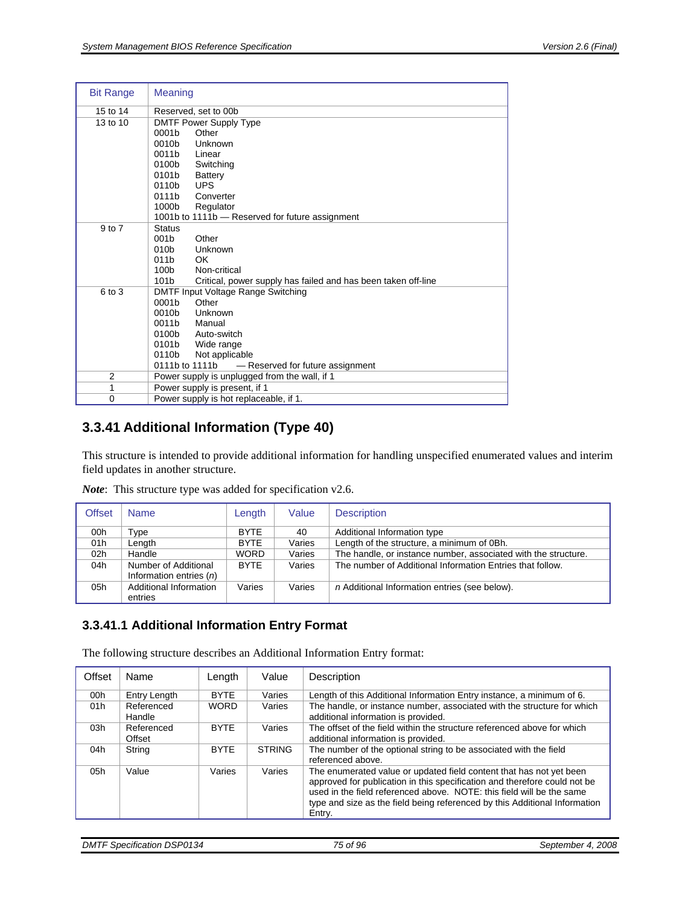| Bit Range | Meaning |
|---|---|
| 15 to 14 | Reserved, set to 00b |
| 13 to 10 | DMTF Power Supply Type<br>0001b Other<br>0010b Unknown<br>0011b Linear<br>0100b Switching<br>0101b Battery<br>0110b UPS<br>0111b Converter<br>1000b Regulator<br>1001b to 1111b — Reserved for future assignment |
| 9 to 7 | Status<br>001b Other<br>010b Unknown<br>011b OK<br>100b Non-critical<br>101b Critical, power supply has failed and has been taken off-line |
| 6 to 3 | DMTF Input Voltage Range Switching<br>0001b Other<br>0010b Unknown<br>0011b Manual<br>0100b Auto-switch<br>0101b Wide range<br>0110b Not applicable<br>0111b to 1111b — Reserved for future assignment |
| 2 | Power supply is unplugged from the wall, if 1 |
| 1 | Power supply is present, if 1 |
| 0 | Power supply is hot replaceable, if 1. |

## 3.3.41 Additional Information (Type 40)

This structure is intended to provide additional information for handling unspecified enumerated values and interim field updates in another structure.

***Note***: This structure type was added for specification v2.6.

| Offset | Name | Length | Value | Description |
|---|---|---|---|---|
| 00h | Type | BYTE | 40 | Additional Information type |
| 01h | Length | BYTE | Varies | Length of the structure, a minimum of 0Bh. |
| 02h | Handle | WORD | Varies | The handle, or instance number, associated with the structure. |
| 04h | Number of Additional Information entries (*n*) | BYTE | Varies | The number of Additional Information Entries that follow. |
| 05h | Additional Information entries | Varies | Varies | *n* Additional Information entries (see below). |

### 3.3.41.1 Additional Information Entry Format

The following structure describes an Additional Information Entry format:

| Offset | Name | Length | Value | Description |
|---|---|---|---|---|
| 00h | Entry Length | BYTE | Varies | Length of this Additional Information Entry instance, a minimum of 6. |
| 01h | Referenced Handle | WORD | Varies | The handle, or instance number, associated with the structure for which additional information is provided. |
| 03h | Referenced Offset | BYTE | Varies | The offset of the field within the structure referenced above for which additional information is provided. |
| 04h | String | BYTE | STRING | The number of the optional string to be associated with the field referenced above. |
| 05h | Value | Varies | Varies | The enumerated value or updated field content that has not yet been approved for publication in this specification and therefore could not be used in the field referenced above. NOTE: this field will be the same type and size as the field being referenced by this Additional Information Entry. |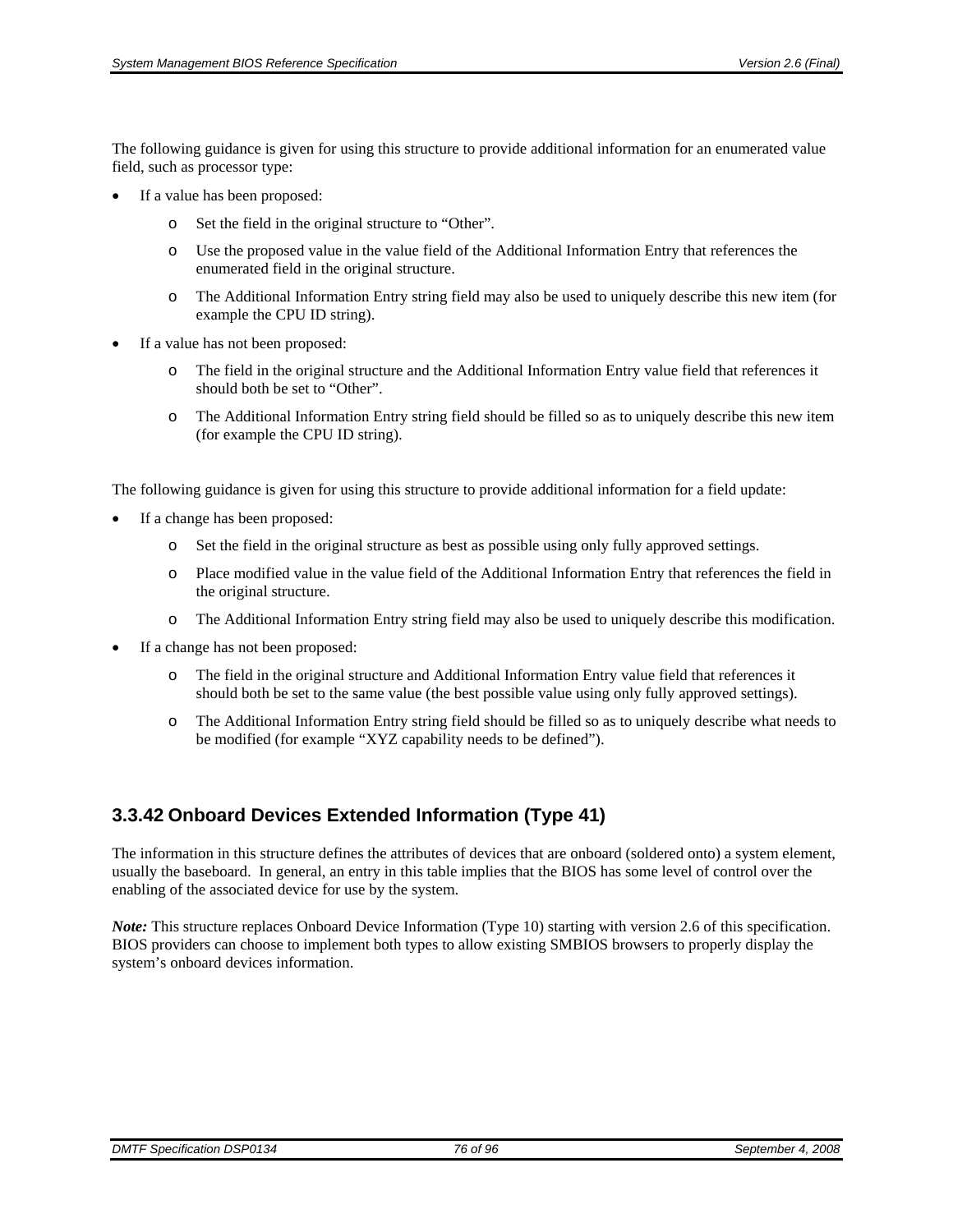The following guidance is given for using this structure to provide additional information for an enumerated value field, such as processor type:

- If a value has been proposed:
  - Set the field in the original structure to "Other".
  - Use the proposed value in the value field of the Additional Information Entry that references the enumerated field in the original structure.
  - The Additional Information Entry string field may also be used to uniquely describe this new item (for example the CPU ID string).
- If a value has not been proposed:
  - The field in the original structure and the Additional Information Entry value field that references it should both be set to "Other".
  - The Additional Information Entry string field should be filled so as to uniquely describe this new item (for example the CPU ID string).

The following guidance is given for using this structure to provide additional information for a field update:

- If a change has been proposed:
  - Set the field in the original structure as best as possible using only fully approved settings.
  - Place modified value in the value field of the Additional Information Entry that references the field in the original structure.
  - The Additional Information Entry string field may also be used to uniquely describe this modification.
- If a change has not been proposed:
  - The field in the original structure and Additional Information Entry value field that references it should both be set to the same value (the best possible value using only fully approved settings).
  - The Additional Information Entry string field should be filled so as to uniquely describe what needs to be modified (for example "XYZ capability needs to be defined").

### 3.3.42 Onboard Devices Extended Information (Type 41)

The information in this structure defines the attributes of devices that are onboard (soldered onto) a system element, usually the baseboard. In general, an entry in this table implies that the BIOS has some level of control over the enabling of the associated device for use by the system.

***Note:*** This structure replaces Onboard Device Information (Type 10) starting with version 2.6 of this specification. BIOS providers can choose to implement both types to allow existing SMBIOS browsers to properly display the system's onboard devices information.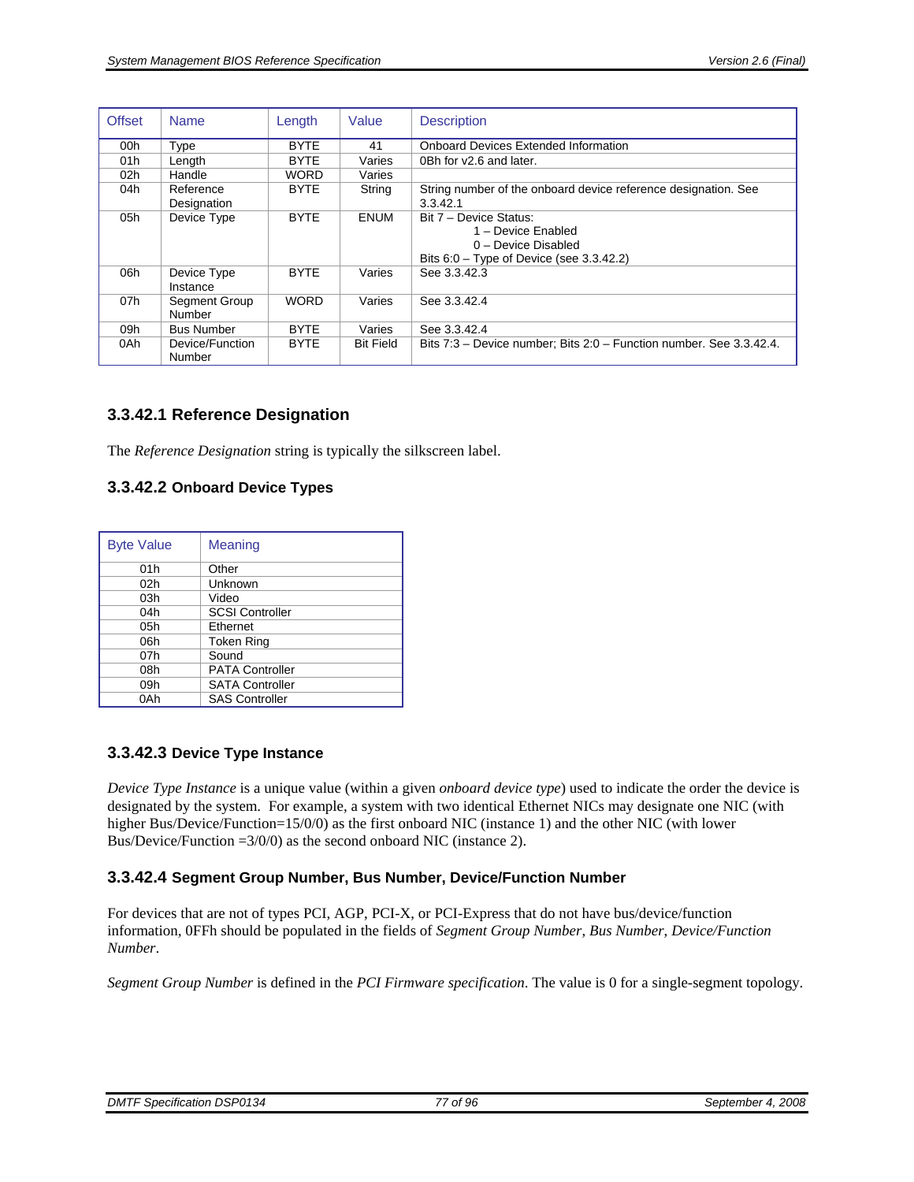| Offset | Name | Length | Value | Description |
|---|---|---|---|---|
| 00h | Type | BYTE | 41 | Onboard Devices Extended Information |
| 01h | Length | BYTE | Varies | 0Bh for v2.6 and later. |
| 02h | Handle | WORD | Varies | |
| 04h | Reference Designation | BYTE | String | String number of the onboard device reference designation. See 3.3.42.1 |
| 05h | Device Type | BYTE | ENUM | Bit 7 – Device Status:<br>1 – Device Enabled<br>0 – Device Disabled<br>Bits 6:0 – Type of Device (see 3.3.42.2) |
| 06h | Device Type Instance | BYTE | Varies | See 3.3.42.3 |
| 07h | Segment Group Number | WORD | Varies | See 3.3.42.4 |
| 09h | Bus Number | BYTE | Varies | See 3.3.42.4 |
| 0Ah | Device/Function Number | BYTE | Bit Field | Bits 7:3 – Device number; Bits 2:0 – Function number. See 3.3.42.4. |

### 3.3.42.1 Reference Designation

The *Reference Designation* string is typically the silkscreen label.

### 3.3.42.2 Onboard Device Types

| Byte Value | Meaning |
|---|---|
| 01h | Other |
| 02h | Unknown |
| 03h | Video |
| 04h | SCSI Controller |
| 05h | Ethernet |
| 06h | Token Ring |
| 07h | Sound |
| 08h | PATA Controller |
| 09h | SATA Controller |
| 0Ah | SAS Controller |

### 3.3.42.3 Device Type Instance

*Device Type Instance* is a unique value (within a given *onboard device type*) used to indicate the order the device is designated by the system. For example, a system with two identical Ethernet NICs may designate one NIC (with higher Bus/Device/Function=15/0/0) as the first onboard NIC (instance 1) and the other NIC (with lower Bus/Device/Function =3/0/0) as the second onboard NIC (instance 2).

### 3.3.42.4 Segment Group Number, Bus Number, Device/Function Number

For devices that are not of types PCI, AGP, PCI-X, or PCI-Express that do not have bus/device/function information, 0FFh should be populated in the fields of *Segment Group Number, Bus Number, Device/Function Number*.

*Segment Group Number* is defined in the *PCI Firmware specification*. The value is 0 for a single-segment topology.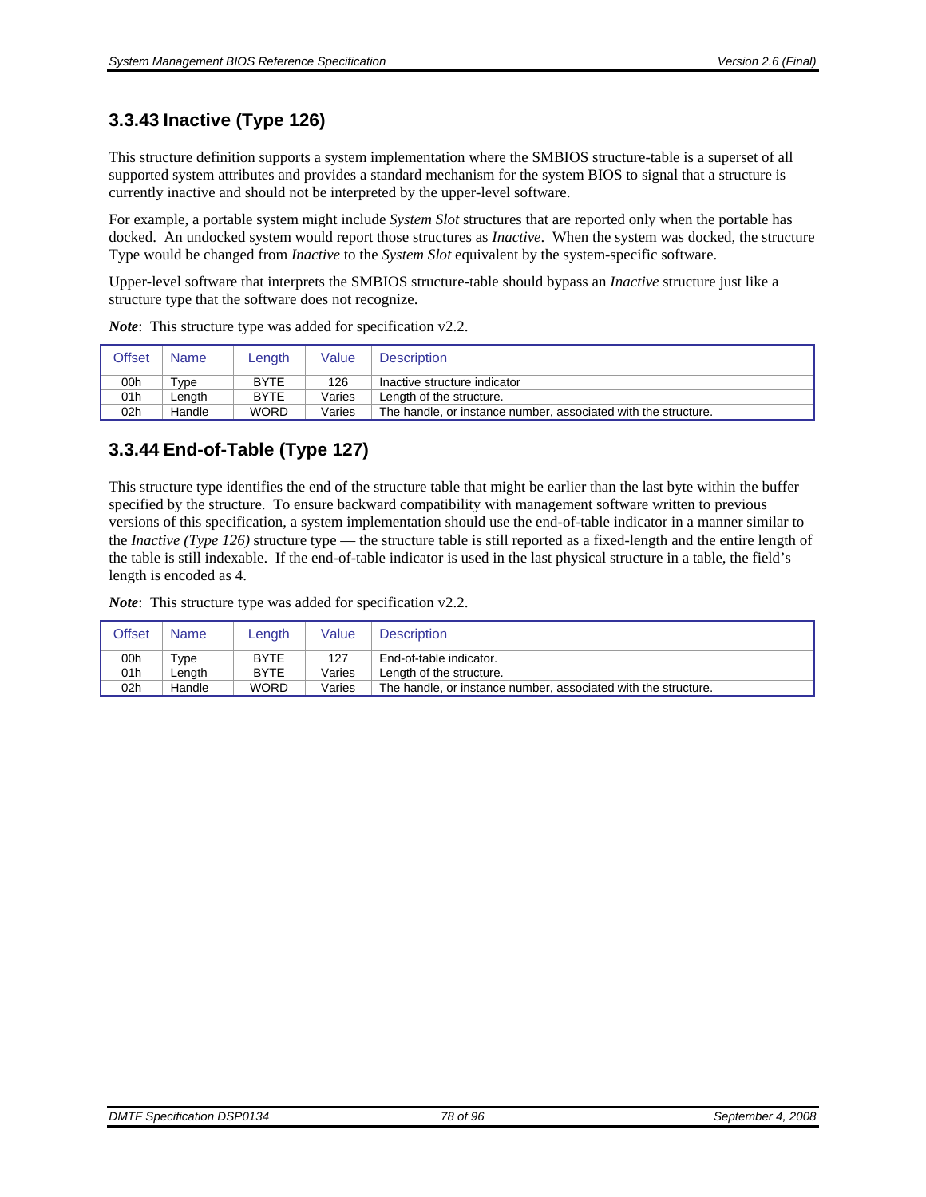### 3.3.43 Inactive (Type 126)

This structure definition supports a system implementation where the SMBIOS structure-table is a superset of all supported system attributes and provides a standard mechanism for the system BIOS to signal that a structure is currently inactive and should not be interpreted by the upper-level software.

For example, a portable system might include *System Slot* structures that are reported only when the portable has docked. An undocked system would report those structures as *Inactive*. When the system was docked, the structure Type would be changed from *Inactive* to the *System Slot* equivalent by the system-specific software.

Upper-level software that interprets the SMBIOS structure-table should bypass an *Inactive* structure just like a structure type that the software does not recognize.

***Note***: This structure type was added for specification v2.2.

| Offset | Name | Length | Value | Description |
|---|---|---|---|---|
| 00h | Type | BYTE | 126 | Inactive structure indicator |
| 01h | Length | BYTE | Varies | Length of the structure. |
| 02h | Handle | WORD | Varies | The handle, or instance number, associated with the structure. |

### 3.3.44 End-of-Table (Type 127)

This structure type identifies the end of the structure table that might be earlier than the last byte within the buffer specified by the structure. To ensure backward compatibility with management software written to previous versions of this specification, a system implementation should use the end-of-table indicator in a manner similar to the *Inactive (Type 126)* structure type — the structure table is still reported as a fixed-length and the entire length of the table is still indexable. If the end-of-table indicator is used in the last physical structure in a table, the field's length is encoded as 4.

***Note***: This structure type was added for specification v2.2.

| Offset | Name | Length | Value | Description |
|---|---|---|---|---|
| 00h | Type | BYTE | 127 | End-of-table indicator. |
| 01h | Length | BYTE | Varies | Length of the structure. |
| 02h | Handle | WORD | Varies | The handle, or instance number, associated with the structure. |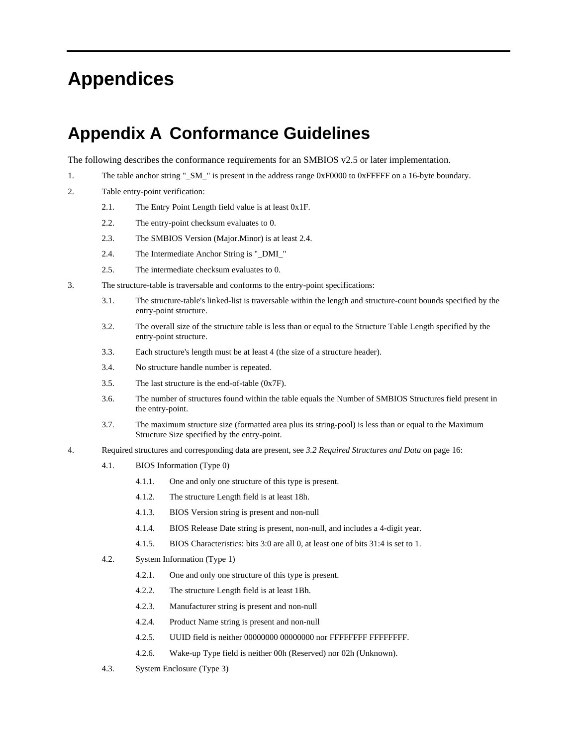# Appendices

## Appendix A Conformance Guidelines

The following describes the conformance requirements for an SMBIOS v2.5 or later implementation.

1. The table anchor string "_SM_" is present in the address range 0xF0000 to 0xFFFFF on a 16-byte boundary.
2. Table entry-point verification:
   - 2.1. The Entry Point Length field value is at least 0x1F.
   - 2.2. The entry-point checksum evaluates to 0.
   - 2.3. The SMBIOS Version (Major.Minor) is at least 2.4.
   - 2.4. The Intermediate Anchor String is "_DMI_"
   - 2.5. The intermediate checksum evaluates to 0.
3. The structure-table is traversable and conforms to the entry-point specifications:
   - 3.1. The structure-table's linked-list is traversable within the length and structure-count bounds specified by the entry-point structure.
   - 3.2. The overall size of the structure table is less than or equal to the Structure Table Length specified by the entry-point structure.
   - 3.3. Each structure's length must be at least 4 (the size of a structure header).
   - 3.4. No structure handle number is repeated.
   - 3.5. The last structure is the end-of-table (0x7F).
   - 3.6. The number of structures found within the table equals the Number of SMBIOS Structures field present in the entry-point.
   - 3.7. The maximum structure size (formatted area plus its string-pool) is less than or equal to the Maximum Structure Size specified by the entry-point.
4. Required structures and corresponding data are present, see *3.2 Required Structures and Data* on page 16:
   - 4.1. BIOS Information (Type 0)
     - 4.1.1. One and only one structure of this type is present.
     - 4.1.2. The structure Length field is at least 18h.
     - 4.1.3. BIOS Version string is present and non-null
     - 4.1.4. BIOS Release Date string is present, non-null, and includes a 4-digit year.
     - 4.1.5. BIOS Characteristics: bits 3:0 are all 0, at least one of bits 31:4 is set to 1.
   - 4.2. System Information (Type 1)
     - 4.2.1. One and only one structure of this type is present.
     - 4.2.2. The structure Length field is at least 1Bh.
     - 4.2.3. Manufacturer string is present and non-null
     - 4.2.4. Product Name string is present and non-null
     - 4.2.5. UUID field is neither 00000000 00000000 nor FFFFFFFF FFFFFFFF.
     - 4.2.6. Wake-up Type field is neither 00h (Reserved) nor 02h (Unknown).
   - 4.3. System Enclosure (Type 3)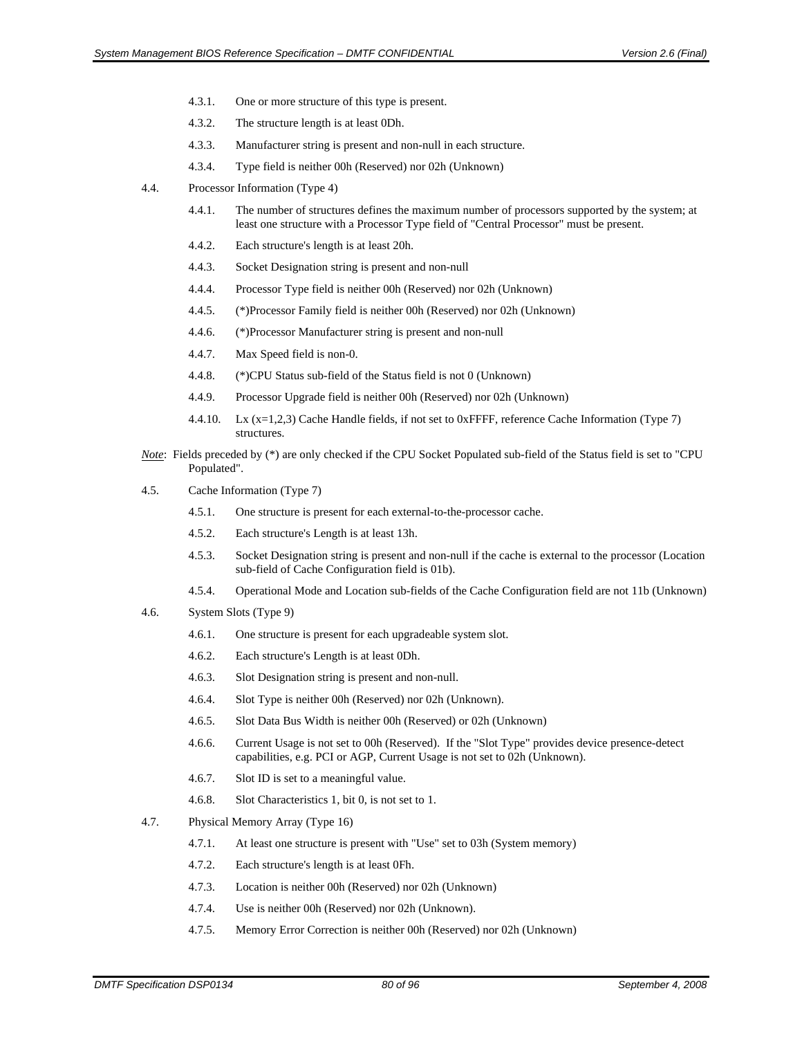4.3.1. One or more structure of this type is present.

4.3.2. The structure length is at least 0Dh.

4.3.3. Manufacturer string is present and non-null in each structure.

4.3.4. Type field is neither 00h (Reserved) nor 02h (Unknown)

4.4. Processor Information (Type 4)

4.4.1. The number of structures defines the maximum number of processors supported by the system; at least one structure with a Processor Type field of "Central Processor" must be present.

4.4.2. Each structure's length is at least 20h.

4.4.3. Socket Designation string is present and non-null

4.4.4. Processor Type field is neither 00h (Reserved) nor 02h (Unknown)

4.4.5. (*)Processor Family field is neither 00h (Reserved) nor 02h (Unknown)

4.4.6. (*)Processor Manufacturer string is present and non-null

4.4.7. Max Speed field is non-0.

4.4.8. (*)CPU Status sub-field of the Status field is not 0 (Unknown)

4.4.9. Processor Upgrade field is neither 00h (Reserved) nor 02h (Unknown)

4.4.10. Lx (x=1,2,3) Cache Handle fields, if not set to 0xFFFF, reference Cache Information (Type 7) structures.

*Note*: Fields preceded by (*) are only checked if the CPU Socket Populated sub-field of the Status field is set to "CPU Populated".

4.5. Cache Information (Type 7)

4.5.1. One structure is present for each external-to-the-processor cache.

4.5.2. Each structure's Length is at least 13h.

4.5.3. Socket Designation string is present and non-null if the cache is external to the processor (Location sub-field of Cache Configuration field is 01b).

4.5.4. Operational Mode and Location sub-fields of the Cache Configuration field are not 11b (Unknown)

4.6. System Slots (Type 9)

4.6.1. One structure is present for each upgradeable system slot.

4.6.2. Each structure's Length is at least 0Dh.

4.6.3. Slot Designation string is present and non-null.

4.6.4. Slot Type is neither 00h (Reserved) nor 02h (Unknown).

4.6.5. Slot Data Bus Width is neither 00h (Reserved) or 02h (Unknown)

4.6.6. Current Usage is not set to 00h (Reserved). If the "Slot Type" provides device presence-detect capabilities, e.g. PCI or AGP, Current Usage is not set to 02h (Unknown).

4.6.7. Slot ID is set to a meaningful value.

4.6.8. Slot Characteristics 1, bit 0, is not set to 1.

4.7. Physical Memory Array (Type 16)

4.7.1. At least one structure is present with "Use" set to 03h (System memory)

4.7.2. Each structure's length is at least 0Fh.

4.7.3. Location is neither 00h (Reserved) nor 02h (Unknown)

4.7.4. Use is neither 00h (Reserved) nor 02h (Unknown).

4.7.5. Memory Error Correction is neither 00h (Reserved) nor 02h (Unknown)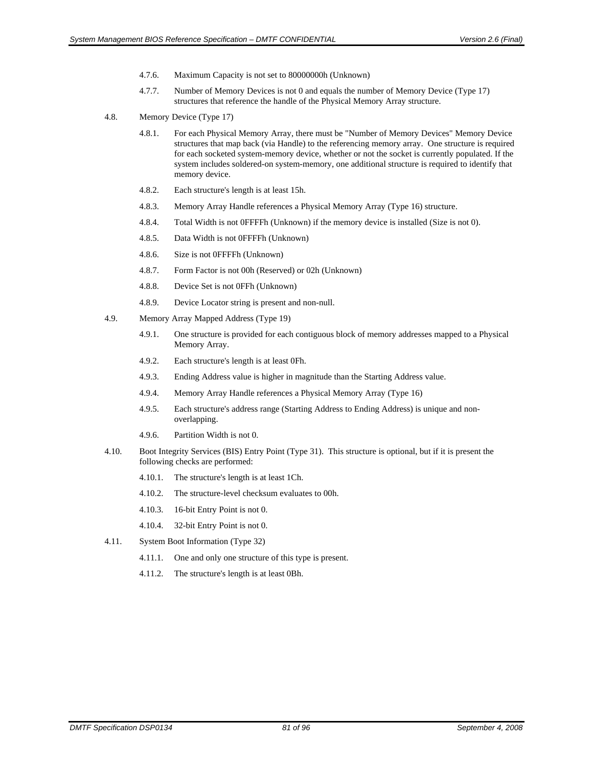4.7.6. Maximum Capacity is not set to 80000000h (Unknown)

4.7.7. Number of Memory Devices is not 0 and equals the number of Memory Device (Type 17) structures that reference the handle of the Physical Memory Array structure.

4.8. Memory Device (Type 17)

4.8.1. For each Physical Memory Array, there must be "Number of Memory Devices" Memory Device structures that map back (via Handle) to the referencing memory array. One structure is required for each socketed system-memory device, whether or not the socket is currently populated. If the system includes soldered-on system-memory, one additional structure is required to identify that memory device.

4.8.2. Each structure's length is at least 15h.

4.8.3. Memory Array Handle references a Physical Memory Array (Type 16) structure.

4.8.4. Total Width is not 0FFFFh (Unknown) if the memory device is installed (Size is not 0).

4.8.5. Data Width is not 0FFFFh (Unknown)

4.8.6. Size is not 0FFFFh (Unknown)

4.8.7. Form Factor is not 00h (Reserved) or 02h (Unknown)

4.8.8. Device Set is not 0FFh (Unknown)

4.8.9. Device Locator string is present and non-null.

4.9. Memory Array Mapped Address (Type 19)

4.9.1. One structure is provided for each contiguous block of memory addresses mapped to a Physical Memory Array.

4.9.2. Each structure's length is at least 0Fh.

4.9.3. Ending Address value is higher in magnitude than the Starting Address value.

4.9.4. Memory Array Handle references a Physical Memory Array (Type 16)

4.9.5. Each structure's address range (Starting Address to Ending Address) is unique and non-overlapping.

4.9.6. Partition Width is not 0.

4.10. Boot Integrity Services (BIS) Entry Point (Type 31). This structure is optional, but if it is present the following checks are performed:

4.10.1. The structure's length is at least 1Ch.

4.10.2. The structure-level checksum evaluates to 00h.

4.10.3. 16-bit Entry Point is not 0.

4.10.4. 32-bit Entry Point is not 0.

4.11. System Boot Information (Type 32)

4.11.1. One and only one structure of this type is present.

4.11.2. The structure's length is at least 0Bh.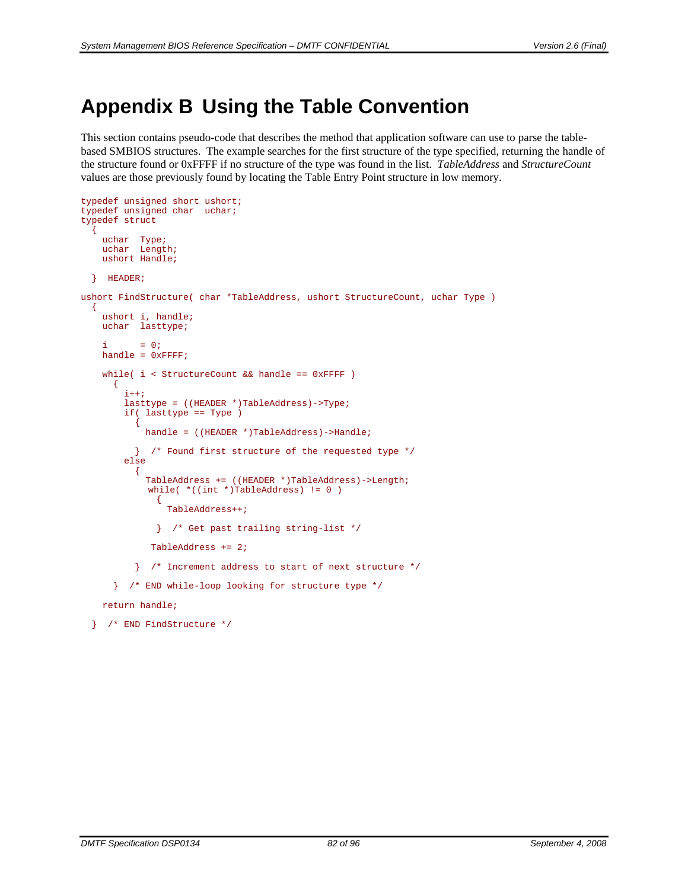# Appendix B Using the Table Convention

This section contains pseudo-code that describes the method that application software can use to parse the table-based SMBIOS structures. The example searches for the first structure of the type specified, returning the handle of the structure found or 0xFFFF if no structure of the type was found in the list. *TableAddress* and *StructureCount* values are those previously found by locating the Table Entry Point structure in low memory.

```
typedef unsigned short ushort;
typedef unsigned char  uchar;
typedef struct
  {
    uchar  Type;
    uchar  Length;
    ushort Handle;

  }  HEADER;

ushort FindStructure( char *TableAddress, ushort StructureCount, uchar Type )
  {
    ushort i, handle;
    uchar  lasttype;

    i      = 0;
    handle = 0xFFFF;

    while( i < StructureCount && handle == 0xFFFF )
      {
        i++;
        lasttype = ((HEADER *)TableAddress)->Type;
        if( lasttype == Type )
          {
            handle = ((HEADER *)TableAddress)->Handle;

          }  /* Found first structure of the requested type */
        else
          {
            TableAddress += ((HEADER *)TableAddress)->Length;
             while( *((int *)TableAddress) != 0 )
              {
                TableAddress++;

              }  /* Get past trailing string-list */

             TableAddress += 2;

          }  /* Increment address to start of next structure */

      }  /* END while-loop looking for structure type */

    return handle;

  }  /* END FindStructure */
```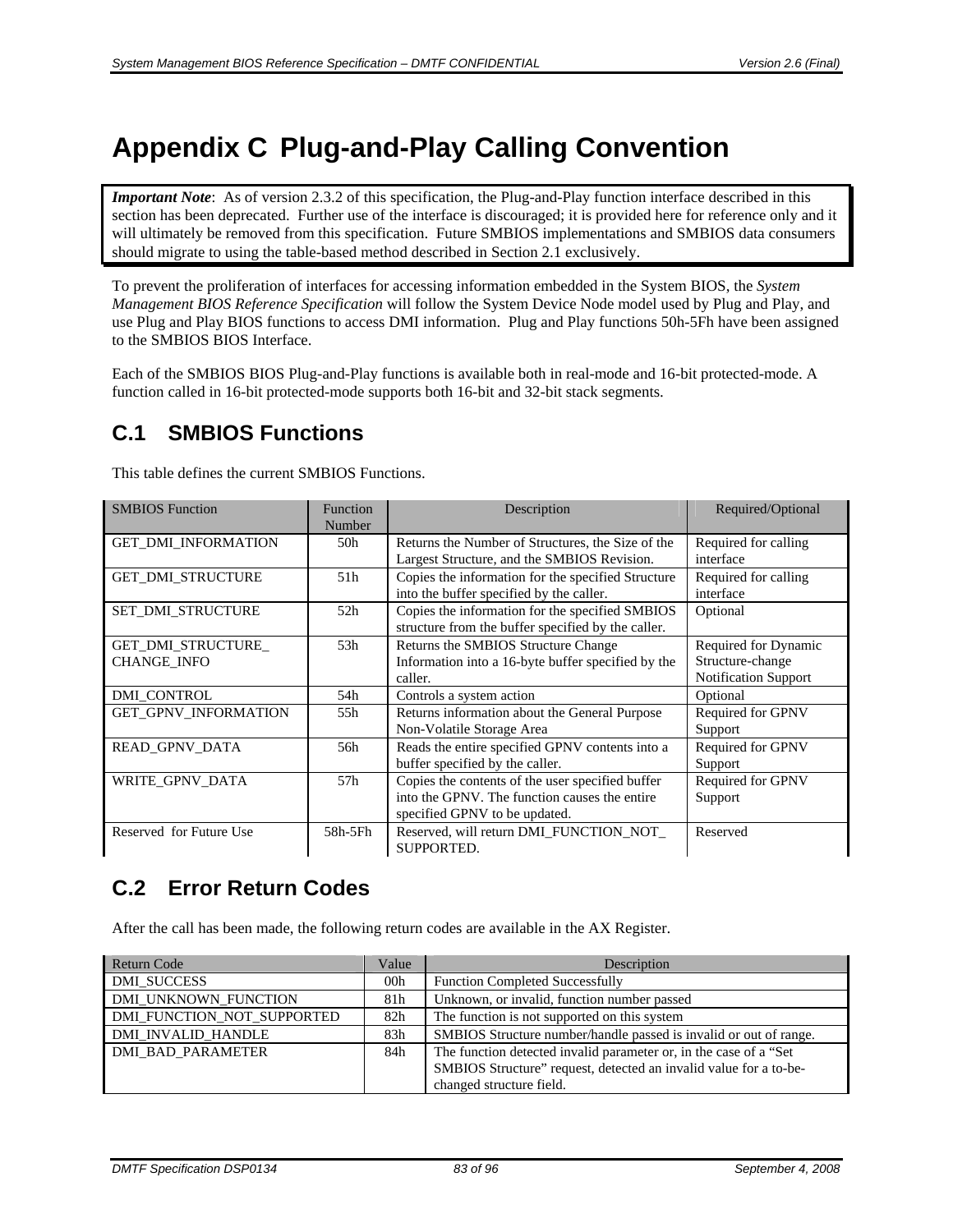# Appendix C Plug-and-Play Calling Convention

> ***Important Note***: As of version 2.3.2 of this specification, the Plug-and-Play function interface described in this section has been deprecated. Further use of the interface is discouraged; it is provided here for reference only and it will ultimately be removed from this specification. Future SMBIOS implementations and SMBIOS data consumers should migrate to using the table-based method described in Section 2.1 exclusively.

To prevent the proliferation of interfaces for accessing information embedded in the System BIOS, the *System Management BIOS Reference Specification* will follow the System Device Node model used by Plug and Play, and use Plug and Play BIOS functions to access DMI information. Plug and Play functions 50h-5Fh have been assigned to the SMBIOS BIOS Interface.

Each of the SMBIOS BIOS Plug-and-Play functions is available both in real-mode and 16-bit protected-mode. A function called in 16-bit protected-mode supports both 16-bit and 32-bit stack segments.

## C.1 SMBIOS Functions

This table defines the current SMBIOS Functions.

| SMBIOS Function | Function Number | Description | Required/Optional |
|---|---|---|---|
| GET_DMI_INFORMATION | 50h | Returns the Number of Structures, the Size of the Largest Structure, and the SMBIOS Revision. | Required for calling interface |
| GET_DMI_STRUCTURE | 51h | Copies the information for the specified Structure into the buffer specified by the caller. | Required for calling interface |
| SET_DMI_STRUCTURE | 52h | Copies the information for the specified SMBIOS structure from the buffer specified by the caller. | Optional |
| GET_DMI_STRUCTURE_ CHANGE_INFO | 53h | Returns the SMBIOS Structure Change Information into a 16-byte buffer specified by the caller. | Required for Dynamic Structure-change Notification Support |
| DMI_CONTROL | 54h | Controls a system action | Optional |
| GET_GPNV_INFORMATION | 55h | Returns information about the General Purpose Non-Volatile Storage Area | Required for GPNV Support |
| READ_GPNV_DATA | 56h | Reads the entire specified GPNV contents into a buffer specified by the caller. | Required for GPNV Support |
| WRITE_GPNV_DATA | 57h | Copies the contents of the user specified buffer into the GPNV. The function causes the entire specified GPNV to be updated. | Required for GPNV Support |
| Reserved for Future Use | 58h-5Fh | Reserved, will return DMI_FUNCTION_NOT_ SUPPORTED. | Reserved |

## C.2 Error Return Codes

After the call has been made, the following return codes are available in the AX Register.

| Return Code | Value | Description |
|---|---|---|
| DMI_SUCCESS | 00h | Function Completed Successfully |
| DMI_UNKNOWN_FUNCTION | 81h | Unknown, or invalid, function number passed |
| DMI_FUNCTION_NOT_SUPPORTED | 82h | The function is not supported on this system |
| DMI_INVALID_HANDLE | 83h | SMBIOS Structure number/handle passed is invalid or out of range. |
| DMI_BAD_PARAMETER | 84h | The function detected invalid parameter or, in the case of a "Set SMBIOS Structure" request, detected an invalid value for a to-be-changed structure field. |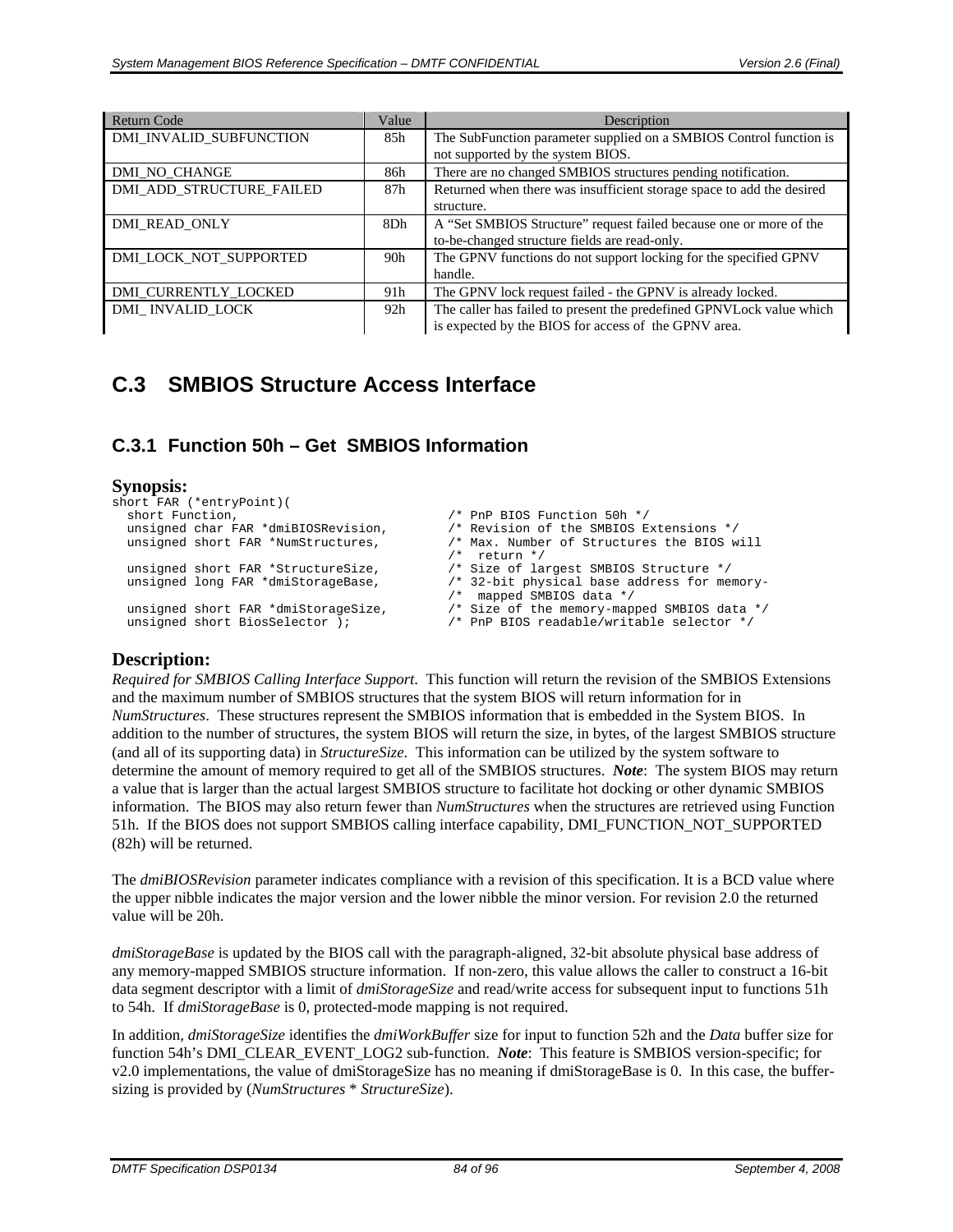| Return Code | Value | Description |
| --- | --- | --- |
| DMI_INVALID_SUBFUNCTION | 85h | The SubFunction parameter supplied on a SMBIOS Control function is not supported by the system BIOS. |
| DMI_NO_CHANGE | 86h | There are no changed SMBIOS structures pending notification. |
| DMI_ADD_STRUCTURE_FAILED | 87h | Returned when there was insufficient storage space to add the desired structure. |
| DMI_READ_ONLY | 8Dh | A "Set SMBIOS Structure" request failed because one or more of the to-be-changed structure fields are read-only. |
| DMI_LOCK_NOT_SUPPORTED | 90h | The GPNV functions do not support locking for the specified GPNV handle. |
| DMI_CURRENTLY_LOCKED | 91h | The GPNV lock request failed - the GPNV is already locked. |
| DMI_ INVALID_LOCK | 92h | The caller has failed to present the predefined GPNVLock value which is expected by the BIOS for access of the GPNV area. |

# C.3 SMBIOS Structure Access Interface

## C.3.1 Function 50h – Get SMBIOS Information

### Synopsis:

```
short FAR (*entryPoint)(
   short Function,                      /* PnP BIOS Function 50h */
   unsigned char FAR *dmiBIOSRevision,  /* Revision of the SMBIOS Extensions */
   unsigned short FAR *NumStructures,   /* Max. Number of Structures the BIOS will
                                        /*  return */
   unsigned short FAR *StructureSize,   /* Size of largest SMBIOS Structure */
   unsigned long FAR *dmiStorageBase,   /* 32-bit physical base address for memory-
                                        /*  mapped SMBIOS data */
   unsigned short FAR *dmiStorageSize,  /* Size of the memory-mapped SMBIOS data */
   unsigned short BiosSelector );       /* PnP BIOS readable/writable selector */
```

### Description:

*Required for SMBIOS Calling Interface Support*. This function will return the revision of the SMBIOS Extensions and the maximum number of SMBIOS structures that the system BIOS will return information for in *NumStructures*. These structures represent the SMBIOS information that is embedded in the System BIOS. In addition to the number of structures, the system BIOS will return the size, in bytes, of the largest SMBIOS structure (and all of its supporting data) in *StructureSize*. This information can be utilized by the system software to determine the amount of memory required to get all of the SMBIOS structures. ***Note***: The system BIOS may return a value that is larger than the actual largest SMBIOS structure to facilitate hot docking or other dynamic SMBIOS information. The BIOS may also return fewer than *NumStructures* when the structures are retrieved using Function 51h. If the BIOS does not support SMBIOS calling interface capability, DMI_FUNCTION_NOT_SUPPORTED (82h) will be returned.

The *dmiBIOSRevision* parameter indicates compliance with a revision of this specification. It is a BCD value where the upper nibble indicates the major version and the lower nibble the minor version. For revision 2.0 the returned value will be 20h.

*dmiStorageBase* is updated by the BIOS call with the paragraph-aligned, 32-bit absolute physical base address of any memory-mapped SMBIOS structure information. If non-zero, this value allows the caller to construct a 16-bit data segment descriptor with a limit of *dmiStorageSize* and read/write access for subsequent input to functions 51h to 54h. If *dmiStorageBase* is 0, protected-mode mapping is not required.

In addition, *dmiStorageSize* identifies the *dmiWorkBuffer* size for input to function 52h and the *Data* buffer size for function 54h's DMI_CLEAR_EVENT_LOG2 sub-function. ***Note***: This feature is SMBIOS version-specific; for v2.0 implementations, the value of dmiStorageSize has no meaning if dmiStorageBase is 0. In this case, the buffer-sizing is provided by (*NumStructures* * *StructureSize*).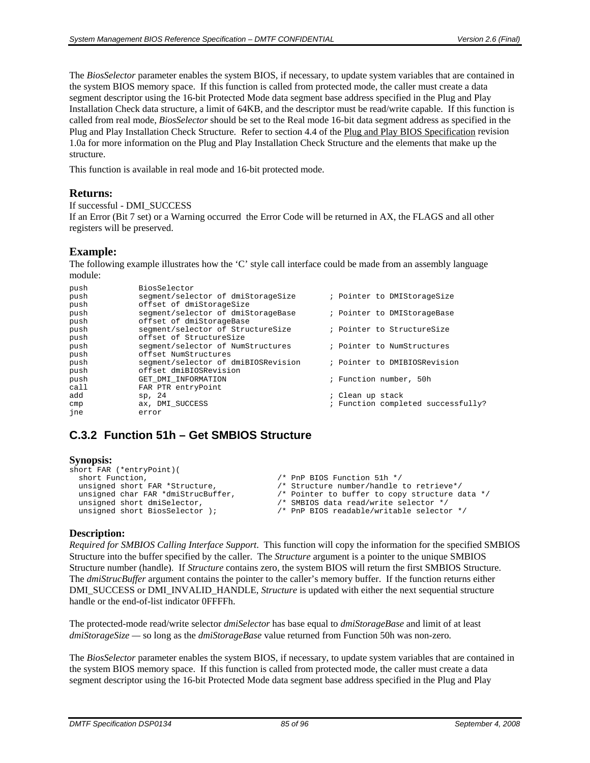The *BiosSelector* parameter enables the system BIOS, if necessary, to update system variables that are contained in the system BIOS memory space. If this function is called from protected mode, the caller must create a data segment descriptor using the 16-bit Protected Mode data segment base address specified in the Plug and Play Installation Check data structure, a limit of 64KB, and the descriptor must be read/write capable. If this function is called from real mode, *BiosSelector* should be set to the Real mode 16-bit data segment address as specified in the Plug and Play Installation Check Structure. Refer to section 4.4 of the Plug and Play BIOS Specification revision 1.0a for more information on the Plug and Play Installation Check Structure and the elements that make up the structure.

This function is available in real mode and 16-bit protected mode.

### Returns:

If successful - DMI_SUCCESS
If an Error (Bit 7 set) or a Warning occurred the Error Code will be returned in AX, the FLAGS and all other registers will be preserved.

### Example:

The following example illustrates how the 'C' style call interface could be made from an assembly language module:

```
push        BiosSelector
push        segment/selector of dmiStorageSize       ; Pointer to DMIStorageSize
push        offset of dmiStorageSize
push        segment/selector of dmiStorageBase       ; Pointer to DMIStorageBase
push        offset of dmiStorageBase
push        segment/selector of StructureSize        ; Pointer to StructureSize
push        offset of StructureSize
push        segment/selector of NumStructures        ; Pointer to NumStructures
push        offset NumStructures
push        segment/selector of dmiBIOSRevision      ; Pointer to DMIBIOSRevision
push        offset dmiBIOSRevision
push        GET_DMI_INFORMATION                      ; Function number, 50h
call        FAR PTR entryPoint
add         sp, 24                                   ; Clean up stack
cmp         ax, DMI_SUCCESS                          ; Function completed successfully?
jne         error
```

## C.3.2 Function 51h – Get SMBIOS Structure

### Synopsis:

```
short FAR (*entryPoint)(
  short Function,                       /* PnP BIOS Function 51h */
  unsigned short FAR *Structure,        /* Structure number/handle to retrieve*/
  unsigned char FAR *dmiStrucBuffer,    /* Pointer to buffer to copy structure data */
  unsigned short dmiSelector,           /* SMBIOS data read/write selector */
  unsigned short BiosSelector );        /* PnP BIOS readable/writable selector */
```

### Description:

*Required for SMBIOS Calling Interface Support*. This function will copy the information for the specified SMBIOS Structure into the buffer specified by the caller. The *Structure* argument is a pointer to the unique SMBIOS Structure number (handle). If *Structure* contains zero, the system BIOS will return the first SMBIOS Structure. The *dmiStrucBuffer* argument contains the pointer to the caller's memory buffer. If the function returns either DMI_SUCCESS or DMI_INVALID_HANDLE, *Structure* is updated with either the next sequential structure handle or the end-of-list indicator 0FFFFh.

The protected-mode read/write selector *dmiSelector* has base equal to *dmiStorageBase* and limit of at least *dmiStorageSize* — so long as the *dmiStorageBase* value returned from Function 50h was non-zero.

The *BiosSelector* parameter enables the system BIOS, if necessary, to update system variables that are contained in the system BIOS memory space. If this function is called from protected mode, the caller must create a data segment descriptor using the 16-bit Protected Mode data segment base address specified in the Plug and Play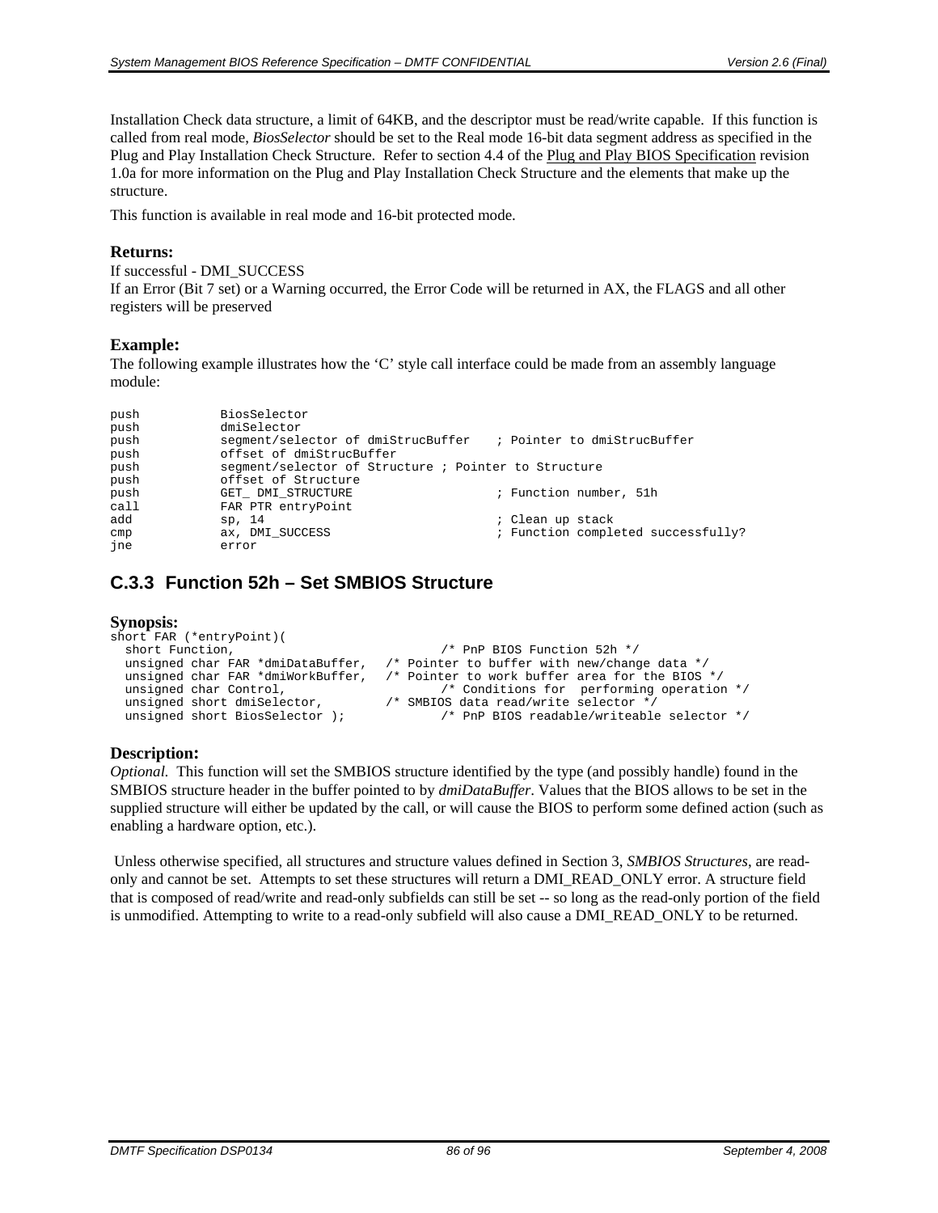Installation Check data structure, a limit of 64KB, and the descriptor must be read/write capable. If this function is called from real mode, *BiosSelector* should be set to the Real mode 16-bit data segment address as specified in the Plug and Play Installation Check Structure. Refer to section 4.4 of the Plug and Play BIOS Specification revision 1.0a for more information on the Plug and Play Installation Check Structure and the elements that make up the structure.

This function is available in real mode and 16-bit protected mode.

### Returns:

If successful - DMI_SUCCESS
If an Error (Bit 7 set) or a Warning occurred, the Error Code will be returned in AX, the FLAGS and all other registers will be preserved

### Example:

The following example illustrates how the 'C' style call interface could be made from an assembly language module:

```
push          BiosSelector
push          dmiSelector
push          segment/selector of dmiStrucBuffer   ; Pointer to dmiStrucBuffer
push          offset of dmiStrucBuffer
push          segment/selector of Structure ; Pointer to Structure
push          offset of Structure
push          GET_ DMI_STRUCTURE                   ; Function number, 51h
call          FAR PTR entryPoint
add           sp, 14                               ; Clean up stack
cmp           ax, DMI_SUCCESS                      ; Function completed successfully?
jne           error
```

## C.3.3 Function 52h – Set SMBIOS Structure

### Synopsis:

```
short FAR (*entryPoint)(
  short Function,                          /* PnP BIOS Function 52h */
  unsigned char FAR *dmiDataBuffer,  /* Pointer to buffer with new/change data */
  unsigned char FAR *dmiWorkBuffer,  /* Pointer to work buffer area for the BIOS */
  unsigned char Control,                   /* Conditions for  performing operation */
  unsigned short dmiSelector,        /* SMBIOS data read/write selector */
  unsigned short BiosSelector );           /* PnP BIOS readable/writeable selector */
```

### Description:

*Optional.* This function will set the SMBIOS structure identified by the type (and possibly handle) found in the SMBIOS structure header in the buffer pointed to by *dmiDataBuffer*. Values that the BIOS allows to be set in the supplied structure will either be updated by the call, or will cause the BIOS to perform some defined action (such as enabling a hardware option, etc.).

Unless otherwise specified, all structures and structure values defined in Section 3, *SMBIOS Structures*, are read-only and cannot be set. Attempts to set these structures will return a DMI_READ_ONLY error. A structure field that is composed of read/write and read-only subfields can still be set -- so long as the read-only portion of the field is unmodified. Attempting to write to a read-only subfield will also cause a DMI_READ_ONLY to be returned.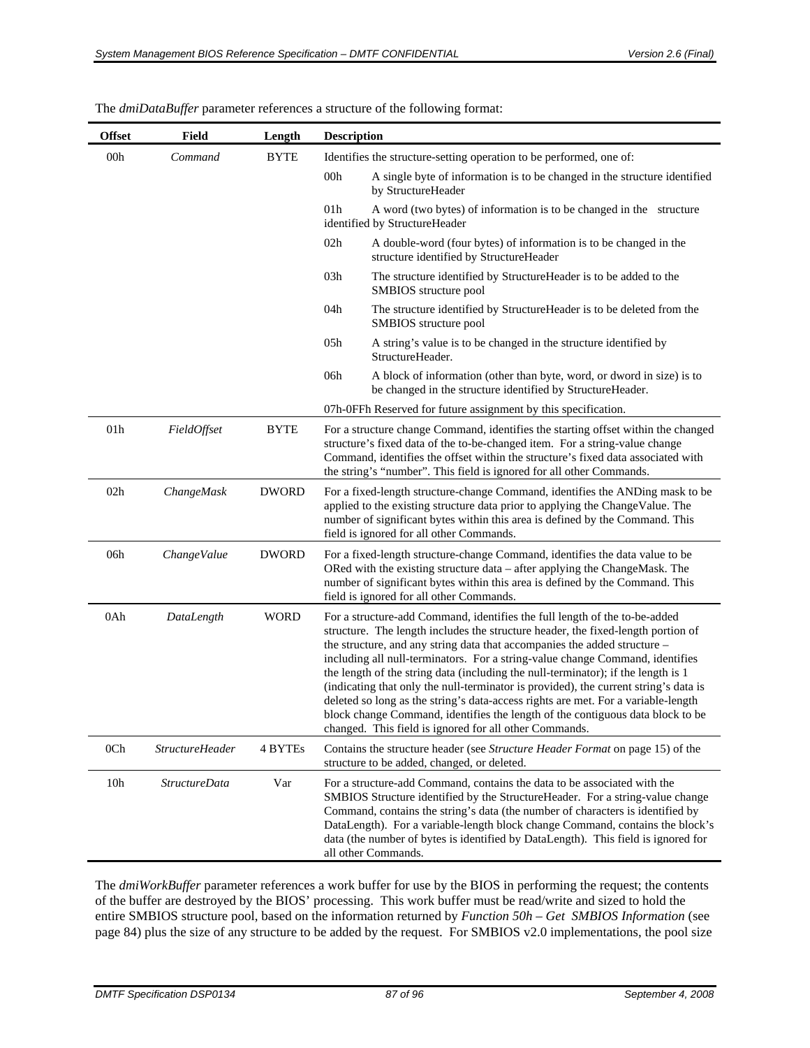The *dmiDataBuffer* parameter references a structure of the following format:

| Offset | Field | Length | Description |
|---|---|---|---|
| 00h | *Command* | BYTE | Identifies the structure-setting operation to be performed, one of:<br>00h A single byte of information is to be changed in the structure identified by StructureHeader<br>01h A word (two bytes) of information is to be changed in the structure identified by StructureHeader<br>02h A double-word (four bytes) of information is to be changed in the structure identified by StructureHeader<br>03h The structure identified by StructureHeader is to be added to the SMBIOS structure pool<br>04h The structure identified by StructureHeader is to be deleted from the SMBIOS structure pool<br>05h A string's value is to be changed in the structure identified by StructureHeader.<br>06h A block of information (other than byte, word, or dword in size) is to be changed in the structure identified by StructureHeader.<br>07h-0FFh Reserved for future assignment by this specification. |
| 01h | *FieldOffset* | BYTE | For a structure change Command, identifies the starting offset within the changed structure's fixed data of the to-be-changed item. For a string-value change Command, identifies the offset within the structure's fixed data associated with the string's "number". This field is ignored for all other Commands. |
| 02h | *ChangeMask* | DWORD | For a fixed-length structure-change Command, identifies the ANDing mask to be applied to the existing structure data prior to applying the ChangeValue. The number of significant bytes within this area is defined by the Command. This field is ignored for all other Commands. |
| 06h | *ChangeValue* | DWORD | For a fixed-length structure-change Command, identifies the data value to be ORed with the existing structure data – after applying the ChangeMask. The number of significant bytes within this area is defined by the Command. This field is ignored for all other Commands. |
| 0Ah | *DataLength* | WORD | For a structure-add Command, identifies the full length of the to-be-added structure. The length includes the structure header, the fixed-length portion of the structure, and any string data that accompanies the added structure – including all null-terminators. For a string-value change Command, identifies the length of the string data (including the null-terminator); if the length is 1 (indicating that only the null-terminator is provided), the current string's data is deleted so long as the string's data-access rights are met. For a variable-length block change Command, identifies the length of the contiguous data block to be changed. This field is ignored for all other Commands. |
| 0Ch | *StructureHeader* | 4 BYTEs | Contains the structure header (see *Structure Header Format* on page 15) of the structure to be added, changed, or deleted. |
| 10h | *StructureData* | Var | For a structure-add Command, contains the data to be associated with the SMBIOS Structure identified by the StructureHeader. For a string-value change Command, contains the string's data (the number of characters is identified by DataLength). For a variable-length block change Command, contains the block's data (the number of bytes is identified by DataLength). This field is ignored for all other Commands. |

The *dmiWorkBuffer* parameter references a work buffer for use by the BIOS in performing the request; the contents of the buffer are destroyed by the BIOS' processing. This work buffer must be read/write and sized to hold the entire SMBIOS structure pool, based on the information returned by *Function 50h – Get SMBIOS Information* (see page 84) plus the size of any structure to be added by the request. For SMBIOS v2.0 implementations, the pool size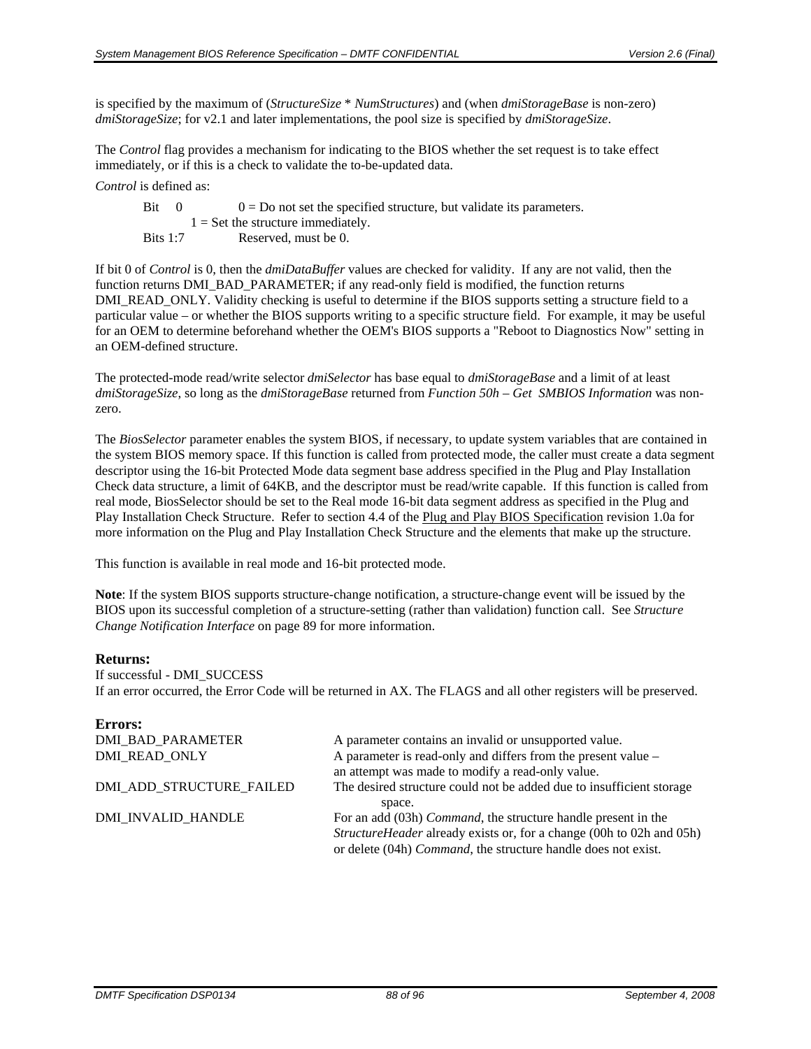is specified by the maximum of (*StructureSize* * *NumStructures*) and (when *dmiStorageBase* is non-zero) *dmiStorageSize*; for v2.1 and later implementations, the pool size is specified by *dmiStorageSize*.

The *Control* flag provides a mechanism for indicating to the BIOS whether the set request is to take effect immediately, or if this is a check to validate the to-be-updated data.

*Control* is defined as:

| | |
|---|---|
| Bit 0 | 0 = Do not set the specified structure, but validate its parameters.<br>1 = Set the structure immediately. |
| Bits 1:7 | Reserved, must be 0. |

If bit 0 of *Control* is 0, then the *dmiDataBuffer* values are checked for validity. If any are not valid, then the function returns DMI_BAD_PARAMETER; if any read-only field is modified, the function returns DMI_READ_ONLY. Validity checking is useful to determine if the BIOS supports setting a structure field to a particular value – or whether the BIOS supports writing to a specific structure field. For example, it may be useful for an OEM to determine beforehand whether the OEM's BIOS supports a "Reboot to Diagnostics Now" setting in an OEM-defined structure.

The protected-mode read/write selector *dmiSelector* has base equal to *dmiStorageBase* and a limit of at least *dmiStorageSize,* so long as the *dmiStorageBase* returned from *Function 50h – Get SMBIOS Information* was non-zero.

The *BiosSelector* parameter enables the system BIOS, if necessary, to update system variables that are contained in the system BIOS memory space. If this function is called from protected mode, the caller must create a data segment descriptor using the 16-bit Protected Mode data segment base address specified in the Plug and Play Installation Check data structure, a limit of 64KB, and the descriptor must be read/write capable. If this function is called from real mode, BiosSelector should be set to the Real mode 16-bit data segment address as specified in the Plug and Play Installation Check Structure. Refer to section 4.4 of the Plug and Play BIOS Specification revision 1.0a for more information on the Plug and Play Installation Check Structure and the elements that make up the structure.

This function is available in real mode and 16-bit protected mode.

**Note**: If the system BIOS supports structure-change notification, a structure-change event will be issued by the BIOS upon its successful completion of a structure-setting (rather than validation) function call. See *Structure Change Notification Interface* on page 89 for more information.

### Returns:

If successful - DMI_SUCCESS
If an error occurred, the Error Code will be returned in AX. The FLAGS and all other registers will be preserved.

### Errors:

| | |
|---|---|
| DMI_BAD_PARAMETER | A parameter contains an invalid or unsupported value. |
| DMI_READ_ONLY | A parameter is read-only and differs from the present value – an attempt was made to modify a read-only value. |
| DMI_ADD_STRUCTURE_FAILED | The desired structure could not be added due to insufficient storage space. |
| DMI_INVALID_HANDLE | For an add (03h) *Command*, the structure handle present in the *StructureHeader* already exists or, for a change (00h to 02h and 05h) or delete (04h) *Command*, the structure handle does not exist. |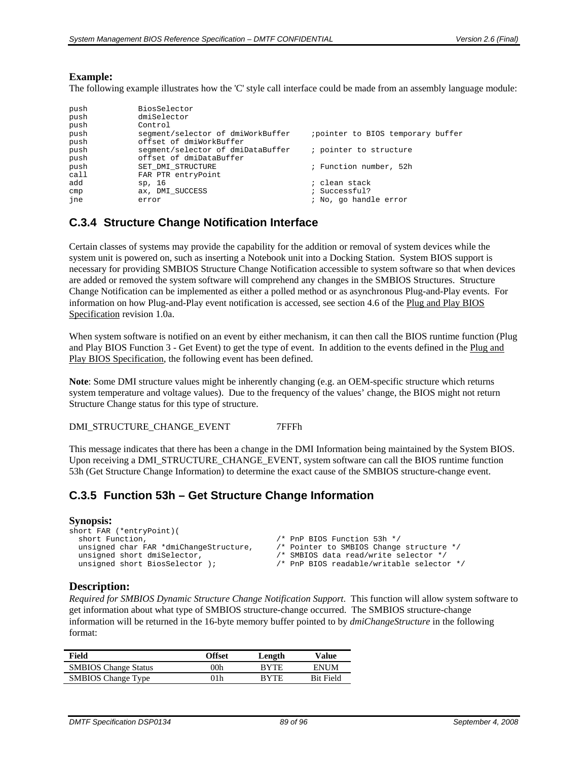**Example:**

The following example illustrates how the 'C' style call interface could be made from an assembly language module:

```
push          BiosSelector
push          dmiSelector
push          Control
push          segment/selector of dmiWorkBuffer     ;pointer to BIOS temporary buffer
push          offset of dmiWorkBuffer
push          segment/selector of dmiDataBuffer     ; pointer to structure
push          offset of dmiDataBuffer
push          SET_DMI_STRUCTURE                     ; Function number, 52h
call          FAR PTR entryPoint
add           sp, 16                                ; clean stack
cmp           ax, DMI_SUCCESS                       ; Successful?
jne           error                                 ; No, go handle error
```

## C.3.4 Structure Change Notification Interface

Certain classes of systems may provide the capability for the addition or removal of system devices while the system unit is powered on, such as inserting a Notebook unit into a Docking Station. System BIOS support is necessary for providing SMBIOS Structure Change Notification accessible to system software so that when devices are added or removed the system software will comprehend any changes in the SMBIOS Structures. Structure Change Notification can be implemented as either a polled method or as asynchronous Plug-and-Play events. For information on how Plug-and-Play event notification is accessed, see section 4.6 of the Plug and Play BIOS Specification revision 1.0a.

When system software is notified on an event by either mechanism, it can then call the BIOS runtime function (Plug and Play BIOS Function 3 - Get Event) to get the type of event. In addition to the events defined in the Plug and Play BIOS Specification, the following event has been defined.

**Note**: Some DMI structure values might be inherently changing (e.g. an OEM-specific structure which returns system temperature and voltage values). Due to the frequency of the values' change, the BIOS might not return Structure Change status for this type of structure.

DMI_STRUCTURE_CHANGE_EVENT 7FFFh

This message indicates that there has been a change in the DMI Information being maintained by the System BIOS. Upon receiving a DMI_STRUCTURE_CHANGE_EVENT, system software can call the BIOS runtime function 53h (Get Structure Change Information) to determine the exact cause of the SMBIOS structure-change event.

## C.3.5 Function 53h – Get Structure Change Information

**Synopsis:**

```
short FAR (*entryPoint)(
  short Function,                           /* PnP BIOS Function 53h */
  unsigned char FAR *dmiChangeStructure,    /* Pointer to SMBIOS Change structure */
  unsigned short dmiSelector,               /* SMBIOS data read/write selector */
  unsigned short BiosSelector );            /* PnP BIOS readable/writable selector */
```

**Description:**

*Required for SMBIOS Dynamic Structure Change Notification Support*. This function will allow system software to get information about what type of SMBIOS structure-change occurred. The SMBIOS structure-change information will be returned in the 16-byte memory buffer pointed to by *dmiChangeStructure* in the following format:

| Field | Offset | Length | Value |
|---|---|---|---|
| SMBIOS Change Status | 00h | BYTE | ENUM |
| SMBIOS Change Type | 01h | BYTE | Bit Field |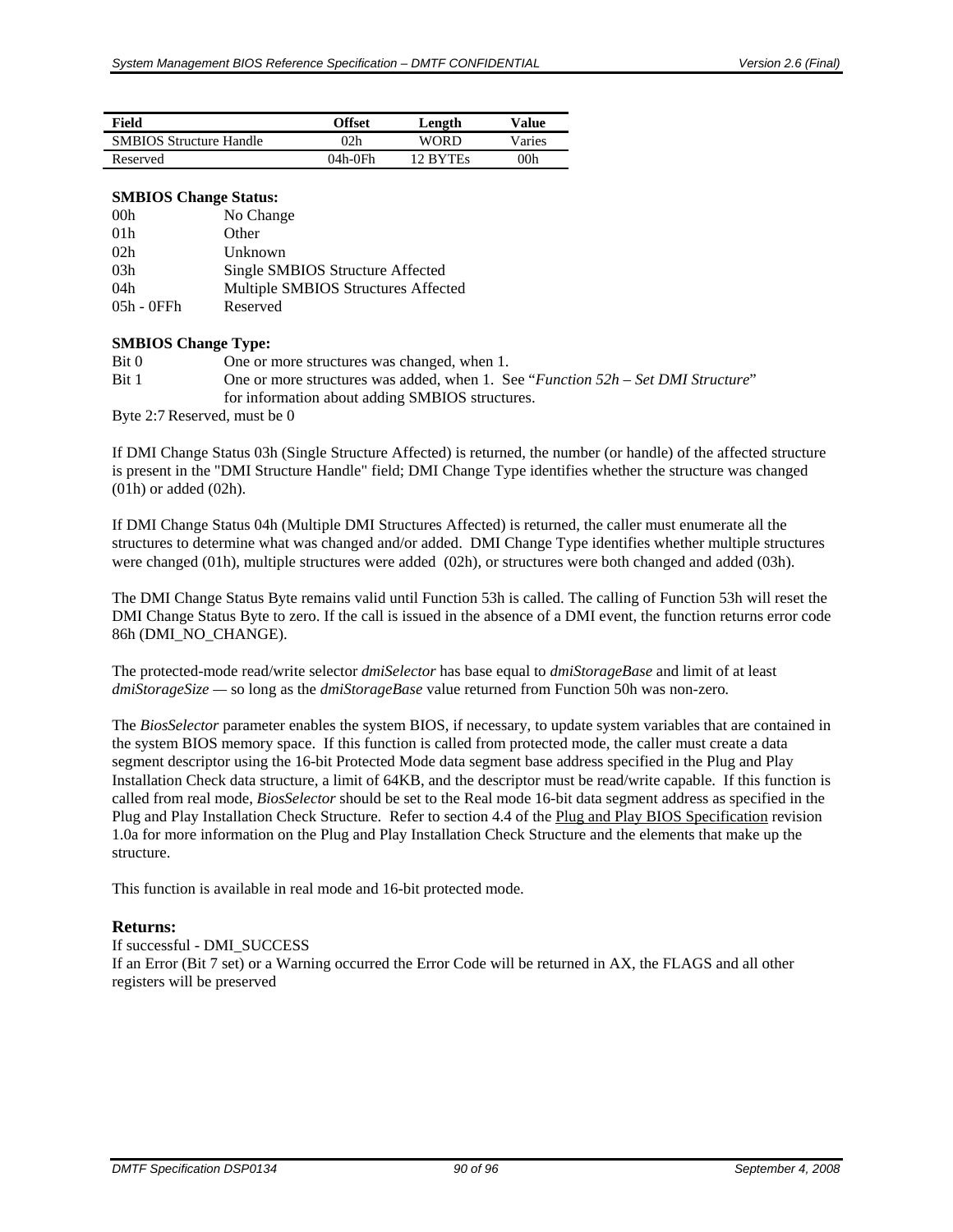| Field | Offset | Length | Value |
|---|---|---|---|
| SMBIOS Structure Handle | 02h | WORD | Varies |
| Reserved | 04h-0Fh | 12 BYTEs | 00h |

**SMBIOS Change Status:**

| | |
|---|---|
| 00h | No Change |
| 01h | Other |
| 02h | Unknown |
| 03h | Single SMBIOS Structure Affected |
| 04h | Multiple SMBIOS Structures Affected |
| 05h - 0FFh | Reserved |

**SMBIOS Change Type:**

| | |
|---|---|
| Bit 0 | One or more structures was changed, when 1. |
| Bit 1 | One or more structures was added, when 1. See "*Function 52h – Set DMI Structure*" for information about adding SMBIOS structures. |
| Byte 2:7 | Reserved, must be 0 |

If DMI Change Status 03h (Single Structure Affected) is returned, the number (or handle) of the affected structure is present in the "DMI Structure Handle" field; DMI Change Type identifies whether the structure was changed (01h) or added (02h).

If DMI Change Status 04h (Multiple DMI Structures Affected) is returned, the caller must enumerate all the structures to determine what was changed and/or added. DMI Change Type identifies whether multiple structures were changed (01h), multiple structures were added (02h), or structures were both changed and added (03h).

The DMI Change Status Byte remains valid until Function 53h is called. The calling of Function 53h will reset the DMI Change Status Byte to zero. If the call is issued in the absence of a DMI event, the function returns error code 86h (DMI_NO_CHANGE).

The protected-mode read/write selector *dmiSelector* has base equal to *dmiStorageBase* and limit of at least *dmiStorageSize* — so long as the *dmiStorageBase* value returned from Function 50h was non-zero.

The *BiosSelector* parameter enables the system BIOS, if necessary, to update system variables that are contained in the system BIOS memory space. If this function is called from protected mode, the caller must create a data segment descriptor using the 16-bit Protected Mode data segment base address specified in the Plug and Play Installation Check data structure, a limit of 64KB, and the descriptor must be read/write capable. If this function is called from real mode, *BiosSelector* should be set to the Real mode 16-bit data segment address as specified in the Plug and Play Installation Check Structure. Refer to section 4.4 of the Plug and Play BIOS Specification revision 1.0a for more information on the Plug and Play Installation Check Structure and the elements that make up the structure.

This function is available in real mode and 16-bit protected mode.

### Returns:

If successful - DMI_SUCCESS
If an Error (Bit 7 set) or a Warning occurred the Error Code will be returned in AX, the FLAGS and all other registers will be preserved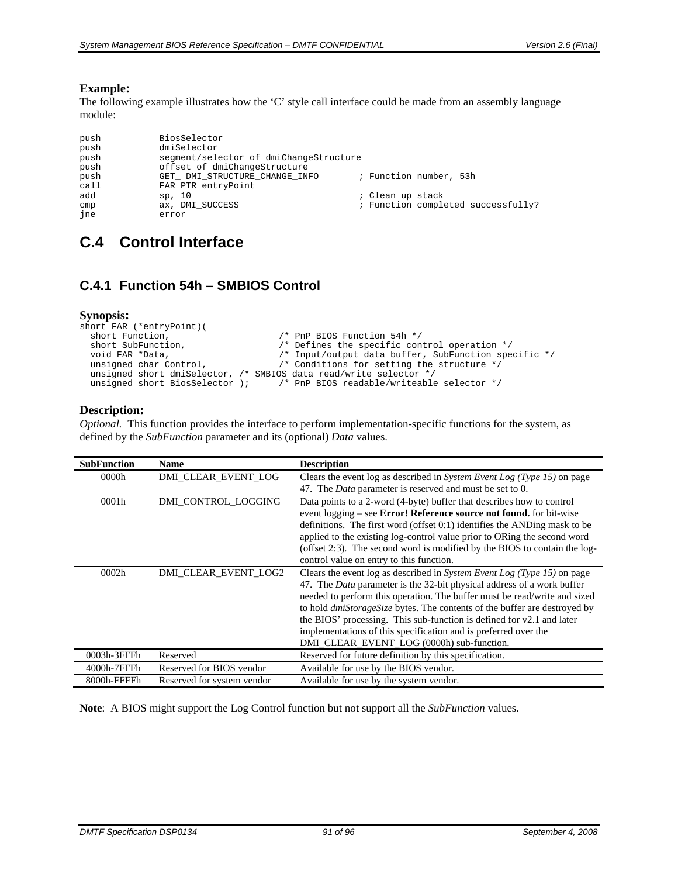**Example:**

The following example illustrates how the 'C' style call interface could be made from an assembly language module:

```
push         BiosSelector
push         dmiSelector
push         segment/selector of dmiChangeStructure
push         offset of dmiChangeStructure
push         GET_ DMI_STRUCTURE_CHANGE_INFO       ; Function number, 53h
call         FAR PTR entryPoint
add          sp, 10                              ; Clean up stack
cmp          ax, DMI_SUCCESS                      ; Function completed successfully?
jne          error
```

## C.4 Control Interface

### C.4.1 Function 54h – SMBIOS Control

**Synopsis:**

```
short FAR (*entryPoint)(
  short Function,                    /* PnP BIOS Function 54h */
  short SubFunction,                 /* Defines the specific control operation */
  void FAR *Data,                    /* Input/output data buffer, SubFunction specific */
  unsigned char Control,             /* Conditions for setting the structure */
  unsigned short dmiSelector, /* SMBIOS data read/write selector */
  unsigned short BiosSelector );     /* PnP BIOS readable/writeable selector */
```

**Description:**

*Optional.* This function provides the interface to perform implementation-specific functions for the system, as defined by the *SubFunction* parameter and its (optional) *Data* values.

| SubFunction | Name | Description |
|---|---|---|
| 0000h | DMI_CLEAR_EVENT_LOG | Clears the event log as described in *System Event Log (Type 15)* on page 47. The *Data* parameter is reserved and must be set to 0. |
| 0001h | DMI_CONTROL_LOGGING | Data points to a 2-word (4-byte) buffer that describes how to control event logging – see **Error! Reference source not found.** for bit-wise definitions. The first word (offset 0:1) identifies the ANDing mask to be applied to the existing log-control value prior to ORing the second word (offset 2:3). The second word is modified by the BIOS to contain the log-control value on entry to this function. |
| 0002h | DMI_CLEAR_EVENT_LOG2 | Clears the event log as described in *System Event Log (Type 15)* on page 47. The *Data* parameter is the 32-bit physical address of a work buffer needed to perform this operation. The buffer must be read/write and sized to hold *dmiStorageSize* bytes. The contents of the buffer are destroyed by the BIOS' processing. This sub-function is defined for v2.1 and later implementations of this specification and is preferred over the DMI_CLEAR_EVENT_LOG (0000h) sub-function. |
| 0003h-3FFFh | Reserved | Reserved for future definition by this specification. |
| 4000h-7FFFh | Reserved for BIOS vendor | Available for use by the BIOS vendor. |
| 8000h-FFFFh | Reserved for system vendor | Available for use by the system vendor. |

**Note**: A BIOS might support the Log Control function but not support all the *SubFunction* values.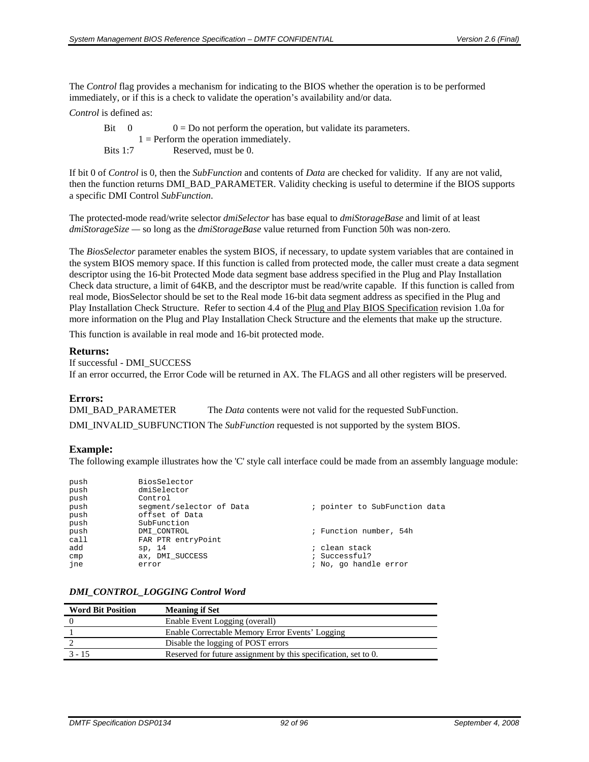The *Control* flag provides a mechanism for indicating to the BIOS whether the operation is to be performed immediately, or if this is a check to validate the operation's availability and/or data.

*Control* is defined as:

Bit 0 — 0 = Do not perform the operation, but validate its parameters.
1 = Perform the operation immediately.
Bits 1:7 — Reserved, must be 0.

If bit 0 of *Control* is 0, then the *SubFunction* and contents of *Data* are checked for validity. If any are not valid, then the function returns DMI_BAD_PARAMETER. Validity checking is useful to determine if the BIOS supports a specific DMI Control *SubFunction*.

The protected-mode read/write selector *dmiSelector* has base equal to *dmiStorageBase* and limit of at least *dmiStorageSize* — so long as the *dmiStorageBase* value returned from Function 50h was non-zero.

The *BiosSelector* parameter enables the system BIOS, if necessary, to update system variables that are contained in the system BIOS memory space. If this function is called from protected mode, the caller must create a data segment descriptor using the 16-bit Protected Mode data segment base address specified in the Plug and Play Installation Check data structure, a limit of 64KB, and the descriptor must be read/write capable. If this function is called from real mode, BiosSelector should be set to the Real mode 16-bit data segment address as specified in the Plug and Play Installation Check Structure. Refer to section 4.4 of the Plug and Play BIOS Specification revision 1.0a for more information on the Plug and Play Installation Check Structure and the elements that make up the structure.

This function is available in real mode and 16-bit protected mode.

### Returns:

If successful - DMI_SUCCESS
If an error occurred, the Error Code will be returned in AX. The FLAGS and all other registers will be preserved.

### Errors:

DMI_BAD_PARAMETER — The *Data* contents were not valid for the requested SubFunction.

DMI_INVALID_SUBFUNCTION — The *SubFunction* requested is not supported by the system BIOS.

### Example:

The following example illustrates how the 'C' style call interface could be made from an assembly language module:

```
push        BiosSelector
push        dmiSelector
push        Control
push        segment/selector of Data            ; pointer to SubFunction data
push        offset of Data
push        SubFunction
push        DMI_CONTROL                         ; Function number, 54h
call        FAR PTR entryPoint
add         sp, 14                              ; clean stack
cmp         ax, DMI_SUCCESS                     ; Successful?
jne         error                               ; No, go handle error
```

#### *DMI_CONTROL_LOGGING Control Word*

| Word Bit Position | Meaning if Set |
|---|---|
| 0 | Enable Event Logging (overall) |
| 1 | Enable Correctable Memory Error Events' Logging |
| 2 | Disable the logging of POST errors |
| 3 - 15 | Reserved for future assignment by this specification, set to 0. |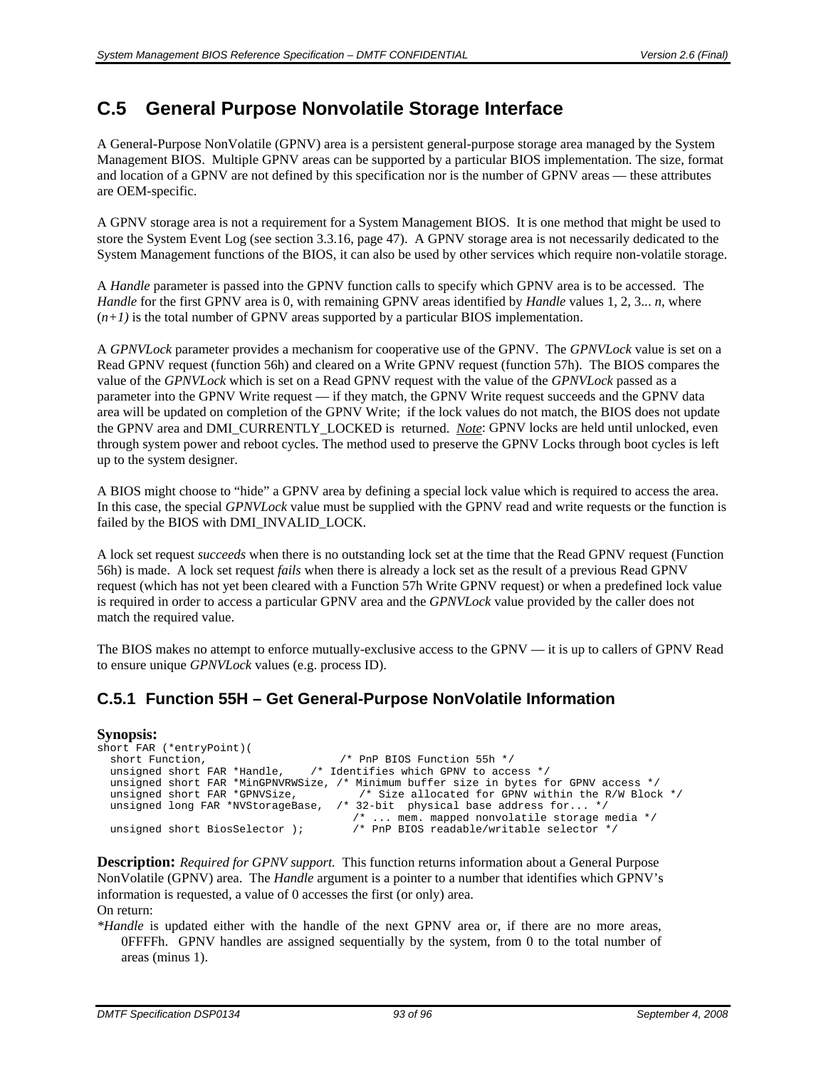## C.5 General Purpose Nonvolatile Storage Interface

A General-Purpose NonVolatile (GPNV) area is a persistent general-purpose storage area managed by the System Management BIOS. Multiple GPNV areas can be supported by a particular BIOS implementation. The size, format and location of a GPNV are not defined by this specification nor is the number of GPNV areas — these attributes are OEM-specific.

A GPNV storage area is not a requirement for a System Management BIOS. It is one method that might be used to store the System Event Log (see section 3.3.16, page 47). A GPNV storage area is not necessarily dedicated to the System Management functions of the BIOS, it can also be used by other services which require non-volatile storage.

A *Handle* parameter is passed into the GPNV function calls to specify which GPNV area is to be accessed. The *Handle* for the first GPNV area is 0, with remaining GPNV areas identified by *Handle* values 1, 2, 3... *n*, where (*n+1)* is the total number of GPNV areas supported by a particular BIOS implementation.

A *GPNVLock* parameter provides a mechanism for cooperative use of the GPNV. The *GPNVLock* value is set on a Read GPNV request (function 56h) and cleared on a Write GPNV request (function 57h). The BIOS compares the value of the *GPNVLock* which is set on a Read GPNV request with the value of the *GPNVLock* passed as a parameter into the GPNV Write request — if they match, the GPNV Write request succeeds and the GPNV data area will be updated on completion of the GPNV Write; if the lock values do not match, the BIOS does not update the GPNV area and DMI_CURRENTLY_LOCKED is returned. ***Note***: GPNV locks are held until unlocked, even through system power and reboot cycles. The method used to preserve the GPNV Locks through boot cycles is left up to the system designer.

A BIOS might choose to "hide" a GPNV area by defining a special lock value which is required to access the area. In this case, the special *GPNVLock* value must be supplied with the GPNV read and write requests or the function is failed by the BIOS with DMI_INVALID_LOCK.

A lock set request *succeeds* when there is no outstanding lock set at the time that the Read GPNV request (Function 56h) is made. A lock set request *fails* when there is already a lock set as the result of a previous Read GPNV request (which has not yet been cleared with a Function 57h Write GPNV request) or when a predefined lock value is required in order to access a particular GPNV area and the *GPNVLock* value provided by the caller does not match the required value.

The BIOS makes no attempt to enforce mutually-exclusive access to the GPNV — it is up to callers of GPNV Read to ensure unique *GPNVLock* values (e.g. process ID).

### C.5.1 Function 55H – Get General-Purpose NonVolatile Information

**Synopsis:**

```
short FAR (*entryPoint)(
  short Function,                    /* PnP BIOS Function 55h */
  unsigned short FAR *Handle,    /* Identifies which GPNV to access */
  unsigned short FAR *MinGPNVRWSize, /* Minimum buffer size in bytes for GPNV access */
  unsigned short FAR *GPNVSize,          /* Size allocated for GPNV within the R/W Block */
  unsigned long FAR *NVStorageBase,  /* 32-bit  physical base address for... */
                                      /* ... mem. mapped nonvolatile storage media */
  unsigned short BiosSelector );        /* PnP BIOS readable/writable selector */
```

**Description:** *Required for GPNV support.* This function returns information about a General Purpose NonVolatile (GPNV) area. The *Handle* argument is a pointer to a number that identifies which GPNV's information is requested, a value of 0 accesses the first (or only) area.

On return:

*\*Handle* is updated either with the handle of the next GPNV area or, if there are no more areas, 0FFFFh. GPNV handles are assigned sequentially by the system, from 0 to the total number of areas (minus 1).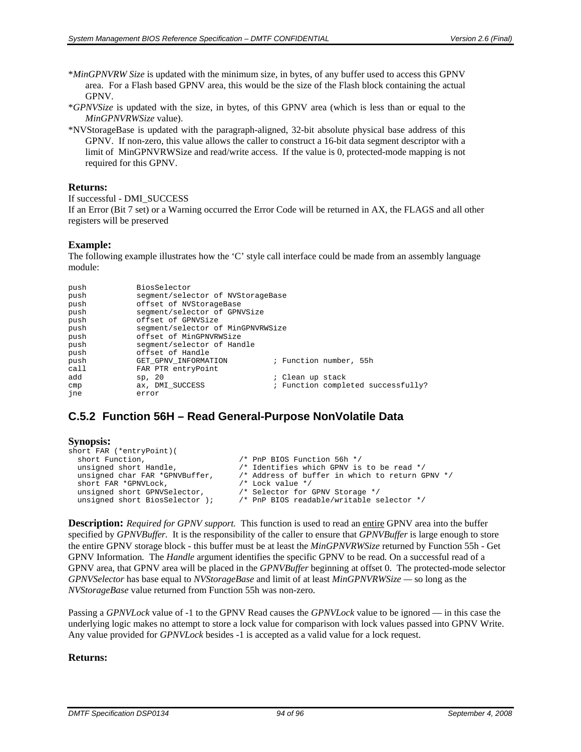*MinGPNVRW Size* is updated with the minimum size, in bytes, of any buffer used to access this GPNV area. For a Flash based GPNV area, this would be the size of the Flash block containing the actual GPNV.

*GPNVSize* is updated with the size, in bytes, of this GPNV area (which is less than or equal to the *MinGPNVRWSize* value).

*NVStorageBase is updated with the paragraph-aligned, 32-bit absolute physical base address of this GPNV. If non-zero, this value allows the caller to construct a 16-bit data segment descriptor with a limit of MinGPNVRWSize and read/write access. If the value is 0, protected-mode mapping is not required for this GPNV.

**Returns:**

If successful - DMI_SUCCESS

If an Error (Bit 7 set) or a Warning occurred the Error Code will be returned in AX, the FLAGS and all other registers will be preserved

**Example:**

The following example illustrates how the 'C' style call interface could be made from an assembly language module:

```
push            BiosSelector
push            segment/selector of NVStorageBase
push            offset of NVStorageBase
push            segment/selector of GPNVSize
push            offset of GPNVSize
push            segment/selector of MinGPNVRWSize
push            offset of MinGPNVRWSize
push            segment/selector of Handle
push            offset of Handle
push            GET_GPNV_INFORMATION          ; Function number, 55h
call            FAR PTR entryPoint
add             sp, 20                        ; Clean up stack
cmp             ax, DMI_SUCCESS               ; Function completed successfully?
jne             error
```

## C.5.2 Function 56H – Read General-Purpose NonVolatile Data

**Synopsis:**

```
short FAR (*entryPoint)(
  short Function,                    /* PnP BIOS Function 56h */
  unsigned short Handle,             /* Identifies which GPNV is to be read */
  unsigned char FAR *GPNVBuffer,     /* Address of buffer in which to return GPNV */
  short FAR *GPNVLock,               /* Lock value */
  unsigned short GPNVSelector,       /* Selector for GPNV Storage */
  unsigned short BiosSelector );     /* PnP BIOS readable/writable selector */
```

**Description:** *Required for GPNV support.* This function is used to read an entire GPNV area into the buffer specified by *GPNVBuffer*. It is the responsibility of the caller to ensure that *GPNVBuffer* is large enough to store the entire GPNV storage block - this buffer must be at least the *MinGPNVRWSize* returned by Function 55h - Get GPNV Information. The *Handle* argument identifies the specific GPNV to be read. On a successful read of a GPNV area, that GPNV area will be placed in the *GPNVBuffer* beginning at offset 0. The protected-mode selector *GPNVSelector* has base equal to *NVStorageBase* and limit of at least *MinGPNVRWSize* — so long as the *NVStorageBase* value returned from Function 55h was non-zero.

Passing a *GPNVLock* value of -1 to the GPNV Read causes the *GPNVLock* value to be ignored — in this case the underlying logic makes no attempt to store a lock value for comparison with lock values passed into GPNV Write. Any value provided for *GPNVLock* besides -1 is accepted as a valid value for a lock request.

**Returns:**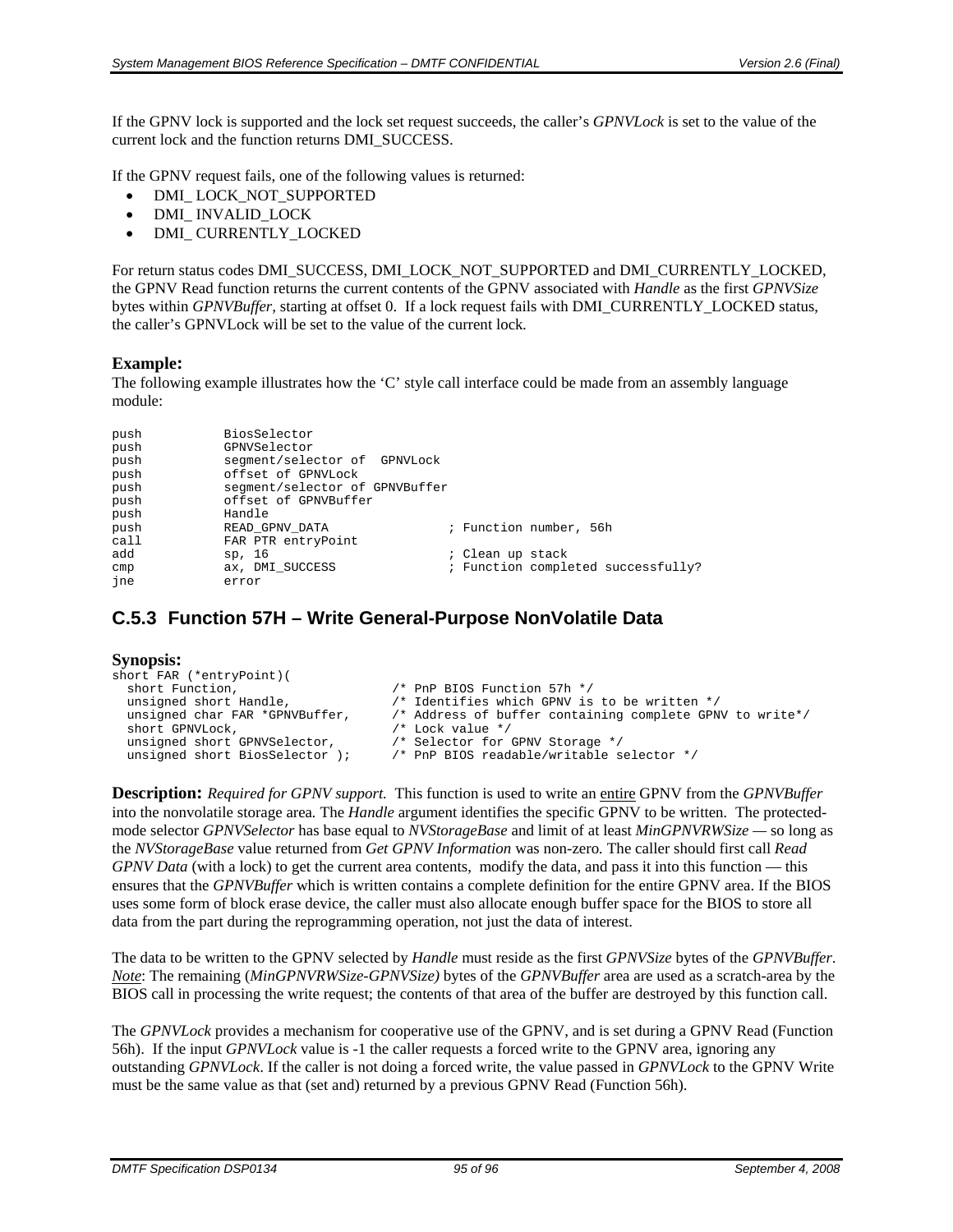If the GPNV lock is supported and the lock set request succeeds, the caller's *GPNVLock* is set to the value of the current lock and the function returns DMI_SUCCESS.

If the GPNV request fails, one of the following values is returned:

- DMI_ LOCK_NOT_SUPPORTED
- DMI_ INVALID_LOCK
- DMI_ CURRENTLY_LOCKED

For return status codes DMI_SUCCESS, DMI_LOCK_NOT_SUPPORTED and DMI_CURRENTLY_LOCKED, the GPNV Read function returns the current contents of the GPNV associated with *Handle* as the first *GPNVSize* bytes within *GPNVBuffer*, starting at offset 0. If a lock request fails with DMI_CURRENTLY_LOCKED status, the caller's GPNVLock will be set to the value of the current lock.

### Example:

The following example illustrates how the 'C' style call interface could be made from an assembly language module:

```
push        BiosSelector
push        GPNVSelector
push        segment/selector of  GPNVLock
push        offset of GPNVLock
push        segment/selector of GPNVBuffer
push        offset of GPNVBuffer
push        Handle
push        READ_GPNV_DATA              ; Function number, 56h
call        FAR PTR entryPoint
add         sp, 16                      ; Clean up stack
cmp         ax, DMI_SUCCESS             ; Function completed successfully?
jne         error
```

## C.5.3 Function 57H – Write General-Purpose NonVolatile Data

### Synopsis:

```
short FAR (*entryPoint)(
  short Function,                    /* PnP BIOS Function 57h */
  unsigned short Handle,             /* Identifies which GPNV is to be written */
  unsigned char FAR *GPNVBuffer,     /* Address of buffer containing complete GPNV to write*/
  short GPNVLock,                    /* Lock value */
  unsigned short GPNVSelector,       /* Selector for GPNV Storage */
  unsigned short BiosSelector );     /* PnP BIOS readable/writable selector */
```

**Description:** *Required for GPNV support.* This function is used to write an entire GPNV from the *GPNVBuffer* into the nonvolatile storage area. The *Handle* argument identifies the specific GPNV to be written. The protected-mode selector *GPNVSelector* has base equal to *NVStorageBase* and limit of at least *MinGPNVRWSize* — so long as the *NVStorageBase* value returned from *Get GPNV Information* was non-zero. The caller should first call *Read GPNV Data* (with a lock) to get the current area contents, modify the data, and pass it into this function — this ensures that the *GPNVBuffer* which is written contains a complete definition for the entire GPNV area. If the BIOS uses some form of block erase device, the caller must also allocate enough buffer space for the BIOS to store all data from the part during the reprogramming operation, not just the data of interest.

The data to be written to the GPNV selected by *Handle* must reside as the first *GPNVSize* bytes of the *GPNVBuffer*. Note: The remaining (*MinGPNVRWSize-GPNVSize)* bytes of the *GPNVBuffer* area are used as a scratch-area by the BIOS call in processing the write request; the contents of that area of the buffer are destroyed by this function call.

The *GPNVLock* provides a mechanism for cooperative use of the GPNV, and is set during a GPNV Read (Function 56h). If the input *GPNVLock* value is -1 the caller requests a forced write to the GPNV area, ignoring any outstanding *GPNVLock*. If the caller is not doing a forced write, the value passed in *GPNVLock* to the GPNV Write must be the same value as that (set and) returned by a previous GPNV Read (Function 56h).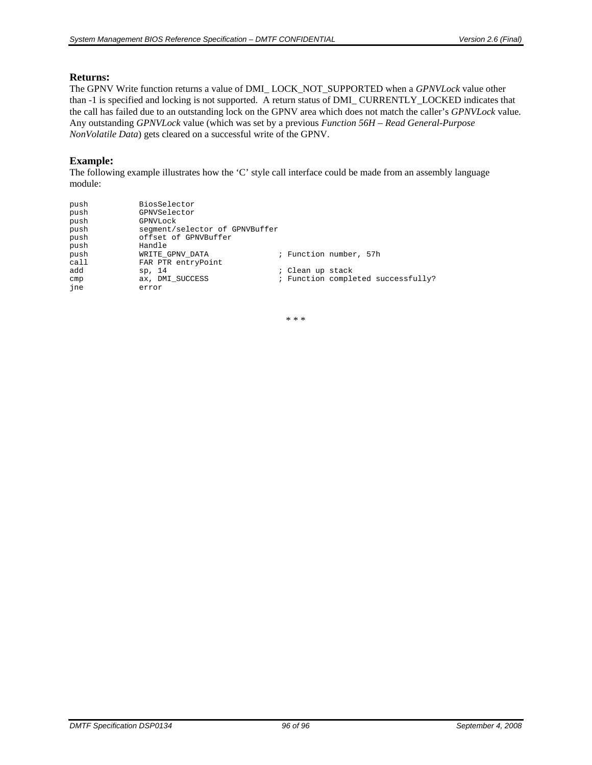### Returns:

The GPNV Write function returns a value of DMI_ LOCK_NOT_SUPPORTED when a *GPNVLock* value other than -1 is specified and locking is not supported. A return status of DMI_ CURRENTLY_LOCKED indicates that the call has failed due to an outstanding lock on the GPNV area which does not match the caller's *GPNVLock* value. Any outstanding *GPNVLock* value (which was set by a previous *Function 56H – Read General-Purpose NonVolatile Data*) gets cleared on a successful write of the GPNV.

### Example:

The following example illustrates how the 'C' style call interface could be made from an assembly language module:

```
push            BiosSelector
push            GPNVSelector
push            GPNVLock
push            segment/selector of GPNVBuffer
push            offset of GPNVBuffer
push            Handle
push            WRITE_GPNV_DATA              ; Function number, 57h
call            FAR PTR entryPoint
add             sp, 14                       ; Clean up stack
cmp             ax, DMI_SUCCESS              ; Function completed successfully?
jne             error
```

\* \* \*